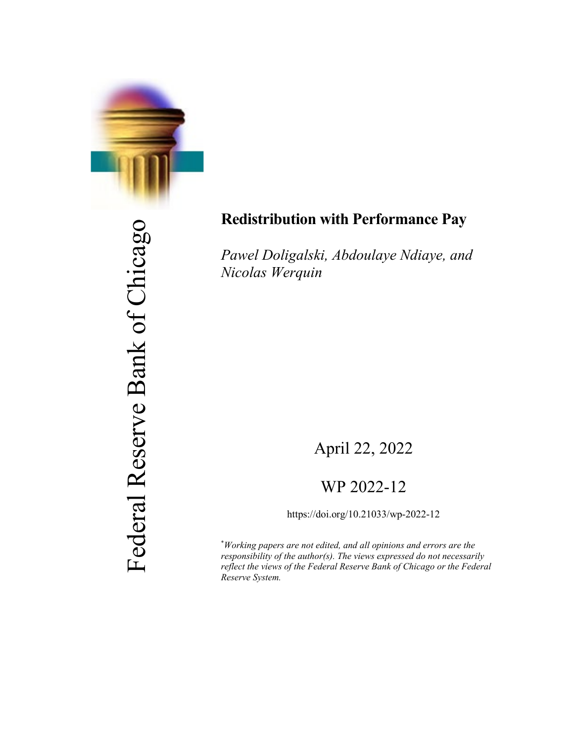Federal Reserve Bank of Chicago

# Redistribution with Performance Pay

*Pawel Doligalski, Abdoulaye Ndiaye, and Nicolas Werquin*

April 22, 2022

WP 2022-12

https://doi.org/10.21033/wp-2022-12

*Working papers are not edited, and all opinions and errors are the responsibility of the author(s). The views expressed do not necessarily reflect the views of the Federal Reserve Bank of Chicago or the Federal Reserve System.*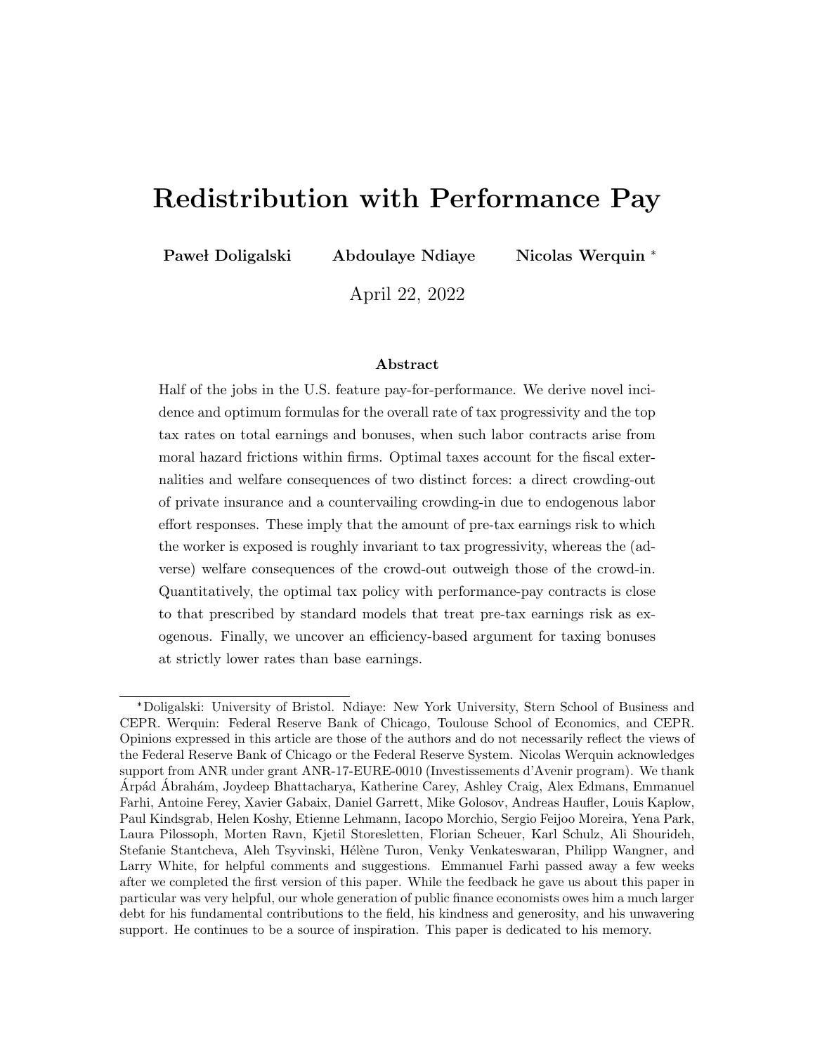# Redistribution with Performance Pay

**Paweł Doligalski** **Abdoulaye Ndiaye** **Nicolas Werquin** [*]

April 22, 2022

### Abstract

Half of the jobs in the U.S. feature pay-for-performance. We derive novel incidence and optimum formulas for the overall rate of tax progressivity and the top tax rates on total earnings and bonuses, when such labor contracts arise from moral hazard frictions within firms. Optimal taxes account for the fiscal externalities and welfare consequences of two distinct forces: a direct crowding-out of private insurance and a countervailing crowding-in due to endogenous labor effort responses. These imply that the amount of pre-tax earnings risk to which the worker is exposed is roughly invariant to tax progressivity, whereas the (adverse) welfare consequences of the crowd-out outweigh those of the crowd-in. Quantitatively, the optimal tax policy with performance-pay contracts is close to that prescribed by standard models that treat pre-tax earnings risk as exogenous. Finally, we uncover an efficiency-based argument for taxing bonuses at strictly lower rates than base earnings.

---

[*] Doligalski: University of Bristol. Ndiaye: New York University, Stern School of Business and CEPR. Werquin: Federal Reserve Bank of Chicago, Toulouse School of Economics, and CEPR. Opinions expressed in this article are those of the authors and do not necessarily reflect the views of the Federal Reserve Bank of Chicago or the Federal Reserve System. Nicolas Werquin acknowledges support from ANR under grant ANR-17-EURE-0010 (Investissements d'Avenir program). We thank Árpád Ábrahám, Joydeep Bhattacharya, Katherine Carey, Ashley Craig, Alex Edmans, Emmanuel Farhi, Antoine Ferey, Xavier Gabaix, Daniel Garrett, Mike Golosov, Andreas Haufler, Louis Kaplow, Paul Kindsgrab, Helen Koshy, Etienne Lehmann, Iacopo Morchio, Sergio Feijoo Moreira, Yena Park, Laura Pilossoph, Morten Ravn, Kjetil Storesletten, Florian Scheuer, Karl Schulz, Ali Shourideh, Stefanie Stantcheva, Aleh Tsyvinski, Hélène Turon, Venky Venkateswaran, Philipp Wangner, and Larry White, for helpful comments and suggestions. Emmanuel Farhi passed away a few weeks after we completed the first version of this paper. While the feedback he gave us about this paper in particular was very helpful, our whole generation of public finance economists owes him a much larger debt for his fundamental contributions to the field, his kindness and generosity, and his unwavering support. He continues to be a source of inspiration. This paper is dedicated to his memory.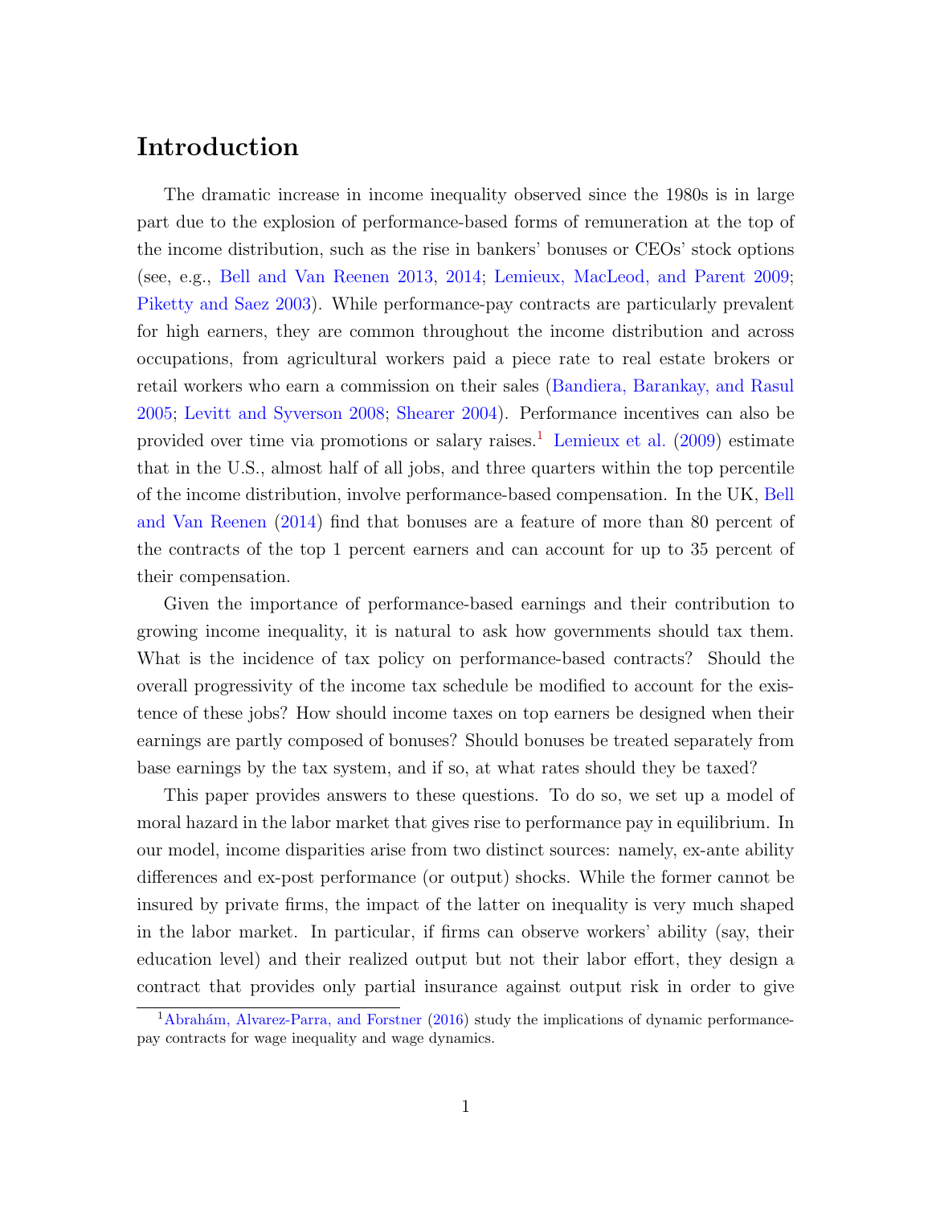# Introduction

The dramatic increase in income inequality observed since the 1980s is in large part due to the explosion of performance-based forms of remuneration at the top of the income distribution, such as the rise in bankers' bonuses or CEOs' stock options (see, e.g., Bell and Van Reenen 2013, 2014; Lemieux, MacLeod, and Parent 2009; Piketty and Saez 2003). While performance-pay contracts are particularly prevalent for high earners, they are common throughout the income distribution and across occupations, from agricultural workers paid a piece rate to real estate brokers or retail workers who earn a commission on their sales (Bandiera, Barankay, and Rasul 2005; Levitt and Syverson 2008; Shearer 2004). Performance incentives can also be provided over time via promotions or salary raises.[1] Lemieux et al. (2009) estimate that in the U.S., almost half of all jobs, and three quarters within the top percentile of the income distribution, involve performance-based compensation. In the UK, Bell and Van Reenen (2014) find that bonuses are a feature of more than 80 percent of the contracts of the top 1 percent earners and can account for up to 35 percent of their compensation.

Given the importance of performance-based earnings and their contribution to growing income inequality, it is natural to ask how governments should tax them. What is the incidence of tax policy on performance-based contracts? Should the overall progressivity of the income tax schedule be modified to account for the existence of these jobs? How should income taxes on top earners be designed when their earnings are partly composed of bonuses? Should bonuses be treated separately from base earnings by the tax system, and if so, at what rates should they be taxed?

This paper provides answers to these questions. To do so, we set up a model of moral hazard in the labor market that gives rise to performance pay in equilibrium. In our model, income disparities arise from two distinct sources: namely, ex-ante ability differences and ex-post performance (or output) shocks. While the former cannot be insured by private firms, the impact of the latter on inequality is very much shaped in the labor market. In particular, if firms can observe workers' ability (say, their education level) and their realized output but not their labor effort, they design a contract that provides only partial insurance against output risk in order to give

[1] Abrahám, Alvarez-Parra, and Forstner (2016) study the implications of dynamic performance-pay contracts for wage inequality and wage dynamics.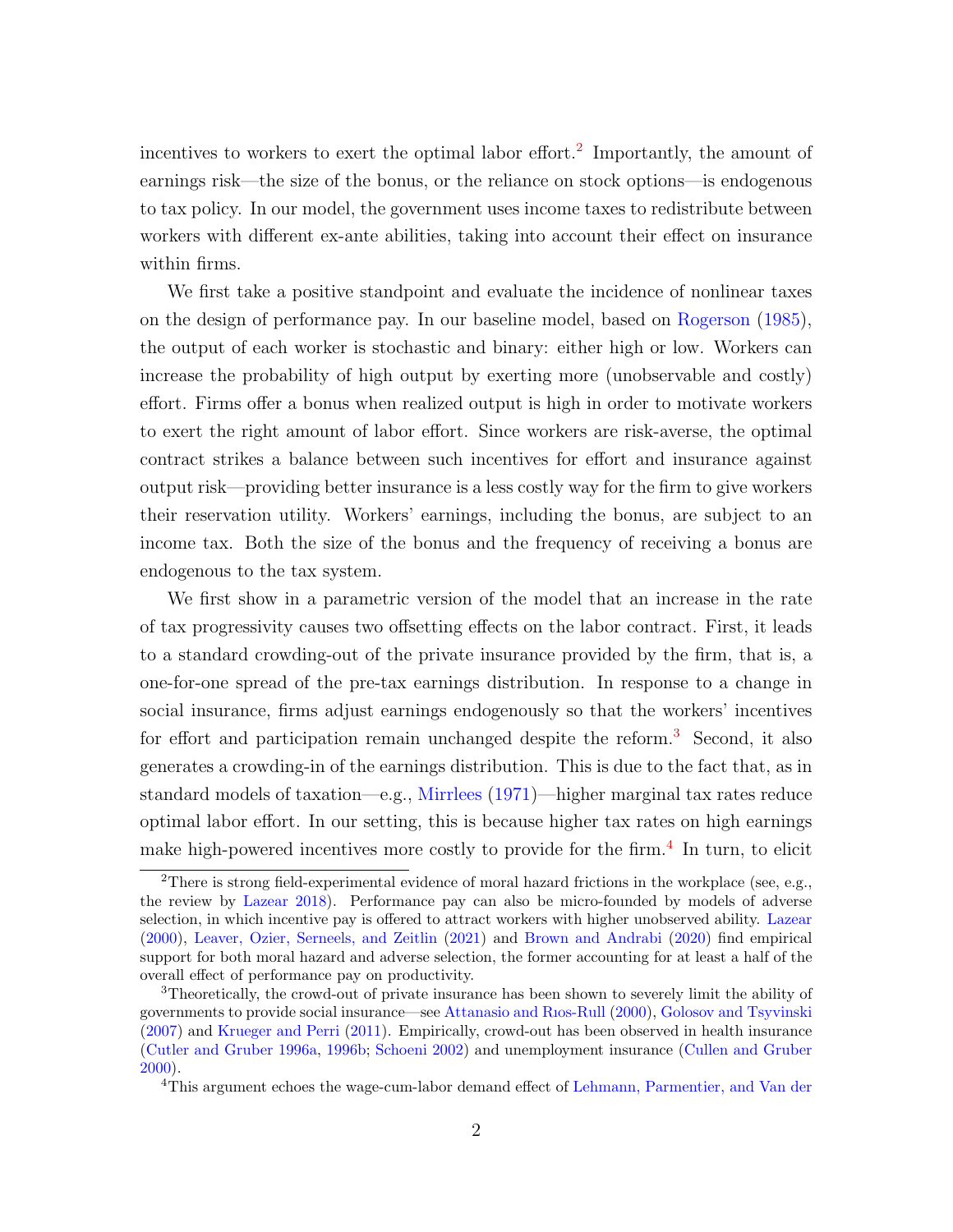incentives to workers to exert the optimal labor effort.[2] Importantly, the amount of earnings risk—the size of the bonus, or the reliance on stock options—is endogenous to tax policy. In our model, the government uses income taxes to redistribute between workers with different ex-ante abilities, taking into account their effect on insurance within firms.

We first take a positive standpoint and evaluate the incidence of nonlinear taxes on the design of performance pay. In our baseline model, based on Rogerson (1985), the output of each worker is stochastic and binary: either high or low. Workers can increase the probability of high output by exerting more (unobservable and costly) effort. Firms offer a bonus when realized output is high in order to motivate workers to exert the right amount of labor effort. Since workers are risk-averse, the optimal contract strikes a balance between such incentives for effort and insurance against output risk—providing better insurance is a less costly way for the firm to give workers their reservation utility. Workers' earnings, including the bonus, are subject to an income tax. Both the size of the bonus and the frequency of receiving a bonus are endogenous to the tax system.

We first show in a parametric version of the model that an increase in the rate of tax progressivity causes two offsetting effects on the labor contract. First, it leads to a standard crowding-out of the private insurance provided by the firm, that is, a one-for-one spread of the pre-tax earnings distribution. In response to a change in social insurance, firms adjust earnings endogenously so that the workers' incentives for effort and participation remain unchanged despite the reform.[3] Second, it also generates a crowding-in of the earnings distribution. This is due to the fact that, as in standard models of taxation—e.g., Mirrlees (1971)—higher marginal tax rates reduce optimal labor effort. In our setting, this is because higher tax rates on high earnings make high-powered incentives more costly to provide for the firm.[4] In turn, to elicit

[2] There is strong field-experimental evidence of moral hazard frictions in the workplace (see, e.g., the review by Lazear 2018). Performance pay can also be micro-founded by models of adverse selection, in which incentive pay is offered to attract workers with higher unobserved ability. Lazear (2000), Leaver, Ozier, Serneels, and Zeitlin (2021) and Brown and Andrabi (2020) find empirical support for both moral hazard and adverse selection, the former accounting for at least a half of the overall effect of performance pay on productivity.

[3] Theoretically, the crowd-out of private insurance has been shown to severely limit the ability of governments to provide social insurance—see Attanasio and Rıos-Rull (2000), Golosov and Tsyvinski (2007) and Krueger and Perri (2011). Empirically, crowd-out has been observed in health insurance (Cutler and Gruber 1996a, 1996b; Schoeni 2002) and unemployment insurance (Cullen and Gruber 2000).

[4] This argument echoes the wage-cum-labor demand effect of Lehmann, Parmentier, and Van der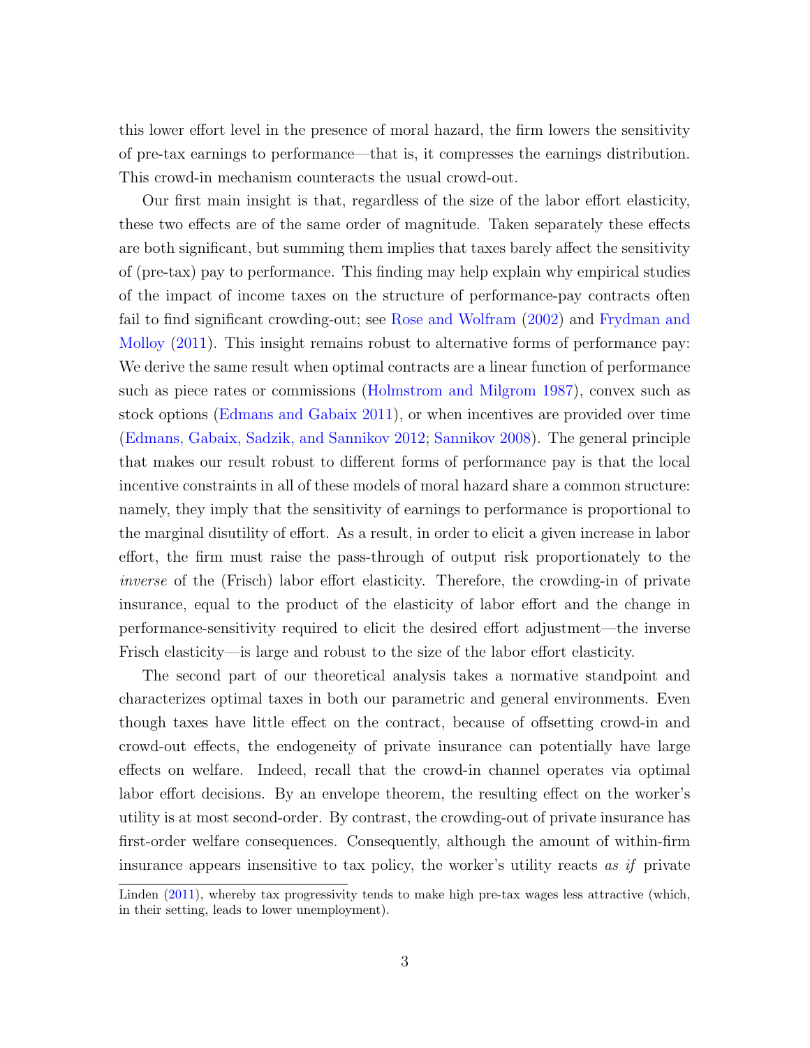this lower effort level in the presence of moral hazard, the firm lowers the sensitivity of pre-tax earnings to performance—that is, it compresses the earnings distribution. This crowd-in mechanism counteracts the usual crowd-out.

Our first main insight is that, regardless of the size of the labor effort elasticity, these two effects are of the same order of magnitude. Taken separately these effects are both significant, but summing them implies that taxes barely affect the sensitivity of (pre-tax) pay to performance. This finding may help explain why empirical studies of the impact of income taxes on the structure of performance-pay contracts often fail to find significant crowding-out; see Rose and Wolfram (2002) and Frydman and Molloy (2011). This insight remains robust to alternative forms of performance pay: We derive the same result when optimal contracts are a linear function of performance such as piece rates or commissions (Holmstrom and Milgrom 1987), convex such as stock options (Edmans and Gabaix 2011), or when incentives are provided over time (Edmans, Gabaix, Sadzik, and Sannikov 2012; Sannikov 2008). The general principle that makes our result robust to different forms of performance pay is that the local incentive constraints in all of these models of moral hazard share a common structure: namely, they imply that the sensitivity of earnings to performance is proportional to the marginal disutility of effort. As a result, in order to elicit a given increase in labor effort, the firm must raise the pass-through of output risk proportionately to the *inverse* of the (Frisch) labor effort elasticity. Therefore, the crowding-in of private insurance, equal to the product of the elasticity of labor effort and the change in performance-sensitivity required to elicit the desired effort adjustment—the inverse Frisch elasticity—is large and robust to the size of the labor effort elasticity.

The second part of our theoretical analysis takes a normative standpoint and characterizes optimal taxes in both our parametric and general environments. Even though taxes have little effect on the contract, because of offsetting crowd-in and crowd-out effects, the endogeneity of private insurance can potentially have large effects on welfare. Indeed, recall that the crowd-in channel operates via optimal labor effort decisions. By an envelope theorem, the resulting effect on the worker's utility is at most second-order. By contrast, the crowding-out of private insurance has first-order welfare consequences. Consequently, although the amount of within-firm insurance appears insensitive to tax policy, the worker's utility reacts *as if* private

Linden (2011), whereby tax progressivity tends to make high pre-tax wages less attractive (which, in their setting, leads to lower unemployment).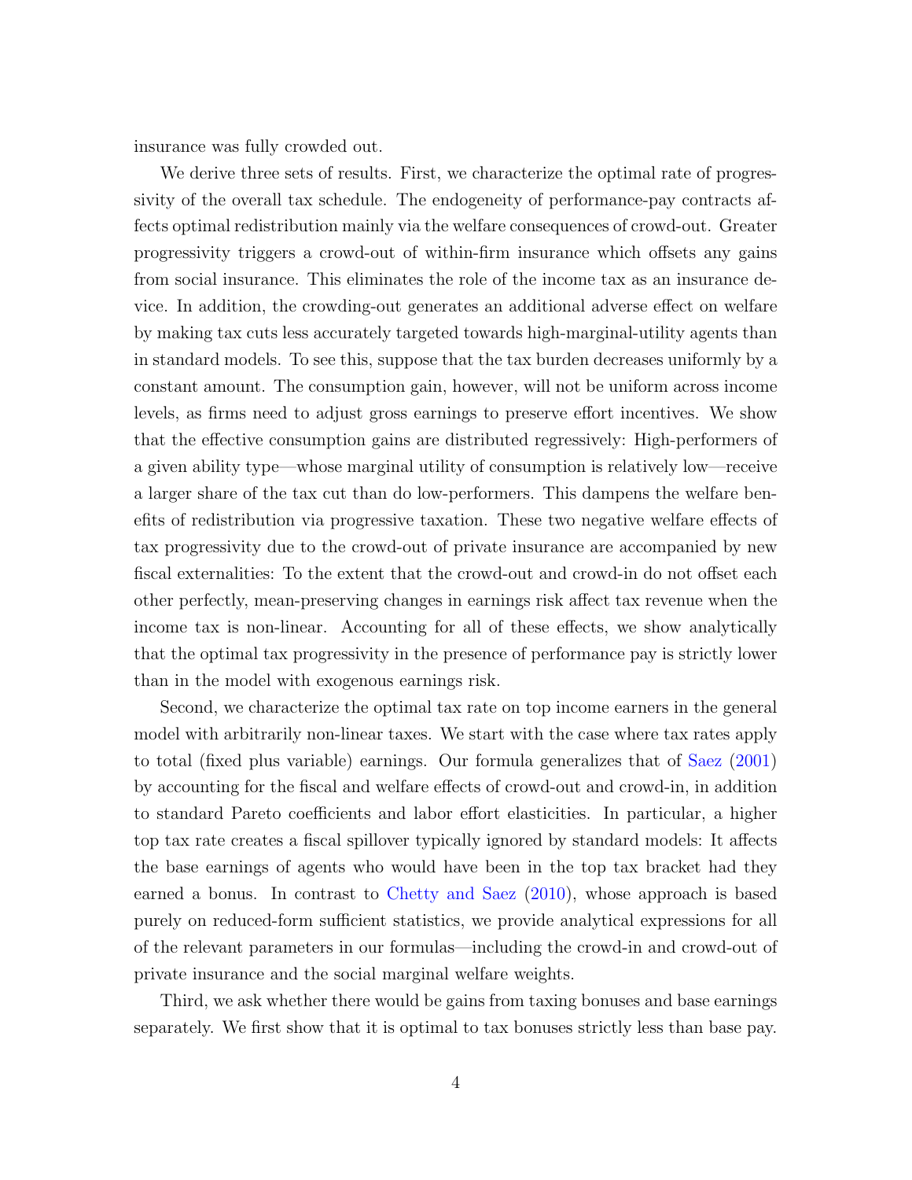insurance was fully crowded out.

We derive three sets of results. First, we characterize the optimal rate of progressivity of the overall tax schedule. The endogeneity of performance-pay contracts affects optimal redistribution mainly via the welfare consequences of crowd-out. Greater progressivity triggers a crowd-out of within-firm insurance which offsets any gains from social insurance. This eliminates the role of the income tax as an insurance device. In addition, the crowding-out generates an additional adverse effect on welfare by making tax cuts less accurately targeted towards high-marginal-utility agents than in standard models. To see this, suppose that the tax burden decreases uniformly by a constant amount. The consumption gain, however, will not be uniform across income levels, as firms need to adjust gross earnings to preserve effort incentives. We show that the effective consumption gains are distributed regressively: High-performers of a given ability type—whose marginal utility of consumption is relatively low—receive a larger share of the tax cut than do low-performers. This dampens the welfare benefits of redistribution via progressive taxation. These two negative welfare effects of tax progressivity due to the crowd-out of private insurance are accompanied by new fiscal externalities: To the extent that the crowd-out and crowd-in do not offset each other perfectly, mean-preserving changes in earnings risk affect tax revenue when the income tax is non-linear. Accounting for all of these effects, we show analytically that the optimal tax progressivity in the presence of performance pay is strictly lower than in the model with exogenous earnings risk.

Second, we characterize the optimal tax rate on top income earners in the general model with arbitrarily non-linear taxes. We start with the case where tax rates apply to total (fixed plus variable) earnings. Our formula generalizes that of Saez (2001) by accounting for the fiscal and welfare effects of crowd-out and crowd-in, in addition to standard Pareto coefficients and labor effort elasticities. In particular, a higher top tax rate creates a fiscal spillover typically ignored by standard models: It affects the base earnings of agents who would have been in the top tax bracket had they earned a bonus. In contrast to Chetty and Saez (2010), whose approach is based purely on reduced-form sufficient statistics, we provide analytical expressions for all of the relevant parameters in our formulas—including the crowd-in and crowd-out of private insurance and the social marginal welfare weights.

Third, we ask whether there would be gains from taxing bonuses and base earnings separately. We first show that it is optimal to tax bonuses strictly less than base pay.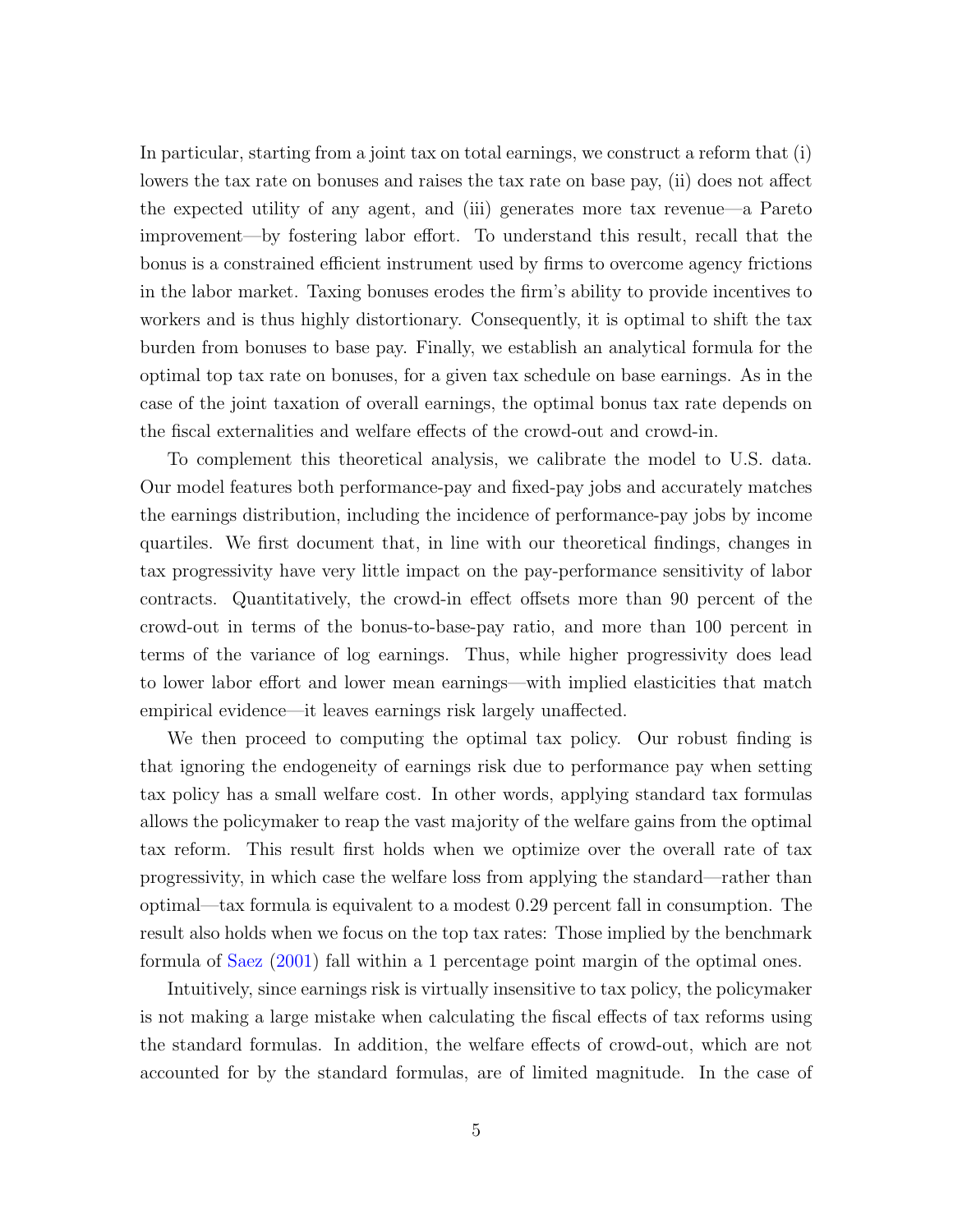In particular, starting from a joint tax on total earnings, we construct a reform that (i) lowers the tax rate on bonuses and raises the tax rate on base pay, (ii) does not affect the expected utility of any agent, and (iii) generates more tax revenue—a Pareto improvement—by fostering labor effort. To understand this result, recall that the bonus is a constrained efficient instrument used by firms to overcome agency frictions in the labor market. Taxing bonuses erodes the firm's ability to provide incentives to workers and is thus highly distortionary. Consequently, it is optimal to shift the tax burden from bonuses to base pay. Finally, we establish an analytical formula for the optimal top tax rate on bonuses, for a given tax schedule on base earnings. As in the case of the joint taxation of overall earnings, the optimal bonus tax rate depends on the fiscal externalities and welfare effects of the crowd-out and crowd-in.

To complement this theoretical analysis, we calibrate the model to U.S. data. Our model features both performance-pay and fixed-pay jobs and accurately matches the earnings distribution, including the incidence of performance-pay jobs by income quartiles. We first document that, in line with our theoretical findings, changes in tax progressivity have very little impact on the pay-performance sensitivity of labor contracts. Quantitatively, the crowd-in effect offsets more than 90 percent of the crowd-out in terms of the bonus-to-base-pay ratio, and more than 100 percent in terms of the variance of log earnings. Thus, while higher progressivity does lead to lower labor effort and lower mean earnings—with implied elasticities that match empirical evidence—it leaves earnings risk largely unaffected.

We then proceed to computing the optimal tax policy. Our robust finding is that ignoring the endogeneity of earnings risk due to performance pay when setting tax policy has a small welfare cost. In other words, applying standard tax formulas allows the policymaker to reap the vast majority of the welfare gains from the optimal tax reform. This result first holds when we optimize over the overall rate of tax progressivity, in which case the welfare loss from applying the standard—rather than optimal—tax formula is equivalent to a modest 0.29 percent fall in consumption. The result also holds when we focus on the top tax rates: Those implied by the benchmark formula of Saez (2001) fall within a 1 percentage point margin of the optimal ones.

Intuitively, since earnings risk is virtually insensitive to tax policy, the policymaker is not making a large mistake when calculating the fiscal effects of tax reforms using the standard formulas. In addition, the welfare effects of crowd-out, which are not accounted for by the standard formulas, are of limited magnitude. In the case of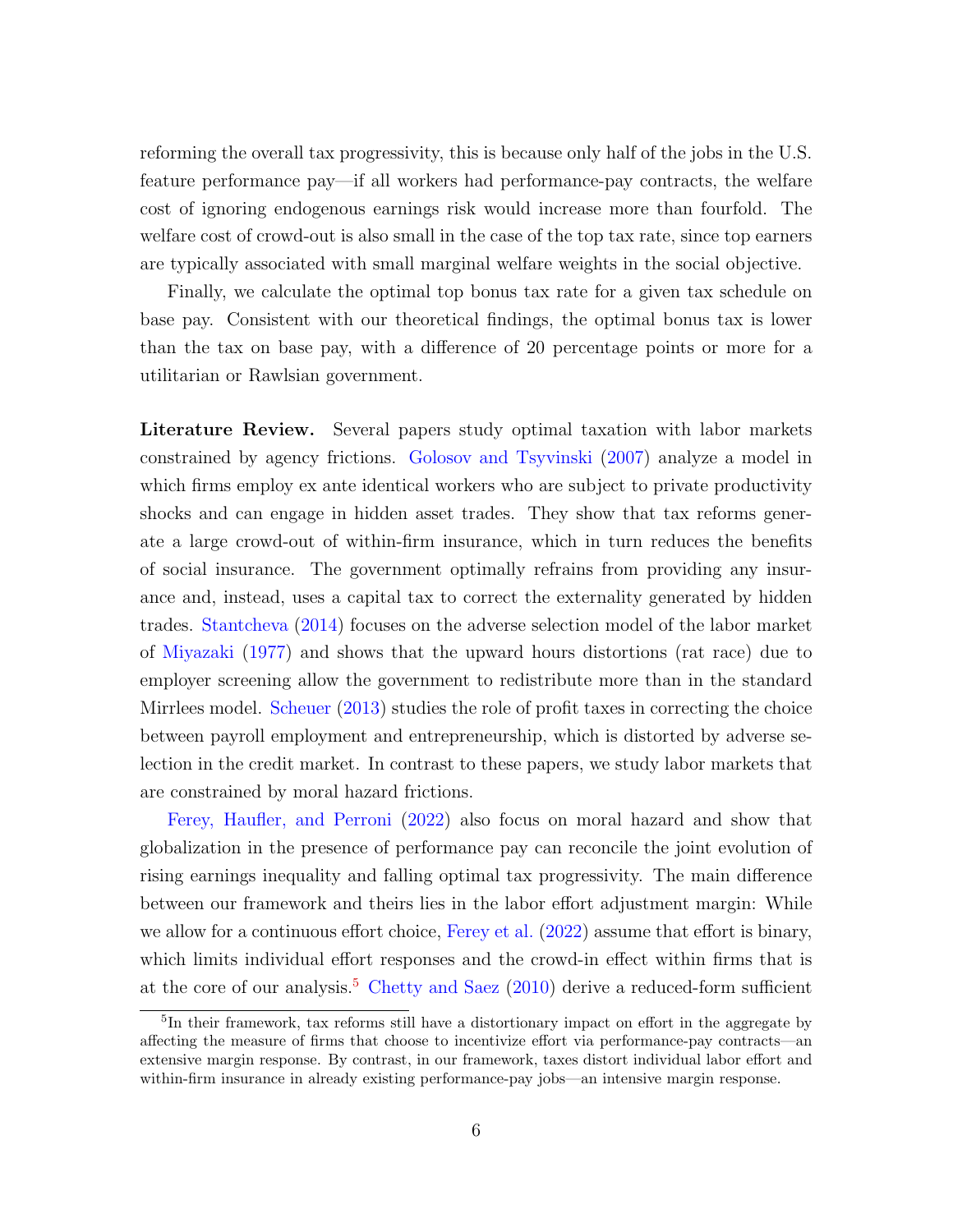reforming the overall tax progressivity, this is because only half of the jobs in the U.S. feature performance pay—if all workers had performance-pay contracts, the welfare cost of ignoring endogenous earnings risk would increase more than fourfold. The welfare cost of crowd-out is also small in the case of the top tax rate, since top earners are typically associated with small marginal welfare weights in the social objective.

Finally, we calculate the optimal top bonus tax rate for a given tax schedule on base pay. Consistent with our theoretical findings, the optimal bonus tax is lower than the tax on base pay, with a difference of 20 percentage points or more for a utilitarian or Rawlsian government.

**Literature Review.** Several papers study optimal taxation with labor markets constrained by agency frictions. Golosov and Tsyvinski (2007) analyze a model in which firms employ ex ante identical workers who are subject to private productivity shocks and can engage in hidden asset trades. They show that tax reforms generate a large crowd-out of within-firm insurance, which in turn reduces the benefits of social insurance. The government optimally refrains from providing any insurance and, instead, uses a capital tax to correct the externality generated by hidden trades. Stantcheva (2014) focuses on the adverse selection model of the labor market of Miyazaki (1977) and shows that the upward hours distortions (rat race) due to employer screening allow the government to redistribute more than in the standard Mirrlees model. Scheuer (2013) studies the role of profit taxes in correcting the choice between payroll employment and entrepreneurship, which is distorted by adverse selection in the credit market. In contrast to these papers, we study labor markets that are constrained by moral hazard frictions.

Ferey, Haufler, and Perroni (2022) also focus on moral hazard and show that globalization in the presence of performance pay can reconcile the joint evolution of rising earnings inequality and falling optimal tax progressivity. The main difference between our framework and theirs lies in the labor effort adjustment margin: While we allow for a continuous effort choice, Ferey et al. (2022) assume that effort is binary, which limits individual effort responses and the crowd-in effect within firms that is at the core of our analysis.[5] Chetty and Saez (2010) derive a reduced-form sufficient

[5] In their framework, tax reforms still have a distortionary impact on effort in the aggregate by affecting the measure of firms that choose to incentivize effort via performance-pay contracts—an extensive margin response. By contrast, in our framework, taxes distort individual labor effort and within-firm insurance in already existing performance-pay jobs—an intensive margin response.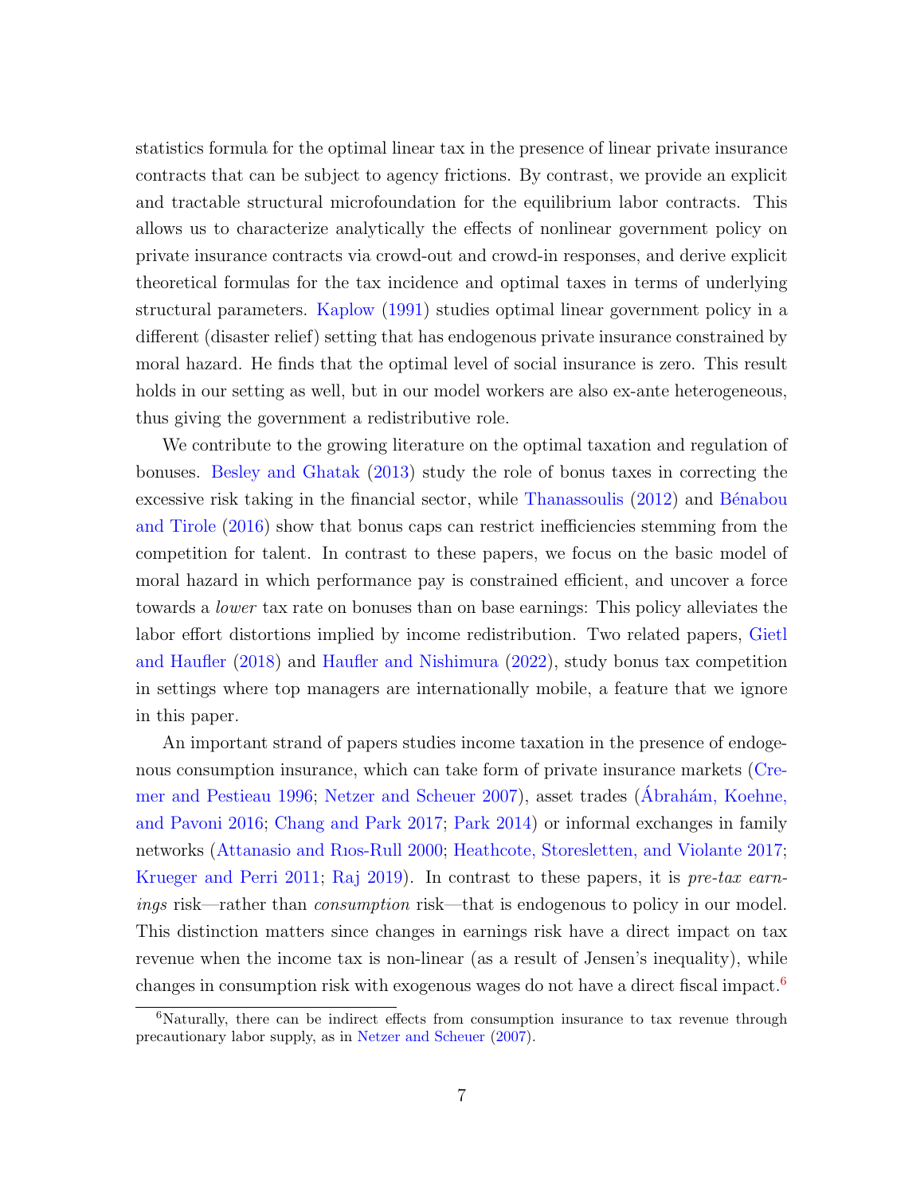statistics formula for the optimal linear tax in the presence of linear private insurance contracts that can be subject to agency frictions. By contrast, we provide an explicit and tractable structural microfoundation for the equilibrium labor contracts. This allows us to characterize analytically the effects of nonlinear government policy on private insurance contracts via crowd-out and crowd-in responses, and derive explicit theoretical formulas for the tax incidence and optimal taxes in terms of underlying structural parameters. Kaplow (1991) studies optimal linear government policy in a different (disaster relief) setting that has endogenous private insurance constrained by moral hazard. He finds that the optimal level of social insurance is zero. This result holds in our setting as well, but in our model workers are also ex-ante heterogeneous, thus giving the government a redistributive role.

We contribute to the growing literature on the optimal taxation and regulation of bonuses. Besley and Ghatak (2013) study the role of bonus taxes in correcting the excessive risk taking in the financial sector, while Thanassoulis (2012) and Bénabou and Tirole (2016) show that bonus caps can restrict inefficiencies stemming from the competition for talent. In contrast to these papers, we focus on the basic model of moral hazard in which performance pay is constrained efficient, and uncover a force towards a *lower* tax rate on bonuses than on base earnings: This policy alleviates the labor effort distortions implied by income redistribution. Two related papers, Gietl and Haufler (2018) and Haufler and Nishimura (2022), study bonus tax competition in settings where top managers are internationally mobile, a feature that we ignore in this paper.

An important strand of papers studies income taxation in the presence of endogenous consumption insurance, which can take form of private insurance markets (Cremer and Pestieau 1996; Netzer and Scheuer 2007), asset trades (Ábrahám, Koehne, and Pavoni 2016; Chang and Park 2017; Park 2014) or informal exchanges in family networks (Attanasio and Rıos-Rull 2000; Heathcote, Storesletten, and Violante 2017; Krueger and Perri 2011; Raj 2019). In contrast to these papers, it is *pre-tax earnings* risk—rather than *consumption* risk—that is endogenous to policy in our model. This distinction matters since changes in earnings risk have a direct impact on tax revenue when the income tax is non-linear (as a result of Jensen's inequality), while changes in consumption risk with exogenous wages do not have a direct fiscal impact.[6]

[6] Naturally, there can be indirect effects from consumption insurance to tax revenue through precautionary labor supply, as in Netzer and Scheuer (2007).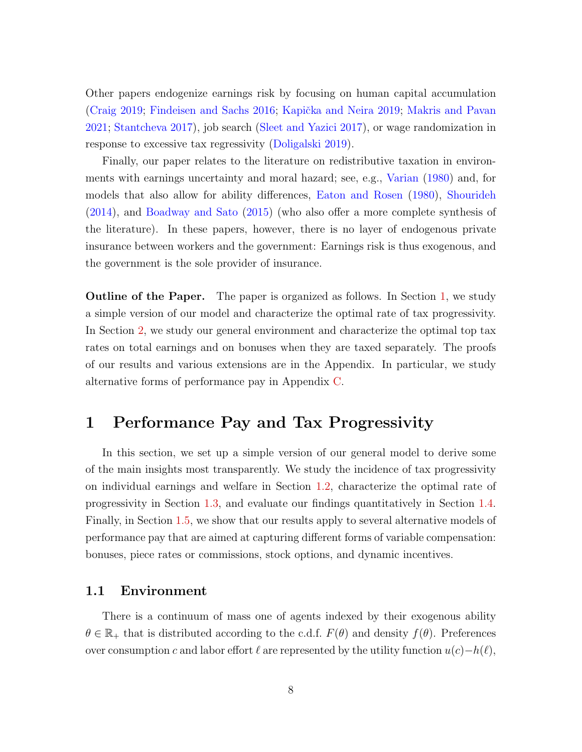Other papers endogenize earnings risk by focusing on human capital accumulation (Craig 2019; Findeisen and Sachs 2016; Kapička and Neira 2019; Makris and Pavan 2021; Stantcheva 2017), job search (Sleet and Yazici 2017), or wage randomization in response to excessive tax regressivity (Doligalski 2019).

Finally, our paper relates to the literature on redistributive taxation in environments with earnings uncertainty and moral hazard; see, e.g., Varian (1980) and, for models that also allow for ability differences, Eaton and Rosen (1980), Shourideh (2014), and Boadway and Sato (2015) (who also offer a more complete synthesis of the literature). In these papers, however, there is no layer of endogenous private insurance between workers and the government: Earnings risk is thus exogenous, and the government is the sole provider of insurance.

**Outline of the Paper.** The paper is organized as follows. In Section 1, we study a simple version of our model and characterize the optimal rate of tax progressivity. In Section 2, we study our general environment and characterize the optimal top tax rates on total earnings and on bonuses when they are taxed separately. The proofs of our results and various extensions are in the Appendix. In particular, we study alternative forms of performance pay in Appendix C.

# 1 Performance Pay and Tax Progressivity

In this section, we set up a simple version of our general model to derive some of the main insights most transparently. We study the incidence of tax progressivity on individual earnings and welfare in Section 1.2, characterize the optimal rate of progressivity in Section 1.3, and evaluate our findings quantitatively in Section 1.4. Finally, in Section 1.5, we show that our results apply to several alternative models of performance pay that are aimed at capturing different forms of variable compensation: bonuses, piece rates or commissions, stock options, and dynamic incentives.

## 1.1 Environment

There is a continuum of mass one of agents indexed by their exogenous ability $\theta \in \mathbb{R}_+$ that is distributed according to the c.d.f. $F(\theta)$ and density $f(\theta)$. Preferences over consumption $c$ and labor effort $\ell$ are represented by the utility function $u(c)-h(\ell)$,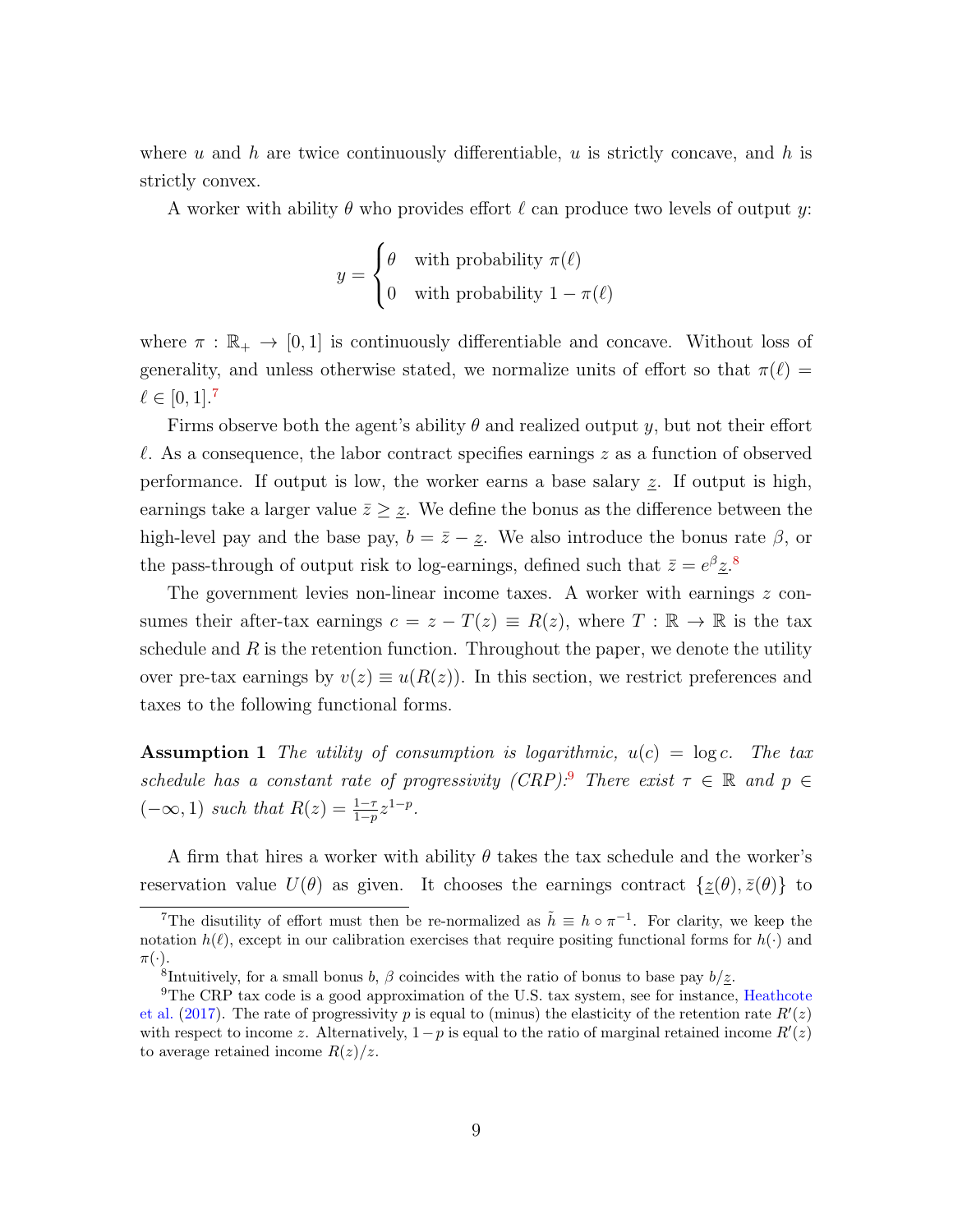where $u$ and $h$ are twice continuously differentiable, $u$ is strictly concave, and $h$ is strictly convex.

A worker with ability $\theta$ who provides effort $\ell$ can produce two levels of output $y$:

$$y = \begin{cases} \theta & \text{with probability } \pi(\ell) \\ 0 & \text{with probability } 1 - \pi(\ell) \end{cases}$$

where $\pi : \mathbb{R}_+ \to [0,1]$ is continuously differentiable and concave. Without loss of generality, and unless otherwise stated, we normalize units of effort so that $\pi(\ell) = \ell \in [0,1]$.[7]

Firms observe both the agent's ability $\theta$ and realized output $y$, but not their effort $\ell$. As a consequence, the labor contract specifies earnings $z$ as a function of observed performance. If output is low, the worker earns a base salary $\underline{z}$. If output is high, earnings take a larger value $\bar{z} \geq \underline{z}$. We define the bonus as the difference between the high-level pay and the base pay, $b = \bar{z} - \underline{z}$. We also introduce the bonus rate $\beta$, or the pass-through of output risk to log-earnings, defined such that $\bar{z} = e^{\beta}\underline{z}$.[8]

The government levies non-linear income taxes. A worker with earnings $z$ consumes their after-tax earnings $c = z - T(z) \equiv R(z)$, where $T : \mathbb{R} \to \mathbb{R}$ is the tax schedule and $R$ is the retention function. Throughout the paper, we denote the utility over pre-tax earnings by $v(z) \equiv u(R(z))$. In this section, we restrict preferences and taxes to the following functional forms.

**Assumption 1** *The utility of consumption is logarithmic, $u(c) = \log c$. The tax schedule has a constant rate of progressivity (CRP):*[9] *There exist $\tau \in \mathbb{R}$ and $p \in (-\infty, 1)$ such that $R(z) = \frac{1-\tau}{1-p} z^{1-p}$.*

A firm that hires a worker with ability $\theta$ takes the tax schedule and the worker's reservation value $U(\theta)$ as given. It chooses the earnings contract $\{\underline{z}(\theta), \bar{z}(\theta)\}$ to

---

[7] The disutility of effort must then be re-normalized as $\tilde{h} \equiv h \circ \pi^{-1}$. For clarity, we keep the notation $h(\ell)$, except in our calibration exercises that require positing functional forms for $h(\cdot)$ and $\pi(\cdot)$.

[8] Intuitively, for a small bonus $b$, $\beta$ coincides with the ratio of bonus to base pay $b/\underline{z}$.

[9] The CRP tax code is a good approximation of the U.S. tax system, see for instance, Heathcote et al. (2017). The rate of progressivity $p$ is equal to (minus) the elasticity of the retention rate $R'(z)$ with respect to income $z$. Alternatively, $1-p$ is equal to the ratio of marginal retained income $R'(z)$ to average retained income $R(z)/z$.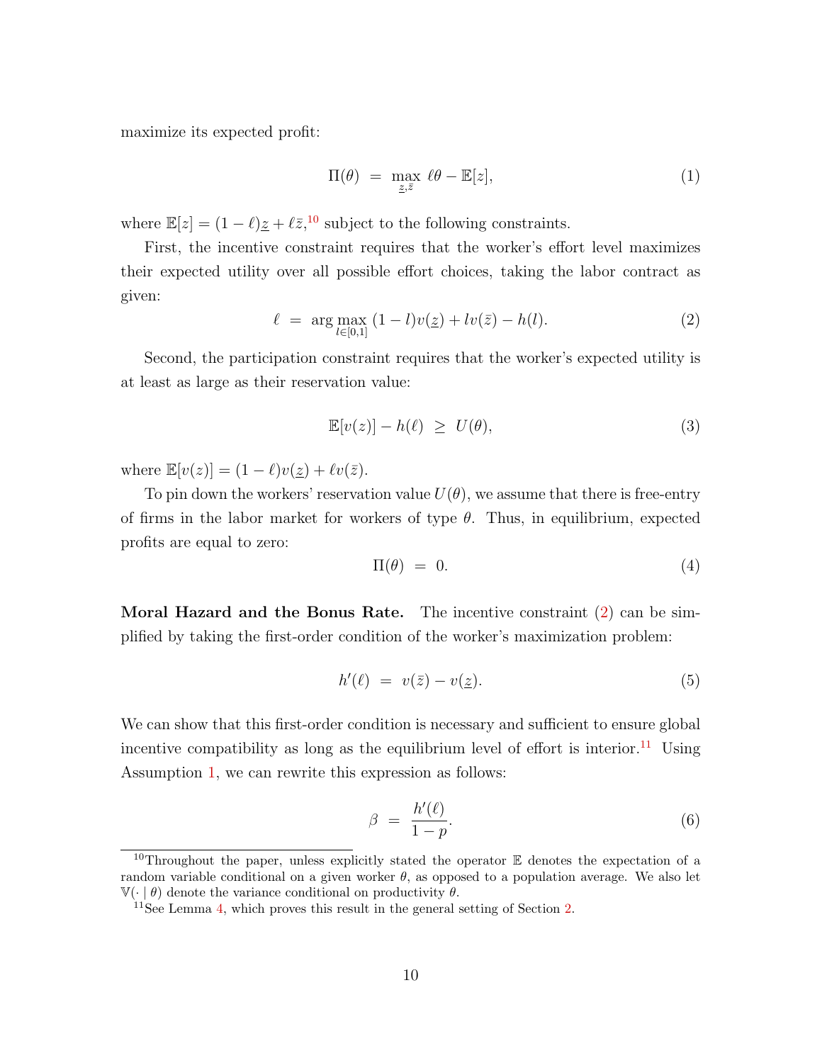maximize its expected profit:

$$\Pi(\theta) \;=\; \max_{\underline{z},\bar{z}} \; \ell\theta - \mathbb{E}[z], \tag{1}$$

where $\mathbb{E}[z] = (1-\ell)\underline{z} + \ell\bar{z}$,[10] subject to the following constraints.

First, the incentive constraint requires that the worker's effort level maximizes their expected utility over all possible effort choices, taking the labor contract as given:

$$\ell \;=\; \arg\max_{l\in[0,1]} \; (1-l)v(\underline{z}) + lv(\bar{z}) - h(l). \tag{2}$$

Second, the participation constraint requires that the worker's expected utility is at least as large as their reservation value:

$$\mathbb{E}[v(z)] - h(\ell) \;\geq\; U(\theta), \tag{3}$$

where $\mathbb{E}[v(z)] = (1-\ell)v(\underline{z}) + \ell v(\bar{z})$.

To pin down the workers' reservation value $U(\theta)$, we assume that there is free-entry of firms in the labor market for workers of type $\theta$. Thus, in equilibrium, expected profits are equal to zero:

$$\Pi(\theta) \;=\; 0. \tag{4}$$

**Moral Hazard and the Bonus Rate.** The incentive constraint (2) can be simplified by taking the first-order condition of the worker maximization problem:

$$h'(\ell) \;=\; v(\bar{z}) - v(\underline{z}). \tag{5}$$

We can show that this first-order condition is necessary and sufficient to ensure global incentive compatibility as long as the equilibrium level of effort is interior.[11] Using Assumption 1, we can rewrite this expression as follows:

$$\beta \;=\; \frac{h'(\ell)}{1-p}. \tag{6}$$

[10] Throughout the paper, unless explicitly stated the operator $\mathbb{E}$ denotes the expectation of a random variable conditional on a given worker $\theta$, as opposed to a population average. We also let $\mathbb{V}(\cdot \mid \theta)$ denote the variance conditional on productivity $\theta$.

[11] See Lemma 4, which proves this result in the general setting of Section 2.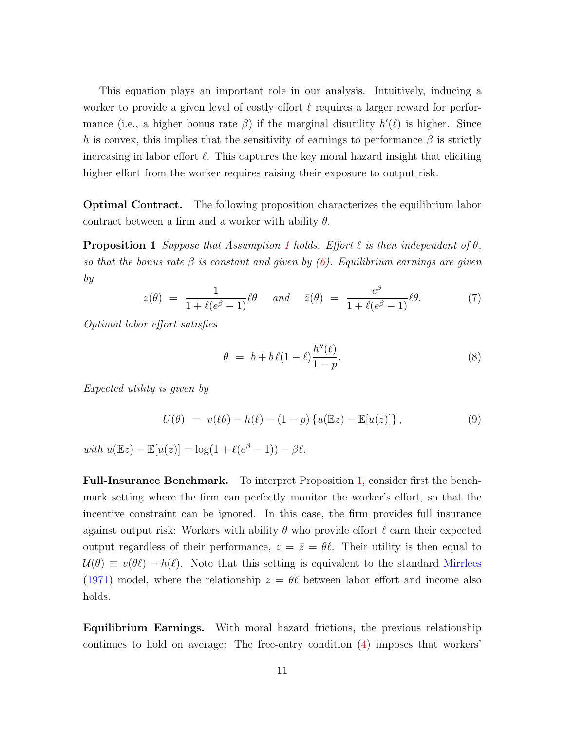This equation plays an important role in our analysis. Intuitively, inducing a worker to provide a given level of costly effort $\ell$ requires a larger reward for performance (i.e., a higher bonus rate $\beta$) if the marginal disutility $h'(\ell)$ is higher. Since $h$ is convex, this implies that the sensitivity of earnings to performance $\beta$ is strictly increasing in labor effort $\ell$. This captures the key moral hazard insight that eliciting higher effort from the worker requires raising their exposure to output risk.

**Optimal Contract.** The following proposition characterizes the equilibrium labor contract between a firm and a worker with ability $\theta$.

**Proposition 1** *Suppose that Assumption 1 holds. Effort $\ell$ is then independent of $\theta$, so that the bonus rate $\beta$ is constant and given by (6). Equilibrium earnings are given by*

$$\underline{z}(\theta) \;=\; \frac{1}{1+\ell(e^{\beta}-1)}\ell\theta \quad \text{and} \quad \bar{z}(\theta) \;=\; \frac{e^{\beta}}{1+\ell(e^{\beta}-1)}\ell\theta. \tag{7}$$

*Optimal labor effort satisfies*

$$\theta \;=\; b + b\,\ell(1-\ell)\frac{h''(\ell)}{1-p}. \tag{8}$$

*Expected utility is given by*

$$U(\theta) \;=\; v(\ell\theta) - h(\ell) - (1-p)\left\{u(\mathbb{E}z) - \mathbb{E}[u(z)]\right\}, \tag{9}$$

*with* $u(\mathbb{E}z) - \mathbb{E}[u(z)] = \log(1+\ell(e^{\beta}-1)) - \beta\ell$.

**Full-Insurance Benchmark.** To interpret Proposition 1, consider first the benchmark setting where the firm can perfectly monitor the worker's effort, so that the incentive constraint can be ignored. In this case, the firm provides full insurance against output risk: Workers with ability $\theta$ who provide effort $\ell$ earn their expected output regardless of their performance, $\underline{z} = \bar{z} = \theta\ell$. Their utility is then equal to $\mathcal{U}(\theta) \equiv v(\theta\ell) - h(\ell)$. Note that this setting is equivalent to the standard Mirrlees (1971) model, where the relationship $z = \theta\ell$ between labor effort and income also holds.

**Equilibrium Earnings.** With moral hazard frictions, the previous relationship continues to hold on average: The free-entry condition (4) imposes that workers'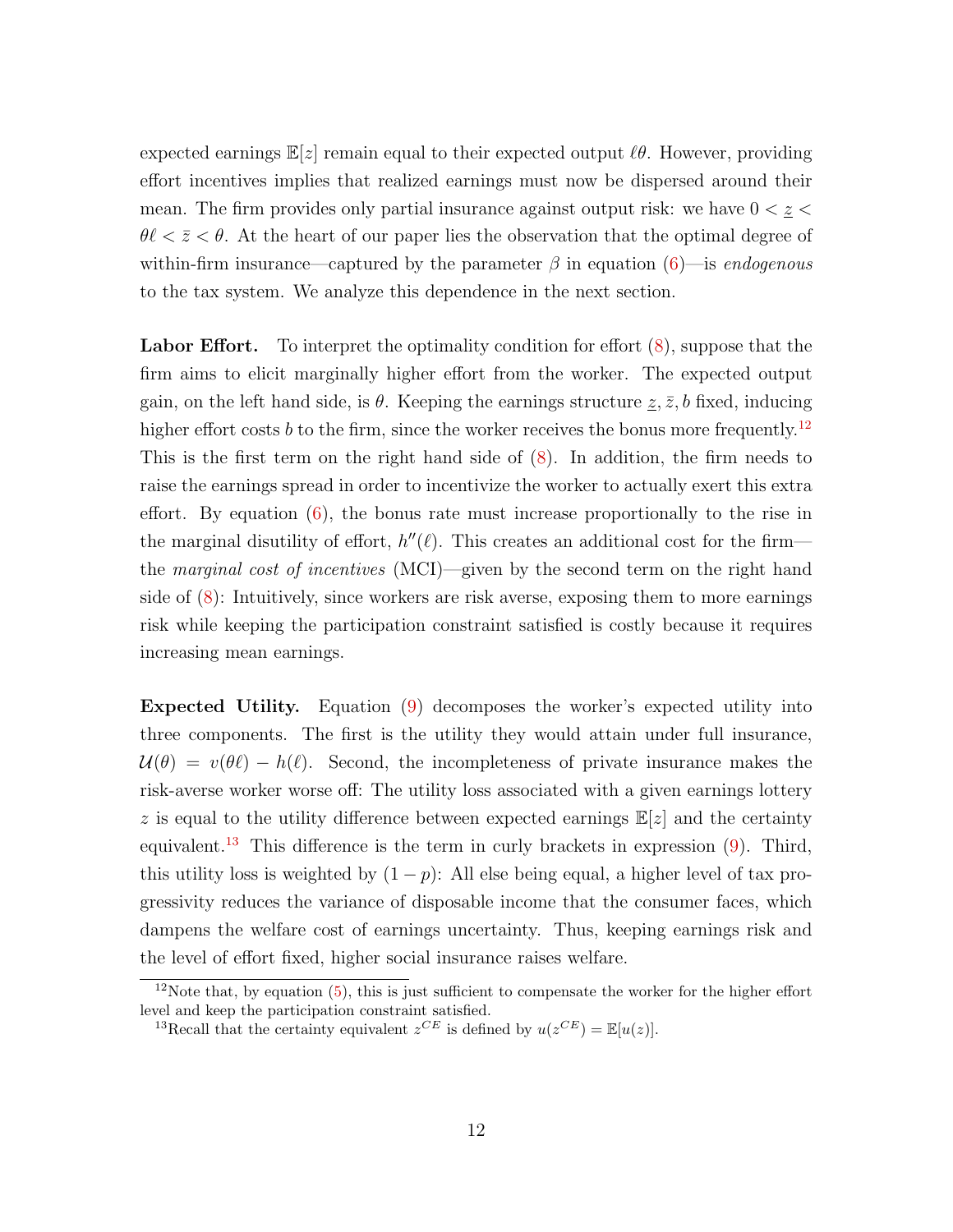expected earnings $\mathbb{E}[z]$ remain equal to their expected output $\ell\theta$. However, providing effort incentives implies that realized earnings must now be dispersed around their mean. The firm provides only partial insurance against output risk: we have $0 < \underline{z} < \theta\ell < \bar{z} < \theta$. At the heart of our paper lies the observation that the optimal degree of within-firm insurance—captured by the parameter $\beta$ in equation (6)—is *endogenous* to the tax system. We analyze this dependence in the next section.

**Labor Effort.** To interpret the optimality condition for effort (8), suppose that the firm aims to elicit marginally higher effort from the worker. The expected output gain, on the left hand side, is $\theta$. Keeping the earnings structure $\underline{z}, \bar{z}, b$ fixed, inducing higher effort costs $b$ to the firm, since the worker receives the bonus more frequently.[12] This is the first term on the right hand side of (8). In addition, the firm needs to raise the earnings spread in order to incentivize the worker to actually exert this extra effort. By equation (6), the bonus rate must increase proportionally to the rise in the marginal disutility of effort, $h''(\ell)$. This creates an additional cost for the firm—the *marginal cost of incentives* (MCI)—given by the second term on the right hand side of (8): Intuitively, since workers are risk averse, exposing them to more earnings risk while keeping the participation constraint satisfied is costly because it requires increasing mean earnings.

**Expected Utility.** Equation (9) decomposes the worker's expected utility into three components. The first is the utility they would attain under full insurance, $\mathcal{U}(\theta) = v(\theta\ell) - h(\ell)$. Second, the incompleteness of private insurance makes the risk-averse worker worse off: The utility loss associated with a given earnings lottery $z$ is equal to the utility difference between expected earnings $\mathbb{E}[z]$ and the certainty equivalent.[13] This difference is the term in curly brackets in expression (9). Third, this utility loss is weighted by $(1-p)$: All else being equal, a higher level of tax progressivity reduces the variance of disposable income that the consumer faces, which dampens the welfare cost of earnings uncertainty. Thus, keeping earnings risk and the level of effort fixed, higher social insurance raises welfare.

[12] Note that, by equation (5), this is just sufficient to compensate the worker for the higher effort level and keep the participation constraint satisfied.

[13] Recall that the certainty equivalent $z^{CE}$ is defined by $u(z^{CE}) = \mathbb{E}[u(z)]$.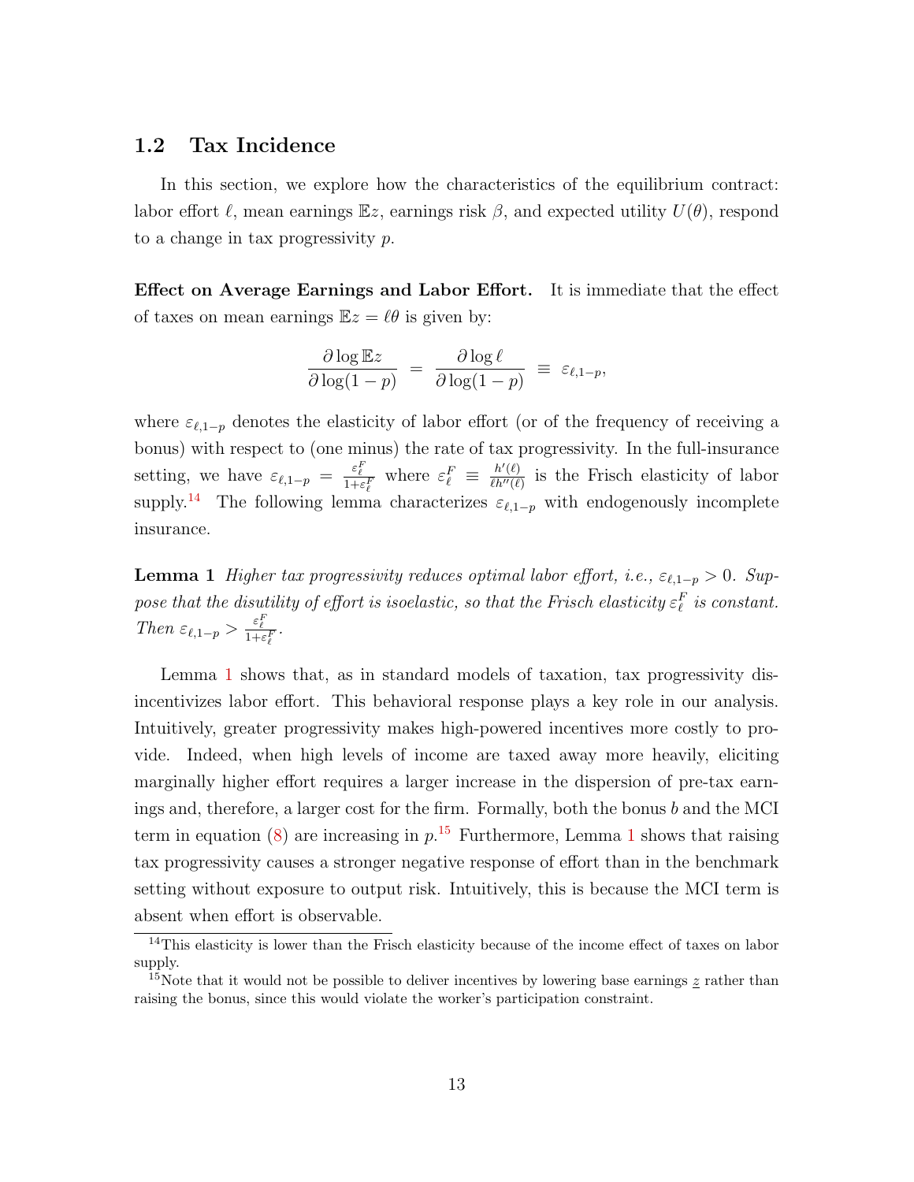## 1.2 Tax Incidence

In this section, we explore how the characteristics of the equilibrium contract: labor effort $\ell$, mean earnings $\mathbb{E}z$, earnings risk $\beta$, and expected utility $U(\theta)$, respond to a change in tax progressivity $p$.

**Effect on Average Earnings and Labor Effort.** It is immediate that the effect of taxes on mean earnings $\mathbb{E}z = \ell\theta$ is given by:

$$\frac{\partial \log \mathbb{E}z}{\partial \log(1-p)} = \frac{\partial \log \ell}{\partial \log(1-p)} \equiv \varepsilon_{\ell,1-p},$$

where $\varepsilon_{\ell,1-p}$ denotes the elasticity of labor effort (or of the frequency of receiving a bonus) with respect to (one minus) the rate of tax progressivity. In the full-insurance setting, we have $\varepsilon_{\ell,1-p} = \frac{\varepsilon_\ell^F}{1+\varepsilon_\ell^F}$ where $\varepsilon_\ell^F \equiv \frac{h'(\ell)}{\ell h''(\ell)}$ is the Frisch elasticity of labor supply.[14] The following lemma characterizes $\varepsilon_{\ell,1-p}$ with endogenously incomplete insurance.

**Lemma 1** *Higher tax progressivity reduces optimal labor effort, i.e., $\varepsilon_{\ell,1-p} > 0$. Suppose that the disutility of effort is isoelastic, so that the Frisch elasticity $\varepsilon_\ell^F$ is constant. Then $\varepsilon_{\ell,1-p} > \frac{\varepsilon_\ell^F}{1+\varepsilon_\ell^F}$.*

Lemma 1 shows that, as in standard models of taxation, tax progressivity disincentivizes labor effort. This behavioral response plays a key role in our analysis. Intuitively, greater progressivity makes high-powered incentives more costly to provide. Indeed, when high levels of income are taxed away more heavily, eliciting marginally higher effort requires a larger increase in the dispersion of pre-tax earnings and, therefore, a larger cost for the firm. Formally, both the bonus $b$ and the MCI term in equation (8) are increasing in $p$.[15] Furthermore, Lemma 1 shows that raising tax progressivity causes a stronger negative response of effort than in the benchmark setting without exposure to output risk. Intuitively, this is because the MCI term is absent when effort is observable.

[14] This elasticity is lower than the Frisch elasticity because of the income effect of taxes on labor supply.

[15] Note that it would not be possible to deliver incentives by lowering base earnings $\underline{z}$ rather than raising the bonus, since this would violate the worker's participation constraint.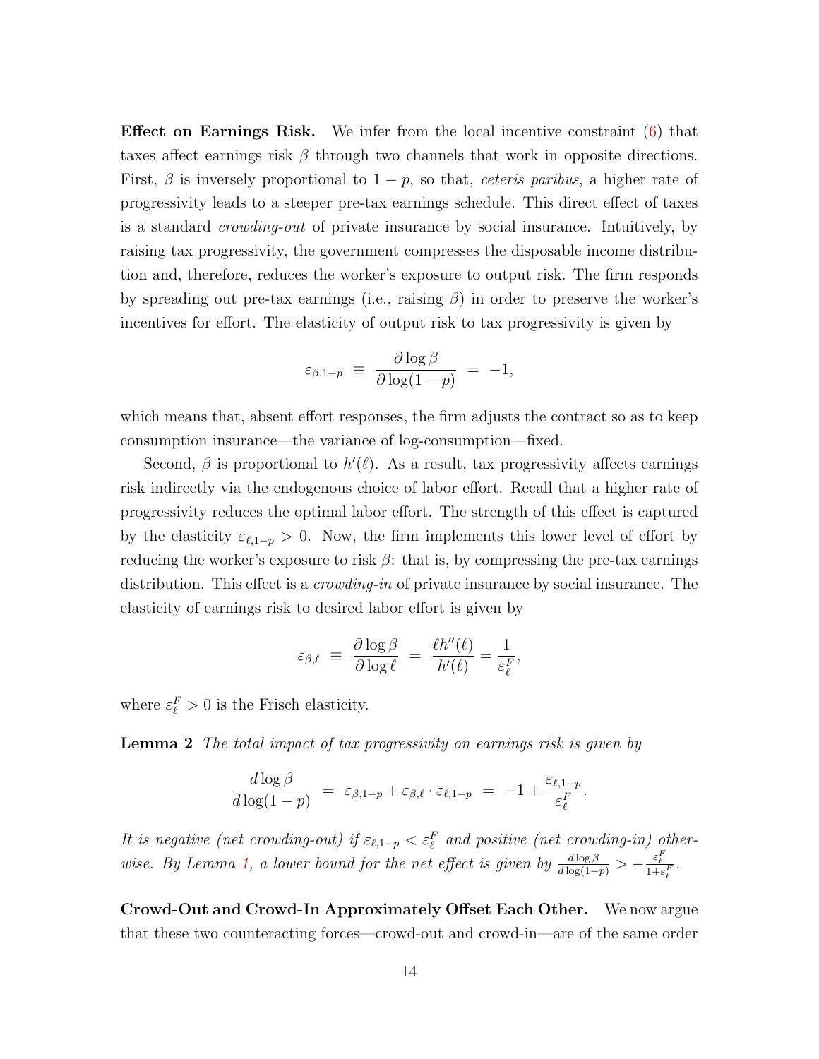**Effect on Earnings Risk.** We infer from the local incentive constraint (6) that taxes affect earnings risk $\beta$ through two channels that work in opposite directions. First, $\beta$ is inversely proportional to $1-p$, so that, *ceteris paribus*, a higher rate of progressivity leads to a steeper pre-tax earnings schedule. This direct effect of taxes is a standard *crowding-out* of private insurance by social insurance. Intuitively, by raising tax progressivity, the government compresses the disposable income distribution and, therefore, reduces the worker's exposure to output risk. The firm responds by spreading out pre-tax earnings (i.e., raising $\beta$) in order to preserve the worker's incentives for effort. The elasticity of output risk to tax progressivity is given by

$$\varepsilon_{\beta,1-p} \;\equiv\; \frac{\partial \log \beta}{\partial \log(1-p)} \;=\; -1,$$

which means that, absent effort responses, the firm adjusts the contract so as to keep consumption insurance—the variance of log-consumption—fixed.

Second, $\beta$ is proportional to $h'(\ell)$. As a result, tax progressivity affects earnings risk indirectly via the endogenous choice of labor effort. Recall that a higher rate of progressivity reduces the optimal labor effort. The strength of this effect is captured by the elasticity $\varepsilon_{\ell,1-p} > 0$. Now, the firm implements this lower level of effort by reducing the worker's exposure to risk $\beta$: that is, by compressing the pre-tax earnings distribution. This effect is a *crowding-in* of private insurance by social insurance. The elasticity of earnings risk to desired labor effort is given by

$$\varepsilon_{\beta,\ell} \;\equiv\; \frac{\partial \log \beta}{\partial \log \ell} \;=\; \frac{\ell h''(\ell)}{h'(\ell)} = \frac{1}{\varepsilon^F_\ell},$$

where $\varepsilon^F_\ell > 0$ is the Frisch elasticity.

**Lemma 2** *The total impact of tax progressivity on earnings risk is given by*

$$\frac{d \log \beta}{d \log(1-p)} \;=\; \varepsilon_{\beta,1-p} + \varepsilon_{\beta,\ell} \cdot \varepsilon_{\ell,1-p} \;=\; -1 + \frac{\varepsilon_{\ell,1-p}}{\varepsilon^F_\ell}.$$

*It is negative (net crowding-out) if $\varepsilon_{\ell,1-p} < \varepsilon^F_\ell$ and positive (net crowding-in) otherwise. By Lemma 1, a lower bound for the net effect is given by $\frac{d \log \beta}{d \log(1-p)} > -\frac{\varepsilon^F_\ell}{1+\varepsilon^F_\ell}$.*

**Crowd-Out and Crowd-In Approximately Offset Each Other.** We now argue that these two counteracting forces—crowd-out and crowd-in—are of the same order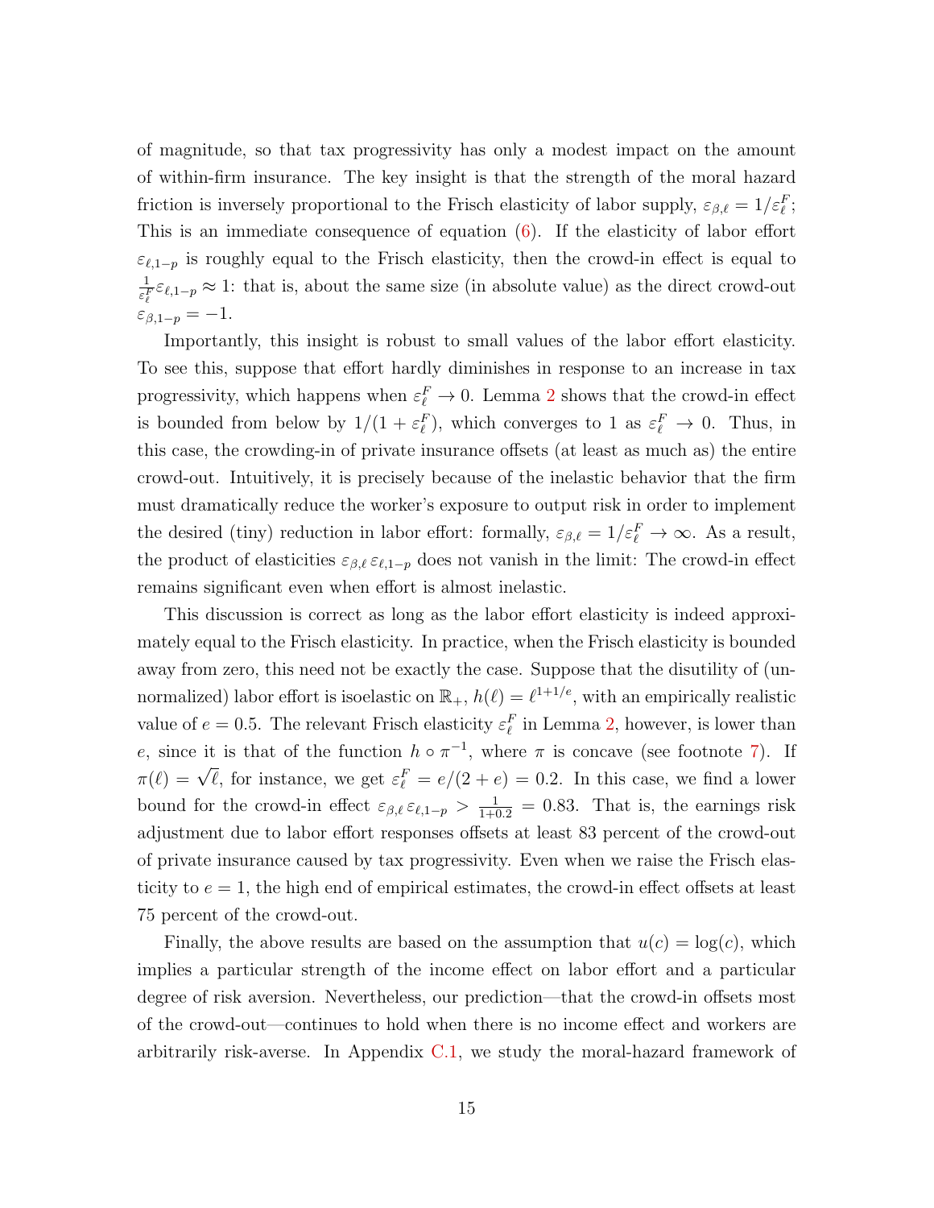of magnitude, so that tax progressivity has only a modest impact on the amount of within-firm insurance. The key insight is that the strength of the moral hazard friction is inversely proportional to the Frisch elasticity of labor supply, $\varepsilon_{\beta,\ell} = 1/\varepsilon_\ell^F$; This is an immediate consequence of equation (6). If the elasticity of labor effort $\varepsilon_{\ell,1-p}$ is roughly equal to the Frisch elasticity, then the crowd-in effect is equal to $\frac{1}{\varepsilon_\ell^F}\varepsilon_{\ell,1-p} \approx 1$: that is, about the same size (in absolute value) as the direct crowd-out $\varepsilon_{\beta,1-p} = -1$.

Importantly, this insight is robust to small values of the labor effort elasticity. To see this, suppose that effort hardly diminishes in response to an increase in tax progressivity, which happens when $\varepsilon_\ell^F \to 0$. Lemma 2 shows that the crowd-in effect is bounded from below by $1/(1+\varepsilon_\ell^F)$, which converges to 1 as $\varepsilon_\ell^F \to 0$. Thus, in this case, the crowding-in of private insurance offsets (at least as much as) the entire crowd-out. Intuitively, it is precisely because of the inelastic behavior that the firm must dramatically reduce the worker's exposure to output risk in order to implement the desired (tiny) reduction in labor effort: formally, $\varepsilon_{\beta,\ell} = 1/\varepsilon_\ell^F \to \infty$. As a result, the product of elasticities $\varepsilon_{\beta,\ell}\,\varepsilon_{\ell,1-p}$ does not vanish in the limit: The crowd-in effect remains significant even when effort is almost inelastic.

This discussion is correct as long as the labor effort elasticity is indeed approximately equal to the Frisch elasticity. In practice, when the Frisch elasticity is bounded away from zero, this need not be exactly the case. Suppose that the disutility of (unnormalized) labor effort is isoelastic on $\mathbb{R}_+$, $h(\ell) = \ell^{1+1/e}$, with an empirically realistic value of $e = 0.5$. The relevant Frisch elasticity $\varepsilon_\ell^F$ in Lemma 2, however, is lower than $e$, since it is that of the function $h \circ \pi^{-1}$, where $\pi$ is concave (see footnote 7). If $\pi(\ell) = \sqrt{\ell}$, for instance, we get $\varepsilon_\ell^F = e/(2+e) = 0.2$. In this case, we find a lower bound for the crowd-in effect $\varepsilon_{\beta,\ell}\,\varepsilon_{\ell,1-p} > \frac{1}{1+0.2} = 0.83$. That is, the earnings risk adjustment due to labor effort responses offsets at least 83 percent of the crowd-out of private insurance caused by tax progressivity. Even when we raise the Frisch elasticity to $e = 1$, the high end of empirical estimates, the crowd-in effect offsets at least 75 percent of the crowd-out.

Finally, the above results are based on the assumption that $u(c) = \log(c)$, which implies a particular strength of the income effect on labor effort and a particular degree of risk aversion. Nevertheless, our prediction—that the crowd-in offsets most of the crowd-out—continues to hold when there is no income effect and workers are arbitrarily risk-averse. In Appendix C.1, we study the moral-hazard framework of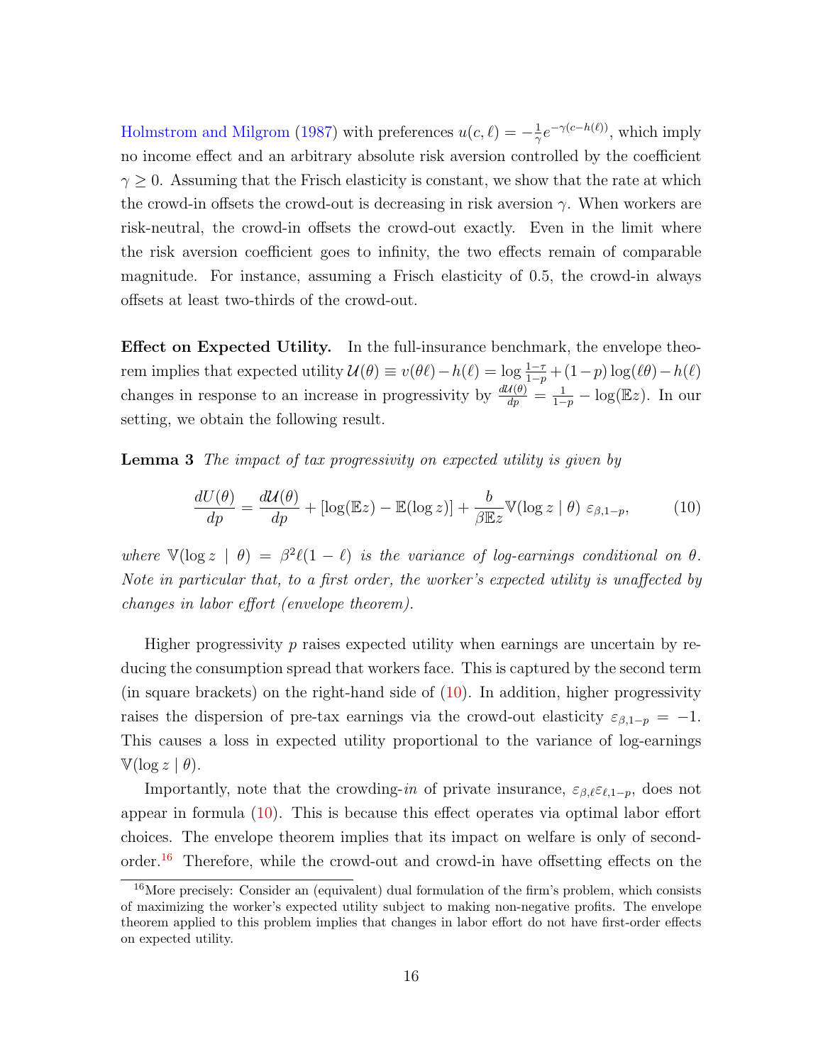Holmstrom and Milgrom (1987) with preferences $u(c,\ell) = -\frac{1}{\gamma}e^{-\gamma(c-h(\ell))}$, which imply no income effect and an arbitrary absolute risk aversion controlled by the coefficient $\gamma \geq 0$. Assuming that the Frisch elasticity is constant, we show that the rate at which the crowd-in offsets the crowd-out is decreasing in risk aversion $\gamma$. When workers are risk-neutral, the crowd-in offsets the crowd-out exactly. Even in the limit where the risk aversion coefficient goes to infinity, the two effects remain of comparable magnitude. For instance, assuming a Frisch elasticity of 0.5, the crowd-in always offsets at least two-thirds of the crowd-out.

**Effect on Expected Utility.** In the full-insurance benchmark, the envelope theorem implies that expected utility $\mathcal{U}(\theta) \equiv v(\theta\ell) - h(\ell) = \log\frac{1-\tau}{1-p} + (1-p)\log(\ell\theta) - h(\ell)$ changes in response to an increase in progressivity by $\frac{d\mathcal{U}(\theta)}{dp} = \frac{1}{1-p} - \log(\mathbb{E}z)$. In our setting, we obtain the following result.

**Lemma 3** *The impact of tax progressivity on expected utility is given by*

$$\frac{dU(\theta)}{dp} = \frac{d\mathcal{U}(\theta)}{dp} + [\log(\mathbb{E}z) - \mathbb{E}(\log z)] + \frac{b}{\beta\mathbb{E}z}\mathbb{V}(\log z \mid \theta)\ \varepsilon_{\beta,1-p}, \tag{10}$$

*where $\mathbb{V}(\log z \mid \theta) = \beta^2\ell(1-\ell)$ is the variance of log-earnings conditional on $\theta$. Note in particular that, to a first order, the worker's expected utility is unaffected by changes in labor effort (envelope theorem).*

Higher progressivity $p$ raises expected utility when earnings are uncertain by reducing the consumption spread that workers face. This is captured by the second term (in square brackets) on the right-hand side of (10). In addition, higher progressivity raises the dispersion of pre-tax earnings via the crowd-out elasticity $\varepsilon_{\beta,1-p} = -1$. This causes a loss in expected utility proportional to the variance of log-earnings $\mathbb{V}(\log z \mid \theta)$.

Importantly, note that the crowding-*in* of private insurance, $\varepsilon_{\beta,\ell}\varepsilon_{\ell,1-p}$, does not appear in formula (10). This is because this effect operates via optimal labor effort choices. The envelope theorem implies that its impact on welfare is only of second-order.[16] Therefore, while the crowd-out and crowd-in have offsetting effects on the

[16] More precisely: Consider an (equivalent) dual formulation of the firm's problem, which consists of maximizing the worker's expected utility subject to making non-negative profits. The envelope theorem applied to this problem implies that changes in labor effort do not have first-order effects on expected utility.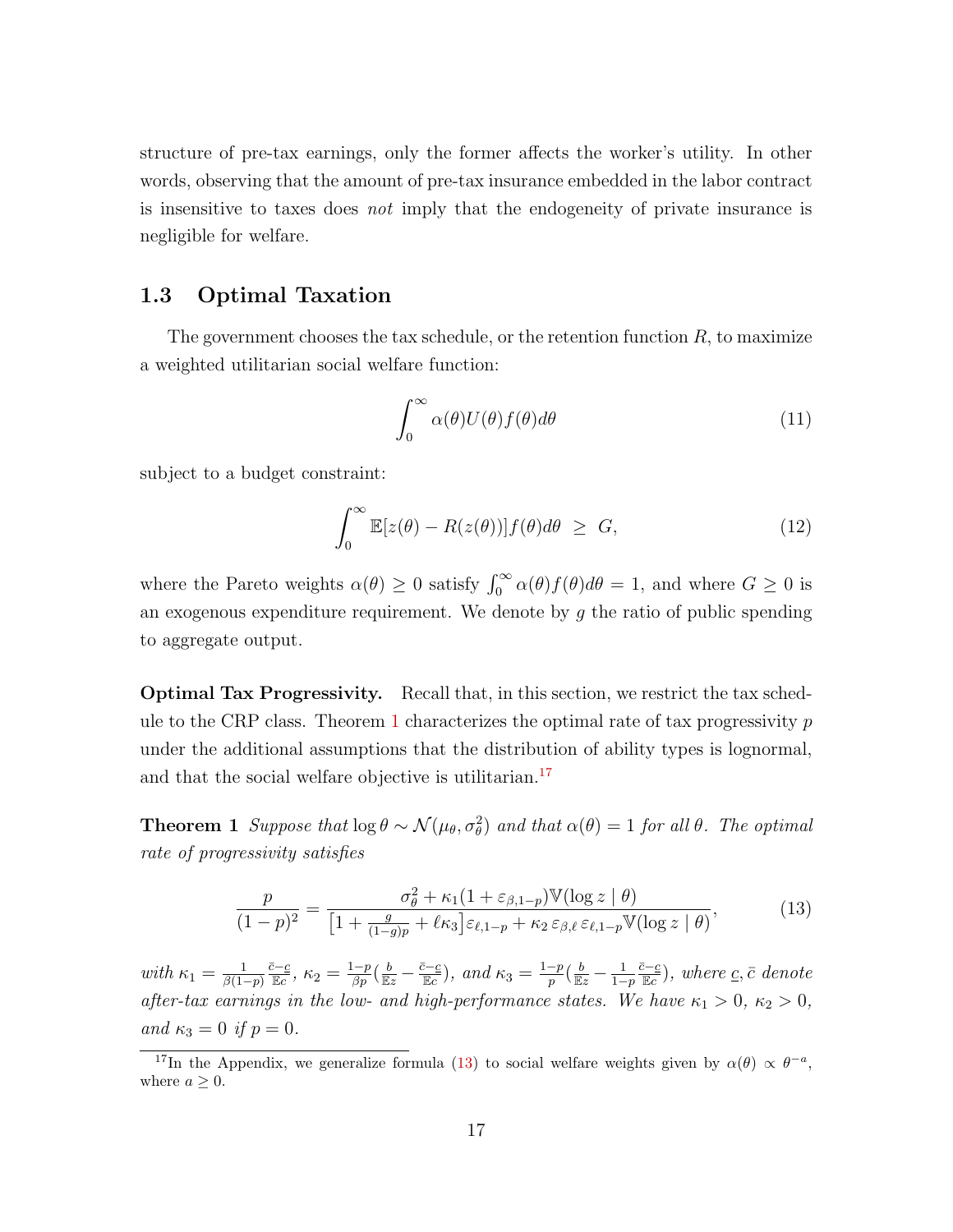structure of pre-tax earnings, only the former affects the worker's utility. In other words, observing that the amount of pre-tax insurance embedded in the labor contract is insensitive to taxes does *not* imply that the endogeneity of private insurance is negligible for welfare.

## 1.3 Optimal Taxation

The government chooses the tax schedule, or the retention function $R$, to maximize a weighted utilitarian social welfare function:

$$\int_0^\infty \alpha(\theta) U(\theta) f(\theta) d\theta \tag{11}$$

subject to a budget constraint:

$$\int_0^\infty \mathbb{E}[z(\theta) - R(z(\theta))] f(\theta) d\theta \;\geq\; G, \tag{12}$$

where the Pareto weights $\alpha(\theta) \geq 0$ satisfy $\int_0^\infty \alpha(\theta) f(\theta) d\theta = 1$, and where $G \geq 0$ is an exogenous expenditure requirement. We denote by $g$ the ratio of public spending to aggregate output.

**Optimal Tax Progressivity.** Recall that, in this section, we restrict the tax schedule to the CRP class. Theorem 1 characterizes the optimal rate of tax progressivity $p$ under the additional assumptions that the distribution of ability types is lognormal, and that the social welfare objective is utilitarian.[17]

**Theorem 1** *Suppose that $\log \theta \sim \mathcal{N}(\mu_\theta, \sigma_\theta^2)$ and that $\alpha(\theta) = 1$ for all $\theta$. The optimal rate of progressivity satisfies*

$$\frac{p}{(1-p)^2} = \frac{\sigma_\theta^2 + \kappa_1 (1 + \varepsilon_{\beta,1-p}) \mathbb{V}(\log z \mid \theta)}{\left[1 + \frac{g}{(1-g)p} + \ell \kappa_3\right] \varepsilon_{\ell,1-p} + \kappa_2 \, \varepsilon_{\beta,\ell} \, \varepsilon_{\ell,1-p} \mathbb{V}(\log z \mid \theta)}, \tag{13}$$

*with $\kappa_1 = \frac{1}{\beta(1-p)} \frac{\bar{c}-\underline{c}}{\mathbb{E}c}$, $\kappa_2 = \frac{1-p}{\beta p}\left(\frac{b}{\mathbb{E}z} - \frac{\bar{c}-\underline{c}}{\mathbb{E}c}\right)$, and $\kappa_3 = \frac{1-p}{p}\left(\frac{b}{\mathbb{E}z} - \frac{1}{1-p}\frac{\bar{c}-\underline{c}}{\mathbb{E}c}\right)$, where $\underline{c}, \bar{c}$ denote after-tax earnings in the low- and high-performance states. We have $\kappa_1 > 0$, $\kappa_2 > 0$, and $\kappa_3 = 0$ if $p = 0$.*

[17] In the Appendix, we generalize formula (13) to social welfare weights given by $\alpha(\theta) \propto \theta^{-a}$, where $a \geq 0$.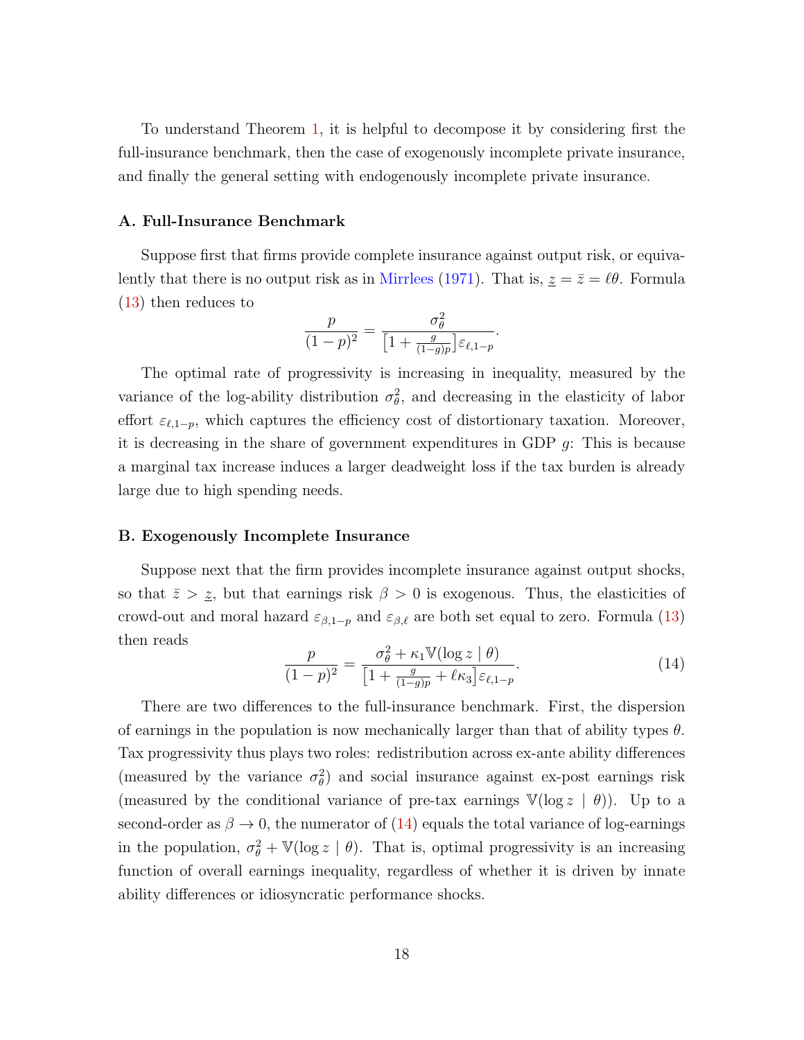To understand Theorem 1, it is helpful to decompose it by considering first the full-insurance benchmark, then the case of exogenously incomplete private insurance, and finally the general setting with endogenously incomplete private insurance.

### A. Full-Insurance Benchmark

Suppose first that firms provide complete insurance against output risk, or equivalently that there is no output risk as in Mirrlees (1971). That is, $\underline{z} = \bar{z} = \ell\theta$. Formula (13) then reduces to

$$\frac{p}{(1-p)^2} = \frac{\sigma_\theta^2}{\left[1 + \frac{g}{(1-g)p}\right]\varepsilon_{\ell,1-p}}.$$

The optimal rate of progressivity is increasing in inequality, measured by the variance of the log-ability distribution $\sigma_\theta^2$, and decreasing in the elasticity of labor effort $\varepsilon_{\ell,1-p}$, which captures the efficiency cost of distortionary taxation. Moreover, it is decreasing in the share of government expenditures in GDP $g$: This is because a marginal tax increase induces a larger deadweight loss if the tax burden is already large due to high spending needs.

### B. Exogenously Incomplete Insurance

Suppose next that the firm provides incomplete insurance against output shocks, so that $\bar{z} > \underline{z}$, but that earnings risk $\beta > 0$ is exogenous. Thus, the elasticities of crowd-out and moral hazard $\varepsilon_{\beta,1-p}$ and $\varepsilon_{\beta,\ell}$ are both set equal to zero. Formula (13) then reads

$$\frac{p}{(1-p)^2} = \frac{\sigma_\theta^2 + \kappa_1 \mathbb{V}(\log z \mid \theta)}{\left[1 + \frac{g}{(1-g)p} + \ell\kappa_3\right]\varepsilon_{\ell,1-p}}. \tag{14}$$

There are two differences to the full-insurance benchmark. First, the dispersion of earnings in the population is now mechanically larger than that of ability types $\theta$. Tax progressivity thus plays two roles: redistribution across ex-ante ability differences (measured by the variance $\sigma_\theta^2$) and social insurance against ex-post earnings risk (measured by the conditional variance of pre-tax earnings $\mathbb{V}(\log z \mid \theta)$). Up to a second-order as $\beta \to 0$, the numerator of (14) equals the total variance of log-earnings in the population, $\sigma_\theta^2 + \mathbb{V}(\log z \mid \theta)$. That is, optimal progressivity is an increasing function of overall earnings inequality, regardless of whether it is driven by innate ability differences or idiosyncratic performance shocks.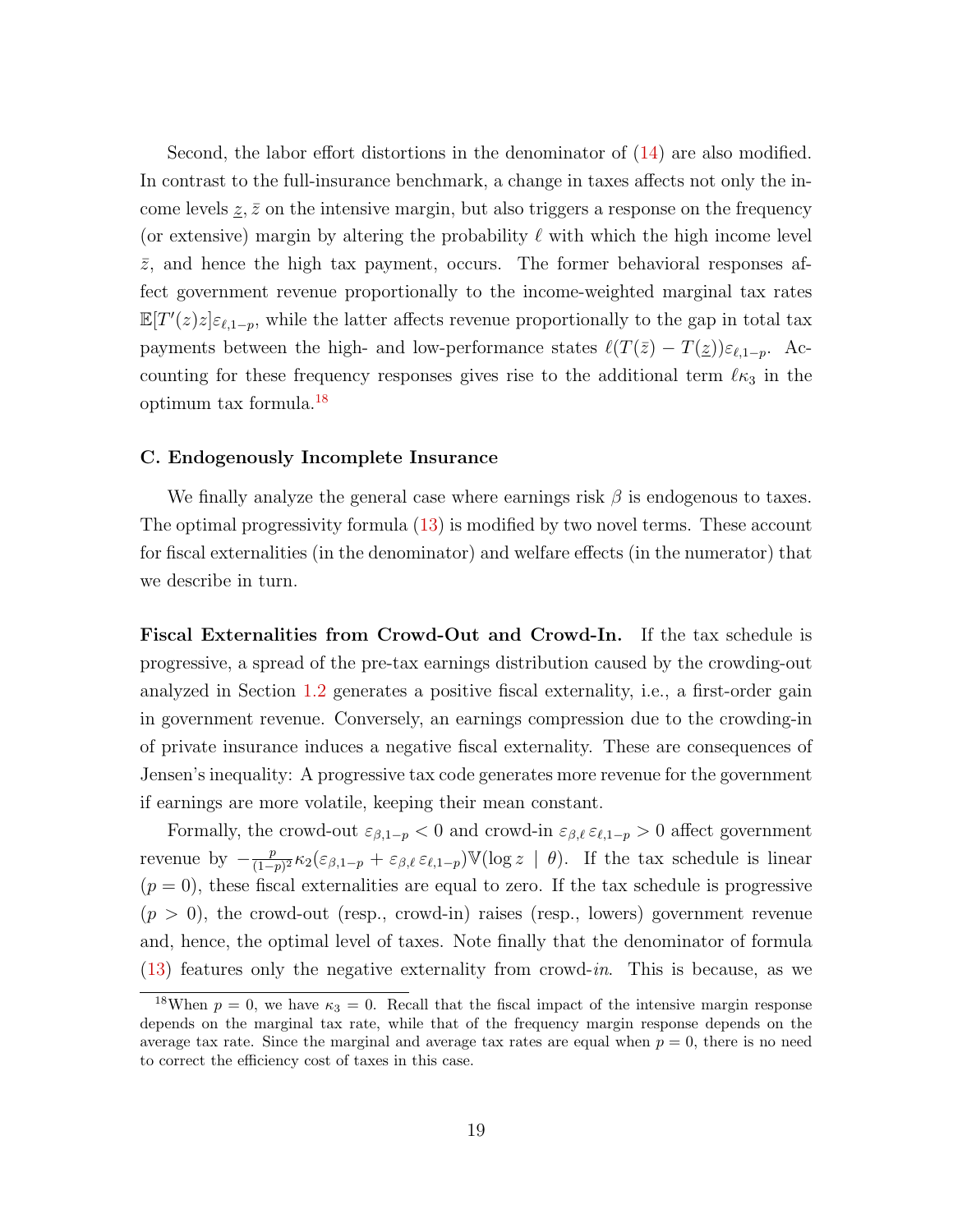Second, the labor effort distortions in the denominator of (14) are also modified. In contrast to the full-insurance benchmark, a change in taxes affects not only the income levels $\underline{z}, \bar{z}$ on the intensive margin, but also triggers a response on the frequency (or extensive) margin by altering the probability $\ell$ with which the high income level $\bar{z}$, and hence the high tax payment, occurs. The former behavioral responses affect government revenue proportionally to the income-weighted marginal tax rates $\mathbb{E}[T'(z)z]\varepsilon_{\ell,1-p}$, while the latter affects revenue proportionally to the gap in total tax payments between the high- and low-performance states $\ell(T(\bar{z}) - T(\underline{z}))\varepsilon_{\ell,1-p}$. Accounting for these frequency responses gives rise to the additional term $\ell\kappa_3$ in the optimum tax formula.[18]

### C. Endogenously Incomplete Insurance

We finally analyze the general case where earnings risk $\beta$ is endogenous to taxes. The optimal progressivity formula (13) is modified by two novel terms. These account for fiscal externalities (in the denominator) and welfare effects (in the numerator) that we describe in turn.

**Fiscal Externalities from Crowd-Out and Crowd-In.** If the tax schedule is progressive, a spread of the pre-tax earnings distribution caused by the crowding-out analyzed in Section 1.2 generates a positive fiscal externality, i.e., a first-order gain in government revenue. Conversely, an earnings compression due to the crowding-in of private insurance induces a negative fiscal externality. These are consequences of Jensen's inequality: A progressive tax code generates more revenue for the government if earnings are more volatile, keeping their mean constant.

Formally, the crowd-out $\varepsilon_{\beta,1-p} < 0$ and crowd-in $\varepsilon_{\beta,\ell}\,\varepsilon_{\ell,1-p} > 0$ affect government revenue by $-\frac{p}{(1-p)^2}\kappa_2(\varepsilon_{\beta,1-p} + \varepsilon_{\beta,\ell}\,\varepsilon_{\ell,1-p})\mathbb{V}(\log z \mid \theta)$. If the tax schedule is linear ($p = 0$), these fiscal externalities are equal to zero. If the tax schedule is progressive ($p > 0$), the crowd-out (resp., crowd-in) raises (resp., lowers) government revenue and, hence, the optimal level of taxes. Note finally that the denominator of formula (13) features only the negative externality from crowd-*in*. This is because, as we

[18] When $p = 0$, we have $\kappa_3 = 0$. Recall that the fiscal impact of the intensive margin response depends on the marginal tax rate, while that of the frequency margin response depends on the average tax rate. Since the marginal and average tax rates are equal when $p = 0$, there is no need to correct the efficiency cost of taxes in this case.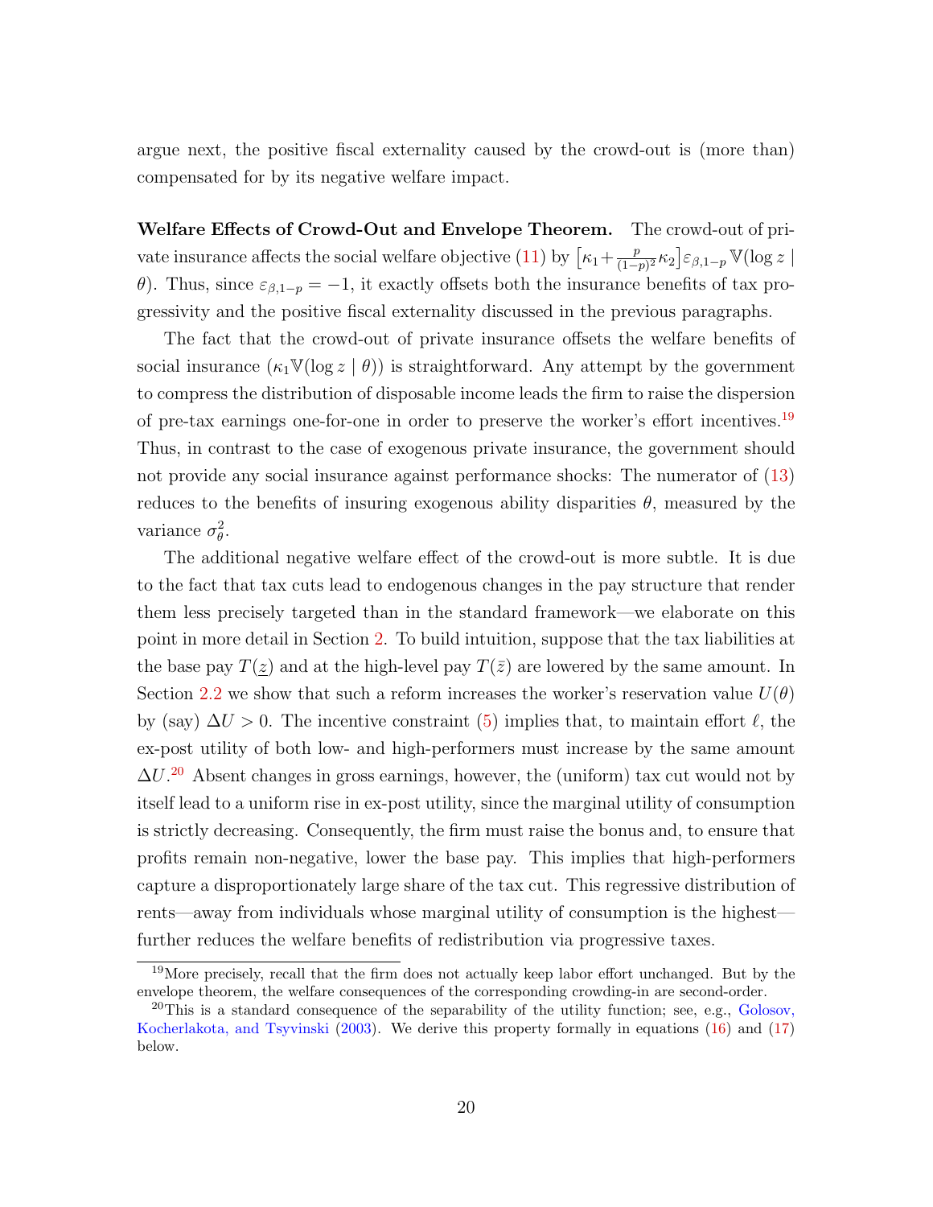argue next, the positive fiscal externality caused by the crowd-out is (more than) compensated for by its negative welfare impact.

**Welfare Effects of Crowd-Out and Envelope Theorem.** The crowd-out of private insurance affects the social welfare objective (11) by $\left[\kappa_1 + \frac{p}{(1-p)^2}\kappa_2\right]\varepsilon_{\beta,1-p}\,\mathbb{V}(\log z \mid \theta)$. Thus, since $\varepsilon_{\beta,1-p} = -1$, it exactly offsets both the insurance benefits of tax progressivity and the positive fiscal externality discussed in the previous paragraphs.

The fact that the crowd-out of private insurance offsets the welfare benefits of social insurance ($\kappa_1 \mathbb{V}(\log z \mid \theta)$) is straightforward. Any attempt by the government to compress the distribution of disposable income leads the firm to raise the dispersion of pre-tax earnings one-for-one in order to preserve the worker's effort incentives.[19] Thus, in contrast to the case of exogenous private insurance, the government should not provide any social insurance against performance shocks: The numerator of (13) reduces to the benefits of insuring exogenous ability disparities $\theta$, measured by the variance $\sigma_\theta^2$.

The additional negative welfare effect of the crowd-out is more subtle. It is due to the fact that tax cuts lead to endogenous changes in the pay structure that render them less precisely targeted than in the standard framework—we elaborate on this point in more detail in Section 2. To build intuition, suppose that the tax liabilities at the base pay $T(\underline{z})$ and at the high-level pay $T(\bar{z})$ are lowered by the same amount. In Section 2.2 we show that such a reform increases the worker's reservation value $U(\theta)$ by (say) $\Delta U > 0$. The incentive constraint (5) implies that, to maintain effort $\ell$, the ex-post utility of both low- and high-performers must increase by the same amount $\Delta U$.[20] Absent changes in gross earnings, however, the (uniform) tax cut would not by itself lead to a uniform rise in ex-post utility, since the marginal utility of consumption is strictly decreasing. Consequently, the firm must raise the bonus and, to ensure that profits remain non-negative, lower the base pay. This implies that high-performers capture a disproportionately large share of the tax cut. This regressive distribution of rents—away from individuals whose marginal utility of consumption is the highest—further reduces the welfare benefits of redistribution via progressive taxes.

[19] More precisely, recall that the firm does not actually keep labor effort unchanged. But by the envelope theorem, the welfare consequences of the corresponding crowding-in are second-order.

[20] This is a standard consequence of the separability of the utility function; see, e.g., Golosov, Kocherlakota, and Tsyvinski (2003). We derive this property formally in equations (16) and (17) below.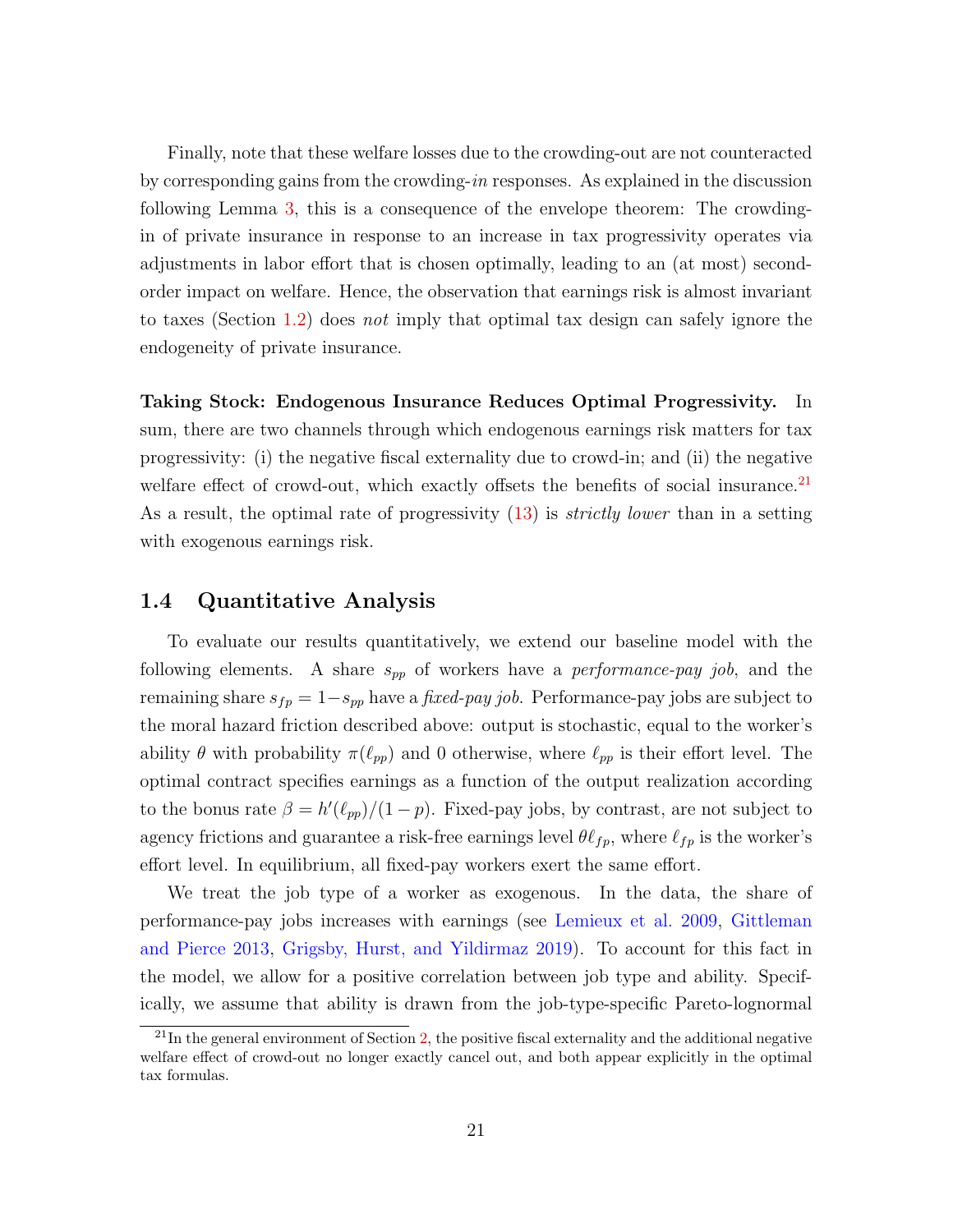Finally, note that these welfare losses due to the crowding-out are not counteracted by corresponding gains from the crowding-*in* responses. As explained in the discussion following Lemma 3, this is a consequence of the envelope theorem: The crowding-in of private insurance in response to an increase in tax progressivity operates via adjustments in labor effort that is chosen optimally, leading to an (at most) second-order impact on welfare. Hence, the observation that earnings risk is almost invariant to taxes (Section 1.2) does *not* imply that optimal tax design can safely ignore the endogeneity of private insurance.

**Taking Stock: Endogenous Insurance Reduces Optimal Progressivity.** In sum, there are two channels through which endogenous earnings risk matters for tax progressivity: (i) the negative fiscal externality due to crowd-in; and (ii) the negative welfare effect of crowd-out, which exactly offsets the benefits of social insurance.[21] As a result, the optimal rate of progressivity (13) is *strictly lower* than in a setting with exogenous earnings risk.

## 1.4 Quantitative Analysis

To evaluate our results quantitatively, we extend our baseline model with the following elements. A share $s_{pp}$ of workers have a *performance-pay job*, and the remaining share $s_{fp} = 1 - s_{pp}$ have a *fixed-pay job*. Performance-pay jobs are subject to the moral hazard friction described above: output is stochastic, equal to the worker's ability $\theta$ with probability $\pi(\ell_{pp})$ and 0 otherwise, where $\ell_{pp}$ is their effort level. The optimal contract specifies earnings as a function of the output realization according to the bonus rate $\beta = h'(\ell_{pp})/(1-p)$. Fixed-pay jobs, by contrast, are not subject to agency frictions and guarantee a risk-free earnings level $\theta \ell_{fp}$, where $\ell_{fp}$ is the worker's effort level. In equilibrium, all fixed-pay workers exert the same effort.

We treat the job type of a worker as exogenous. In the data, the share of performance-pay jobs increases with earnings (see Lemieux et al. 2009, Gittleman and Pierce 2013, Grigsby, Hurst, and Yildirmaz 2019). To account for this fact in the model, we allow for a positive correlation between job type and ability. Specifically, we assume that ability is drawn from the job-type-specific Pareto-lognormal

[21] In the general environment of Section 2, the positive fiscal externality and the additional negative welfare effect of crowd-out no longer exactly cancel out, and both appear explicitly in the optimal tax formulas.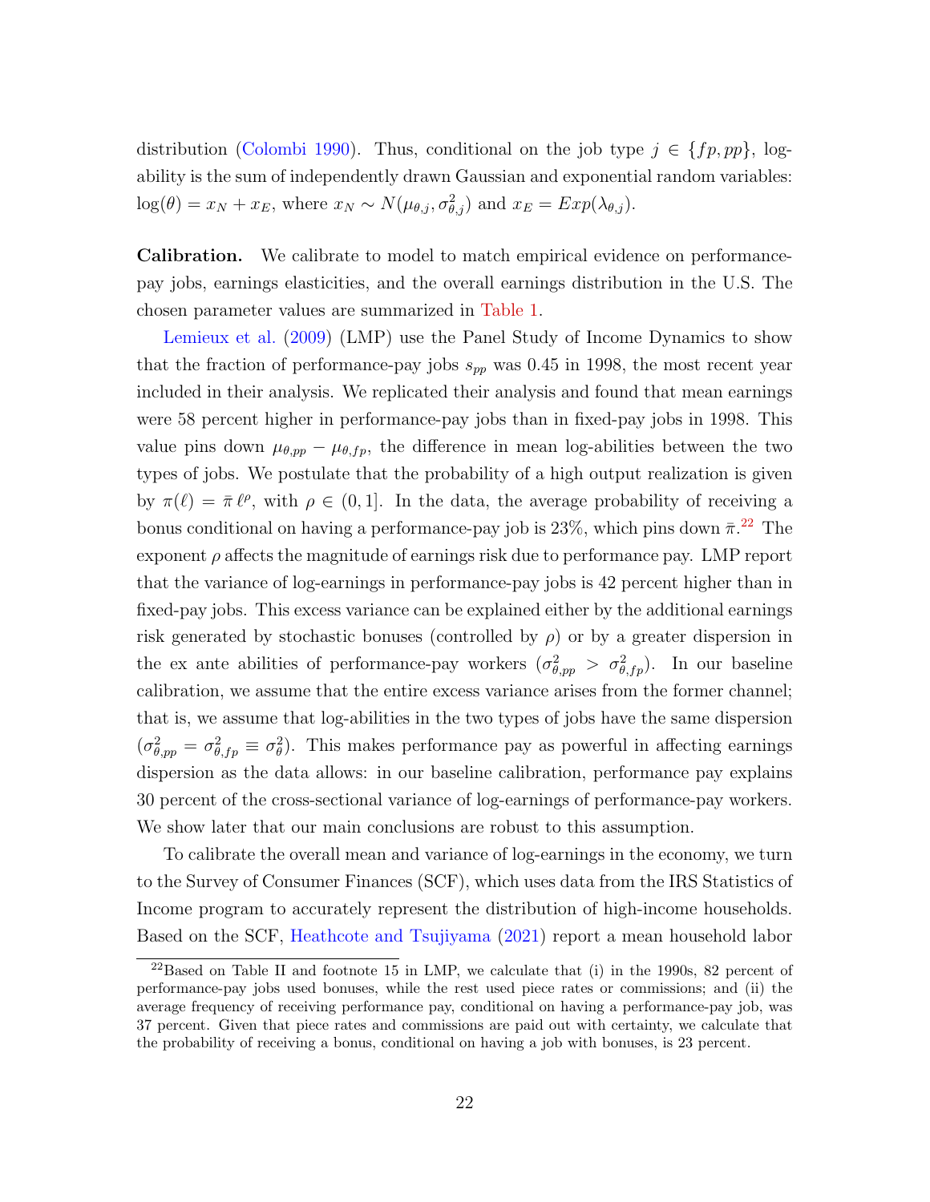distribution (Colombi 1990). Thus, conditional on the job type $j \in \{fp, pp\}$, log-ability is the sum of independently drawn Gaussian and exponential random variables: $\log(\theta) = x_N + x_E$, where $x_N \sim N(\mu_{\theta,j}, \sigma^2_{\theta,j})$ and $x_E = Exp(\lambda_{\theta,j})$.

**Calibration.** We calibrate to model to match empirical evidence on performance-pay jobs, earnings elasticities, and the overall earnings distribution in the U.S. The chosen parameter values are summarized in Table 1.

Lemieux et al. (2009) (LMP) use the Panel Study of Income Dynamics to show that the fraction of performance-pay jobs $s_{pp}$ was 0.45 in 1998, the most recent year included in their analysis. We replicated their analysis and found that mean earnings were 58 percent higher in performance-pay jobs than in fixed-pay jobs in 1998. This value pins down $\mu_{\theta,pp} - \mu_{\theta,fp}$, the difference in mean log-abilities between the two types of jobs. We postulate that the probability of a high output realization is given by $\pi(\ell) = \bar{\pi}\, \ell^{\rho}$, with $\rho \in (0, 1]$. In the data, the average probability of receiving a bonus conditional on having a performance-pay job is 23%, which pins down $\bar{\pi}$.[22] The exponent $\rho$ affects the magnitude of earnings risk due to performance pay. LMP report that the variance of log-earnings in performance-pay jobs is 42 percent higher than in fixed-pay jobs. This excess variance can be explained either by the additional earnings risk generated by stochastic bonuses (controlled by $\rho$) or by a greater dispersion in the ex ante abilities of performance-pay workers ($\sigma^2_{\theta,pp} > \sigma^2_{\theta,fp}$). In our baseline calibration, we assume that the entire excess variance arises from the former channel; that is, we assume that log-abilities in the two types of jobs have the same dispersion ($\sigma^2_{\theta,pp} = \sigma^2_{\theta,fp} \equiv \sigma^2_{\theta}$). This makes performance pay as powerful in affecting earnings dispersion as the data allows: in our baseline calibration, performance pay explains 30 percent of the cross-sectional variance of log-earnings of performance-pay workers. We show later that our main conclusions are robust to this assumption.

To calibrate the overall mean and variance of log-earnings in the economy, we turn to the Survey of Consumer Finances (SCF), which uses data from the IRS Statistics of Income program to accurately represent the distribution of high-income households. Based on the SCF, Heathcote and Tsujiyama (2021) report a mean household labor

[22] Based on Table II and footnote 15 in LMP, we calculate that (i) in the 1990s, 82 percent of performance-pay jobs used bonuses, while the rest used piece rates or commissions; and (ii) the average frequency of receiving performance pay, conditional on having a performance-pay job, was 37 percent. Given that piece rates and commissions are paid out with certainty, we calculate that the probability of receiving a bonus, conditional on having a job with bonuses, is 23 percent.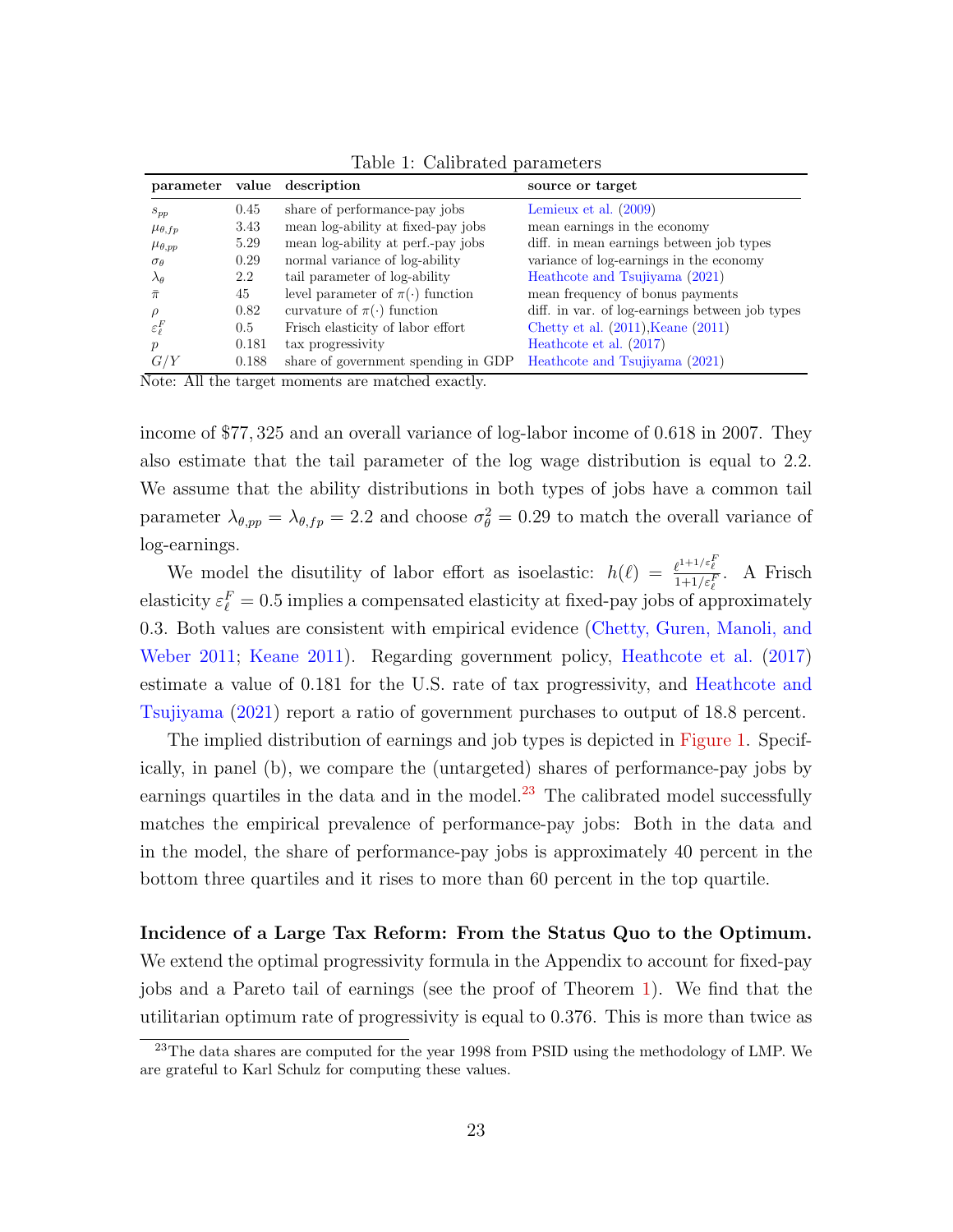Table 1: Calibrated parameters

| parameter | value | description | source or target |
|---|---|---|---|
| $s_{pp}$ | 0.45 | share of performance-pay jobs | Lemieux et al. (2009) |
| $\mu_{\theta,fp}$ | 3.43 | mean log-ability at fixed-pay jobs | mean earnings in the economy |
| $\mu_{\theta,pp}$ | 5.29 | mean log-ability at perf.-pay jobs | diff. in mean earnings between job types |
| $\sigma_\theta$ | 0.29 | normal variance of log-ability | variance of log-earnings in the economy |
| $\lambda_\theta$ | 2.2 | tail parameter of log-ability | Heathcote and Tsujiyama (2021) |
| $\bar{\pi}$ | 45 | level parameter of $\pi(\cdot)$ function | mean frequency of bonus payments |
| $\rho$ | 0.82 | curvature of $\pi(\cdot)$ function | diff. in var. of log-earnings between job types |
| $\varepsilon_\ell^F$ | 0.5 | Frisch elasticity of labor effort | Chetty et al. (2011),Keane (2011) |
| $p$ | 0.181 | tax progressivity | Heathcote et al. (2017) |
| $G/Y$ | 0.188 | share of government spending in GDP | Heathcote and Tsujiyama (2021) |

Note: All the target moments are matched exactly.

income of \$77,325 and an overall variance of log-labor income of 0.618 in 2007. They also estimate that the tail parameter of the log wage distribution is equal to 2.2. We assume that the ability distributions in both types of jobs have a common tail parameter $\lambda_{\theta,pp} = \lambda_{\theta,fp} = 2.2$ and choose $\sigma_\theta^2 = 0.29$ to match the overall variance of log-earnings.

We model the disutility of labor effort as isoelastic: $h(\ell) = \frac{\ell^{1+1/\varepsilon_\ell^F}}{1+1/\varepsilon_\ell^F}$. A Frisch elasticity $\varepsilon_\ell^F = 0.5$ implies a compensated elasticity at fixed-pay jobs of approximately 0.3. Both values are consistent with empirical evidence (Chetty, Guren, Manoli, and Weber 2011; Keane 2011). Regarding government policy, Heathcote et al. (2017) estimate a value of 0.181 for the U.S. rate of tax progressivity, and Heathcote and Tsujiyama (2021) report a ratio of government purchases to output of 18.8 percent.

The implied distribution of earnings and job types is depicted in Figure 1. Specifically, in panel (b), we compare the (untargeted) shares of performance-pay jobs by earnings quartiles in the data and in the model.[23] The calibrated model successfully matches the empirical prevalence of performance-pay jobs: Both in the data and in the model, the share of performance-pay jobs is approximately 40 percent in the bottom three quartiles and it rises to more than 60 percent in the top quartile.

**Incidence of a Large Tax Reform: From the Status Quo to the Optimum.** We extend the optimal progressivity formula in the Appendix to account for fixed-pay jobs and a Pareto tail of earnings (see the proof of Theorem 1). We find that the utilitarian optimum rate of progressivity is equal to 0.376. This is more than twice as

[23] The data shares are computed for the year 1998 from PSID using the methodology of LMP. We are grateful to Karl Schulz for computing these values.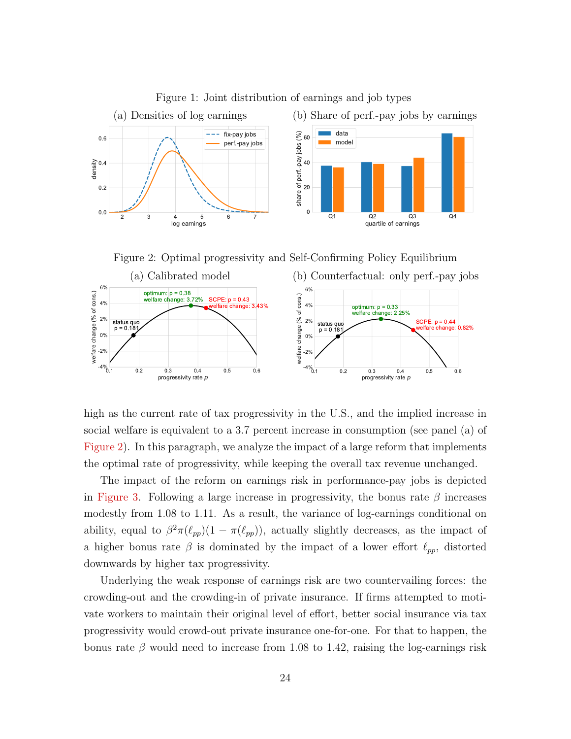Figure 1: Joint distribution of earnings and job types

(a) Densities of log earnings

(b) Share of perf.-pay jobs by earnings

Figure 2: Optimal progressivity and Self-Confirming Policy Equilibrium

(a) Calibrated model

(b) Counterfactual: only perf.-pay jobs

high as the current rate of tax progressivity in the U.S., and the implied increase in social welfare is equivalent to a 3.7 percent increase in consumption (see panel (a) of Figure 2). In this paragraph, we analyze the impact of a large reform that implements the optimal rate of progressivity, while keeping the overall tax revenue unchanged.

The impact of the reform on earnings risk in performance-pay jobs is depicted in Figure 3. Following a large increase in progressivity, the bonus rate $\beta$ increases modestly from 1.08 to 1.11. As a result, the variance of log-earnings conditional on ability, equal to $\beta^2\pi(\ell_{pp})(1-\pi(\ell_{pp}))$, actually slightly decreases, as the impact of a higher bonus rate $\beta$ is dominated by the impact of a lower effort $\ell_{pp}$, distorted downwards by higher tax progressivity.

Underlying the weak response of earnings risk are two countervailing forces: the crowding-out and the crowding-in of private insurance. If firms attempted to motivate workers to maintain their original level of effort, better social insurance via tax progressivity would crowd-out private insurance one-for-one. For that to happen, the bonus rate $\beta$ would need to increase from 1.08 to 1.42, raising the log-earnings risk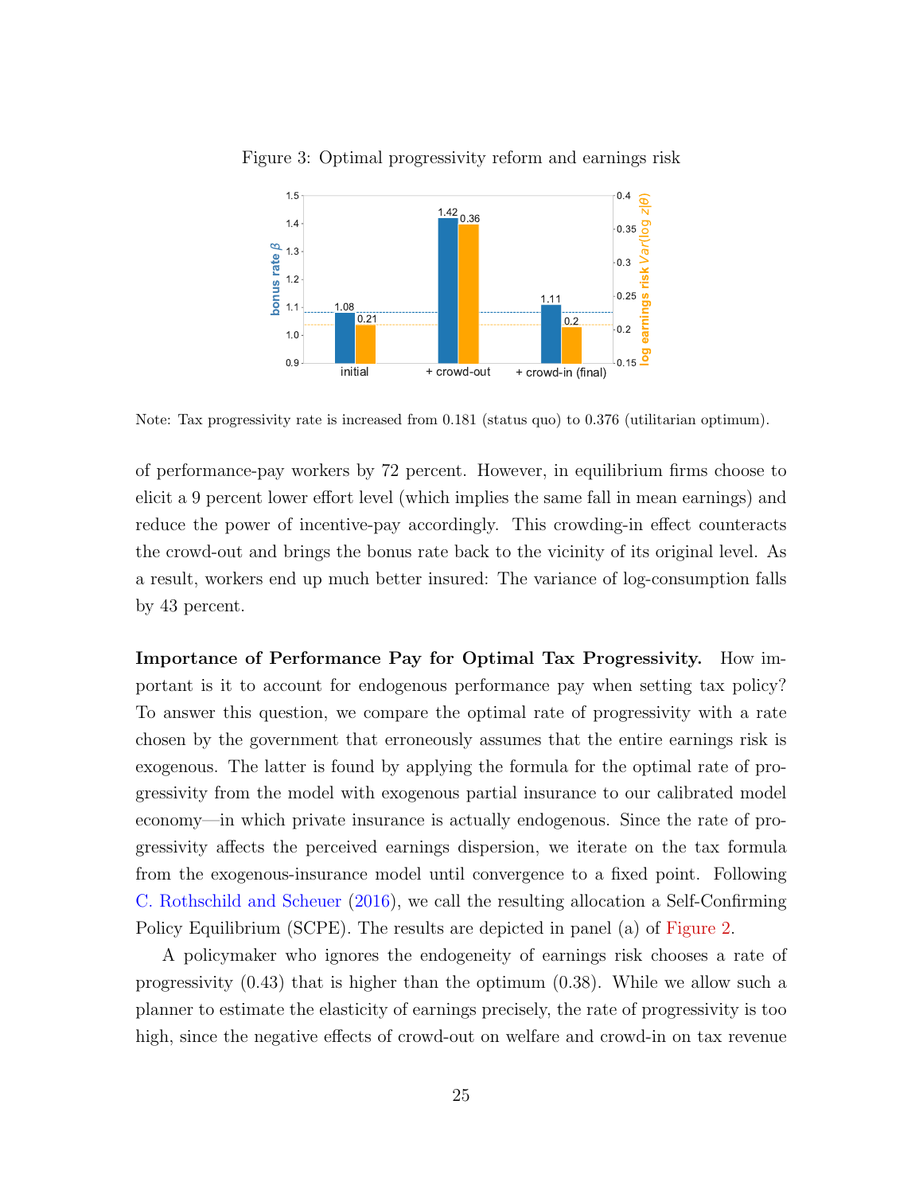Figure 3: Optimal progressivity reform and earnings risk

Note: Tax progressivity rate is increased from 0.181 (status quo) to 0.376 (utilitarian optimum).

of performance-pay workers by 72 percent. However, in equilibrium firms choose to elicit a 9 percent lower effort level (which implies the same fall in mean earnings) and reduce the power of incentive-pay accordingly. This crowding-in effect counteracts the crowd-out and brings the bonus rate back to the vicinity of its original level. As a result, workers end up much better insured: The variance of log-consumption falls by 43 percent.

**Importance of Performance Pay for Optimal Tax Progressivity.** How important is it to account for endogenous performance pay when setting tax policy? To answer this question, we compare the optimal rate of progressivity with a rate chosen by the government that erroneously assumes that the entire earnings risk is exogenous. The latter is found by applying the formula for the optimal rate of progressivity from the model with exogenous partial insurance to our calibrated model economy—in which private insurance is actually endogenous. Since the rate of progressivity affects the perceived earnings dispersion, we iterate on the tax formula from the exogenous-insurance model until convergence to a fixed point. Following C. Rothschild and Scheuer (2016), we call the resulting allocation a Self-Confirming Policy Equilibrium (SCPE). The results are depicted in panel (a) of Figure 2.

A policymaker who ignores the endogeneity of earnings risk chooses a rate of progressivity (0.43) that is higher than the optimum (0.38). While we allow such a planner to estimate the elasticity of earnings precisely, the rate of progressivity is too high, since the negative effects of crowd-out on welfare and crowd-in on tax revenue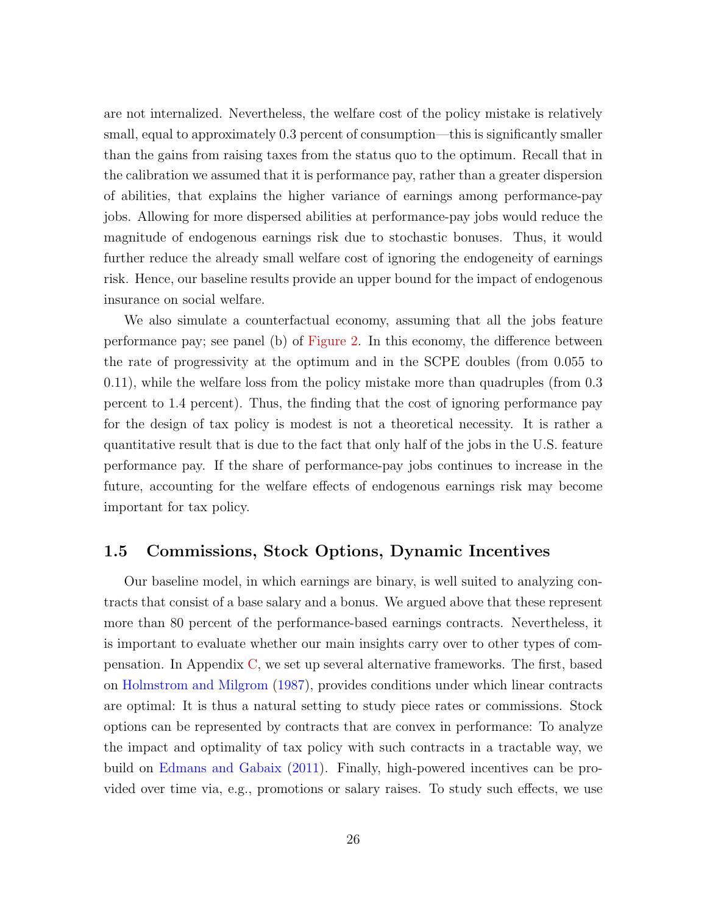are not internalized. Nevertheless, the welfare cost of the policy mistake is relatively small, equal to approximately 0.3 percent of consumption—this is significantly smaller than the gains from raising taxes from the status quo to the optimum. Recall that in the calibration we assumed that it is performance pay, rather than a greater dispersion of abilities, that explains the higher variance of earnings among performance-pay jobs. Allowing for more dispersed abilities at performance-pay jobs would reduce the magnitude of endogenous earnings risk due to stochastic bonuses. Thus, it would further reduce the already small welfare cost of ignoring the endogeneity of earnings risk. Hence, our baseline results provide an upper bound for the impact of endogenous insurance on social welfare.

We also simulate a counterfactual economy, assuming that all the jobs feature performance pay; see panel (b) of Figure 2. In this economy, the difference between the rate of progressivity at the optimum and in the SCPE doubles (from 0.055 to 0.11), while the welfare loss from the policy mistake more than quadruples (from 0.3 percent to 1.4 percent). Thus, the finding that the cost of ignoring performance pay for the design of tax policy is modest is not a theoretical necessity. It is rather a quantitative result that is due to the fact that only half of the jobs in the U.S. feature performance pay. If the share of performance-pay jobs continues to increase in the future, accounting for the welfare effects of endogenous earnings risk may become important for tax policy.

### 1.5 Commissions, Stock Options, Dynamic Incentives

Our baseline model, in which earnings are binary, is well suited to analyzing contracts that consist of a base salary and a bonus. We argued above that these represent more than 80 percent of the performance-based earnings contracts. Nevertheless, it is important to evaluate whether our main insights carry over to other types of compensation. In Appendix C, we set up several alternative frameworks. The first, based on Holmstrom and Milgrom (1987), provides conditions under which linear contracts are optimal: It is thus a natural setting to study piece rates or commissions. Stock options can be represented by contracts that are convex in performance: To analyze the impact and optimality of tax policy with such contracts in a tractable way, we build on Edmans and Gabaix (2011). Finally, high-powered incentives can be provided over time via, e.g., promotions or salary raises. To study such effects, we use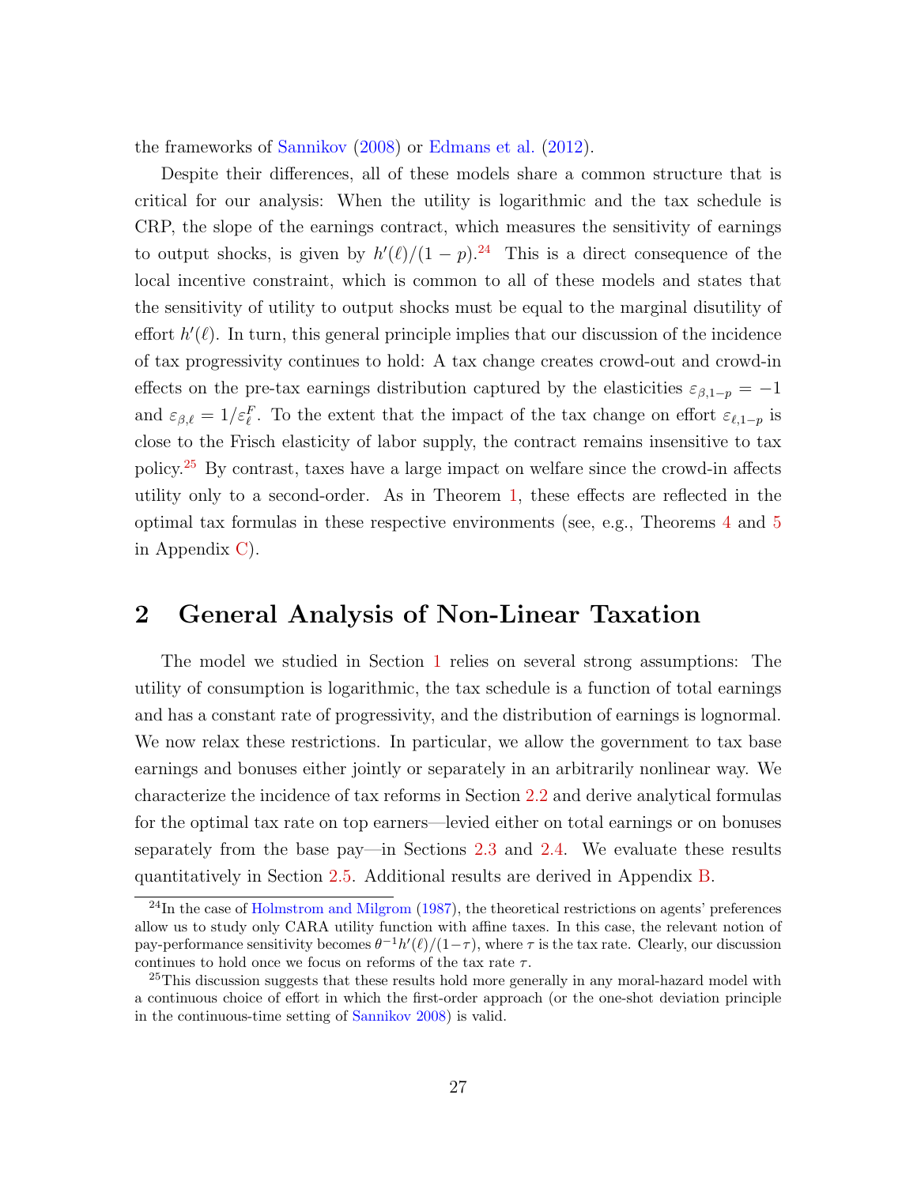the frameworks of Sannikov (2008) or Edmans et al. (2012).

Despite their differences, all of these models share a common structure that is critical for our analysis: When the utility is logarithmic and the tax schedule is CRP, the slope of the earnings contract, which measures the sensitivity of earnings to output shocks, is given by $h'(\ell)/(1-p)$.[24] This is a direct consequence of the local incentive constraint, which is common to all of these models and states that the sensitivity of utility to output shocks must be equal to the marginal disutility of effort $h'(\ell)$. In turn, this general principle implies that our discussion of the incidence of tax progressivity continues to hold: A tax change creates crowd-out and crowd-in effects on the pre-tax earnings distribution captured by the elasticities $\varepsilon_{\beta,1-p} = -1$ and $\varepsilon_{\beta,\ell} = 1/\varepsilon_{\ell}^{F}$. To the extent that the impact of the tax change on effort $\varepsilon_{\ell,1-p}$ is close to the Frisch elasticity of labor supply, the contract remains insensitive to tax policy.[25] By contrast, taxes have a large impact on welfare since the crowd-in affects utility only to a second-order. As in Theorem 1, these effects are reflected in the optimal tax formulas in these respective environments (see, e.g., Theorems 4 and 5 in Appendix C).

# 2 General Analysis of Non-Linear Taxation

The model we studied in Section 1 relies on several strong assumptions: The utility of consumption is logarithmic, the tax schedule is a function of total earnings and has a constant rate of progressivity, and the distribution of earnings is lognormal. We now relax these restrictions. In particular, we allow the government to tax base earnings and bonuses either jointly or separately in an arbitrarily nonlinear way. We characterize the incidence of tax reforms in Section 2.2 and derive analytical formulas for the optimal tax rate on top earners—levied either on total earnings or on bonuses separately from the base pay—in Sections 2.3 and 2.4. We evaluate these results quantitatively in Section 2.5. Additional results are derived in Appendix B.

[24] In the case of Holmstrom and Milgrom (1987), the theoretical restrictions on agents' preferences allow us to study only CARA utility function with affine taxes. In this case, the relevant notion of pay-performance sensitivity becomes $\theta^{-1}h'(\ell)/(1-\tau)$, where $\tau$ is the tax rate. Clearly, our discussion continues to hold once we focus on reforms of the tax rate $\tau$.

[25] This discussion suggests that these results hold more generally in any moral-hazard model with a continuous choice of effort in which the first-order approach (or the one-shot deviation principle in the continuous-time setting of Sannikov 2008) is valid.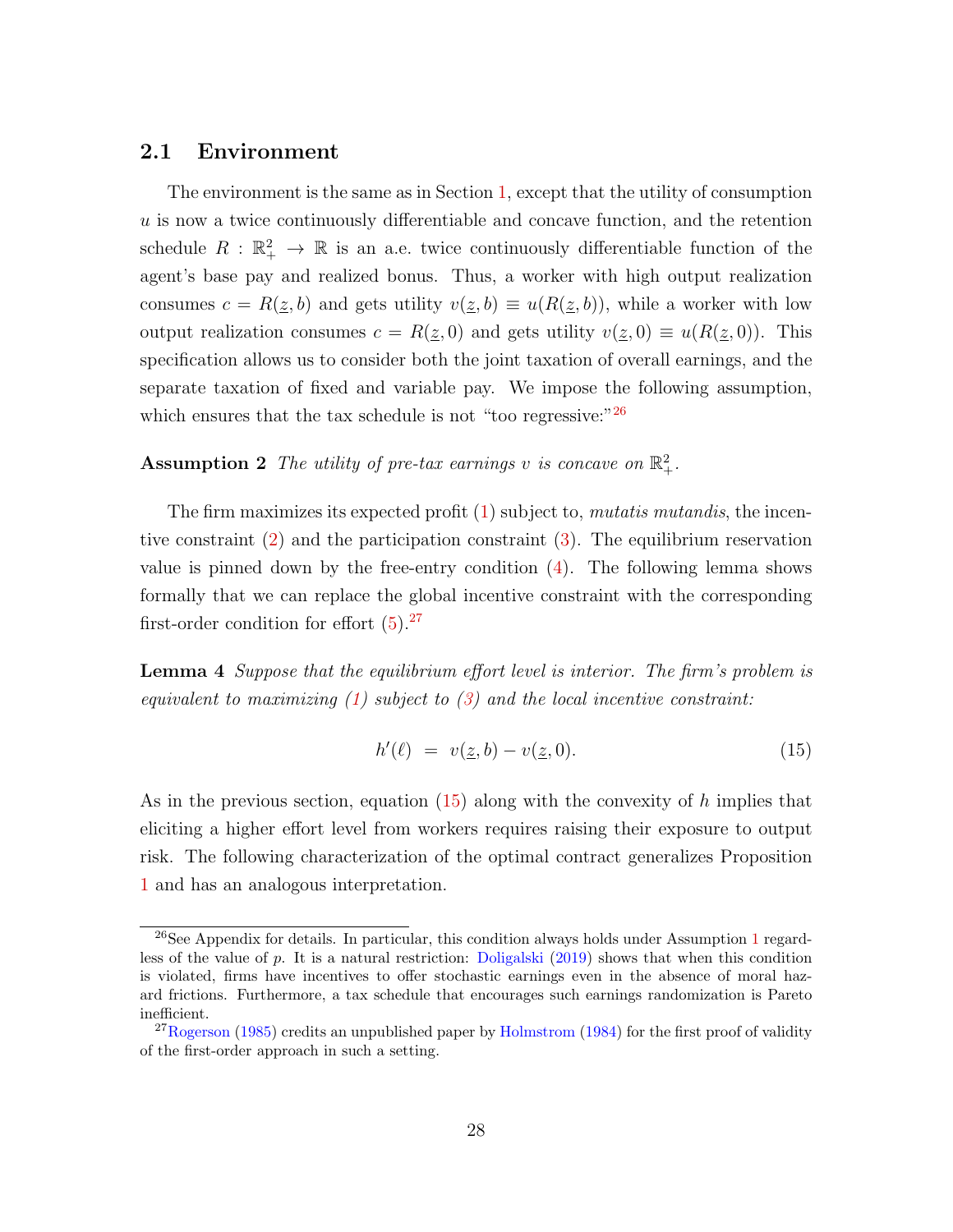## 2.1 Environment

The environment is the same as in Section 1, except that the utility of consumption $u$ is now a twice continuously differentiable and concave function, and the retention schedule $R : \mathbb{R}^2_+ \to \mathbb{R}$ is an a.e. twice continuously differentiable function of the agent's base pay and realized bonus. Thus, a worker with high output realization consumes $c = R(\underline{z}, b)$ and gets utility $v(\underline{z}, b) \equiv u(R(\underline{z}, b))$, while a worker with low output realization consumes $c = R(\underline{z}, 0)$ and gets utility $v(\underline{z}, 0) \equiv u(R(\underline{z}, 0))$. This specification allows us to consider both the joint taxation of overall earnings, and the separate taxation of fixed and variable pay. We impose the following assumption, which ensures that the tax schedule is not "too regressive:"[26]

**Assumption 2** *The utility of pre-tax earnings $v$ is concave on $\mathbb{R}^2_+$.*

The firm maximizes its expected profit (1) subject to, *mutatis mutandis*, the incentive constraint (2) and the participation constraint (3). The equilibrium reservation value is pinned down by the free-entry condition (4). The following lemma shows formally that we can replace the global incentive constraint with the corresponding first-order condition for effort (5).[27]

**Lemma 4** *Suppose that the equilibrium effort level is interior. The firm's problem is equivalent to maximizing (1) subject to (3) and the local incentive constraint:*

$$h'(\ell) \;=\; v(\underline{z}, b) - v(\underline{z}, 0). \tag{15}$$

As in the previous section, equation (15) along with the convexity of $h$ implies that eliciting a higher effort level from workers requires raising their exposure to output risk. The following characterization of the optimal contract generalizes Proposition 1 and has an analogous interpretation.

[26] See Appendix for details. In particular, this condition always holds under Assumption 1 regardless of the value of $p$. It is a natural restriction: Doligalski (2019) shows that when this condition is violated, firms have incentives to offer stochastic earnings even in the absence of moral hazard frictions. Furthermore, a tax schedule that encourages such earnings randomization is Pareto inefficient.

[27] Rogerson (1985) credits an unpublished paper by Holmstrom (1984) for the first proof of validity of the first-order approach in such a setting.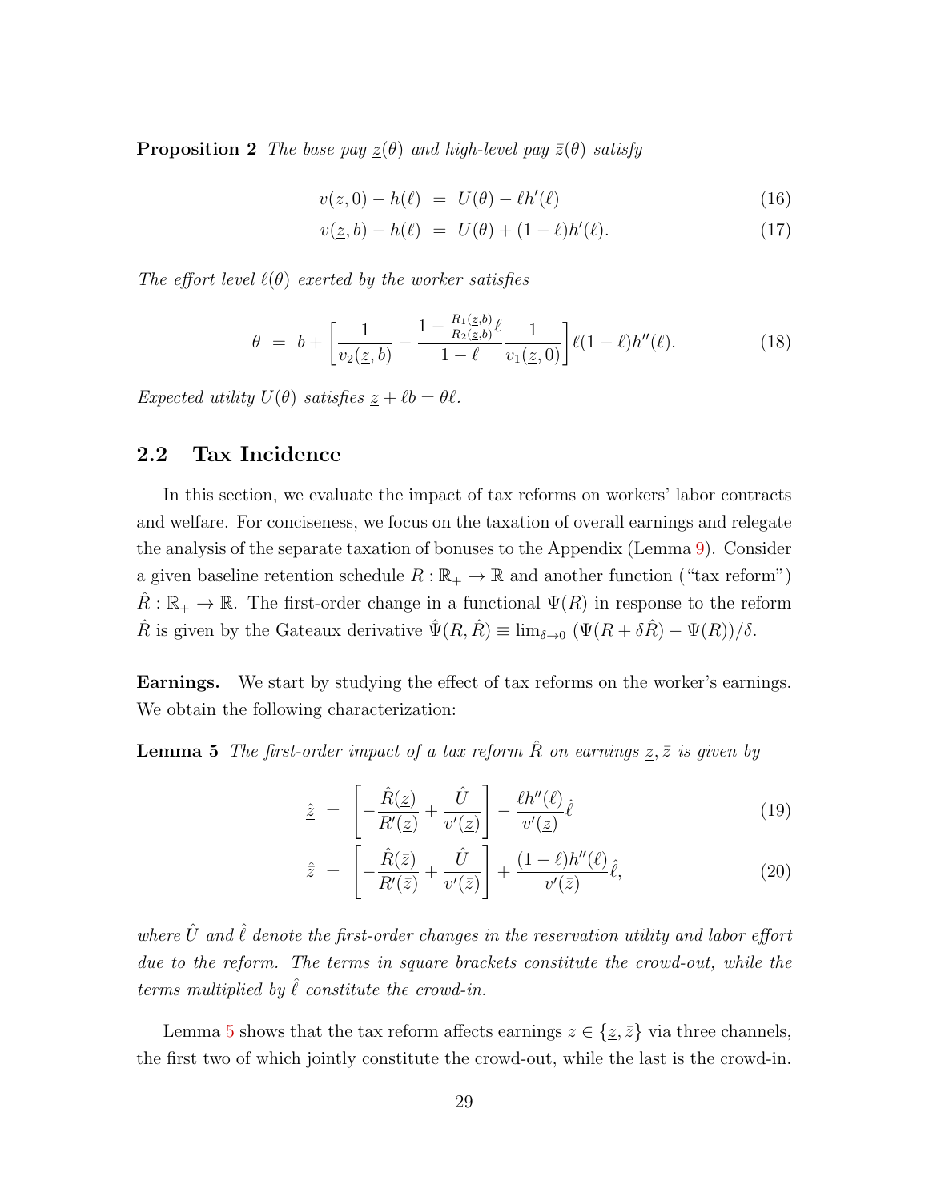**Proposition 2** *The base pay $\underline{z}(\theta)$ and high-level pay $\bar{z}(\theta)$ satisfy*

$$v(\underline{z}, 0) - h(\ell) \;=\; U(\theta) - \ell h'(\ell) \tag{16}$$

$$v(\underline{z}, b) - h(\ell) \;=\; U(\theta) + (1-\ell) h'(\ell). \tag{17}$$

*The effort level $\ell(\theta)$ exerted by the worker satisfies*

$$\theta \;=\; b + \left[ \frac{1}{v_2(\underline{z}, b)} - \frac{1 - \frac{R_1(\underline{z},b)}{R_2(\underline{z},b)}\ell}{1-\ell} \frac{1}{v_1(\underline{z}, 0)} \right] \ell (1-\ell) h''(\ell). \tag{18}$$

*Expected utility $U(\theta)$ satisfies $\underline{z} + \ell b = \theta \ell$.*

## 2.2 Tax Incidence

In this section, we evaluate the impact of tax reforms on workers' labor contracts and welfare. For conciseness, we focus on the taxation of overall earnings and relegate the analysis of the separate taxation of bonuses to the Appendix (Lemma 9). Consider a given baseline retention schedule $R : \mathbb{R}_+ \to \mathbb{R}$ and another function ("tax reform") $\hat{R} : \mathbb{R}_+ \to \mathbb{R}$. The first-order change in a functional $\Psi(R)$ in response to the reform $\hat{R}$ is given by the Gateaux derivative $\hat{\Psi}(R, \hat{R}) \equiv \lim_{\delta \to 0} \left( \Psi(R + \delta \hat{R}) - \Psi(R) \right) / \delta$.

**Earnings.** We start by studying the effect of tax reforms on the worker's earnings. We obtain the following characterization:

**Lemma 5** *The first-order impact of a tax reform $\hat{R}$ on earnings $\underline{z}, \bar{z}$ is given by*

$$\hat{\underline{z}} \;=\; \left[ -\frac{\hat{R}(\underline{z})}{R'(\underline{z})} + \frac{\hat{U}}{v'(\underline{z})} \right] - \frac{\ell h''(\ell)}{v'(\underline{z})} \hat{\ell} \tag{19}$$

$$\hat{\bar{z}} \;=\; \left[ -\frac{\hat{R}(\bar{z})}{R'(\bar{z})} + \frac{\hat{U}}{v'(\bar{z})} \right] + \frac{(1-\ell) h''(\ell)}{v'(\bar{z})} \hat{\ell}, \tag{20}$$

*where $\hat{U}$ and $\hat{\ell}$ denote the first-order changes in the reservation utility and labor effort due to the reform. The terms in square brackets constitute the crowd-out, while the terms multiplied by $\hat{\ell}$ constitute the crowd-in.*

Lemma 5 shows that the tax reform affects earnings $z \in \{\underline{z}, \bar{z}\}$ via three channels, the first two of which jointly constitute the crowd-out, while the last is the crowd-in.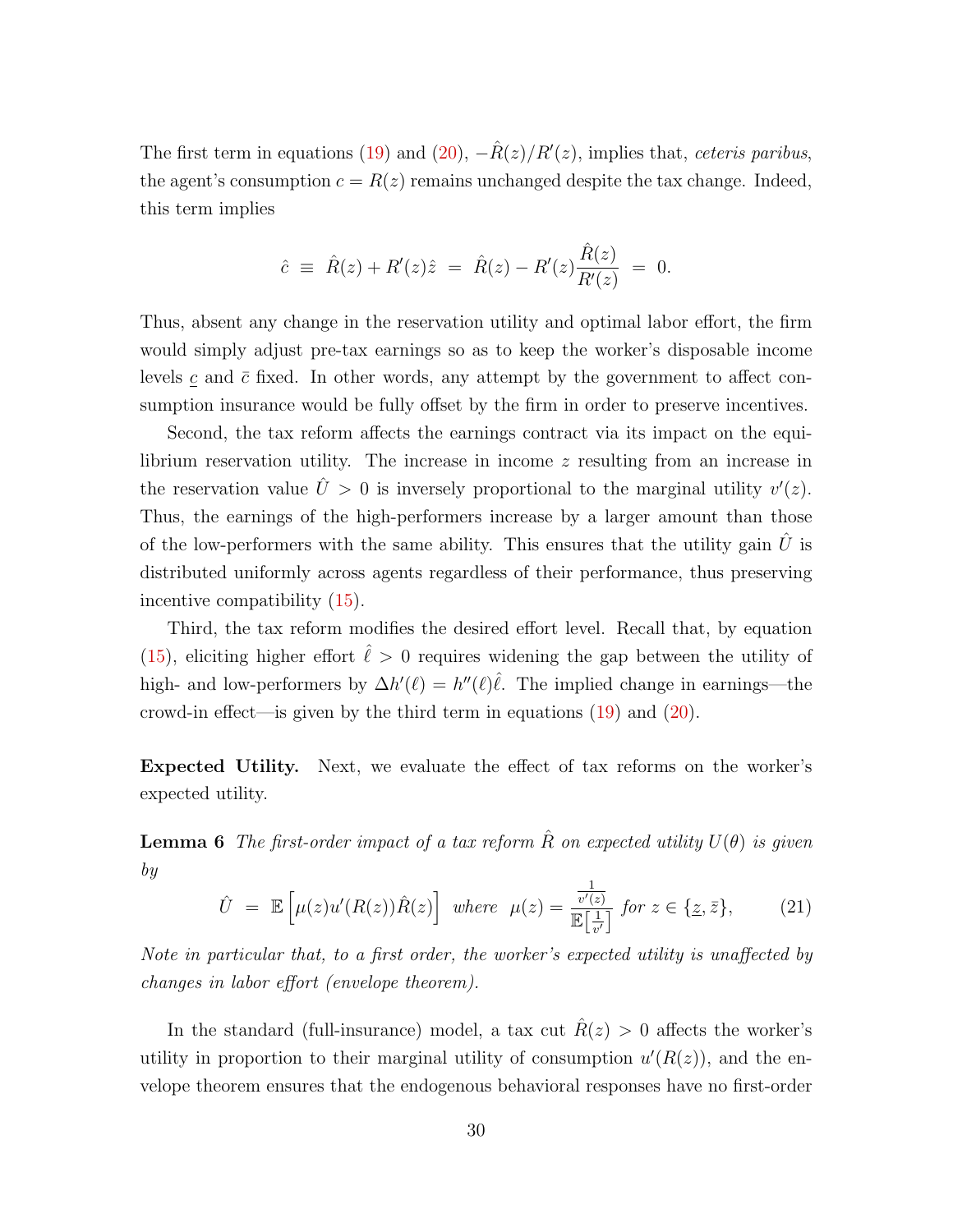The first term in equations (19) and (20), $-\hat{R}(z)/R'(z)$, implies that, *ceteris paribus*, the agent's consumption $c = R(z)$ remains unchanged despite the tax change. Indeed, this term implies

$$\hat{c} \;\equiv\; \hat{R}(z) + R'(z)\hat{z} \;=\; \hat{R}(z) - R'(z)\frac{\hat{R}(z)}{R'(z)} \;=\; 0.$$

Thus, absent any change in the reservation utility and optimal labor effort, the firm would simply adjust pre-tax earnings so as to keep the worker's disposable income levels $\underline{c}$ and $\bar{c}$ fixed. In other words, any attempt by the government to affect consumption insurance would be fully offset by the firm in order to preserve incentives.

Second, the tax reform affects the earnings contract via its impact on the equilibrium reservation utility. The increase in income $z$ resulting from an increase in the reservation value $\hat{U} > 0$ is inversely proportional to the marginal utility $v'(z)$. Thus, the earnings of the high-performers increase by a larger amount than those of the low-performers with the same ability. This ensures that the utility gain $\hat{U}$ is distributed uniformly across agents regardless of their performance, thus preserving incentive compatibility (15).

Third, the tax reform modifies the desired effort level. Recall that, by equation (15), eliciting higher effort $\hat{\ell} > 0$ requires widening the gap between the utility of high- and low-performers by $\Delta h'(\ell) = h''(\ell)\hat{\ell}$. The implied change in earnings—the crowd-in effect—is given by the third term in equations (19) and (20).

**Expected Utility.** Next, we evaluate the effect of tax reforms on the worker's expected utility.

**Lemma 6** *The first-order impact of a tax reform $\hat{R}$ on expected utility $U(\theta)$ is given by*

$$\hat{U} \;=\; \mathbb{E}\left[\mu(z)u'(R(z))\hat{R}(z)\right] \;\; \text{where} \;\; \mu(z) = \frac{\frac{1}{v'(z)}}{\mathbb{E}\left[\frac{1}{v'}\right]} \;\text{for}\; z \in \{\underline{z}, \bar{z}\}, \tag{21}$$

*Note in particular that, to a first order, the worker's expected utility is unaffected by changes in labor effort (envelope theorem).*

In the standard (full-insurance) model, a tax cut $\hat{R}(z) > 0$ affects the worker's utility in proportion to their marginal utility of consumption $u'(R(z))$, and the envelope theorem ensures that the endogenous behavioral responses have no first-order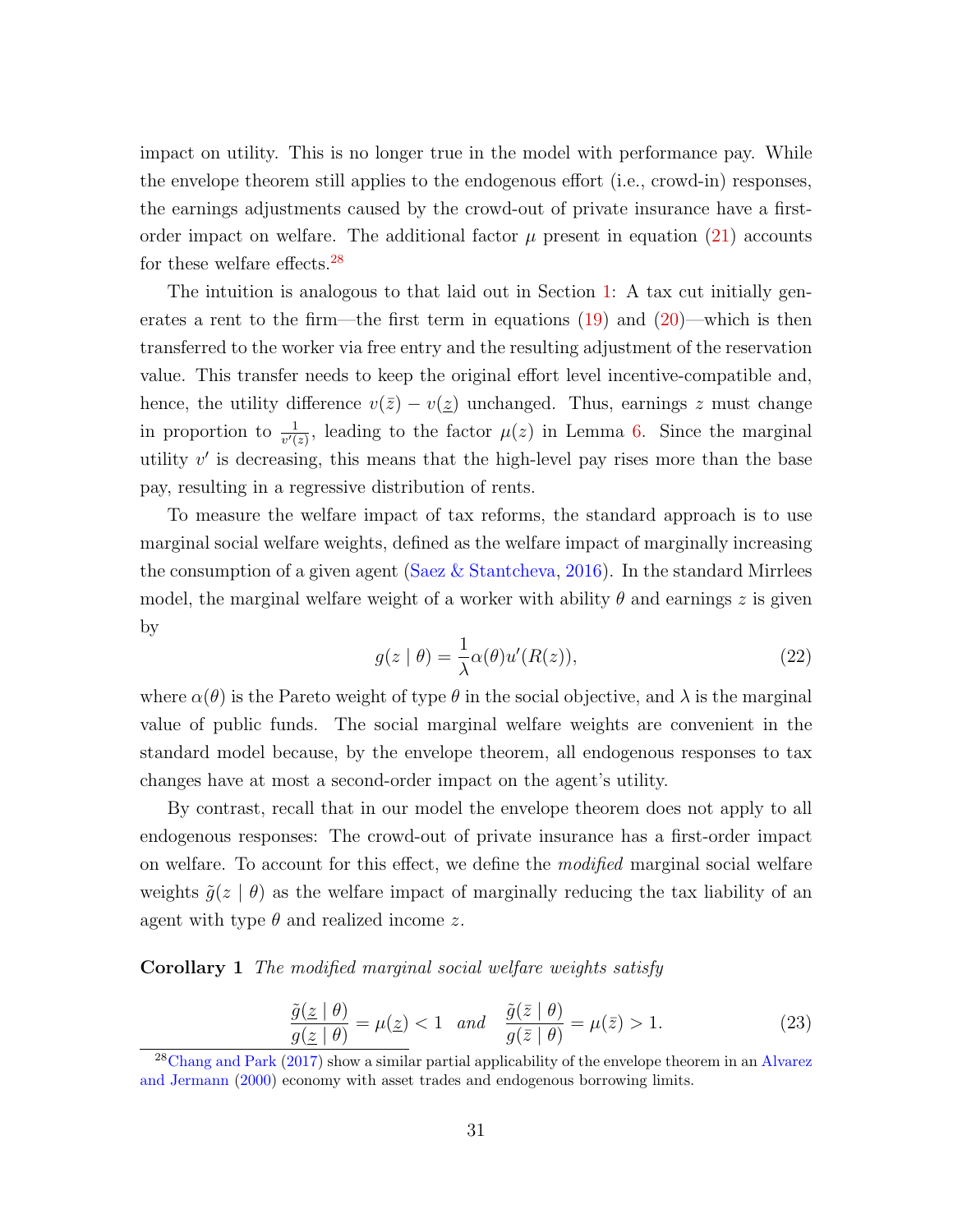impact on utility. This is no longer true in the model with performance pay. While the envelope theorem still applies to the endogenous effort (i.e., crowd-in) responses, the earnings adjustments caused by the crowd-out of private insurance have a first-order impact on welfare. The additional factor $\mu$ present in equation (21) accounts for these welfare effects.[28]

The intuition is analogous to that laid out in Section 1: A tax cut initially generates a rent to the firm—the first term in equations (19) and (20)—which is then transferred to the worker via free entry and the resulting adjustment of the reservation value. This transfer needs to keep the original effort level incentive-compatible and, hence, the utility difference $v(\bar{z}) - v(\underline{z})$ unchanged. Thus, earnings $z$ must change in proportion to $\frac{1}{v'(z)}$, leading to the factor $\mu(z)$ in Lemma 6. Since the marginal utility $v'$ is decreasing, this means that the high-level pay rises more than the base pay, resulting in a regressive distribution of rents.

To measure the welfare impact of tax reforms, the standard approach is to use marginal social welfare weights, defined as the welfare impact of marginally increasing the consumption of a given agent (Saez & Stantcheva, 2016). In the standard Mirrlees model, the marginal welfare weight of a worker with ability $\theta$ and earnings $z$ is given by

$$g(z \mid \theta) = \frac{1}{\lambda}\alpha(\theta)u'(R(z)), \tag{22}$$

where $\alpha(\theta)$ is the Pareto weight of type $\theta$ in the social objective, and $\lambda$ is the marginal value of public funds. The social marginal welfare weights are convenient in the standard model because, by the envelope theorem, all endogenous responses to tax changes have at most a second-order impact on the agent's utility.

By contrast, recall that in our model the envelope theorem does not apply to all endogenous responses: The crowd-out of private insurance has a first-order impact on welfare. To account for this effect, we define the *modified* marginal social welfare weights $\tilde{g}(z \mid \theta)$ as the welfare impact of marginally reducing the tax liability of an agent with type $\theta$ and realized income $z$.

**Corollary 1** *The modified marginal social welfare weights satisfy*

$$\frac{\tilde{g}(\underline{z} \mid \theta)}{g(\underline{z} \mid \theta)} = \mu(\underline{z}) < 1 \quad \text{and} \quad \frac{\tilde{g}(\bar{z} \mid \theta)}{g(\bar{z} \mid \theta)} = \mu(\bar{z}) > 1. \tag{23}$$

[28] Chang and Park (2017) show a similar partial applicability of the envelope theorem in an Alvarez and Jermann (2000) economy with asset trades and endogenous borrowing limits.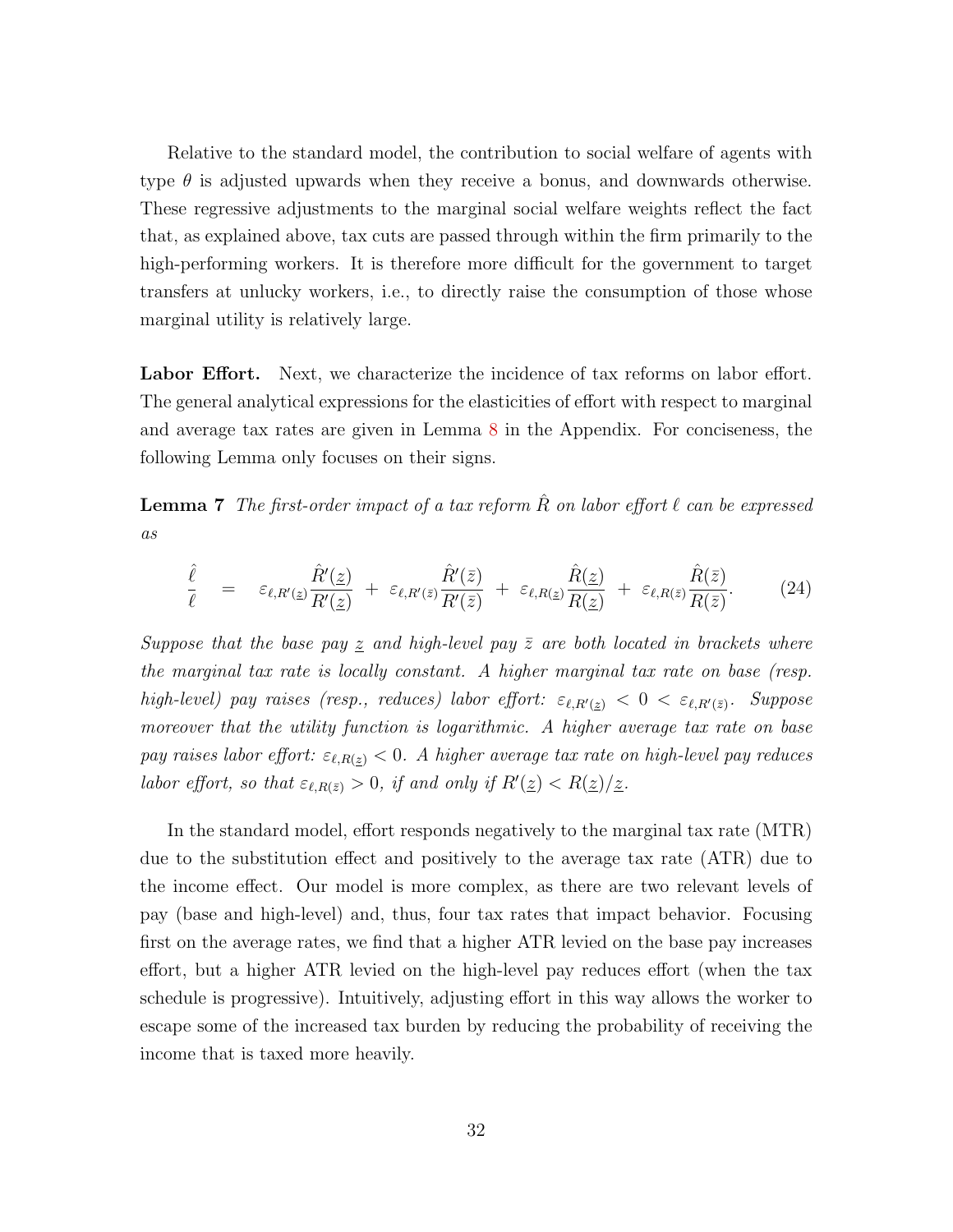Relative to the standard model, the contribution to social welfare of agents with type $\theta$ is adjusted upwards when they receive a bonus, and downwards otherwise. These regressive adjustments to the marginal social welfare weights reflect the fact that, as explained above, tax cuts are passed through within the firm primarily to the high-performing workers. It is therefore more difficult for the government to target transfers at unlucky workers, i.e., to directly raise the consumption of those whose marginal utility is relatively large.

**Labor Effort.** Next, we characterize the incidence of tax reforms on labor effort. The general analytical expressions for the elasticities of effort with respect to marginal and average tax rates are given in Lemma 8 in the Appendix. For conciseness, the following Lemma only focuses on their signs.

**Lemma 7** *The first-order impact of a tax reform $\hat{R}$ on labor effort $\ell$ can be expressed as*

$$\frac{\hat{\ell}}{\ell} \quad = \quad \varepsilon_{\ell,R'(\underline{z})}\frac{\hat{R}'(\underline{z})}{R'(\underline{z})} \;+\; \varepsilon_{\ell,R'(\bar{z})}\frac{\hat{R}'(\bar{z})}{R'(\bar{z})} \;+\; \varepsilon_{\ell,R(\underline{z})}\frac{\hat{R}(\underline{z})}{R(\underline{z})} \;+\; \varepsilon_{\ell,R(\bar{z})}\frac{\hat{R}(\bar{z})}{R(\bar{z})}. \qquad (24)$$

*Suppose that the base pay $\underline{z}$ and high-level pay $\bar{z}$ are both located in brackets where the marginal tax rate is locally constant. A higher marginal tax rate on base (resp. high-level) pay raises (resp., reduces) labor effort: $\varepsilon_{\ell,R'(\underline{z})} < 0 < \varepsilon_{\ell,R'(\bar{z})}$. Suppose moreover that the utility function is logarithmic. A higher average tax rate on base pay raises labor effort: $\varepsilon_{\ell,R(\underline{z})} < 0$. A higher average tax rate on high-level pay reduces labor effort, so that $\varepsilon_{\ell,R(\bar{z})} > 0$, if and only if $R'(\underline{z}) < R(\underline{z})/\underline{z}$.*

In the standard model, effort responds negatively to the marginal tax rate (MTR) due to the substitution effect and positively to the average tax rate (ATR) due to the income effect. Our model is more complex, as there are two relevant levels of pay (base and high-level) and, thus, four tax rates that impact behavior. Focusing first on the average rates, we find that a higher ATR levied on the base pay increases effort, but a higher ATR levied on the high-level pay reduces effort (when the tax schedule is progressive). Intuitively, adjusting effort in this way allows the worker to escape some of the increased tax burden by reducing the probability of receiving the income that is taxed more heavily.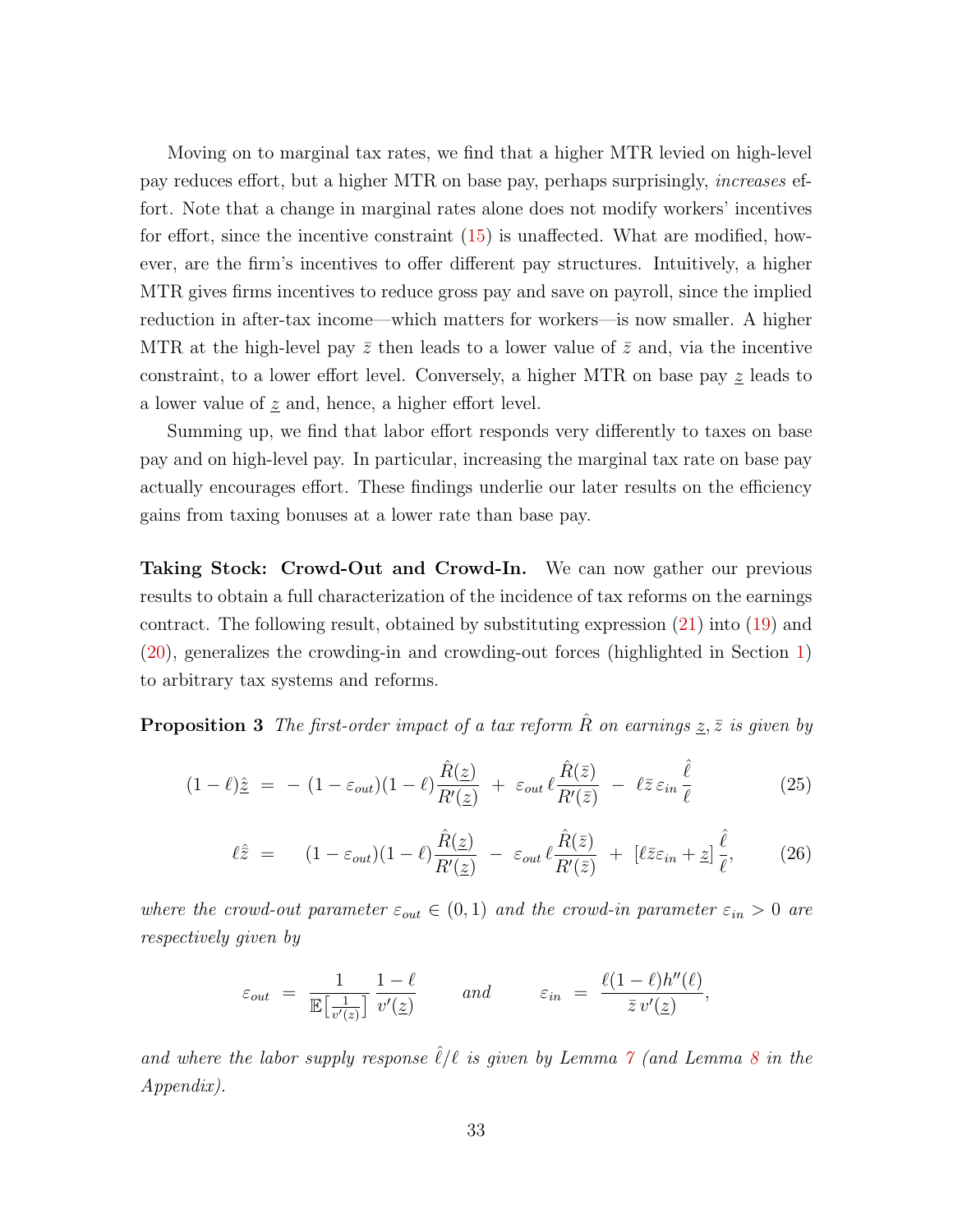Moving on to marginal tax rates, we find that a higher MTR levied on high-level pay reduces effort, but a higher MTR on base pay, perhaps surprisingly, *increases* effort. Note that a change in marginal rates alone does not modify workers' incentives for effort, since the incentive constraint (15) is unaffected. What are modified, however, are the firm's incentives to offer different pay structures. Intuitively, a higher MTR gives firms incentives to reduce gross pay and save on payroll, since the implied reduction in after-tax income—which matters for workers—is now smaller. A higher MTR at the high-level pay $\bar{z}$ then leads to a lower value of $\bar{z}$ and, via the incentive constraint, to a lower effort level. Conversely, a higher MTR on base pay $\underline{z}$ leads to a lower value of $\underline{z}$ and, hence, a higher effort level.

Summing up, we find that labor effort responds very differently to taxes on base pay and on high-level pay. In particular, increasing the marginal tax rate on base pay actually encourages effort. These findings underlie our later results on the efficiency gains from taxing bonuses at a lower rate than base pay.

**Taking Stock: Crowd-Out and Crowd-In.** We can now gather our previous results to obtain a full characterization of the incidence of tax reforms on the earnings contract. The following result, obtained by substituting expression (21) into (19) and (20), generalizes the crowding-in and crowding-out forces (highlighted in Section 1) to arbitrary tax systems and reforms.

**Proposition 3** *The first-order impact of a tax reform $\hat{R}$ on earnings $\underline{z}, \bar{z}$ is given by*

$$(1-\ell)\hat{\underline{z}} \;=\; -\,(1-\varepsilon_{out})(1-\ell)\frac{\hat{R}(\underline{z})}{R'(\underline{z})} \;+\; \varepsilon_{out}\,\ell\frac{\hat{R}(\bar{z})}{R'(\bar{z})} \;-\; \ell\bar{z}\,\varepsilon_{in}\,\frac{\hat{\ell}}{\ell} \tag{25}$$

$$\ell\hat{\bar{z}} \;=\; \quad (1-\varepsilon_{out})(1-\ell)\frac{\hat{R}(\underline{z})}{R'(\underline{z})} \;-\; \varepsilon_{out}\,\ell\frac{\hat{R}(\bar{z})}{R'(\bar{z})} \;+\; \left[\ell\bar{z}\varepsilon_{in}+\underline{z}\right]\frac{\hat{\ell}}{\ell}, \tag{26}$$

*where the crowd-out parameter $\varepsilon_{out} \in (0,1)$ and the crowd-in parameter $\varepsilon_{in} > 0$ are respectively given by*

$$\varepsilon_{out} \;=\; \frac{1}{\mathbb{E}\left[\frac{1}{v'(z)}\right]}\,\frac{1-\ell}{v'(\underline{z})} \qquad \text{and} \qquad \varepsilon_{in} \;=\; \frac{\ell(1-\ell)h''(\ell)}{\bar{z}\,v'(\underline{z})},$$

*and where the labor supply response $\hat{\ell}/\ell$ is given by Lemma 7 (and Lemma 8 in the Appendix).*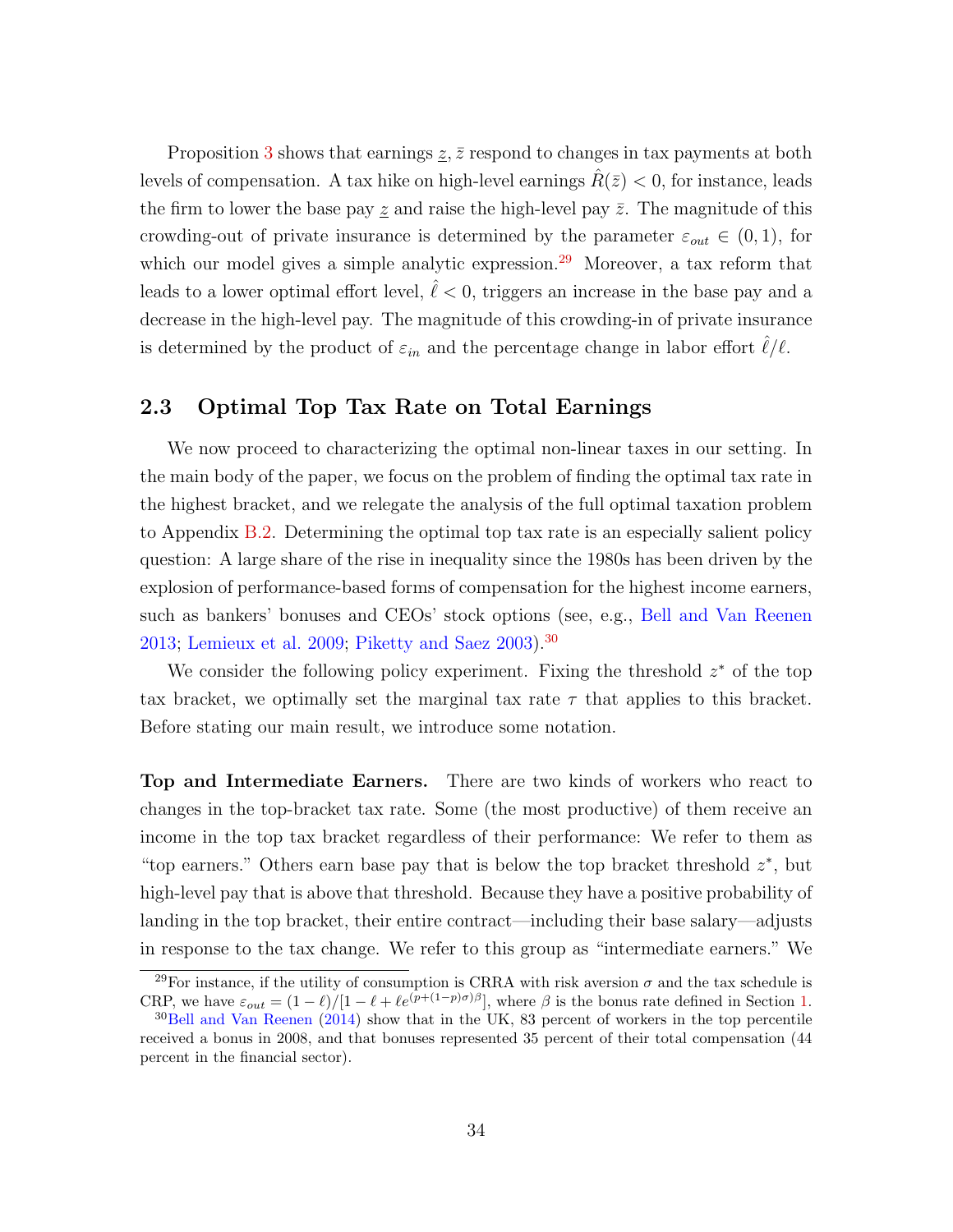Proposition 3 shows that earnings $\underline{z}$, $\bar{z}$ respond to changes in tax payments at both levels of compensation. A tax hike on high-level earnings $\hat{R}(\bar{z}) < 0$, for instance, leads the firm to lower the base pay $\underline{z}$ and raise the high-level pay $\bar{z}$. The magnitude of this crowding-out of private insurance is determined by the parameter $\varepsilon_{out} \in (0, 1)$, for which our model gives a simple analytic expression.[29] Moreover, a tax reform that leads to a lower optimal effort level, $\hat{\ell} < 0$, triggers an increase in the base pay and a decrease in the high-level pay. The magnitude of this crowding-in of private insurance is determined by the product of $\varepsilon_{in}$ and the percentage change in labor effort $\hat{\ell}/\ell$.

## 2.3 Optimal Top Tax Rate on Total Earnings

We now proceed to characterizing the optimal non-linear taxes in our setting. In the main body of the paper, we focus on the problem of finding the optimal tax rate in the highest bracket, and we relegate the analysis of the full optimal taxation problem to Appendix B.2. Determining the optimal top tax rate is an especially salient policy question: A large share of the rise in inequality since the 1980s has been driven by the explosion of performance-based forms of compensation for the highest income earners, such as bankers' bonuses and CEOs' stock options (see, e.g., Bell and Van Reenen 2013; Lemieux et al. 2009; Piketty and Saez 2003).[30]

We consider the following policy experiment. Fixing the threshold $z^*$ of the top tax bracket, we optimally set the marginal tax rate $\tau$ that applies to this bracket. Before stating our main result, we introduce some notation.

**Top and Intermediate Earners.** There are two kinds of workers who react to changes in the top-bracket tax rate. Some (the most productive) of them receive an income in the top tax bracket regardless of their performance: We refer to them as "top earners." Others earn base pay that is below the top bracket threshold $z^*$, but high-level pay that is above that threshold. Because they have a positive probability of landing in the top bracket, their entire contract—including their base salary—adjusts in response to the tax change. We refer to this group as "intermediate earners." We

[29] For instance, if the utility of consumption is CRRA with risk aversion $\sigma$ and the tax schedule is CRP, we have $\varepsilon_{out} = (1 - \ell)/[1 - \ell + \ell e^{(p+(1-p)\sigma)\beta}]$, where $\beta$ is the bonus rate defined in Section 1.

[30] Bell and Van Reenen (2014) show that in the UK, 83 percent of workers in the top percentile received a bonus in 2008, and that bonuses represented 35 percent of their total compensation (44 percent in the financial sector).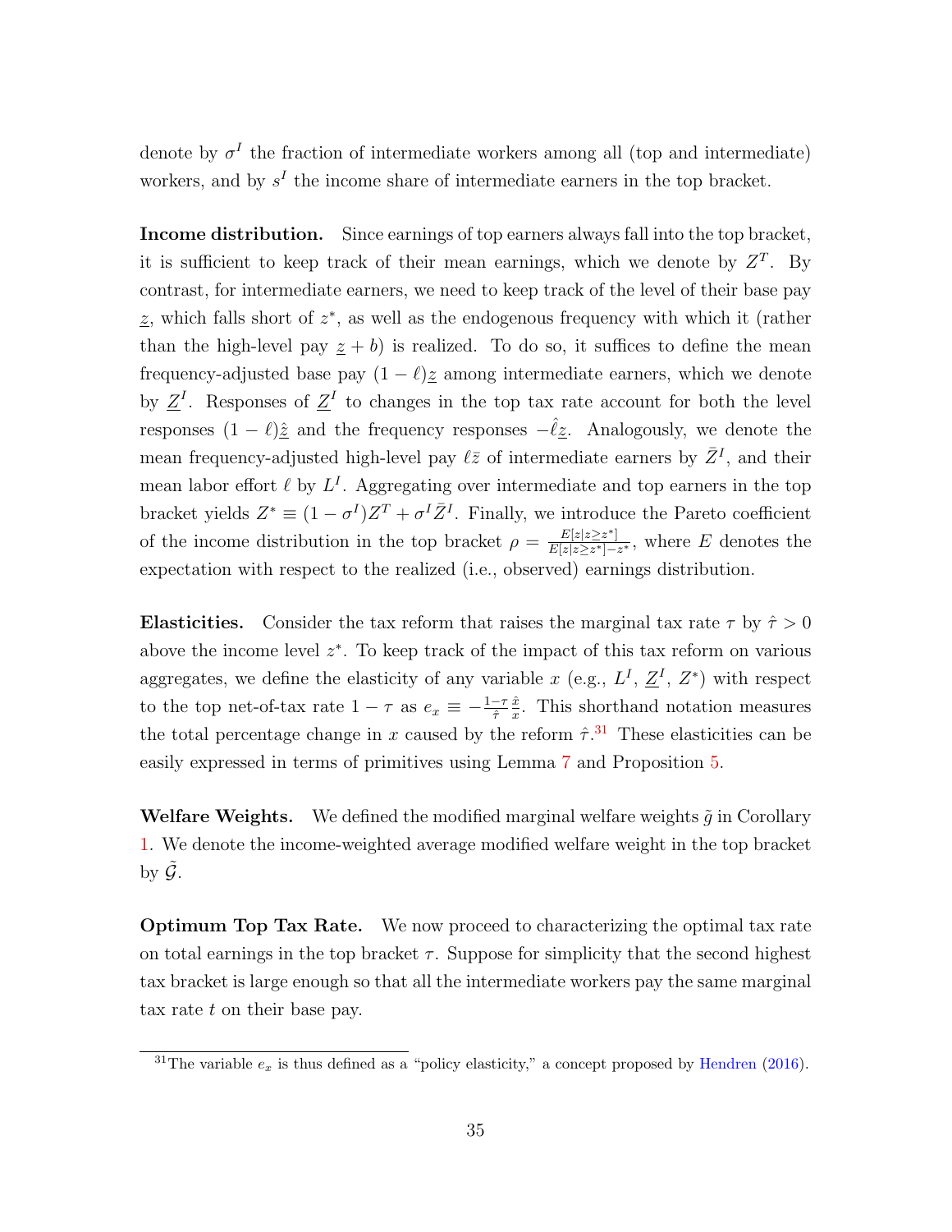denote by $\sigma^I$ the fraction of intermediate workers among all (top and intermediate) workers, and by $s^I$ the income share of intermediate earners in the top bracket.

**Income distribution.** Since earnings of top earners always fall into the top bracket, it is sufficient to keep track of their mean earnings, which we denote by $Z^T$. By contrast, for intermediate earners, we need to keep track of the level of their base pay $\underline{z}$, which falls short of $z^*$, as well as the endogenous frequency with which it (rather than the high-level pay $\underline{z} + b$) is realized. To do so, it suffices to define the mean frequency-adjusted base pay $(1 - \ell)\underline{z}$ among intermediate earners, which we denote by $\underline{Z}^I$. Responses of $\underline{Z}^I$ to changes in the top tax rate account for both the level responses $(1 - \ell)\hat{\underline{z}}$ and the frequency responses $-\hat{\ell}\underline{z}$. Analogously, we denote the mean frequency-adjusted high-level pay $\ell\bar{z}$ of intermediate earners by $\bar{Z}^I$, and their mean labor effort $\ell$ by $L^I$. Aggregating over intermediate and top earners in the top bracket yields $Z^* \equiv (1 - \sigma^I)Z^T + \sigma^I \bar{Z}^I$. Finally, we introduce the Pareto coefficient of the income distribution in the top bracket $\rho = \frac{E[z|z \geq z^*]}{E[z|z \geq z^*] - z^*}$, where $E$ denotes the expectation with respect to the realized (i.e., observed) earnings distribution.

**Elasticities.** Consider the tax reform that raises the marginal tax rate $\tau$ by $\hat{\tau} > 0$ above the income level $z^*$. To keep track of the impact of this tax reform on various aggregates, we define the elasticity of any variable $x$ (e.g., $L^I$, $\underline{Z}^I$, $Z^*$) with respect to the top net-of-tax rate $1 - \tau$ as $e_x \equiv -\frac{1-\tau}{\hat{\tau}} \frac{\hat{x}}{x}$. This shorthand notation measures the total percentage change in $x$ caused by the reform $\hat{\tau}$.[31] These elasticities can be easily expressed in terms of primitives using Lemma 7 and Proposition 5.

**Welfare Weights.** We defined the modified marginal welfare weights $\tilde{g}$ in Corollary 1. We denote the income-weighted average modified welfare weight in the top bracket by $\tilde{\mathcal{G}}$.

**Optimum Top Tax Rate.** We now proceed to characterizing the optimal tax rate on total earnings in the top bracket $\tau$. Suppose for simplicity that the second highest tax bracket is large enough so that all the intermediate workers pay the same marginal tax rate $t$ on their base pay.

[31]The variable $e_x$ is thus defined as a "policy elasticity," a concept proposed by Hendren (2016).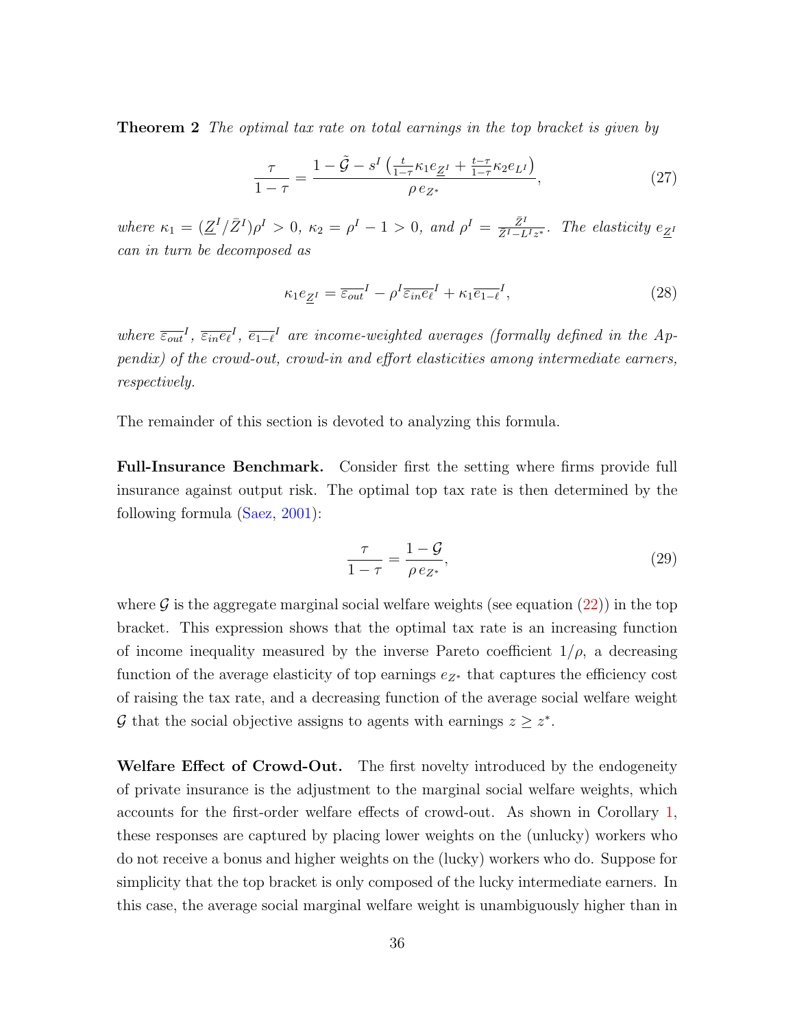**Theorem 2** *The optimal tax rate on total earnings in the top bracket is given by*

$$\frac{\tau}{1-\tau} = \frac{1 - \tilde{\mathcal{G}} - s^I \left( \frac{t}{1-\tau} \kappa_1 e_{\underline{Z}^I} + \frac{t-\tau}{1-\tau} \kappa_2 e_{L^I} \right)}{\rho \, e_{Z^*}}, \tag{27}$$

*where* $\kappa_1 = (\underline{Z}^I / \bar{Z}^I)\rho^I > 0$, $\kappa_2 = \rho^I - 1 > 0$, *and* $\rho^I = \frac{\bar{Z}^I}{\bar{Z}^I - L^I z^*}$. *The elasticity* $e_{\underline{Z}^I}$ *can in turn be decomposed as*

$$\kappa_1 e_{\underline{Z}^I} = \overline{\varepsilon_{out}}^I - \rho^I \overline{\varepsilon_{in} e_\ell}^I + \kappa_1 \overline{e_{1-\ell}}^I, \tag{28}$$

*where* $\overline{\varepsilon_{out}}^I$, $\overline{\varepsilon_{in} e_\ell}^I$, $\overline{e_{1-\ell}}^I$ *are income-weighted averages (formally defined in the Appendix) of the crowd-out, crowd-in and effort elasticities among intermediate earners, respectively.*

The remainder of this section is devoted to analyzing this formula.

**Full-Insurance Benchmark.** Consider first the setting where firms provide full insurance against output risk. The optimal top tax rate is then determined by the following formula (Saez, 2001):

$$\frac{\tau}{1-\tau} = \frac{1 - \mathcal{G}}{\rho \, e_{Z^*}}, \tag{29}$$

where $\mathcal{G}$ is the aggregate marginal social welfare weights (see equation (22)) in the top bracket. This expression shows that the optimal tax rate is an increasing function of income inequality measured by the inverse Pareto coefficient $1/\rho$, a decreasing function of the average elasticity of top earnings $e_{Z^*}$ that captures the efficiency cost of raising the tax rate, and a decreasing function of the average social welfare weight $\mathcal{G}$ that the social objective assigns to agents with earnings $z \geq z^*$.

**Welfare Effect of Crowd-Out.** The first novelty introduced by the endogeneity of private insurance is the adjustment to the marginal social welfare weights, which accounts for the first-order welfare effects of crowd-out. As shown in Corollary 1, these responses are captured by placing lower weights on the (unlucky) workers who do not receive a bonus and higher weights on the (lucky) workers who do. Suppose for simplicity that the top bracket is only composed of the lucky intermediate earners. In this case, the average social marginal welfare weight is unambiguously higher than in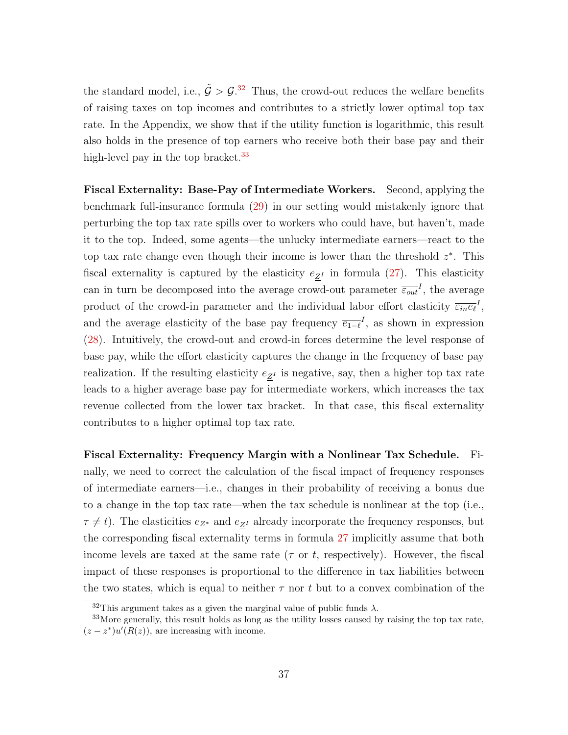the standard model, i.e., $\tilde{\mathcal{G}} > \mathcal{G}$.[32] Thus, the crowd-out reduces the welfare benefits of raising taxes on top incomes and contributes to a strictly lower optimal top tax rate. In the Appendix, we show that if the utility function is logarithmic, this result also holds in the presence of top earners who receive both their base pay and their high-level pay in the top bracket.[33]

**Fiscal Externality: Base-Pay of Intermediate Workers.** Second, applying the benchmark full-insurance formula (29) in our setting would mistakenly ignore that perturbing the top tax rate spills over to workers who could have, but haven't, made it to the top. Indeed, some agents—the unlucky intermediate earners—react to the top tax rate change even though their income is lower than the threshold $z^*$. This fiscal externality is captured by the elasticity $e_{\underline{Z}^I}$ in formula (27). This elasticity can in turn be decomposed into the average crowd-out parameter $\overline{\varepsilon_{out}}^I$, the average product of the crowd-in parameter and the individual labor effort elasticity $\overline{\varepsilon_{in} e_\ell}^I$, and the average elasticity of the base pay frequency $\overline{e_{1-\ell}}^I$, as shown in expression (28). Intuitively, the crowd-out and crowd-in forces determine the level response of base pay, while the effort elasticity captures the change in the frequency of base pay realization. If the resulting elasticity $e_{\underline{Z}^I}$ is negative, say, then a higher top tax rate leads to a higher average base pay for intermediate workers, which increases the tax revenue collected from the lower tax bracket. In that case, this fiscal externality contributes to a higher optimal top tax rate.

**Fiscal Externality: Frequency Margin with a Nonlinear Tax Schedule.** Finally, we need to correct the calculation of the fiscal impact of frequency responses of intermediate earners—i.e., changes in their probability of receiving a bonus due to a change in the top tax rate—when the tax schedule is nonlinear at the top (i.e., $\tau \neq t$). The elasticities $e_{Z^*}$ and $e_{\underline{Z}^I}$ already incorporate the frequency responses, but the corresponding fiscal externality terms in formula 27 implicitly assume that both income levels are taxed at the same rate ($\tau$ or $t$, respectively). However, the fiscal impact of these responses is proportional to the difference in tax liabilities between the two states, which is equal to neither $\tau$ nor $t$ but to a convex combination of the

[32] This argument takes as a given the marginal value of public funds $\lambda$.

[33] More generally, this result holds as long as the utility losses caused by raising the top tax rate, $(z - z^*)u'(R(z))$, are increasing with income.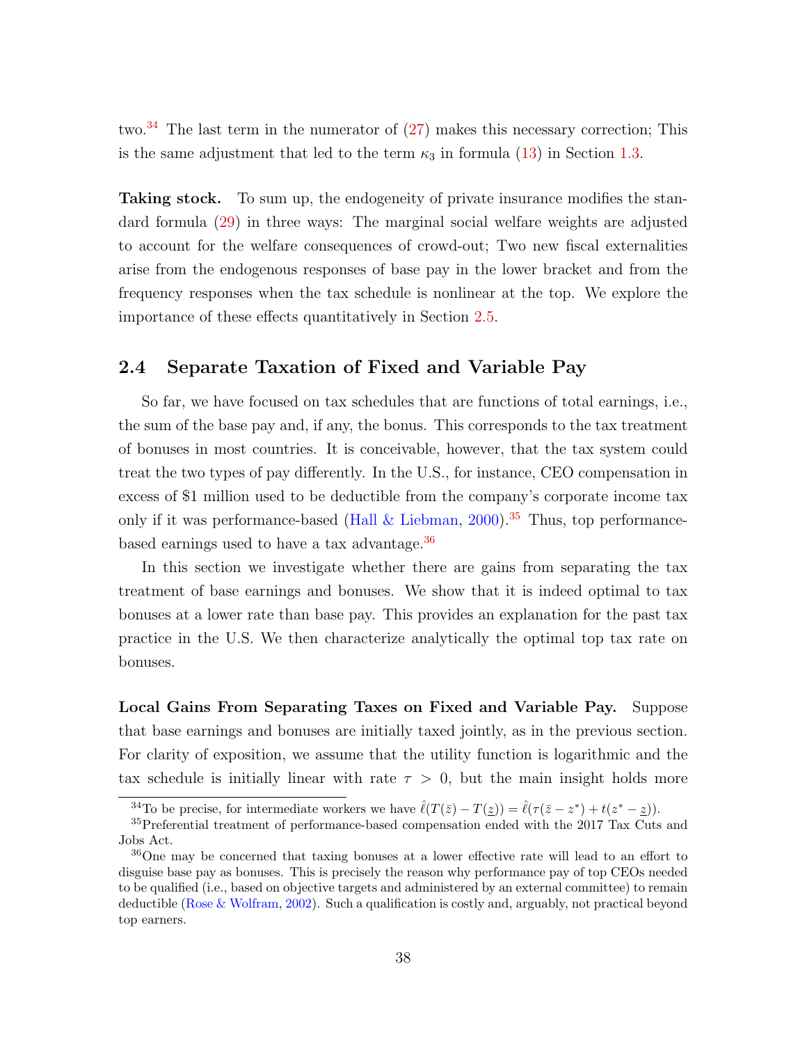two.[34] The last term in the numerator of (27) makes this necessary correction; This is the same adjustment that led to the term $\kappa_3$ in formula (13) in Section 1.3.

**Taking stock.** To sum up, the endogeneity of private insurance modifies the standard formula (29) in three ways: The marginal social welfare weights are adjusted to account for the welfare consequences of crowd-out; Two new fiscal externalities arise from the endogenous responses of base pay in the lower bracket and from the frequency responses when the tax schedule is nonlinear at the top. We explore the importance of these effects quantitatively in Section 2.5.

## 2.4 Separate Taxation of Fixed and Variable Pay

So far, we have focused on tax schedules that are functions of total earnings, i.e., the sum of the base pay and, if any, the bonus. This corresponds to the tax treatment of bonuses in most countries. It is conceivable, however, that the tax system could treat the two types of pay differently. In the U.S., for instance, CEO compensation in excess of \$1 million used to be deductible from the company's corporate income tax only if it was performance-based (Hall & Liebman, 2000).[35] Thus, top performance-based earnings used to have a tax advantage.[36]

In this section we investigate whether there are gains from separating the tax treatment of base earnings and bonuses. We show that it is indeed optimal to tax bonuses at a lower rate than base pay. This provides an explanation for the past tax practice in the U.S. We then characterize analytically the optimal top tax rate on bonuses.

**Local Gains From Separating Taxes on Fixed and Variable Pay.** Suppose that base earnings and bonuses are initially taxed jointly, as in the previous section. For clarity of exposition, we assume that the utility function is logarithmic and the tax schedule is initially linear with rate $\tau > 0$, but the main insight holds more

---

[34] To be precise, for intermediate workers we have $\hat{\ell}(T(\bar{z}) - T(\underline{z})) = \hat{\ell}(\tau(\bar{z} - z^*) + t(z^* - \underline{z}))$.

[35] Preferential treatment of performance-based compensation ended with the 2017 Tax Cuts and Jobs Act.

[36] One may be concerned that taxing bonuses at a lower effective rate will lead to an effort to disguise base pay as bonuses. This is precisely the reason why performance pay of top CEOs needed to be qualified (i.e., based on objective targets and administered by an external committee) to remain deductible (Rose & Wolfram, 2002). Such a qualification is costly and, arguably, not practical beyond top earners.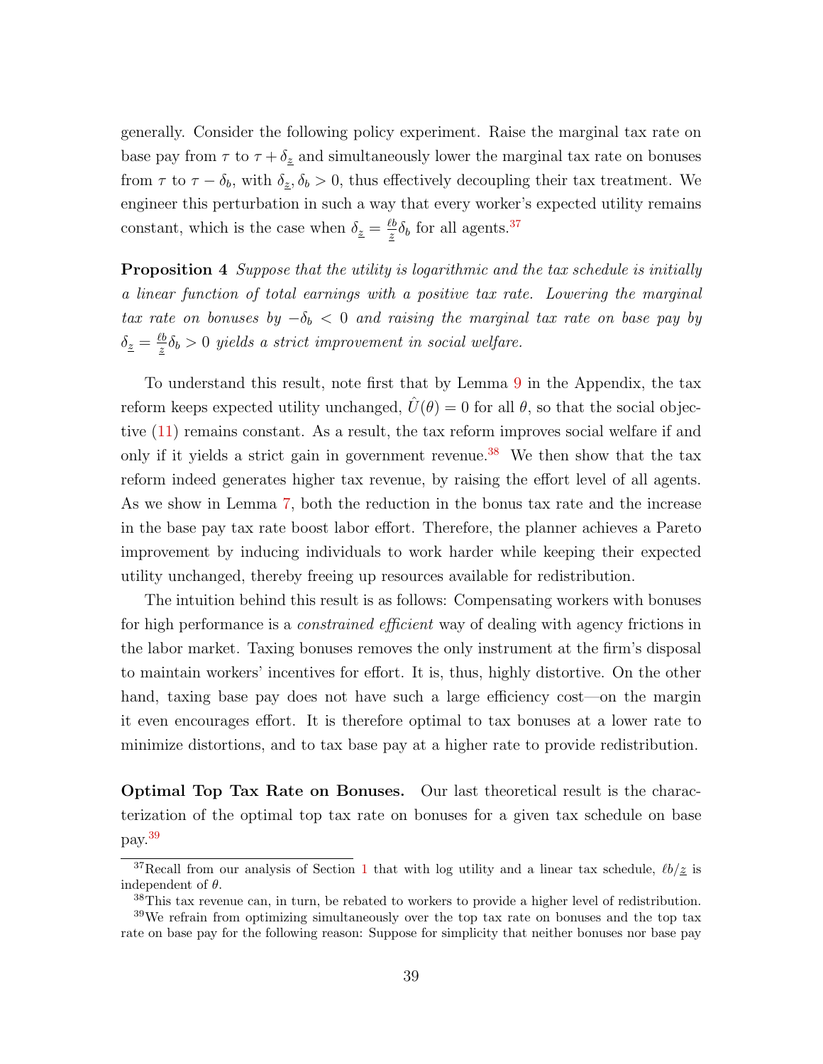generally. Consider the following policy experiment. Raise the marginal tax rate on base pay from $\tau$ to $\tau + \delta_{\underline{z}}$ and simultaneously lower the marginal tax rate on bonuses from $\tau$ to $\tau - \delta_b$, with $\delta_{\underline{z}}, \delta_b > 0$, thus effectively decoupling their tax treatment. We engineer this perturbation in such a way that every worker's expected utility remains constant, which is the case when $\delta_{\underline{z}} = \frac{\ell b}{\underline{z}} \delta_b$ for all agents.[37]

**Proposition 4** *Suppose that the utility is logarithmic and the tax schedule is initially a linear function of total earnings with a positive tax rate. Lowering the marginal tax rate on bonuses by $-\delta_b < 0$ and raising the marginal tax rate on base pay by $\delta_{\underline{z}} = \frac{\ell b}{\underline{z}} \delta_b > 0$ yields a strict improvement in social welfare.*

To understand this result, note first that by Lemma 9 in the Appendix, the tax reform keeps expected utility unchanged, $\hat{U}(\theta) = 0$ for all $\theta$, so that the social objective (11) remains constant. As a result, the tax reform improves social welfare if and only if it yields a strict gain in government revenue.[38] We then show that the tax reform indeed generates higher tax revenue, by raising the effort level of all agents. As we show in Lemma 7, both the reduction in the bonus tax rate and the increase in the base pay tax rate boost labor effort. Therefore, the planner achieves a Pareto improvement by inducing individuals to work harder while keeping their expected utility unchanged, thereby freeing up resources available for redistribution.

The intuition behind this result is as follows: Compensating workers with bonuses for high performance is a *constrained efficient* way of dealing with agency frictions in the labor market. Taxing bonuses removes the only instrument at the firm's disposal to maintain workers' incentives for effort. It is, thus, highly distortive. On the other hand, taxing base pay does not have such a large efficiency cost—on the margin it even encourages effort. It is therefore optimal to tax bonuses at a lower rate to minimize distortions, and to tax base pay at a higher rate to provide redistribution.

**Optimal Top Tax Rate on Bonuses.** Our last theoretical result is the characterization of the optimal top tax rate on bonuses for a given tax schedule on base pay.[39]

---

[37] Recall from our analysis of Section 1 that with log utility and a linear tax schedule, $\ell b/\underline{z}$ is independent of $\theta$.

[38] This tax revenue can, in turn, be rebated to workers to provide a higher level of redistribution.

[39] We refrain from optimizing simultaneously over the top tax rate on bonuses and the top tax rate on base pay for the following reason: Suppose for simplicity that neither bonuses nor base pay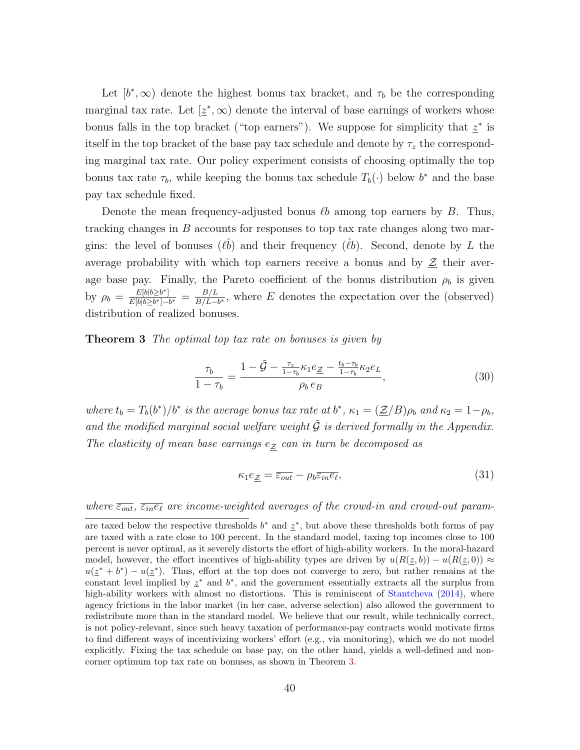Let $[b^*, \infty)$ denote the highest bonus tax bracket, and $\tau_b$ be the corresponding marginal tax rate. Let $[\underline{z}^*, \infty)$ denote the interval of base earnings of workers whose bonus falls in the top bracket ("top earners"). We suppose for simplicity that $\underline{z}^*$ is itself in the top bracket of the base pay tax schedule and denote by $\tau_z$ the corresponding marginal tax rate. Our policy experiment consists of choosing optimally the top bonus tax rate $\tau_b$, while keeping the bonus tax schedule $T_b(\cdot)$ below $b^*$ and the base pay tax schedule fixed.

Denote the mean frequency-adjusted bonus $\ell b$ among top earners by $B$. Thus, tracking changes in $B$ accounts for responses to top tax rate changes along two margins: the level of bonuses $(\ell\hat{b})$ and their frequency $(\hat{\ell}b)$. Second, denote by $L$ the average probability with which top earners receive a bonus and by $\underline{\mathcal{Z}}$ their average base pay. Finally, the Pareto coefficient of the bonus distribution $\rho_b$ is given by $\rho_b = \frac{E[b|b\geq b^*]}{E[b|b\geq b^*]-b^*} = \frac{B/L}{B/L-b^*}$, where $E$ denotes the expectation over the (observed) distribution of realized bonuses.

**Theorem 3** *The optimal top tax rate on bonuses is given by*

$$\frac{\tau_b}{1-\tau_b} = \frac{1 - \tilde{\mathcal{G}} - \frac{\tau_z}{1-\tau_b}\kappa_1 e_{\underline{\mathcal{Z}}} - \frac{t_b-\tau_b}{1-\tau_b}\kappa_2 e_L}{\rho_b\, e_B}, \tag{30}$$

*where $t_b = T_b(b^*)/b^*$ is the average bonus tax rate at $b^*$, $\kappa_1 = (\underline{\mathcal{Z}}/B)\rho_b$ and $\kappa_2 = 1-\rho_b$, and the modified marginal social welfare weight $\tilde{\mathcal{G}}$ is derived formally in the Appendix. The elasticity of mean base earnings $e_{\underline{\mathcal{Z}}}$ can in turn be decomposed as*

$$\kappa_1 e_{\underline{\mathcal{Z}}} = \overline{\varepsilon_{out}} - \rho_b \overline{\varepsilon_{in} e_\ell}, \tag{31}$$

*where $\overline{\varepsilon_{out}}$, $\overline{\varepsilon_{in} e_\ell}$ are income-weighted averages of the crowd-in and crowd-out param-*

are taxed below the respective thresholds $b^*$ and $\underline{z}^*$, but above these thresholds both forms of pay are taxed with a rate close to 100 percent. In the standard model, taxing top incomes close to 100 percent is never optimal, as it severely distorts the effort of high-ability workers. In the moral-hazard model, however, the effort incentives of high-ability types are driven by $u(R(\underline{z}, b)) - u(R(\underline{z}, 0)) \approx u(\underline{z}^* + b^*) - u(\underline{z}^*)$. Thus, effort at the top does not converge to zero, but rather remains at the constant level implied by $\underline{z}^*$ and $b^*$, and the government essentially extracts all the surplus from high-ability workers with almost no distortions. This is reminiscent of Stantcheva (2014), where agency frictions in the labor market (in her case, adverse selection) also allowed the government to redistribute more than in the standard model. We believe that our result, while technically correct, is not policy-relevant, since such heavy taxation of performance-pay contracts would motivate firms to find different ways of incentivizing workers' effort (e.g., via monitoring), which we do not model explicitly. Fixing the tax schedule on base pay, on the other hand, yields a well-defined and non-corner optimum top tax rate on bonuses, as shown in Theorem 3.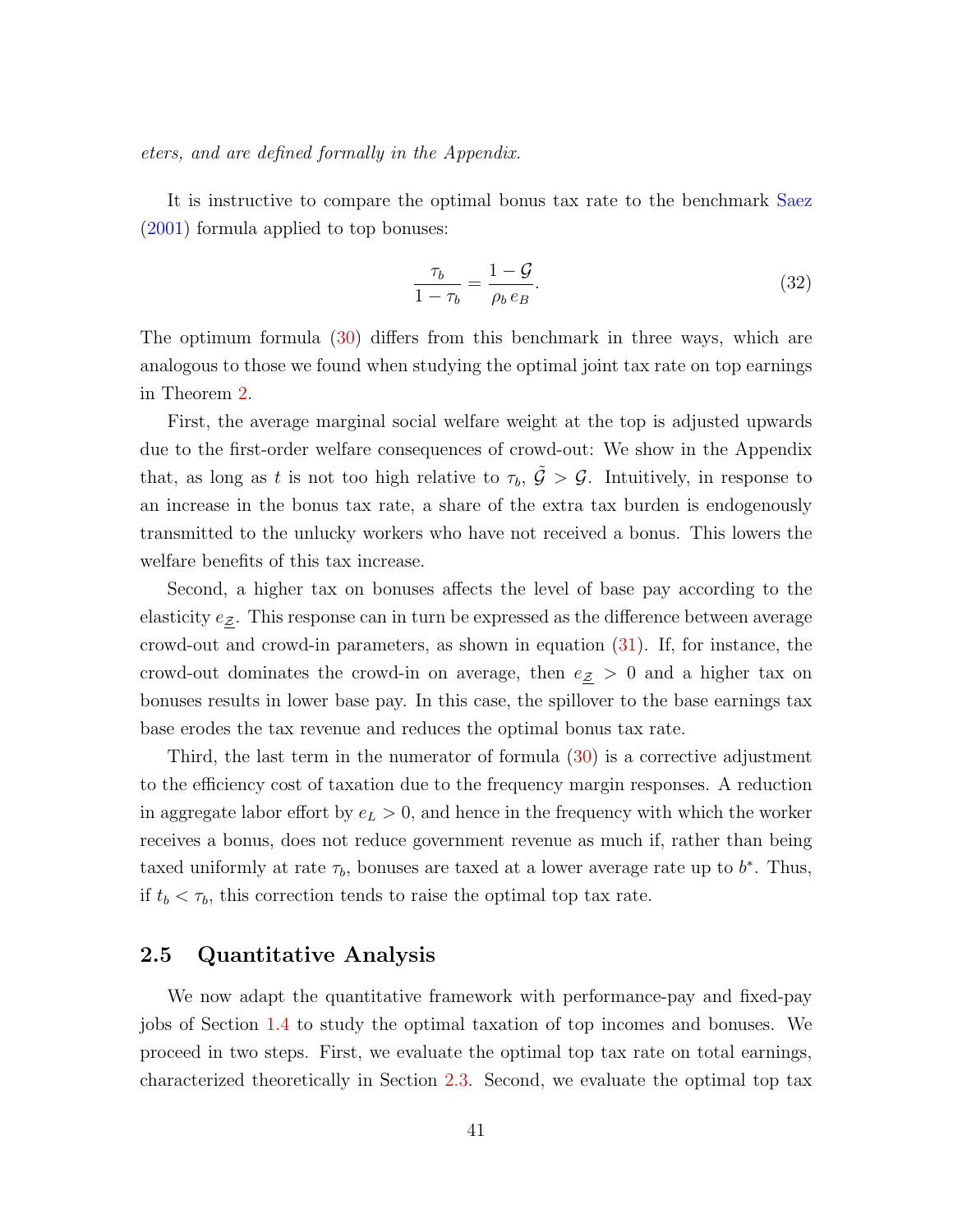*eters, and are defined formally in the Appendix.*

It is instructive to compare the optimal bonus tax rate to the benchmark Saez (2001) formula applied to top bonuses:

$$\frac{\tau_b}{1-\tau_b} = \frac{1-\mathcal{G}}{\rho_b \, e_B}. \tag{32}$$

The optimum formula (30) differs from this benchmark in three ways, which are analogous to those we found when studying the optimal joint tax rate on top earnings in Theorem 2.

First, the average marginal social welfare weight at the top is adjusted upwards due to the first-order welfare consequences of crowd-out: We show in the Appendix that, as long as $t$ is not too high relative to $\tau_b$, $\tilde{\mathcal{G}} > \mathcal{G}$. Intuitively, in response to an increase in the bonus tax rate, a share of the extra tax burden is endogenously transmitted to the unlucky workers who have not received a bonus. This lowers the welfare benefits of this tax increase.

Second, a higher tax on bonuses affects the level of base pay according to the elasticity $e_{\underline{\mathcal{Z}}}$. This response can in turn be expressed as the difference between average crowd-out and crowd-in parameters, as shown in equation (31). If, for instance, the crowd-out dominates the crowd-in on average, then $e_{\underline{\mathcal{Z}}} > 0$ and a higher tax on bonuses results in lower base pay. In this case, the spillover to the base earnings tax base erodes the tax revenue and reduces the optimal bonus tax rate.

Third, the last term in the numerator of formula (30) is a corrective adjustment to the efficiency cost of taxation due to the frequency margin responses. A reduction in aggregate labor effort by $e_L > 0$, and hence in the frequency with which the worker receives a bonus, does not reduce government revenue as much if, rather than being taxed uniformly at rate $\tau_b$, bonuses are taxed at a lower average rate up to $b^*$. Thus, if $t_b < \tau_b$, this correction tends to raise the optimal top tax rate.

## 2.5 Quantitative Analysis

We now adapt the quantitative framework with performance-pay and fixed-pay jobs of Section 1.4 to study the optimal taxation of top incomes and bonuses. We proceed in two steps. First, we evaluate the optimal top tax rate on total earnings, characterized theoretically in Section 2.3. Second, we evaluate the optimal top tax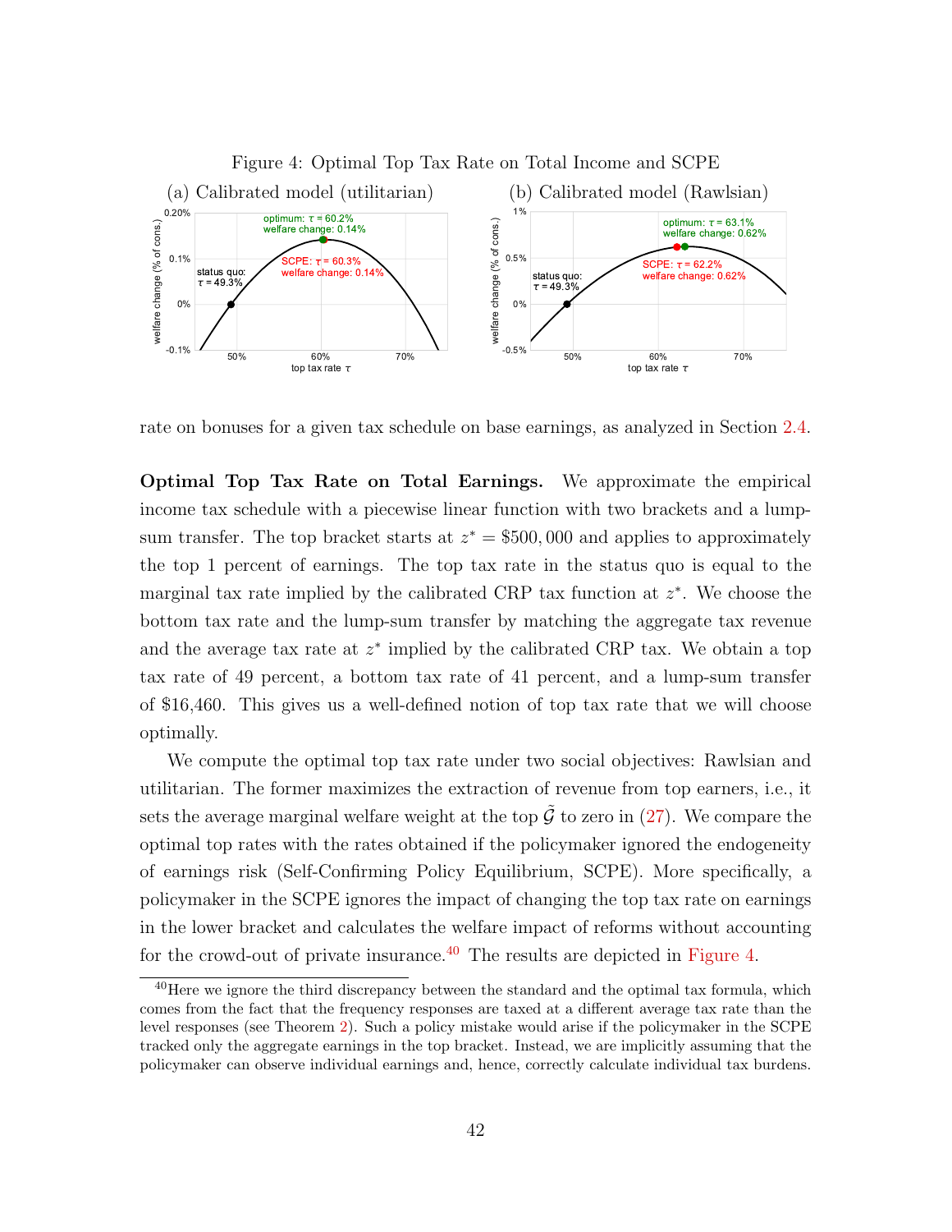Figure 4: Optimal Top Tax Rate on Total Income and SCPE

(a) Calibrated model (utilitarian)

(b) Calibrated model (Rawlsian)

rate on bonuses for a given tax schedule on base earnings, as analyzed in Section 2.4.

**Optimal Top Tax Rate on Total Earnings.** We approximate the empirical income tax schedule with a piecewise linear function with two brackets and a lump-sum transfer. The top bracket starts at $z^* = \$500,000$ and applies to approximately the top 1 percent of earnings. The top tax rate in the status quo is equal to the marginal tax rate implied by the calibrated CRP tax function at $z^*$. We choose the bottom tax rate and the lump-sum transfer by matching the aggregate tax revenue and the average tax rate at $z^*$ implied by the calibrated CRP tax. We obtain a top tax rate of 49 percent, a bottom tax rate of 41 percent, and a lump-sum transfer of \$16,460. This gives us a well-defined notion of top tax rate that we will choose optimally.

We compute the optimal top tax rate under two social objectives: Rawlsian and utilitarian. The former maximizes the extraction of revenue from top earners, i.e., it sets the average marginal welfare weight at the top $\tilde{\mathcal{G}}$ to zero in (27). We compare the optimal top rates with the rates obtained if the policymaker ignored the endogeneity of earnings risk (Self-Confirming Policy Equilibrium, SCPE). More specifically, a policymaker in the SCPE ignores the impact of changing the top tax rate on earnings in the lower bracket and calculates the welfare impact of reforms without accounting for the crowd-out of private insurance.[40] The results are depicted in Figure 4.

[40] Here we ignore the third discrepancy between the standard and the optimal tax formula, which comes from the fact that the frequency responses are taxed at a different average tax rate than the level responses (see Theorem 2). Such a policy mistake would arise if the policymaker in the SCPE tracked only the aggregate earnings in the top bracket. Instead, we are implicitly assuming that the policymaker can observe individual earnings and, hence, correctly calculate individual tax burdens.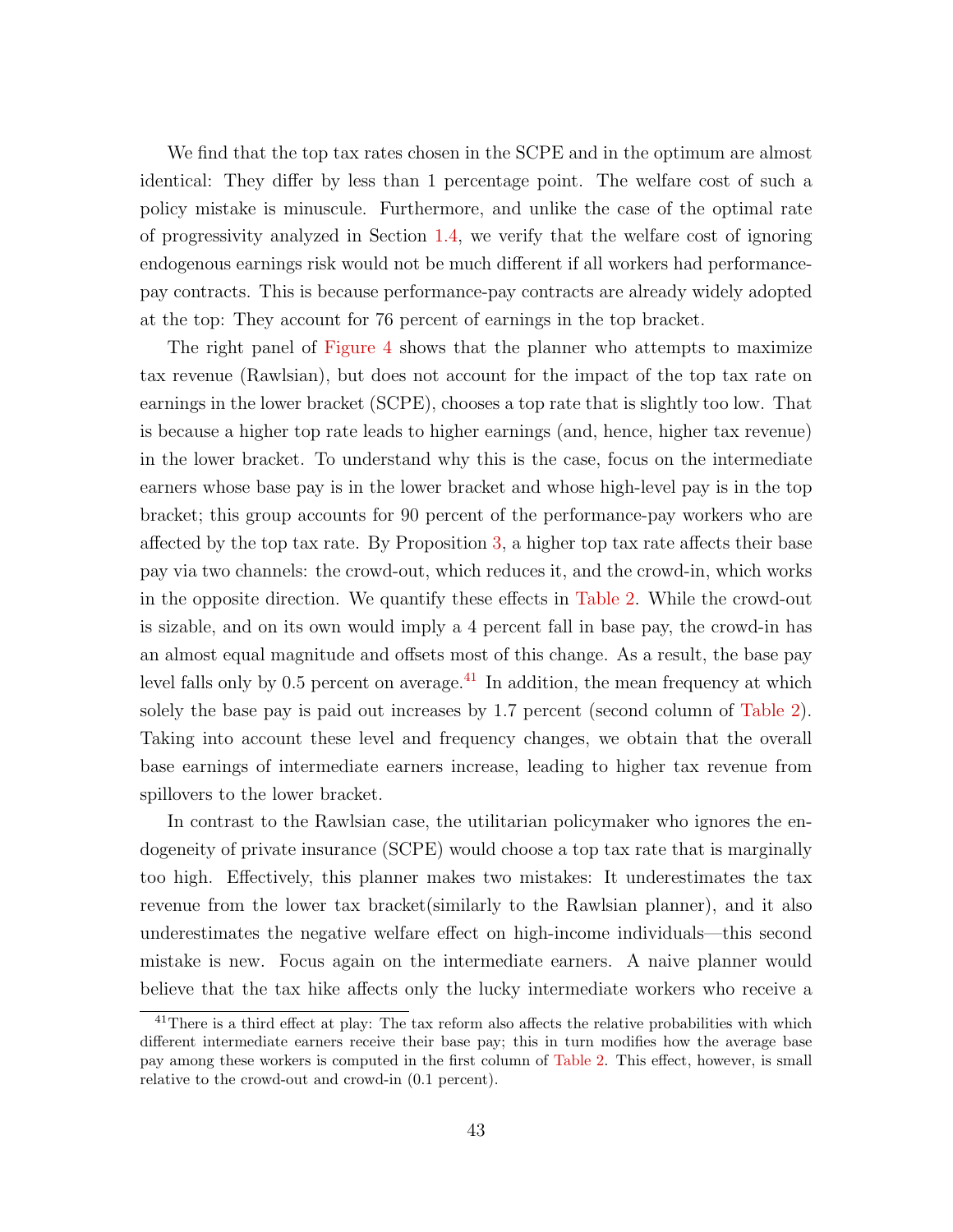We find that the top tax rates chosen in the SCPE and in the optimum are almost identical: They differ by less than 1 percentage point. The welfare cost of such a policy mistake is minuscule. Furthermore, and unlike the case of the optimal rate of progressivity analyzed in Section 1.4, we verify that the welfare cost of ignoring endogenous earnings risk would not be much different if all workers had performance-pay contracts. This is because performance-pay contracts are already widely adopted at the top: They account for 76 percent of earnings in the top bracket.

The right panel of Figure 4 shows that the planner who attempts to maximize tax revenue (Rawlsian), but does not account for the impact of the top tax rate on earnings in the lower bracket (SCPE), chooses a top rate that is slightly too low. That is because a higher top rate leads to higher earnings (and, hence, higher tax revenue) in the lower bracket. To understand why this is the case, focus on the intermediate earners whose base pay is in the lower bracket and whose high-level pay is in the top bracket; this group accounts for 90 percent of the performance-pay workers who are affected by the top tax rate. By Proposition 3, a higher top tax rate affects their base pay via two channels: the crowd-out, which reduces it, and the crowd-in, which works in the opposite direction. We quantify these effects in Table 2. While the crowd-out is sizable, and on its own would imply a 4 percent fall in base pay, the crowd-in has an almost equal magnitude and offsets most of this change. As a result, the base pay level falls only by 0.5 percent on average.[41] In addition, the mean frequency at which solely the base pay is paid out increases by 1.7 percent (second column of Table 2). Taking into account these level and frequency changes, we obtain that the overall base earnings of intermediate earners increase, leading to higher tax revenue from spillovers to the lower bracket.

In contrast to the Rawlsian case, the utilitarian policymaker who ignores the endogeneity of private insurance (SCPE) would choose a top tax rate that is marginally too high. Effectively, this planner makes two mistakes: It underestimates the tax revenue from the lower tax bracket(similarly to the Rawlsian planner), and it also underestimates the negative welfare effect on high-income individuals—this second mistake is new. Focus again on the intermediate earners. A naive planner would believe that the tax hike affects only the lucky intermediate workers who receive a

[41] There is a third effect at play: The tax reform also affects the relative probabilities with which different intermediate earners receive their base pay; this in turn modifies how the average base pay among these workers is computed in the first column of Table 2. This effect, however, is small relative to the crowd-out and crowd-in (0.1 percent).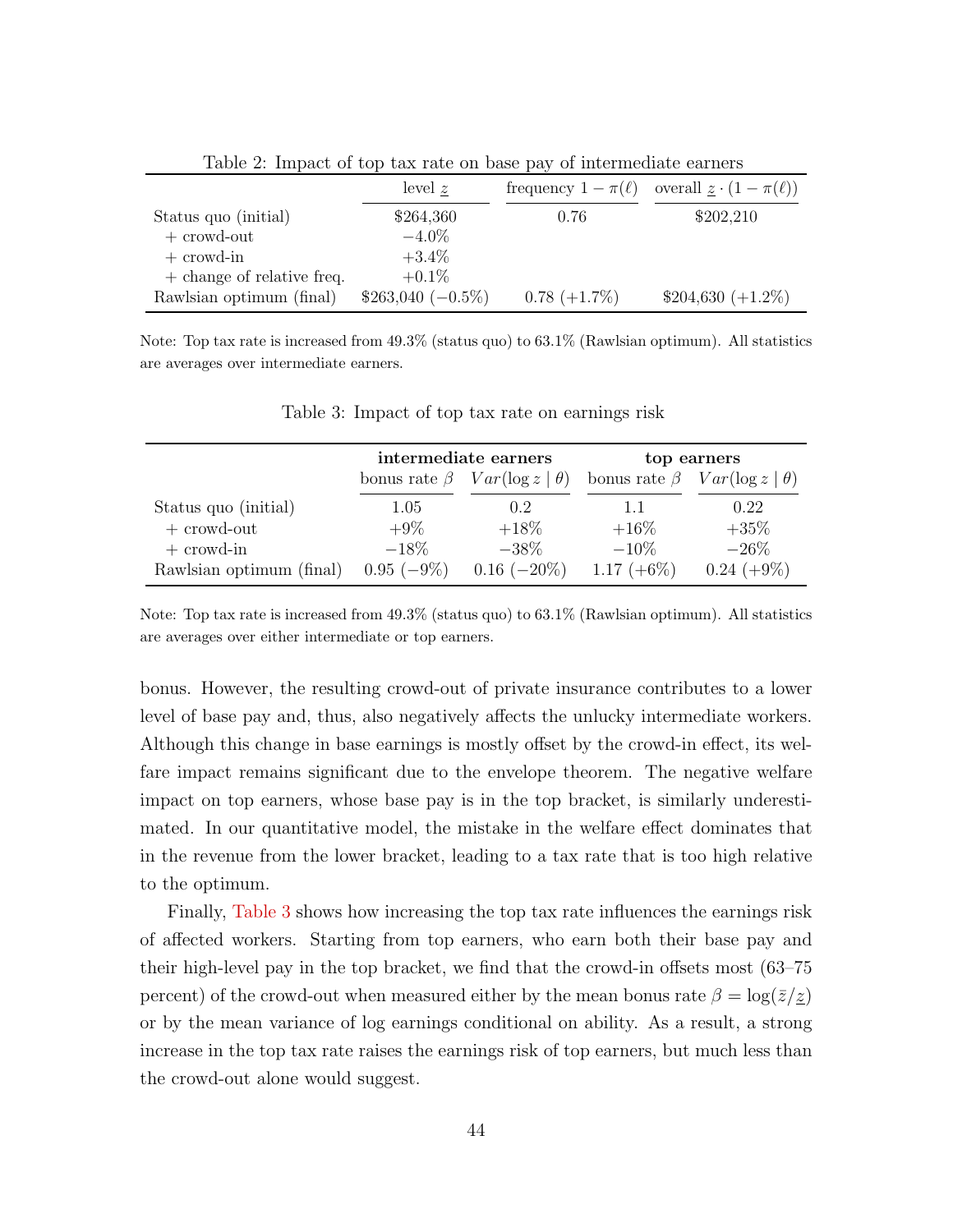Table 2: Impact of top tax rate on base pay of intermediate earners

| | level $\underline{z}$ | frequency $1-\pi(\ell)$ | overall $\underline{z}\cdot(1-\pi(\ell))$ |
|---|---|---|---|
| Status quo (initial) | \$264,360 | 0.76 | \$202,210 |
| + crowd-out | −4.0% | | |
| + crowd-in | +3.4% | | |
| + change of relative freq. | +0.1% | | |
| Rawlsian optimum (final) | \$263,040 (−0.5%) | 0.78 (+1.7%) | \$204,630 (+1.2%) |

Note: Top tax rate is increased from 49.3% (status quo) to 63.1% (Rawlsian optimum). All statistics are averages over intermediate earners.

Table 3: Impact of top tax rate on earnings risk

| | **intermediate earners** | | **top earners** | |
|---|---|---|---|---|
| | bonus rate $\beta$ | $Var(\log z \mid \theta)$ | bonus rate $\beta$ | $Var(\log z \mid \theta)$ |
| Status quo (initial) | 1.05 | 0.2 | 1.1 | 0.22 |
| + crowd-out | +9% | +18% | +16% | +35% |
| + crowd-in | −18% | −38% | −10% | −26% |
| Rawlsian optimum (final) | 0.95 (−9%) | 0.16 (−20%) | 1.17 (+6%) | 0.24 (+9%) |

Note: Top tax rate is increased from 49.3% (status quo) to 63.1% (Rawlsian optimum). All statistics are averages over either intermediate or top earners.

bonus. However, the resulting crowd-out of private insurance contributes to a lower level of base pay and, thus, also negatively affects the unlucky intermediate workers. Although this change in base earnings is mostly offset by the crowd-in effect, its welfare impact remains significant due to the envelope theorem. The negative welfare impact on top earners, whose base pay is in the top bracket, is similarly underestimated. In our quantitative model, the mistake in the welfare effect dominates that in the revenue from the lower bracket, leading to a tax rate that is too high relative to the optimum.

Finally, Table 3 shows how increasing the top tax rate influences the earnings risk of affected workers. Starting from top earners, who earn both their base pay and their high-level pay in the top bracket, we find that the crowd-in offsets most (63–75 percent) of the crowd-out when measured either by the mean bonus rate $\beta = \log(\bar{z}/\underline{z})$ or by the mean variance of log earnings conditional on ability. As a result, a strong increase in the top tax rate raises the earnings risk of top earners, but much less than the crowd-out alone would suggest.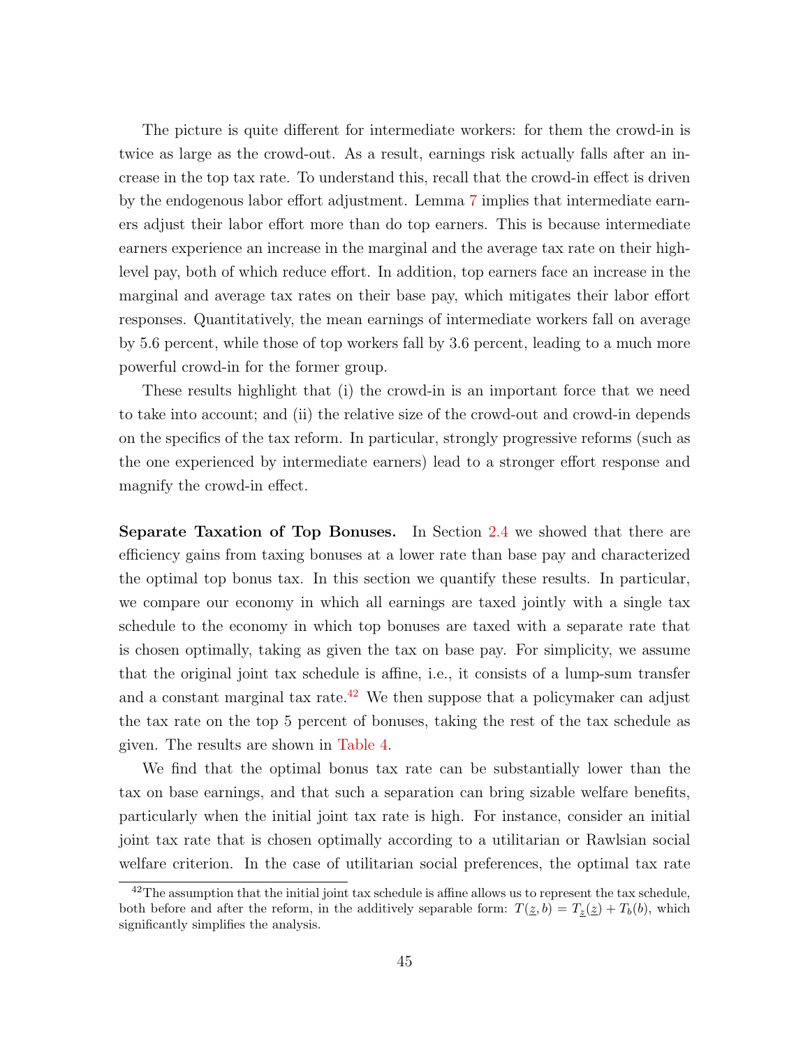The picture is quite different for intermediate workers: for them the crowd-in is twice as large as the crowd-out. As a result, earnings risk actually falls after an increase in the top tax rate. To understand this, recall that the crowd-in effect is driven by the endogenous labor effort adjustment. Lemma 7 implies that intermediate earners adjust their labor effort more than do top earners. This is because intermediate earners experience an increase in the marginal and the average tax rate on their high-level pay, both of which reduce effort. In addition, top earners face an increase in the marginal and average tax rates on their base pay, which mitigates their labor effort responses. Quantitatively, the mean earnings of intermediate workers fall on average by 5.6 percent, while those of top workers fall by 3.6 percent, leading to a much more powerful crowd-in for the former group.

These results highlight that (i) the crowd-in is an important force that we need to take into account; and (ii) the relative size of the crowd-out and crowd-in depends on the specifics of the tax reform. In particular, strongly progressive reforms (such as the one experienced by intermediate earners) lead to a stronger effort response and magnify the crowd-in effect.

**Separate Taxation of Top Bonuses.** In Section 2.4 we showed that there are efficiency gains from taxing bonuses at a lower rate than base pay and characterized the optimal top bonus tax. In this section we quantify these results. In particular, we compare our economy in which all earnings are taxed jointly with a single tax schedule to the economy in which top bonuses are taxed with a separate rate that is chosen optimally, taking as given the tax on base pay. For simplicity, we assume that the original joint tax schedule is affine, i.e., it consists of a lump-sum transfer and a constant marginal tax rate.[42] We then suppose that a policymaker can adjust the tax rate on the top 5 percent of bonuses, taking the rest of the tax schedule as given. The results are shown in Table 4.

We find that the optimal bonus tax rate can be substantially lower than the tax on base earnings, and that such a separation can bring sizable welfare benefits, particularly when the initial joint tax rate is high. For instance, consider an initial joint tax rate that is chosen optimally according to a utilitarian or Rawlsian social welfare criterion. In the case of utilitarian social preferences, the optimal tax rate

[42] The assumption that the initial joint tax schedule is affine allows us to represent the tax schedule, both before and after the reform, in the additively separable form: $T(\underline{z}, b) = T_{\underline{z}}(\underline{z}) + T_b(b)$, which significantly simplifies the analysis.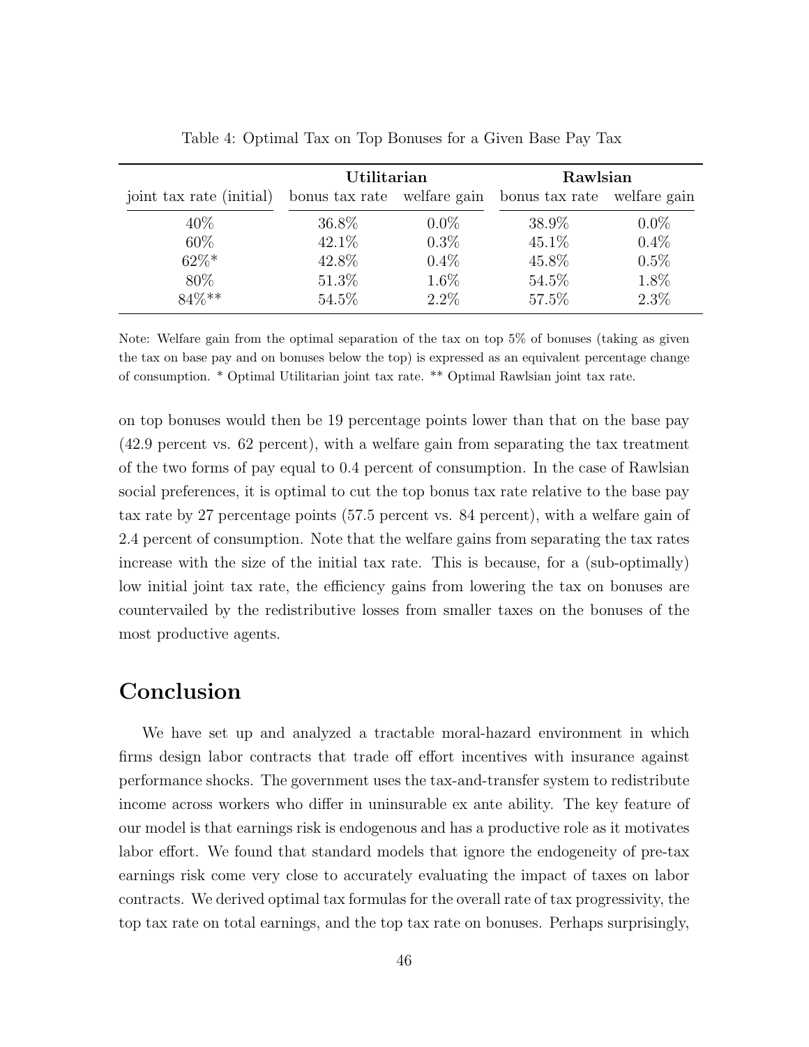Table 4: Optimal Tax on Top Bonuses for a Given Base Pay Tax

| | **Utilitarian** | | **Rawlsian** | |
|---|---|---|---|---|
| joint tax rate (initial) | bonus tax rate | welfare gain | bonus tax rate | welfare gain |
| 40% | 36.8% | 0.0% | 38.9% | 0.0% |
| 60% | 42.1% | 0.3% | 45.1% | 0.4% |
| 62%* | 42.8% | 0.4% | 45.8% | 0.5% |
| 80% | 51.3% | 1.6% | 54.5% | 1.8% |
| 84%** | 54.5% | 2.2% | 57.5% | 2.3% |

Note: Welfare gain from the optimal separation of the tax on top 5% of bonuses (taking as given the tax on base pay and on bonuses below the top) is expressed as an equivalent percentage change of consumption. * Optimal Utilitarian joint tax rate. ** Optimal Rawlsian joint tax rate.

on top bonuses would then be 19 percentage points lower than that on the base pay (42.9 percent vs. 62 percent), with a welfare gain from separating the tax treatment of the two forms of pay equal to 0.4 percent of consumption. In the case of Rawlsian social preferences, it is optimal to cut the top bonus tax rate relative to the base pay tax rate by 27 percentage points (57.5 percent vs. 84 percent), with a welfare gain of 2.4 percent of consumption. Note that the welfare gains from separating the tax rates increase with the size of the initial tax rate. This is because, for a (sub-optimally) low initial joint tax rate, the efficiency gains from lowering the tax on bonuses are countervailed by the redistributive losses from smaller taxes on the bonuses of the most productive agents.

## Conclusion

We have set up and analyzed a tractable moral-hazard environment in which firms design labor contracts that trade off effort incentives with insurance against performance shocks. The government uses the tax-and-transfer system to redistribute income across workers who differ in uninsurable ex ante ability. The key feature of our model is that earnings risk is endogenous and has a productive role as it motivates labor effort. We found that standard models that ignore the endogeneity of pre-tax earnings risk come very close to accurately evaluating the impact of taxes on labor contracts. We derived optimal tax formulas for the overall rate of tax progressivity, the top tax rate on total earnings, and the top tax rate on bonuses. Perhaps surprisingly,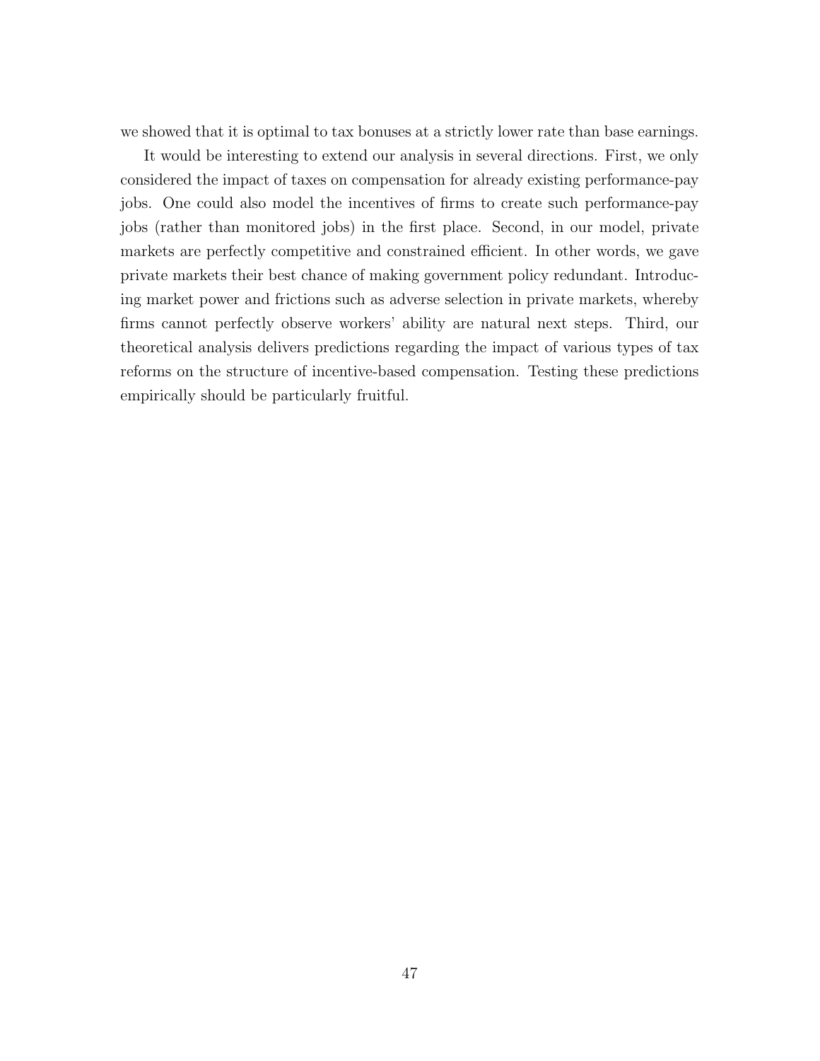we showed that it is optimal to tax bonuses at a strictly lower rate than base earnings.

It would be interesting to extend our analysis in several directions. First, we only considered the impact of taxes on compensation for already existing performance-pay jobs. One could also model the incentives of firms to create such performance-pay jobs (rather than monitored jobs) in the first place. Second, in our model, private markets are perfectly competitive and constrained efficient. In other words, we gave private markets their best chance of making government policy redundant. Introducing market power and frictions such as adverse selection in private markets, whereby firms cannot perfectly observe workers' ability are natural next steps. Third, our theoretical analysis delivers predictions regarding the impact of various types of tax reforms on the structure of incentive-based compensation. Testing these predictions empirically should be particularly fruitful.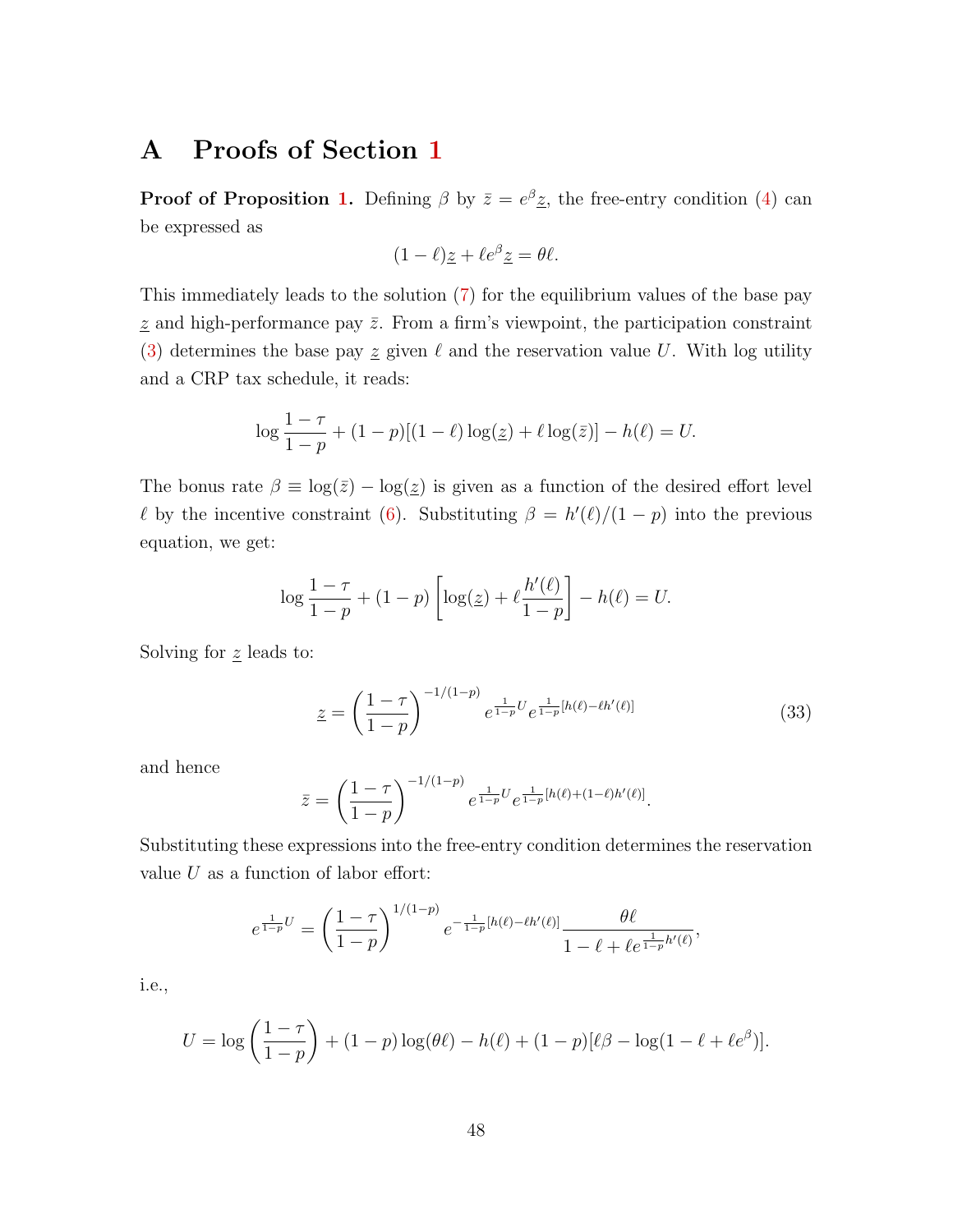# A Proofs of Section 1

**Proof of Proposition 1.** Defining $\beta$ by $\bar{z} = e^{\beta}\underline{z}$, the free-entry condition (4) can be expressed as

$$(1-\ell)\underline{z} + \ell e^{\beta}\underline{z} = \theta\ell.$$

This immediately leads to the solution (7) for the equilibrium values of the base pay $\underline{z}$ and high-performance pay $\bar{z}$. From a firm's viewpoint, the participation constraint (3) determines the base pay $\underline{z}$ given $\ell$ and the reservation value $U$. With log utility and a CRP tax schedule, it reads:

$$\log\frac{1-\tau}{1-p} + (1-p)[(1-\ell)\log(\underline{z}) + \ell\log(\bar{z})] - h(\ell) = U.$$

The bonus rate $\beta \equiv \log(\bar{z}) - \log(\underline{z})$ is given as a function of the desired effort level $\ell$ by the incentive constraint (6). Substituting $\beta = h'(\ell)/(1-p)$ into the previous equation, we get:

$$\log\frac{1-\tau}{1-p} + (1-p)\left[\log(\underline{z}) + \ell\frac{h'(\ell)}{1-p}\right] - h(\ell) = U.$$

Solving for $\underline{z}$ leads to:

$$\underline{z} = \left(\frac{1-\tau}{1-p}\right)^{-1/(1-p)} e^{\frac{1}{1-p}U} e^{\frac{1}{1-p}[h(\ell)-\ell h'(\ell)]} \tag{33}$$

and hence

$$\bar{z} = \left(\frac{1-\tau}{1-p}\right)^{-1/(1-p)} e^{\frac{1}{1-p}U} e^{\frac{1}{1-p}[h(\ell)+(1-\ell)h'(\ell)]}.$$

Substituting these expressions into the free-entry condition determines the reservation value $U$ as a function of labor effort:

$$e^{\frac{1}{1-p}U} = \left(\frac{1-\tau}{1-p}\right)^{1/(1-p)} e^{-\frac{1}{1-p}[h(\ell)-\ell h'(\ell)]} \frac{\theta\ell}{1-\ell+\ell e^{\frac{1}{1-p}h'(\ell)}},$$

i.e.,

$$U = \log\left(\frac{1-\tau}{1-p}\right) + (1-p)\log(\theta\ell) - h(\ell) + (1-p)[\ell\beta - \log(1-\ell+\ell e^{\beta})].$$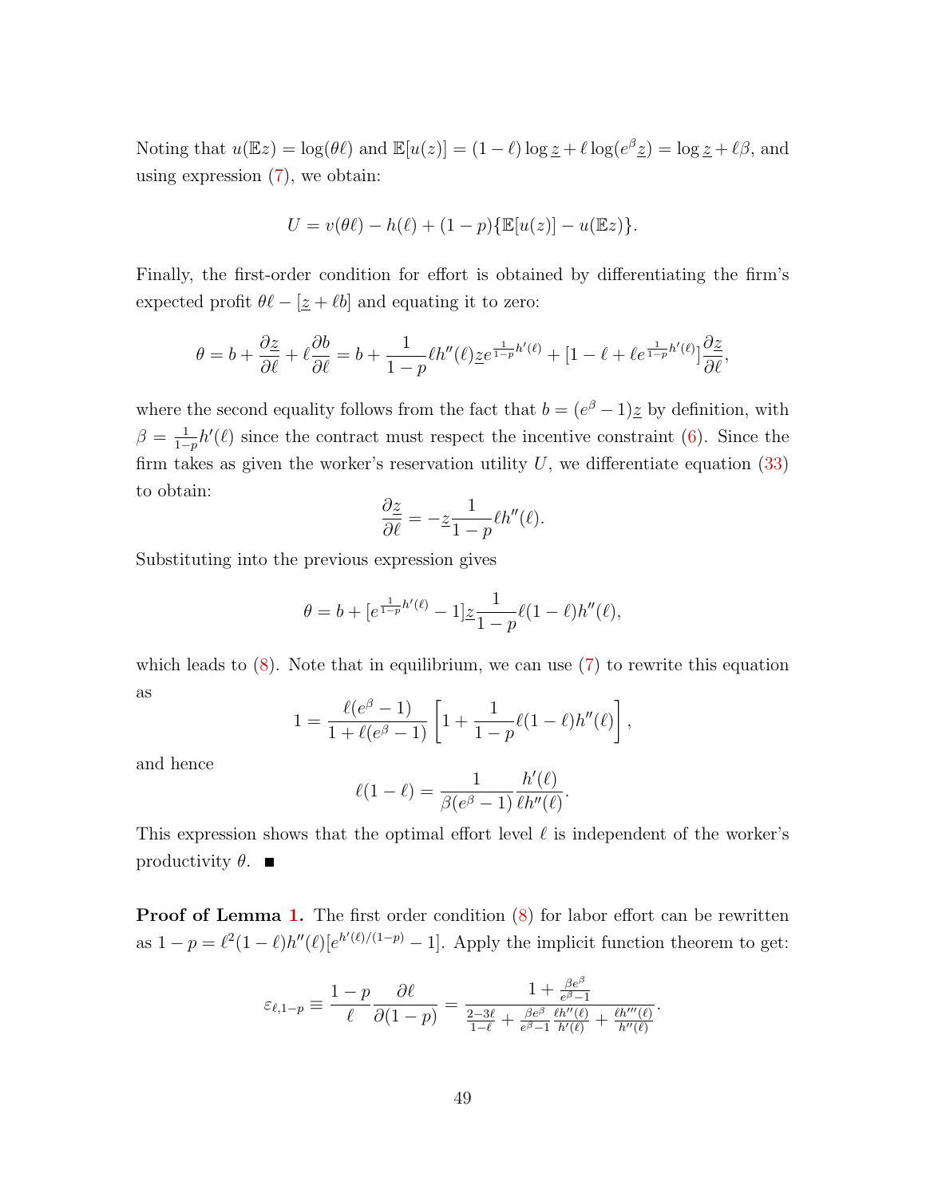Noting that $u(\mathbb{E}z) = \log(\theta\ell)$ and $\mathbb{E}[u(z)] = (1-\ell)\log \underline{z} + \ell \log(e^{\beta}\underline{z}) = \log \underline{z} + \ell\beta$, and using expression (7), we obtain:

$$U = v(\theta\ell) - h(\ell) + (1-p)\{\mathbb{E}[u(z)] - u(\mathbb{E}z)\}.$$

Finally, the first-order condition for effort is obtained by differentiating the firm's expected profit $\theta\ell - [\underline{z} + \ell b]$ and equating it to zero:

$$\theta = b + \frac{\partial \underline{z}}{\partial \ell} + \ell \frac{\partial b}{\partial \ell} = b + \frac{1}{1-p}\ell h''(\ell)\underline{z}e^{\frac{1}{1-p}h'(\ell)} + [1 - \ell + \ell e^{\frac{1}{1-p}h'(\ell)}]\frac{\partial \underline{z}}{\partial \ell},$$

where the second equality follows from the fact that $b = (e^{\beta}-1)\underline{z}$ by definition, with $\beta = \frac{1}{1-p}h'(\ell)$ since the contract must respect the incentive constraint (6). Since the firm takes as given the worker's reservation utility $U$, we differentiate equation (33) to obtain:

$$\frac{\partial \underline{z}}{\partial \ell} = -\underline{z}\frac{1}{1-p}\ell h''(\ell).$$

Substituting into the previous expression gives

$$\theta = b + [e^{\frac{1}{1-p}h'(\ell)} - 1]\underline{z}\frac{1}{1-p}\ell(1-\ell)h''(\ell),$$

which leads to (8). Note that in equilibrium, we can use (7) to rewrite this equation as

$$1 = \frac{\ell(e^{\beta}-1)}{1+\ell(e^{\beta}-1)}\left[1 + \frac{1}{1-p}\ell(1-\ell)h''(\ell)\right],$$

and hence

$$\ell(1-\ell) = \frac{1}{\beta(e^{\beta}-1)}\frac{h'(\ell)}{\ell h''(\ell)}.$$

This expression shows that the optimal effort level $\ell$ is independent of the worker's productivity $\theta$. ■

**Proof of Lemma 1.** The first order condition (8) for labor effort can be rewritten as $1-p = \ell^2(1-\ell)h''(\ell)[e^{h'(\ell)/(1-p)} - 1]$. Apply the implicit function theorem to get:

$$\varepsilon_{\ell,1-p} \equiv \frac{1-p}{\ell}\frac{\partial \ell}{\partial(1-p)} = \frac{1 + \frac{\beta e^{\beta}}{e^{\beta}-1}}{\frac{2-3\ell}{1-\ell} + \frac{\beta e^{\beta}}{e^{\beta}-1}\frac{\ell h''(\ell)}{h'(\ell)} + \frac{\ell h'''(\ell)}{h''(\ell)}}.$$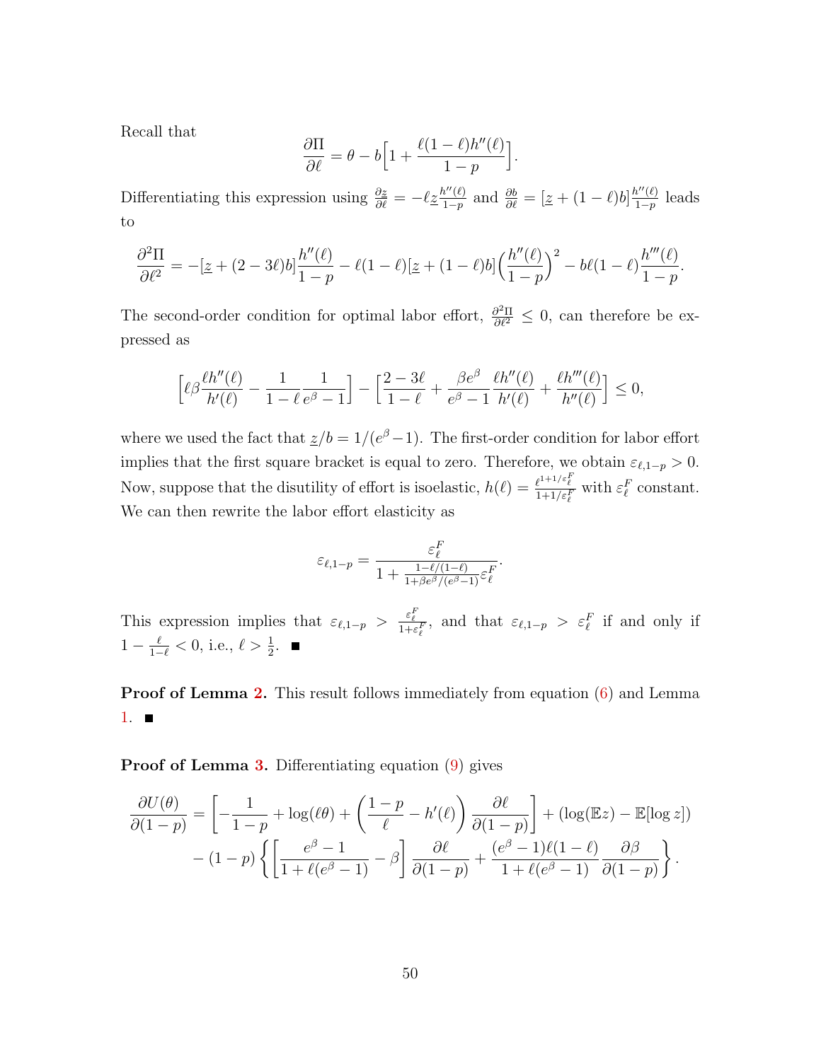Recall that

$$\frac{\partial \Pi}{\partial \ell} = \theta - b\Big[1 + \frac{\ell(1-\ell)h''(\ell)}{1-p}\Big].$$

Differentiating this expression using $\frac{\partial \underline{z}}{\partial \ell} = -\ell \underline{z}\frac{h''(\ell)}{1-p}$ and $\frac{\partial b}{\partial \ell} = [\underline{z} + (1-\ell)b]\frac{h''(\ell)}{1-p}$ leads to

$$\frac{\partial^2 \Pi}{\partial \ell^2} = -[\underline{z} + (2-3\ell)b]\frac{h''(\ell)}{1-p} - \ell(1-\ell)[\underline{z} + (1-\ell)b]\Big(\frac{h''(\ell)}{1-p}\Big)^2 - b\ell(1-\ell)\frac{h'''(\ell)}{1-p}.$$

The second-order condition for optimal labor effort, $\frac{\partial^2 \Pi}{\partial \ell^2} \leq 0$, can therefore be expressed as

$$\Big[\ell\beta\frac{\ell h''(\ell)}{h'(\ell)} - \frac{1}{1-\ell}\frac{1}{e^\beta - 1}\Big] - \Big[\frac{2-3\ell}{1-\ell} + \frac{\beta e^\beta}{e^\beta - 1}\frac{\ell h''(\ell)}{h'(\ell)} + \frac{\ell h'''(\ell)}{h''(\ell)}\Big] \leq 0,$$

where we used the fact that $\underline{z}/b = 1/(e^\beta - 1)$. The first-order condition for labor effort implies that the first square bracket is equal to zero. Therefore, we obtain $\varepsilon_{\ell,1-p} > 0$. Now, suppose that the disutility of effort is isoelastic, $h(\ell) = \frac{\ell^{1+1/\varepsilon_\ell^F}}{1+1/\varepsilon_\ell^F}$ with $\varepsilon_\ell^F$ constant. We can then rewrite the labor effort elasticity as

$$\varepsilon_{\ell,1-p} = \frac{\varepsilon_\ell^F}{1 + \frac{1-\ell/(1-\ell)}{1+\beta e^\beta/(e^\beta-1)}\varepsilon_\ell^F}.$$

This expression implies that $\varepsilon_{\ell,1-p} > \frac{\varepsilon_\ell^F}{1+\varepsilon_\ell^F}$, and that $\varepsilon_{\ell,1-p} > \varepsilon_\ell^F$ if and only if $1 - \frac{\ell}{1-\ell} < 0$, i.e., $\ell > \frac{1}{2}$. ∎

**Proof of Lemma 2.** This result follows immediately from equation (6) and Lemma 1. ∎

**Proof of Lemma 3.** Differentiating equation (9) gives

$$\begin{aligned}\frac{\partial U(\theta)}{\partial(1-p)} = &\left[-\frac{1}{1-p} + \log(\ell\theta) + \left(\frac{1-p}{\ell} - h'(\ell)\right)\frac{\partial \ell}{\partial(1-p)}\right] + (\log(\mathbb{E}z) - \mathbb{E}[\log z]) \\ &- (1-p)\left\{\left[\frac{e^\beta - 1}{1+\ell(e^\beta - 1)} - \beta\right]\frac{\partial \ell}{\partial(1-p)} + \frac{(e^\beta-1)\ell(1-\ell)}{1+\ell(e^\beta-1)}\frac{\partial \beta}{\partial(1-p)}\right\}.\end{aligned}$$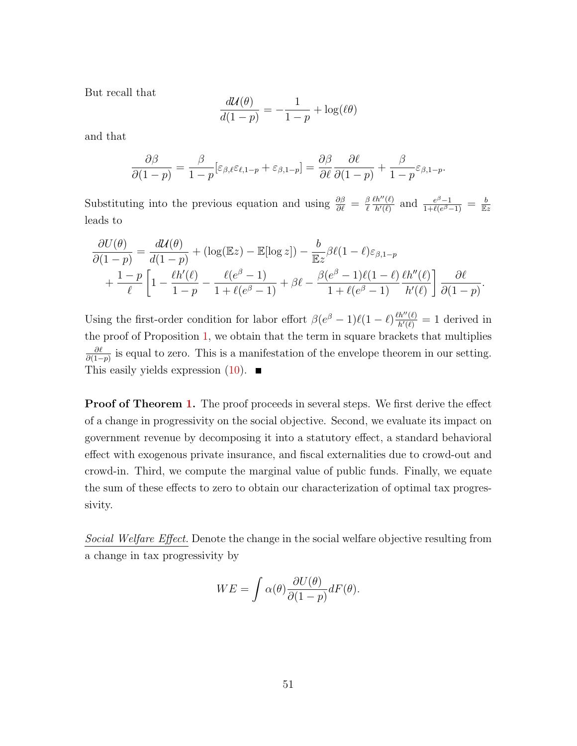But recall that

$$\frac{d\mathcal{U}(\theta)}{d(1-p)} = -\frac{1}{1-p} + \log(\ell\theta)$$

and that

$$\frac{\partial\beta}{\partial(1-p)} = \frac{\beta}{1-p}[\varepsilon_{\beta,\ell}\varepsilon_{\ell,1-p} + \varepsilon_{\beta,1-p}] = \frac{\partial\beta}{\partial\ell}\frac{\partial\ell}{\partial(1-p)} + \frac{\beta}{1-p}\varepsilon_{\beta,1-p}.$$

Substituting into the previous equation and using $\frac{\partial\beta}{\partial\ell} = \frac{\beta}{\ell}\frac{\ell h''(\ell)}{h'(\ell)}$ and $\frac{e^\beta - 1}{1+\ell(e^\beta-1)} = \frac{b}{\mathbb{E}z}$ leads to

$$\begin{aligned}
\frac{\partial U(\theta)}{\partial(1-p)} &= \frac{d\mathcal{U}(\theta)}{d(1-p)} + (\log(\mathbb{E}z) - \mathbb{E}[\log z]) - \frac{b}{\mathbb{E}z}\beta\ell(1-\ell)\varepsilon_{\beta,1-p} \\
&\quad + \frac{1-p}{\ell}\left[1 - \frac{\ell h'(\ell)}{1-p} - \frac{\ell(e^\beta-1)}{1+\ell(e^\beta-1)} + \beta\ell - \frac{\beta(e^\beta-1)\ell(1-\ell)}{1+\ell(e^\beta-1)}\frac{\ell h''(\ell)}{h'(\ell)}\right]\frac{\partial\ell}{\partial(1-p)}.
\end{aligned}$$

Using the first-order condition for labor effort $\beta(e^\beta-1)\ell(1-\ell)\frac{\ell h''(\ell)}{h'(\ell)} = 1$ derived in the proof of Proposition 1, we obtain that the term in square brackets that multiplies $\frac{\partial\ell}{\partial(1-p)}$ is equal to zero. This is a manifestation of the envelope theorem in our setting. This easily yields expression (10). ■

**Proof of Theorem 1.** The proof proceeds in several steps. We first derive the effect of a change in progressivity on the social objective. Second, we evaluate its impact on government revenue by decomposing it into a statutory effect, a standard behavioral effect with exogenous private insurance, and fiscal externalities due to crowd-out and crowd-in. Third, we compute the marginal value of public funds. Finally, we equate the sum of these effects to zero to obtain our characterization of optimal tax progressivity.

*Social Welfare Effect.* Denote the change in the social welfare objective resulting from a change in tax progressivity by

$$WE = \int \alpha(\theta)\frac{\partial U(\theta)}{\partial(1-p)}dF(\theta).$$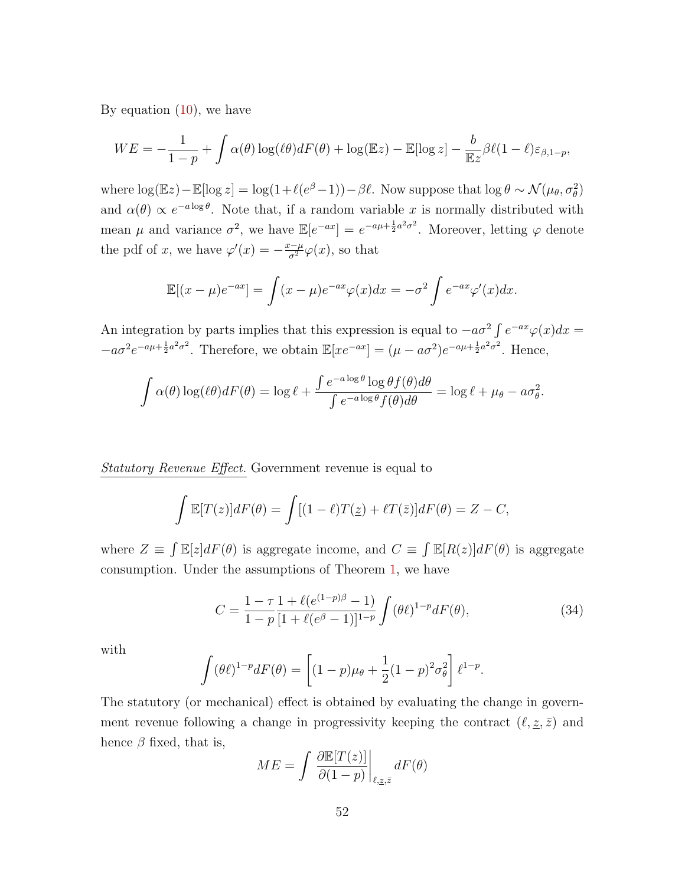By equation (10), we have

$$WE = -\frac{1}{1-p} + \int \alpha(\theta)\log(\ell\theta)dF(\theta) + \log(\mathbb{E}z) - \mathbb{E}[\log z] - \frac{b}{\mathbb{E}z}\beta\ell(1-\ell)\varepsilon_{\beta,1-p},$$

where $\log(\mathbb{E}z) - \mathbb{E}[\log z] = \log(1+\ell(e^{\beta}-1)) - \beta\ell$. Now suppose that $\log\theta \sim \mathcal{N}(\mu_\theta, \sigma_\theta^2)$ and $\alpha(\theta) \propto e^{-a\log\theta}$. Note that, if a random variable $x$ is normally distributed with mean $\mu$ and variance $\sigma^2$, we have $\mathbb{E}[e^{-ax}] = e^{-a\mu+\frac{1}{2}a^2\sigma^2}$. Moreover, letting $\varphi$ denote the pdf of $x$, we have $\varphi'(x) = -\frac{x-\mu}{\sigma^2}\varphi(x)$, so that

$$\mathbb{E}[(x-\mu)e^{-ax}] = \int (x-\mu)e^{-ax}\varphi(x)dx = -\sigma^2\int e^{-ax}\varphi'(x)dx.$$

An integration by parts implies that this expression is equal to $-a\sigma^2\int e^{-ax}\varphi(x)dx = -a\sigma^2 e^{-a\mu+\frac{1}{2}a^2\sigma^2}$. Therefore, we obtain $\mathbb{E}[xe^{-ax}] = (\mu - a\sigma^2)e^{-a\mu+\frac{1}{2}a^2\sigma^2}$. Hence,

$$\int \alpha(\theta)\log(\ell\theta)dF(\theta) = \log\ell + \frac{\int e^{-a\log\theta}\log\theta f(\theta)d\theta}{\int e^{-a\log\theta}f(\theta)d\theta} = \log\ell + \mu_\theta - a\sigma_\theta^2.$$

*Statutory Revenue Effect.* Government revenue is equal to

$$\int \mathbb{E}[T(z)]dF(\theta) = \int[(1-\ell)T(\underline{z}) + \ell T(\bar{z})]dF(\theta) = Z - C,$$

where $Z \equiv \int \mathbb{E}[z]dF(\theta)$ is aggregate income, and $C \equiv \int \mathbb{E}[R(z)]dF(\theta)$ is aggregate consumption. Under the assumptions of Theorem 1, we have

$$C = \frac{1-\tau}{1-p}\frac{1+\ell(e^{(1-p)\beta}-1)}{[1+\ell(e^{\beta}-1)]^{1-p}}\int(\theta\ell)^{1-p}dF(\theta), \tag{34}$$

with

$$\int(\theta\ell)^{1-p}dF(\theta) = \left[(1-p)\mu_\theta + \frac{1}{2}(1-p)^2\sigma_\theta^2\right]\ell^{1-p}.$$

The statutory (or mechanical) effect is obtained by evaluating the change in government revenue following a change in progressivity keeping the contract $(\ell, \underline{z}, \bar{z})$ and hence $\beta$ fixed, that is,

$$ME = \int \left.\frac{\partial\mathbb{E}[T(z)]}{\partial(1-p)}\right|_{\ell,\underline{z},\bar{z}} dF(\theta)$$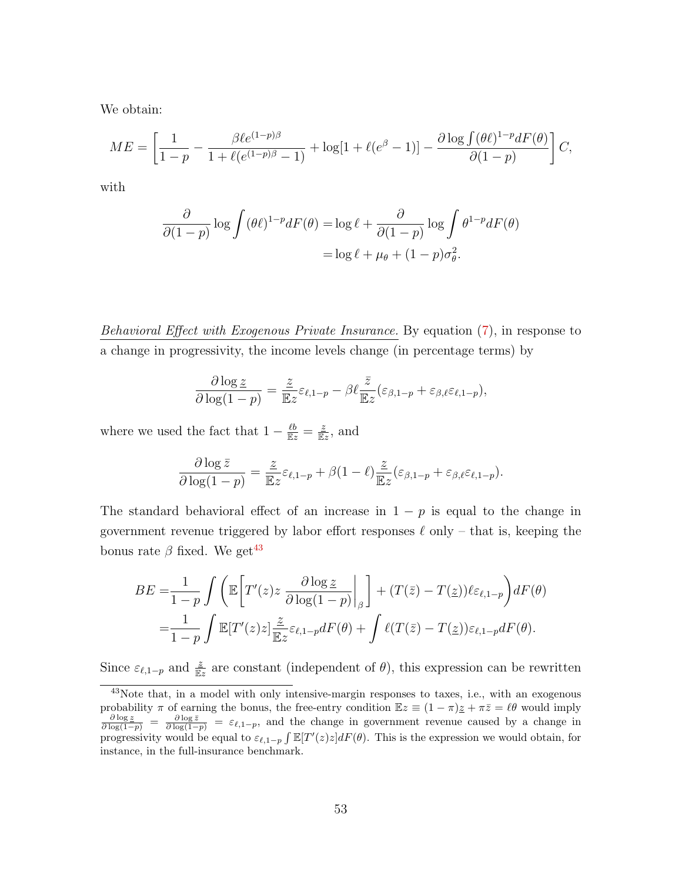We obtain:

$$ME = \left[\frac{1}{1-p} - \frac{\beta \ell e^{(1-p)\beta}}{1+\ell(e^{(1-p)\beta}-1)} + \log[1+\ell(e^{\beta}-1)] - \frac{\partial \log \int (\theta\ell)^{1-p} dF(\theta)}{\partial(1-p)}\right] C,$$

with

$$\begin{aligned}
\frac{\partial}{\partial(1-p)} \log \int (\theta\ell)^{1-p} dF(\theta) &= \log \ell + \frac{\partial}{\partial(1-p)} \log \int \theta^{1-p} dF(\theta) \\
&= \log \ell + \mu_\theta + (1-p)\sigma_\theta^2.
\end{aligned}$$

<u>*Behavioral Effect with Exogenous Private Insurance.*</u> By equation (7), in response to a change in progressivity, the income levels change (in percentage terms) by

$$\frac{\partial \log \underline{z}}{\partial \log(1-p)} = \frac{\underline{z}}{\mathbb{E}z} \varepsilon_{\ell,1-p} - \beta \ell \frac{\bar{z}}{\mathbb{E}z} (\varepsilon_{\beta,1-p} + \varepsilon_{\beta,\ell}\varepsilon_{\ell,1-p}),$$

where we used the fact that $1 - \frac{\ell b}{\mathbb{E}z} = \frac{\underline{z}}{\mathbb{E}z}$, and

$$\frac{\partial \log \bar{z}}{\partial \log(1-p)} = \frac{\underline{z}}{\mathbb{E}z} \varepsilon_{\ell,1-p} + \beta(1-\ell) \frac{\underline{z}}{\mathbb{E}z} (\varepsilon_{\beta,1-p} + \varepsilon_{\beta,\ell}\varepsilon_{\ell,1-p}).$$

The standard behavioral effect of an increase in $1-p$ is equal to the change in government revenue triggered by labor effort responses $\ell$ only – that is, keeping the bonus rate $\beta$ fixed. We get[43]

$$\begin{aligned}
BE =& \frac{1}{1-p} \int \left( \mathbb{E}\left[ T'(z) z \left. \frac{\partial \log \underline{z}}{\partial \log(1-p)} \right|_{\beta} \right] + (T(\bar{z}) - T(\underline{z}))\ell \varepsilon_{\ell,1-p} \right) dF(\theta) \\
=& \frac{1}{1-p} \int \mathbb{E}[T'(z)z] \frac{\underline{z}}{\mathbb{E}z} \varepsilon_{\ell,1-p} dF(\theta) + \int \ell (T(\bar{z}) - T(\underline{z})) \varepsilon_{\ell,1-p} dF(\theta).
\end{aligned}$$

Since $\varepsilon_{\ell,1-p}$ and $\frac{\underline{z}}{\mathbb{E}z}$ are constant (independent of $\theta$), this expression can be rewritten

[43] Note that, in a model with only intensive-margin responses to taxes, i.e., with an exogenous probability $\pi$ of earning the bonus, the free-entry condition $\mathbb{E}z \equiv (1-\pi)\underline{z} + \pi\bar{z} = \ell\theta$ would imply $\frac{\partial \log \underline{z}}{\partial \log(1-p)} = \frac{\partial \log \bar{z}}{\partial \log(1-p)} = \varepsilon_{\ell,1-p}$, and the change in government revenue caused by a change in progressivity would be equal to $\varepsilon_{\ell,1-p} \int \mathbb{E}[T'(z)z] dF(\theta)$. This is the expression we would obtain, for instance, in the full-insurance benchmark.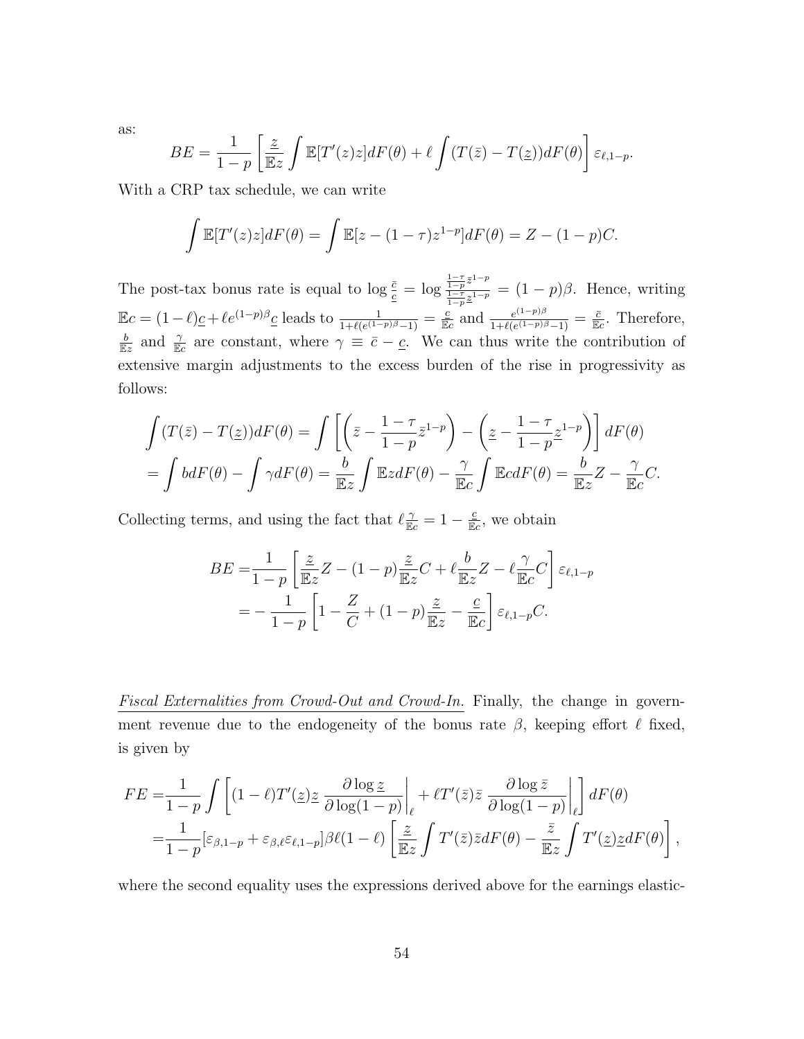as:

$$BE = \frac{1}{1-p}\left[\frac{\underline{z}}{\mathbb{E}z}\int \mathbb{E}[T'(z)z]dF(\theta) + \ell\int (T(\bar{z}) - T(\underline{z}))dF(\theta)\right]\varepsilon_{\ell,1-p}.$$

With a CRP tax schedule, we can write

$$\int \mathbb{E}[T'(z)z]dF(\theta) = \int \mathbb{E}[z - (1-\tau)z^{1-p}]dF(\theta) = Z - (1-p)C.$$

The post-tax bonus rate is equal to $\log\frac{\bar{c}}{\underline{c}} = \log\frac{\frac{1-\tau}{1-p}\bar{z}^{1-p}}{\frac{1-\tau}{1-p}\underline{z}^{1-p}} = (1-p)\beta$. Hence, writing $\mathbb{E}c = (1-\ell)\underline{c} + \ell e^{(1-p)\beta}\underline{c}$ leads to $\frac{1}{1+\ell(e^{(1-p)\beta}-1)} = \frac{\underline{c}}{\mathbb{E}c}$ and $\frac{e^{(1-p)\beta}}{1+\ell(e^{(1-p)\beta}-1)} = \frac{\bar{c}}{\mathbb{E}c}$. Therefore, $\frac{b}{\mathbb{E}z}$ and $\frac{\gamma}{\mathbb{E}c}$ are constant, where $\gamma \equiv \bar{c} - \underline{c}$. We can thus write the contribution of extensive margin adjustments to the excess burden of the rise in progressivity as follows:

$$\begin{aligned}
\int (T(\bar{z}) - T(\underline{z}))dF(\theta) &= \int\left[\left(\bar{z} - \frac{1-\tau}{1-p}\bar{z}^{1-p}\right) - \left(\underline{z} - \frac{1-\tau}{1-p}\underline{z}^{1-p}\right)\right]dF(\theta) \\
&= \int b dF(\theta) - \int \gamma dF(\theta) = \frac{b}{\mathbb{E}z}\int \mathbb{E}z dF(\theta) - \frac{\gamma}{\mathbb{E}c}\int \mathbb{E}c dF(\theta) = \frac{b}{\mathbb{E}z}Z - \frac{\gamma}{\mathbb{E}c}C.
\end{aligned}$$

Collecting terms, and using the fact that $\ell\frac{\gamma}{\mathbb{E}c} = 1 - \frac{\underline{c}}{\mathbb{E}c}$, we obtain

$$\begin{aligned}
BE =& \frac{1}{1-p}\left[\frac{\underline{z}}{\mathbb{E}z}Z - (1-p)\frac{\underline{z}}{\mathbb{E}z}C + \ell\frac{b}{\mathbb{E}z}Z - \ell\frac{\gamma}{\mathbb{E}c}C\right]\varepsilon_{\ell,1-p} \\
=& -\frac{1}{1-p}\left[1 - \frac{Z}{C} + (1-p)\frac{\underline{z}}{\mathbb{E}z} - \frac{\underline{c}}{\mathbb{E}c}\right]\varepsilon_{\ell,1-p}C.
\end{aligned}$$

*Fiscal Externalities from Crowd-Out and Crowd-In.* Finally, the change in government revenue due to the endogeneity of the bonus rate $\beta$, keeping effort $\ell$ fixed, is given by

$$\begin{aligned}
FE =& \frac{1}{1-p}\int\left[(1-\ell)T'(\underline{z})\underline{z}\left.\frac{\partial \log \underline{z}}{\partial \log(1-p)}\right|_{\ell} + \ell T'(\bar{z})\bar{z}\left.\frac{\partial \log \bar{z}}{\partial \log(1-p)}\right|_{\ell}\right]dF(\theta) \\
=& \frac{1}{1-p}[\varepsilon_{\beta,1-p} + \varepsilon_{\beta,\ell}\varepsilon_{\ell,1-p}]\beta\ell(1-\ell)\left[\frac{\underline{z}}{\mathbb{E}z}\int T'(\bar{z})\bar{z}dF(\theta) - \frac{\bar{z}}{\mathbb{E}z}\int T'(\underline{z})\underline{z}dF(\theta)\right],
\end{aligned}$$

where the second equality uses the expressions derived above for the earnings elastic-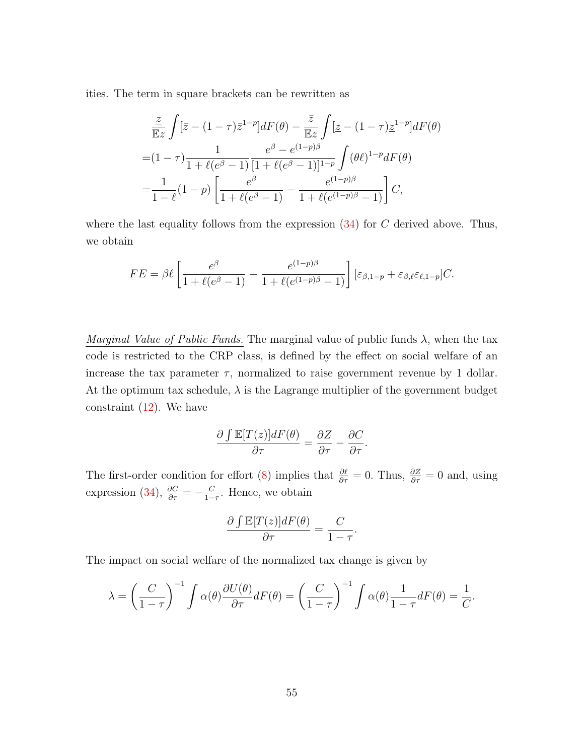ities. The term in square brackets can be rewritten as

$$
\begin{aligned}
&\frac{\underline{z}}{\mathbb{E}z}\int[\bar{z}-(1-\tau)\bar{z}^{1-p}]dF(\theta)-\frac{\bar{z}}{\mathbb{E}z}\int[\underline{z}-(1-\tau)\underline{z}^{1-p}]dF(\theta)\\
=&(1-\tau)\frac{1}{1+\ell(e^{\beta}-1)}\frac{e^{\beta}-e^{(1-p)\beta}}{[1+\ell(e^{\beta}-1)]^{1-p}}\int(\theta\ell)^{1-p}dF(\theta)\\
=&\frac{1}{1-\ell}(1-p)\left[\frac{e^{\beta}}{1+\ell(e^{\beta}-1)}-\frac{e^{(1-p)\beta}}{1+\ell(e^{(1-p)\beta}-1)}\right]C,
\end{aligned}
$$

where the last equality follows from the expression (34) for $C$ derived above. Thus, we obtain

$$
FE=\beta\ell\left[\frac{e^{\beta}}{1+\ell(e^{\beta}-1)}-\frac{e^{(1-p)\beta}}{1+\ell(e^{(1-p)\beta}-1)}\right][\varepsilon_{\beta,1-p}+\varepsilon_{\beta,\ell}\varepsilon_{\ell,1-p}]C.
$$

*Marginal Value of Public Funds.* The marginal value of public funds $\lambda$, when the tax code is restricted to the CRP class, is defined by the effect on social welfare of an increase the tax parameter $\tau$, normalized to raise government revenue by 1 dollar. At the optimum tax schedule, $\lambda$ is the Lagrange multiplier of the government budget constraint (12). We have

$$
\frac{\partial\int\mathbb{E}[T(z)]dF(\theta)}{\partial\tau}=\frac{\partial Z}{\partial\tau}-\frac{\partial C}{\partial\tau}.
$$

The first-order condition for effort (8) implies that $\frac{\partial\ell}{\partial\tau}=0$. Thus, $\frac{\partial Z}{\partial\tau}=0$ and, using expression (34), $\frac{\partial C}{\partial\tau}=-\frac{C}{1-\tau}$. Hence, we obtain

$$
\frac{\partial\int\mathbb{E}[T(z)]dF(\theta)}{\partial\tau}=\frac{C}{1-\tau}.
$$

The impact on social welfare of the normalized tax change is given by

$$
\lambda=\left(\frac{C}{1-\tau}\right)^{-1}\int\alpha(\theta)\frac{\partial U(\theta)}{\partial\tau}dF(\theta)=\left(\frac{C}{1-\tau}\right)^{-1}\int\alpha(\theta)\frac{1}{1-\tau}dF(\theta)=\frac{1}{C}.
$$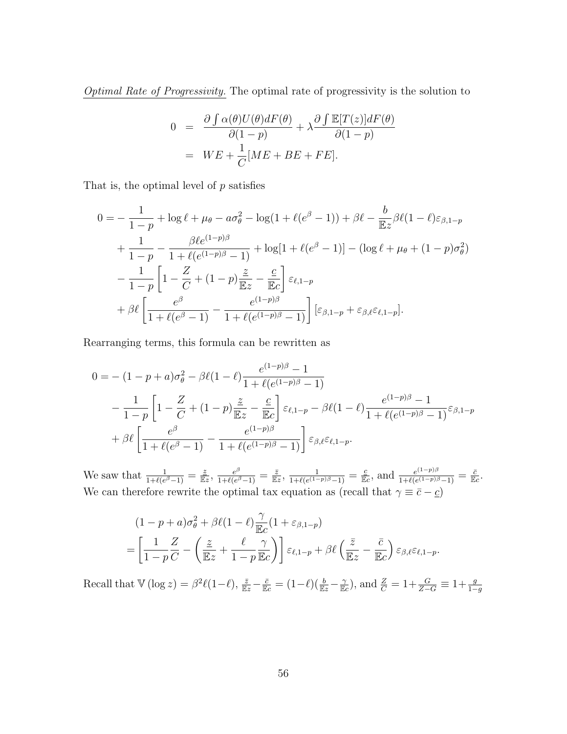<u>*Optimal Rate of Progressivity.*</u> The optimal rate of progressivity is the solution to

$$
\begin{aligned}
0 &= \frac{\partial \int \alpha(\theta) U(\theta) dF(\theta)}{\partial(1-p)} + \lambda \frac{\partial \int \mathbb{E}[T(z)] dF(\theta)}{\partial(1-p)} \\
&= WE + \frac{1}{C}[ME + BE + FE].
\end{aligned}
$$

That is, the optimal level of $p$ satisfies

$$
\begin{aligned}
0 =& -\frac{1}{1-p} + \log \ell + \mu_\theta - a\sigma_\theta^2 - \log(1 + \ell(e^\beta - 1)) + \beta\ell - \frac{b}{\mathbb{E}z}\beta\ell(1-\ell)\varepsilon_{\beta,1-p} \\
&+ \frac{1}{1-p} - \frac{\beta \ell e^{(1-p)\beta}}{1 + \ell(e^{(1-p)\beta} - 1)} + \log[1 + \ell(e^\beta - 1)] - (\log \ell + \mu_\theta + (1-p)\sigma_\theta^2) \\
&- \frac{1}{1-p}\left[1 - \frac{Z}{C} + (1-p)\frac{\underline{z}}{\mathbb{E}z} - \frac{\underline{c}}{\mathbb{E}c}\right]\varepsilon_{\ell,1-p} \\
&+ \beta\ell\left[\frac{e^\beta}{1 + \ell(e^\beta - 1)} - \frac{e^{(1-p)\beta}}{1 + \ell(e^{(1-p)\beta} - 1)}\right][\varepsilon_{\beta,1-p} + \varepsilon_{\beta,\ell}\varepsilon_{\ell,1-p}].
\end{aligned}
$$

Rearranging terms, this formula can be rewritten as

$$
\begin{aligned}
0 =& -(1-p+a)\sigma_\theta^2 - \beta\ell(1-\ell)\frac{e^{(1-p)\beta} - 1}{1 + \ell(e^{(1-p)\beta} - 1)} \\
&- \frac{1}{1-p}\left[1 - \frac{Z}{C} + (1-p)\frac{\underline{z}}{\mathbb{E}z} - \frac{\underline{c}}{\mathbb{E}c}\right]\varepsilon_{\ell,1-p} - \beta\ell(1-\ell)\frac{e^{(1-p)\beta} - 1}{1 + \ell(e^{(1-p)\beta} - 1)}\varepsilon_{\beta,1-p} \\
&+ \beta\ell\left[\frac{e^\beta}{1 + \ell(e^\beta - 1)} - \frac{e^{(1-p)\beta}}{1 + \ell(e^{(1-p)\beta} - 1)}\right]\varepsilon_{\beta,\ell}\varepsilon_{\ell,1-p}.
\end{aligned}
$$

We saw that $\frac{1}{1+\ell(e^\beta-1)} = \frac{\underline{z}}{\mathbb{E}z}$, $\frac{e^\beta}{1+\ell(e^\beta-1)} = \frac{\bar{z}}{\mathbb{E}z}$, $\frac{1}{1+\ell(e^{(1-p)\beta}-1)} = \frac{\underline{c}}{\mathbb{E}c}$, and $\frac{e^{(1-p)\beta}}{1+\ell(e^{(1-p)\beta}-1)} = \frac{\bar{c}}{\mathbb{E}c}$. We can therefore rewrite the optimal tax equation as (recall that $\gamma \equiv \bar{c} - \underline{c}$)

$$
\begin{aligned}
&(1-p+a)\sigma_\theta^2 + \beta\ell(1-\ell)\frac{\gamma}{\mathbb{E}c}(1 + \varepsilon_{\beta,1-p}) \\
&= \left[\frac{1}{1-p}\frac{Z}{C} - \left(\frac{\underline{z}}{\mathbb{E}z} + \frac{\ell}{1-p}\frac{\gamma}{\mathbb{E}c}\right)\right]\varepsilon_{\ell,1-p} + \beta\ell\left(\frac{\bar{z}}{\mathbb{E}z} - \frac{\bar{c}}{\mathbb{E}c}\right)\varepsilon_{\beta,\ell}\varepsilon_{\ell,1-p}.
\end{aligned}
$$

Recall that $\mathbb{V}(\log z) = \beta^2\ell(1-\ell)$, $\frac{\bar{z}}{\mathbb{E}z} - \frac{\bar{c}}{\mathbb{E}c} = (1-\ell)(\frac{b}{\mathbb{E}z} - \frac{\gamma}{\mathbb{E}c})$, and $\frac{Z}{C} = 1 + \frac{G}{Z-G} \equiv 1 + \frac{g}{1-g}$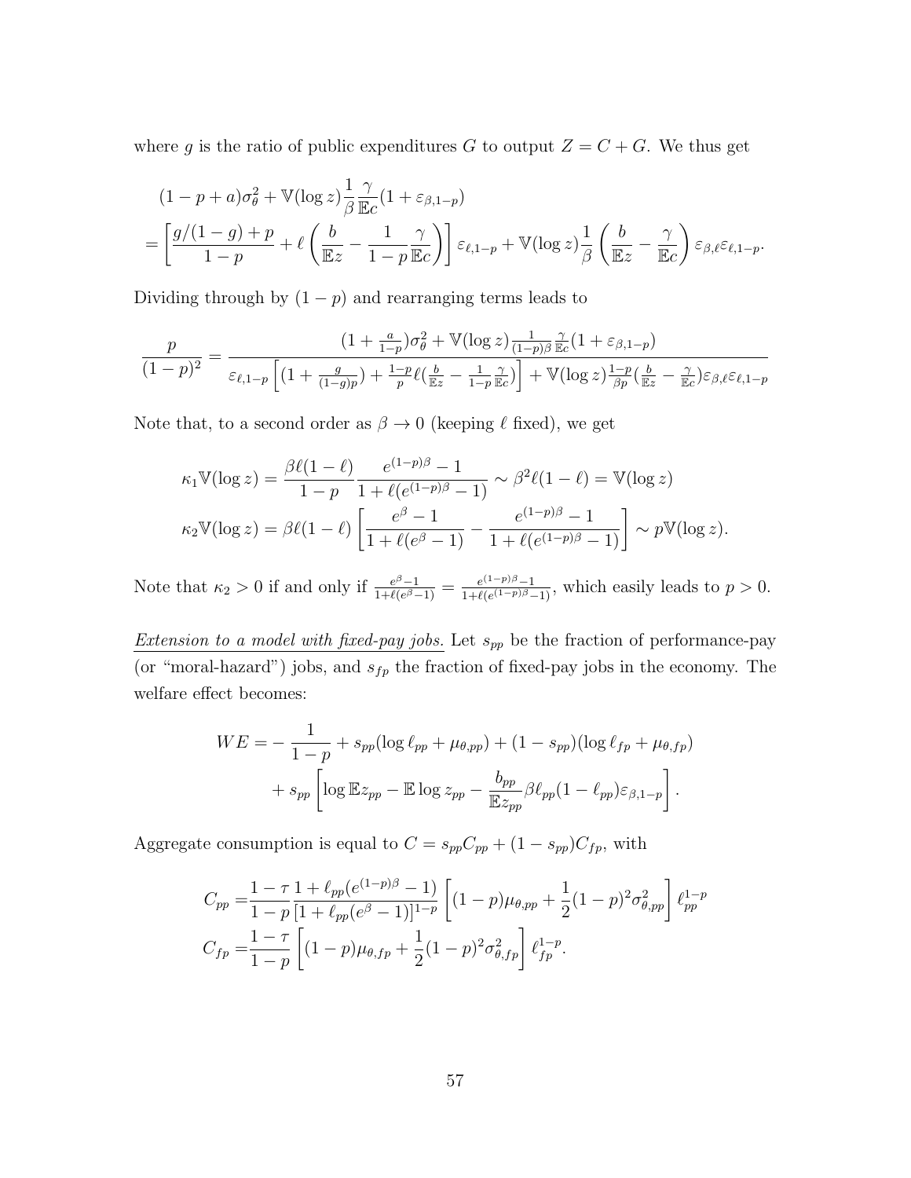where $g$ is the ratio of public expenditures $G$ to output $Z = C + G$. We thus get

$$
\begin{aligned}
&(1-p+a)\sigma_\theta^2 + \mathbb{V}(\log z)\frac{1}{\beta}\frac{\gamma}{\mathbb{E}c}(1+\varepsilon_{\beta,1-p}) \\
&= \left[\frac{g/(1-g)+p}{1-p} + \ell\left(\frac{b}{\mathbb{E}z} - \frac{1}{1-p}\frac{\gamma}{\mathbb{E}c}\right)\right]\varepsilon_{\ell,1-p} + \mathbb{V}(\log z)\frac{1}{\beta}\left(\frac{b}{\mathbb{E}z} - \frac{\gamma}{\mathbb{E}c}\right)\varepsilon_{\beta,\ell}\varepsilon_{\ell,1-p}.
\end{aligned}
$$

Dividing through by $(1-p)$ and rearranging terms leads to

$$
\frac{p}{(1-p)^2} = \frac{(1+\frac{a}{1-p})\sigma_\theta^2 + \mathbb{V}(\log z)\frac{1}{(1-p)\beta}\frac{\gamma}{\mathbb{E}c}(1+\varepsilon_{\beta,1-p})}{\varepsilon_{\ell,1-p}\left[(1+\frac{g}{(1-g)p}) + \frac{1-p}{p}\ell(\frac{b}{\mathbb{E}z} - \frac{1}{1-p}\frac{\gamma}{\mathbb{E}c})\right] + \mathbb{V}(\log z)\frac{1-p}{\beta p}(\frac{b}{\mathbb{E}z} - \frac{\gamma}{\mathbb{E}c})\varepsilon_{\beta,\ell}\varepsilon_{\ell,1-p}}
$$

Note that, to a second order as $\beta \to 0$ (keeping $\ell$ fixed), we get

$$
\begin{aligned}
\kappa_1\mathbb{V}(\log z) &= \frac{\beta\ell(1-\ell)}{1-p}\frac{e^{(1-p)\beta}-1}{1+\ell(e^{(1-p)\beta}-1)} \sim \beta^2\ell(1-\ell) = \mathbb{V}(\log z) \\
\kappa_2\mathbb{V}(\log z) &= \beta\ell(1-\ell)\left[\frac{e^{\beta}-1}{1+\ell(e^{\beta}-1)} - \frac{e^{(1-p)\beta}-1}{1+\ell(e^{(1-p)\beta}-1)}\right] \sim p\mathbb{V}(\log z).
\end{aligned}
$$

Note that $\kappa_2 > 0$ if and only if $\frac{e^{\beta}-1}{1+\ell(e^{\beta}-1)} = \frac{e^{(1-p)\beta}-1}{1+\ell(e^{(1-p)\beta}-1)}$, which easily leads to $p > 0$.

*Extension to a model with fixed-pay jobs.* Let $s_{pp}$ be the fraction of performance-pay (or "moral-hazard") jobs, and $s_{fp}$ the fraction of fixed-pay jobs in the economy. The welfare effect becomes:

$$
\begin{aligned}
WE = &-\frac{1}{1-p} + s_{pp}(\log\ell_{pp} + \mu_{\theta,pp}) + (1-s_{pp})(\log\ell_{fp} + \mu_{\theta,fp}) \\
&+ s_{pp}\left[\log\mathbb{E}z_{pp} - \mathbb{E}\log z_{pp} - \frac{b_{pp}}{\mathbb{E}z_{pp}}\beta\ell_{pp}(1-\ell_{pp})\varepsilon_{\beta,1-p}\right].
\end{aligned}
$$

Aggregate consumption is equal to $C = s_{pp}C_{pp} + (1-s_{pp})C_{fp}$, with

$$
\begin{aligned}
C_{pp} &= \frac{1-\tau}{1-p}\frac{1+\ell_{pp}(e^{(1-p)\beta}-1)}{[1+\ell_{pp}(e^{\beta}-1)]^{1-p}}\left[(1-p)\mu_{\theta,pp} + \frac{1}{2}(1-p)^2\sigma_{\theta,pp}^2\right]\ell_{pp}^{1-p} \\
C_{fp} &= \frac{1-\tau}{1-p}\left[(1-p)\mu_{\theta,fp} + \frac{1}{2}(1-p)^2\sigma_{\theta,fp}^2\right]\ell_{fp}^{1-p}.
\end{aligned}
$$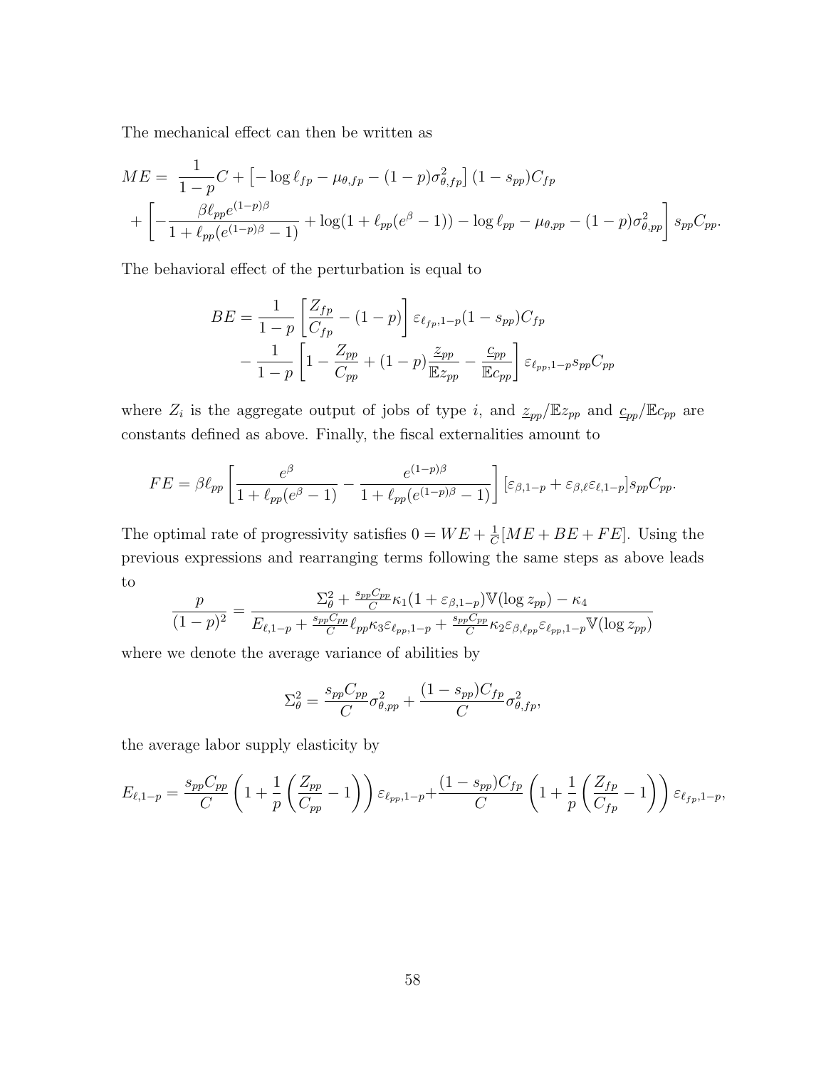The mechanical effect can then be written as

$$
\begin{aligned}
ME = & \ \frac{1}{1-p}C + \left[-\log \ell_{fp} - \mu_{\theta,fp} - (1-p)\sigma^2_{\theta,fp}\right](1-s_{pp})C_{fp} \\
& + \left[-\frac{\beta \ell_{pp} e^{(1-p)\beta}}{1+\ell_{pp}(e^{(1-p)\beta}-1)} + \log(1+\ell_{pp}(e^{\beta}-1)) - \log \ell_{pp} - \mu_{\theta,pp} - (1-p)\sigma^2_{\theta,pp}\right] s_{pp}C_{pp}.
\end{aligned}
$$

The behavioral effect of the perturbation is equal to

$$
\begin{aligned}
BE = & \ \frac{1}{1-p}\left[\frac{Z_{fp}}{C_{fp}} - (1-p)\right]\varepsilon_{\ell_{fp},1-p}(1-s_{pp})C_{fp} \\
& - \frac{1}{1-p}\left[1 - \frac{Z_{pp}}{C_{pp}} + (1-p)\frac{\underline{z}_{pp}}{\mathbb{E}z_{pp}} - \frac{\underline{c}_{pp}}{\mathbb{E}c_{pp}}\right]\varepsilon_{\ell_{pp},1-p}s_{pp}C_{pp}
\end{aligned}
$$

where $Z_i$ is the aggregate output of jobs of type $i$, and $\underline{z}_{pp}/\mathbb{E}z_{pp}$ and $\underline{c}_{pp}/\mathbb{E}c_{pp}$ are constants defined as above. Finally, the fiscal externalities amount to

$$
FE = \beta \ell_{pp}\left[\frac{e^{\beta}}{1+\ell_{pp}(e^{\beta}-1)} - \frac{e^{(1-p)\beta}}{1+\ell_{pp}(e^{(1-p)\beta}-1)}\right][\varepsilon_{\beta,1-p} + \varepsilon_{\beta,\ell}\varepsilon_{\ell,1-p}]s_{pp}C_{pp}.
$$

The optimal rate of progressivity satisfies $0 = WE + \frac{1}{C}[ME + BE + FE]$. Using the previous expressions and rearranging terms following the same steps as above leads to

$$
\frac{p}{(1-p)^2} = \frac{\Sigma^2_{\theta} + \frac{s_{pp}C_{pp}}{C}\kappa_1(1+\varepsilon_{\beta,1-p})\mathbb{V}(\log z_{pp}) - \kappa_4}{E_{\ell,1-p} + \frac{s_{pp}C_{pp}}{C}\ell_{pp}\kappa_3\varepsilon_{\ell_{pp},1-p} + \frac{s_{pp}C_{pp}}{C}\kappa_2\varepsilon_{\beta,\ell_{pp}}\varepsilon_{\ell_{pp},1-p}\mathbb{V}(\log z_{pp})}
$$

where we denote the average variance of abilities by

$$
\Sigma^2_{\theta} = \frac{s_{pp}C_{pp}}{C}\sigma^2_{\theta,pp} + \frac{(1-s_{pp})C_{fp}}{C}\sigma^2_{\theta,fp},
$$

the average labor supply elasticity by

$$
E_{\ell,1-p} = \frac{s_{pp}C_{pp}}{C}\left(1 + \frac{1}{p}\left(\frac{Z_{pp}}{C_{pp}} - 1\right)\right)\varepsilon_{\ell_{pp},1-p} + \frac{(1-s_{pp})C_{fp}}{C}\left(1 + \frac{1}{p}\left(\frac{Z_{fp}}{C_{fp}} - 1\right)\right)\varepsilon_{\ell_{fp},1-p},
$$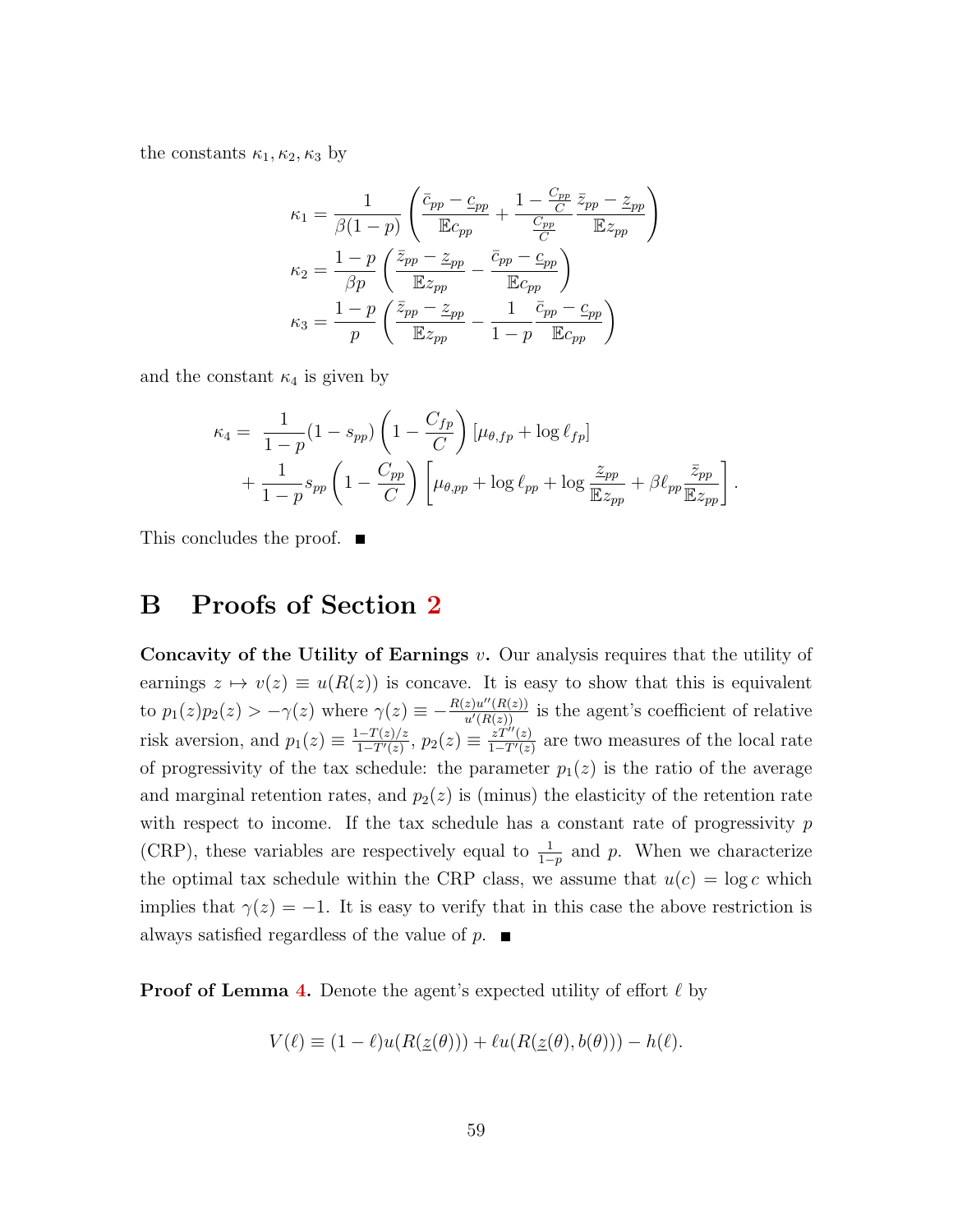the constants $\kappa_1, \kappa_2, \kappa_3$ by

$$\kappa_1 = \frac{1}{\beta(1-p)} \left( \frac{\bar{c}_{pp} - \underline{c}_{pp}}{\mathbb{E}c_{pp}} + \frac{1 - \frac{C_{pp}}{C}}{\frac{C_{pp}}{C}} \frac{\bar{z}_{pp} - \underline{z}_{pp}}{\mathbb{E}z_{pp}} \right)$$

$$\kappa_2 = \frac{1-p}{\beta p} \left( \frac{\bar{z}_{pp} - \underline{z}_{pp}}{\mathbb{E}z_{pp}} - \frac{\bar{c}_{pp} - \underline{c}_{pp}}{\mathbb{E}c_{pp}} \right)$$

$$\kappa_3 = \frac{1-p}{p} \left( \frac{\bar{z}_{pp} - \underline{z}_{pp}}{\mathbb{E}z_{pp}} - \frac{1}{1-p} \frac{\bar{c}_{pp} - \underline{c}_{pp}}{\mathbb{E}c_{pp}} \right)$$

and the constant $\kappa_4$ is given by

$$\begin{aligned} \kappa_4 = \ & \frac{1}{1-p}(1 - s_{pp}) \left(1 - \frac{C_{fp}}{C}\right) [\mu_{\theta,fp} + \log \ell_{fp}] \\ & + \frac{1}{1-p} s_{pp} \left(1 - \frac{C_{pp}}{C}\right) \left[\mu_{\theta,pp} + \log \ell_{pp} + \log \frac{\underline{z}_{pp}}{\mathbb{E}z_{pp}} + \beta \ell_{pp} \frac{\bar{z}_{pp}}{\mathbb{E}z_{pp}}\right]. \end{aligned}$$

This concludes the proof. ■

# B Proofs of Section 2

**Concavity of the Utility of Earnings $v$.** Our analysis requires that the utility of earnings $z \mapsto v(z) \equiv u(R(z))$ is concave. It is easy to show that this is equivalent to $p_1(z)p_2(z) > -\gamma(z)$ where $\gamma(z) \equiv -\frac{R(z)u''(R(z))}{u'(R(z))}$ is the agent's coefficient of relative risk aversion, and $p_1(z) \equiv \frac{1-T(z)/z}{1-T'(z)}$, $p_2(z) \equiv \frac{zT''(z)}{1-T'(z)}$ are two measures of the local rate of progressivity of the tax schedule: the parameter $p_1(z)$ is the ratio of the average and marginal retention rates, and $p_2(z)$ is (minus) the elasticity of the retention rate with respect to income. If the tax schedule has a constant rate of progressivity $p$ (CRP), these variables are respectively equal to $\frac{1}{1-p}$ and $p$. When we characterize the optimal tax schedule within the CRP class, we assume that $u(c) = \log c$ which implies that $\gamma(z) = -1$. It is easy to verify that in this case the above restriction is always satisfied regardless of the value of $p$. ■

**Proof of Lemma 4.** Denote the agent's expected utility of effort $\ell$ by

$$V(\ell) \equiv (1-\ell)u(R(\underline{z}(\theta))) + \ell u(R(\underline{z}(\theta), b(\theta))) - h(\ell).$$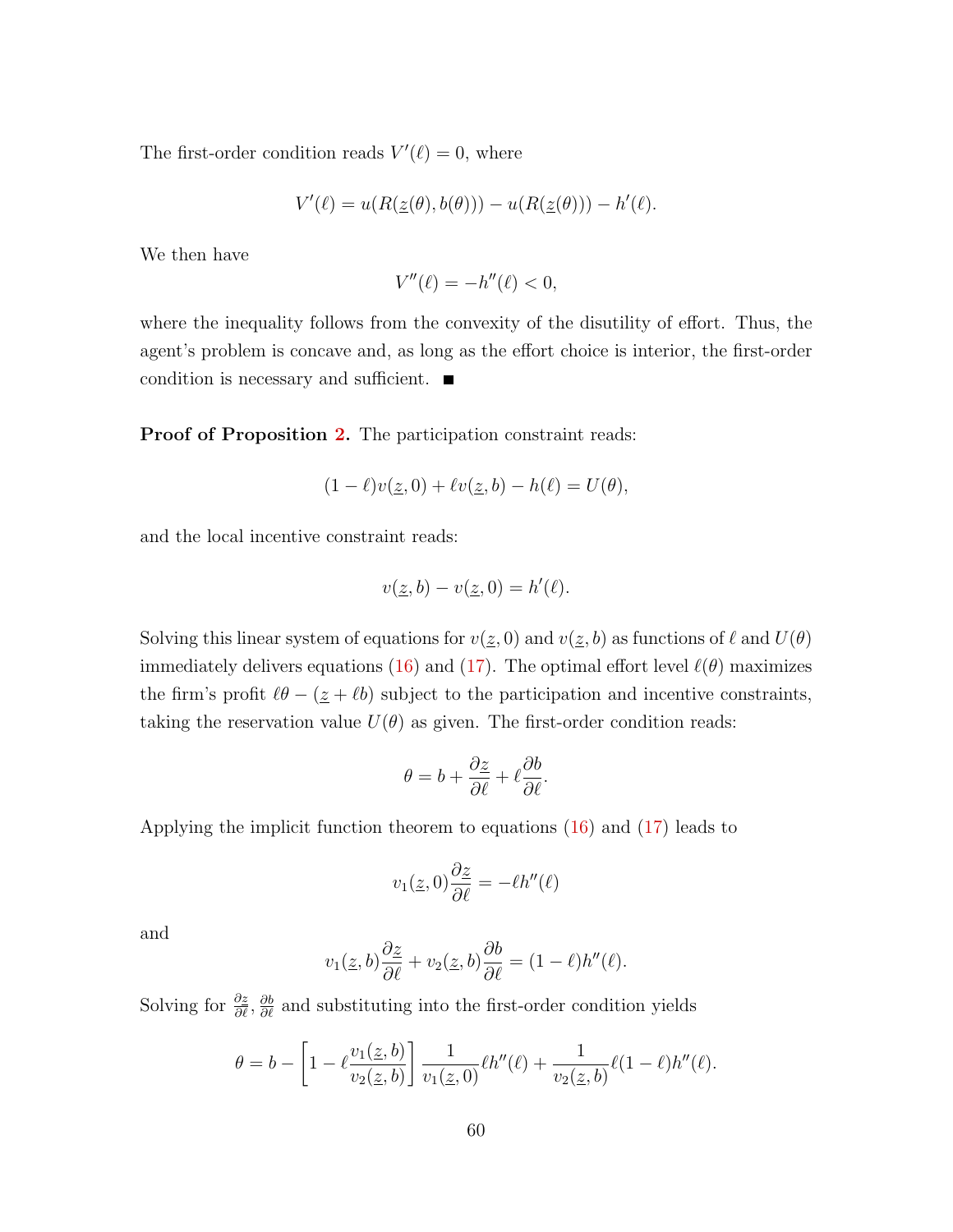The first-order condition reads $V'(\ell) = 0$, where

$$V'(\ell) = u(R(\underline{z}(\theta), b(\theta))) - u(R(\underline{z}(\theta))) - h'(\ell).$$

We then have

$$V''(\ell) = -h''(\ell) < 0,$$

where the inequality follows from the convexity of the disutility of effort. Thus, the agent's problem is concave and, as long as the effort choice is interior, the first-order condition is necessary and sufficient. ■

**Proof of Proposition 2.** The participation constraint reads:

$$(1-\ell)v(\underline{z}, 0) + \ell v(\underline{z}, b) - h(\ell) = U(\theta),$$

and the local incentive constraint reads:

$$v(\underline{z}, b) - v(\underline{z}, 0) = h'(\ell).$$

Solving this linear system of equations for $v(\underline{z}, 0)$ and $v(\underline{z}, b)$ as functions of $\ell$ and $U(\theta)$ immediately delivers equations (16) and (17). The optimal effort level $\ell(\theta)$ maximizes the firm's profit $\ell\theta - (\underline{z} + \ell b)$ subject to the participation and incentive constraints, taking the reservation value $U(\theta)$ as given. The first-order condition reads:

$$\theta = b + \frac{\partial \underline{z}}{\partial \ell} + \ell \frac{\partial b}{\partial \ell}.$$

Applying the implicit function theorem to equations (16) and (17) leads to

$$v_1(\underline{z}, 0)\frac{\partial \underline{z}}{\partial \ell} = -\ell h''(\ell)$$

and

$$v_1(\underline{z}, b)\frac{\partial \underline{z}}{\partial \ell} + v_2(\underline{z}, b)\frac{\partial b}{\partial \ell} = (1-\ell)h''(\ell).$$

Solving for $\frac{\partial \underline{z}}{\partial \ell}, \frac{\partial b}{\partial \ell}$ and substituting into the first-order condition yields

$$\theta = b - \left[1 - \ell\frac{v_1(\underline{z}, b)}{v_2(\underline{z}, b)}\right]\frac{1}{v_1(\underline{z}, 0)}\ell h''(\ell) + \frac{1}{v_2(\underline{z}, b)}\ell(1-\ell)h''(\ell).$$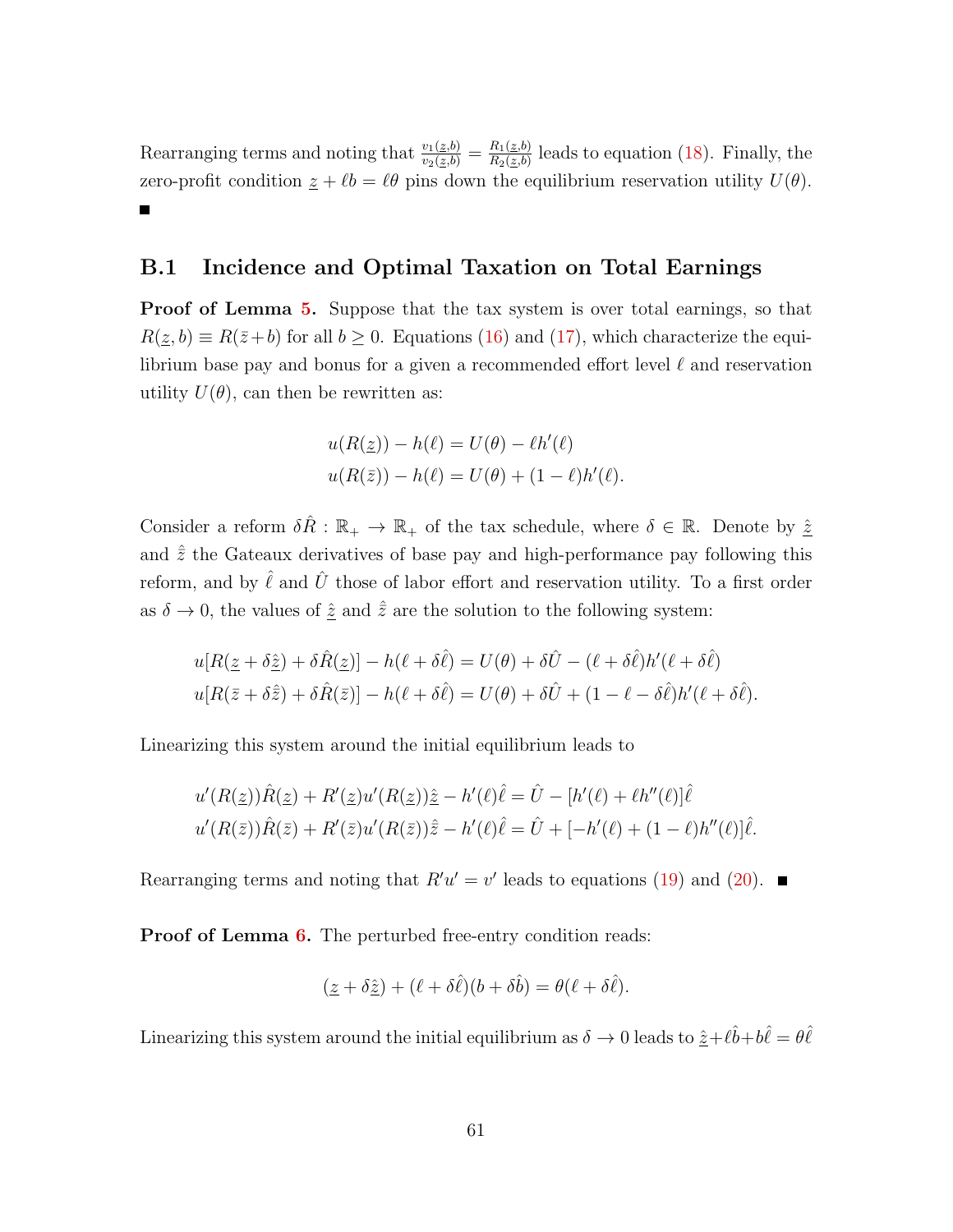Rearranging terms and noting that $\frac{v_1(\underline{z},b)}{v_2(\underline{z},b)} = \frac{R_1(\underline{z},b)}{R_2(\underline{z},b)}$ leads to equation (18). Finally, the zero-profit condition $\underline{z} + \ell b = \ell\theta$ pins down the equilibrium reservation utility $U(\theta)$. ■

## B.1 Incidence and Optimal Taxation on Total Earnings

**Proof of Lemma 5.** Suppose that the tax system is over total earnings, so that $R(\underline{z}, b) \equiv R(\bar{z}+b)$ for all $b \geq 0$. Equations (16) and (17), which characterize the equilibrium base pay and bonus for a given a recommended effort level $\ell$ and reservation utility $U(\theta)$, can then be rewritten as:

$$u(R(\underline{z})) - h(\ell) = U(\theta) - \ell h'(\ell)$$
$$u(R(\bar{z})) - h(\ell) = U(\theta) + (1-\ell)h'(\ell).$$

Consider a reform $\delta\hat{R} : \mathbb{R}_+ \to \mathbb{R}_+$ of the tax schedule, where $\delta \in \mathbb{R}$. Denote by $\hat{\underline{z}}$ and $\hat{\bar{z}}$ the Gateaux derivatives of base pay and high-performance pay following this reform, and by $\hat{\ell}$ and $\hat{U}$ those of labor effort and reservation utility. To a first order as $\delta \to 0$, the values of $\hat{\underline{z}}$ and $\hat{\bar{z}}$ are the solution to the following system:

$$u[R(\underline{z} + \delta\hat{\underline{z}}) + \delta\hat{R}(\underline{z})] - h(\ell + \delta\hat{\ell}) = U(\theta) + \delta\hat{U} - (\ell + \delta\hat{\ell})h'(\ell + \delta\hat{\ell})$$
$$u[R(\bar{z} + \delta\hat{\bar{z}}) + \delta\hat{R}(\bar{z})] - h(\ell + \delta\hat{\ell}) = U(\theta) + \delta\hat{U} + (1 - \ell - \delta\hat{\ell})h'(\ell + \delta\hat{\ell}).$$

Linearizing this system around the initial equilibrium leads to

$$u'(R(\underline{z}))\hat{R}(\underline{z}) + R'(\underline{z})u'(R(\underline{z}))\hat{\underline{z}} - h'(\ell)\hat{\ell} = \hat{U} - [h'(\ell) + \ell h''(\ell)]\hat{\ell}$$
$$u'(R(\bar{z}))\hat{R}(\bar{z}) + R'(\bar{z})u'(R(\bar{z}))\hat{\bar{z}} - h'(\ell)\hat{\ell} = \hat{U} + [-h'(\ell) + (1-\ell)h''(\ell)]\hat{\ell}.$$

Rearranging terms and noting that $R'u' = v'$ leads to equations (19) and (20). ■

**Proof of Lemma 6.** The perturbed free-entry condition reads:

$$(\underline{z} + \delta\hat{\underline{z}}) + (\ell + \delta\hat{\ell})(b + \delta\hat{b}) = \theta(\ell + \delta\hat{\ell}).$$

Linearizing this system around the initial equilibrium as $\delta \to 0$ leads to $\hat{\underline{z}} + \ell\hat{b} + b\hat{\ell} = \theta\hat{\ell}$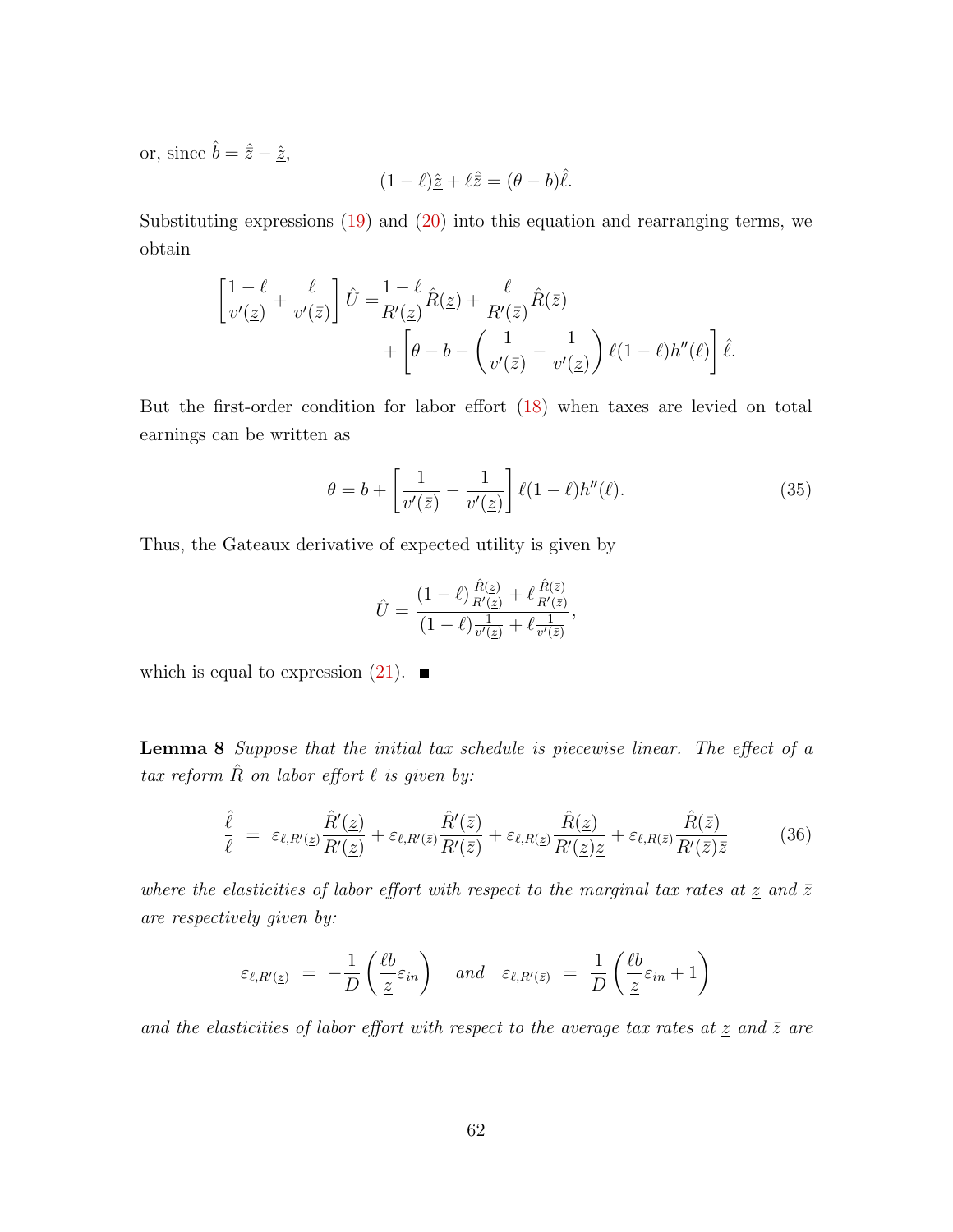or, since $\hat{b} = \hat{\bar{z}} - \hat{\underline{z}}$,

$$(1-\ell)\hat{\underline{z}} + \ell\hat{\bar{z}} = (\theta - b)\hat{\ell}.$$

Substituting expressions (19) and (20) into this equation and rearranging terms, we obtain

$$\begin{aligned}\left[\frac{1-\ell}{v'(\underline{z})} + \frac{\ell}{v'(\bar{z})}\right]\hat{U} =& \frac{1-\ell}{R'(\underline{z})}\hat{R}(\underline{z}) + \frac{\ell}{R'(\bar{z})}\hat{R}(\bar{z}) \\ &+ \left[\theta - b - \left(\frac{1}{v'(\bar{z})} - \frac{1}{v'(\underline{z})}\right)\ell(1-\ell)h''(\ell)\right]\hat{\ell}.\end{aligned}$$

But the first-order condition for labor effort (18) when taxes are levied on total earnings can be written as

$$\theta = b + \left[\frac{1}{v'(\bar{z})} - \frac{1}{v'(\underline{z})}\right]\ell(1-\ell)h''(\ell). \tag{35}$$

Thus, the Gateaux derivative of expected utility is given by

$$\hat{U} = \frac{(1-\ell)\frac{\hat{R}(\underline{z})}{R'(\underline{z})} + \ell\frac{\hat{R}(\bar{z})}{R'(\bar{z})}}{(1-\ell)\frac{1}{v'(\underline{z})} + \ell\frac{1}{v'(\bar{z})}},$$

which is equal to expression (21). ■

**Lemma 8** *Suppose that the initial tax schedule is piecewise linear. The effect of a tax reform $\hat{R}$ on labor effort $\ell$ is given by:*

$$\frac{\hat{\ell}}{\ell} = \varepsilon_{\ell,R'(\underline{z})}\frac{\hat{R}'(\underline{z})}{R'(\underline{z})} + \varepsilon_{\ell,R'(\bar{z})}\frac{\hat{R}'(\bar{z})}{R'(\bar{z})} + \varepsilon_{\ell,R(\underline{z})}\frac{\hat{R}(\underline{z})}{R'(\underline{z})\underline{z}} + \varepsilon_{\ell,R(\bar{z})}\frac{\hat{R}(\bar{z})}{R'(\bar{z})\bar{z}} \tag{36}$$

*where the elasticities of labor effort with respect to the marginal tax rates at $\underline{z}$ and $\bar{z}$ are respectively given by:*

$$\varepsilon_{\ell,R'(\underline{z})} = -\frac{1}{D}\left(\frac{\ell b}{\underline{z}}\varepsilon_{in}\right) \quad \text{and} \quad \varepsilon_{\ell,R'(\bar{z})} = \frac{1}{D}\left(\frac{\ell b}{\underline{z}}\varepsilon_{in} + 1\right)$$

*and the elasticities of labor effort with respect to the average tax rates at $\underline{z}$ and $\bar{z}$ are*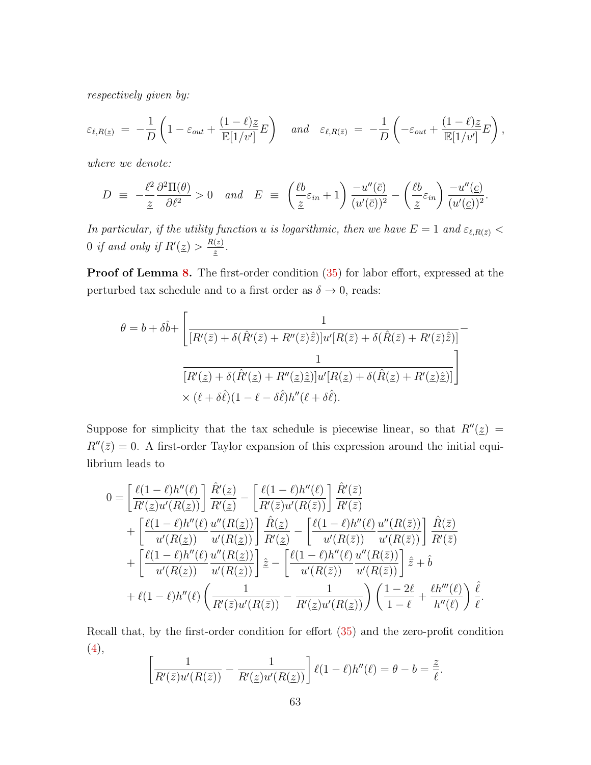*respectively given by:*

$$\varepsilon_{\ell,R(\underline{z})} \;=\; -\frac{1}{D}\left(1 - \varepsilon_{out} + \frac{(1-\ell)\underline{z}}{\mathbb{E}[1/v']}E\right) \quad \textit{and} \quad \varepsilon_{\ell,R(\bar{z})} \;=\; -\frac{1}{D}\left(-\varepsilon_{out} + \frac{(1-\ell)\underline{z}}{\mathbb{E}[1/v']}E\right),$$

*where we denote:*

$$D \;\equiv\; -\frac{\ell^2}{\underline{z}}\frac{\partial^2 \Pi(\theta)}{\partial \ell^2} > 0 \quad \textit{and} \quad E \;\equiv\; \left(\frac{\ell b}{\underline{z}}\varepsilon_{in} + 1\right)\frac{-u''(\bar{c})}{(u'(\bar{c}))^2} - \left(\frac{\ell b}{\underline{z}}\varepsilon_{in}\right)\frac{-u''(\underline{c})}{(u'(\underline{c}))^2}.$$

*In particular, if the utility function $u$ is logarithmic, then we have $E = 1$ and $\varepsilon_{\ell,R(\bar{z})} < 0$ if and only if $R'(\underline{z}) > \frac{R(\underline{z})}{\underline{z}}$.*

**Proof of Lemma 8.** The first-order condition (35) for labor effort, expressed at the perturbed tax schedule and to a first order as $\delta \to 0$, reads:

$$\begin{aligned}
\theta = b + \delta\hat{b} + \Bigg[ & \frac{1}{[R'(\bar{z}) + \delta(\hat{R}'(\bar{z}) + R''(\bar{z})\hat{\bar{z}})]u'[R(\bar{z}) + \delta(\hat{R}(\bar{z}) + R'(\bar{z})\hat{\bar{z}})]} - \\
& \frac{1}{[R'(\underline{z}) + \delta(\hat{R}'(\underline{z}) + R''(\underline{z})\hat{\underline{z}})]u'[R(\underline{z}) + \delta(\hat{R}(\underline{z}) + R'(\underline{z})\hat{\underline{z}})]}\Bigg] \\
& \times (\ell + \delta\hat{\ell})(1 - \ell - \delta\hat{\ell})h''(\ell + \delta\hat{\ell}).
\end{aligned}$$

Suppose for simplicity that the tax schedule is piecewise linear, so that $R''(\underline{z}) = R''(\bar{z}) = 0$. A first-order Taylor expansion of this expression around the initial equilibrium leads to

$$\begin{aligned}
0 = & \left[\frac{\ell(1-\ell)h''(\ell)}{R'(\underline{z})u'(R(\underline{z}))}\right]\frac{\hat{R}'(\underline{z})}{R'(\underline{z})} - \left[\frac{\ell(1-\ell)h''(\ell)}{R'(\bar{z})u'(R(\bar{z}))}\right]\frac{\hat{R}'(\bar{z})}{R'(\bar{z})} \\
& + \left[\frac{\ell(1-\ell)h''(\ell)}{u'(R(\underline{z}))}\frac{u''(R(\underline{z}))}{u'(R(\underline{z}))}\right]\frac{\hat{R}(\underline{z})}{R'(\underline{z})} - \left[\frac{\ell(1-\ell)h''(\ell)}{u'(R(\bar{z}))}\frac{u''(R(\bar{z}))}{u'(R(\bar{z}))}\right]\frac{\hat{R}(\bar{z})}{R'(\bar{z})} \\
& + \left[\frac{\ell(1-\ell)h''(\ell)}{u'(R(\underline{z}))}\frac{u''(R(\underline{z}))}{u'(R(\underline{z}))}\right]\hat{\underline{z}} - \left[\frac{\ell(1-\ell)h''(\ell)}{u'(R(\bar{z}))}\frac{u''(R(\bar{z}))}{u'(R(\bar{z}))}\right]\hat{\bar{z}} + \hat{b} \\
& + \ell(1-\ell)h''(\ell)\left(\frac{1}{R'(\bar{z})u'(R(\bar{z}))} - \frac{1}{R'(\underline{z})u'(R(\underline{z}))}\right)\left(\frac{1-2\ell}{1-\ell} + \frac{\ell h'''(\ell)}{h''(\ell)}\right)\frac{\hat{\ell}}{\ell}.
\end{aligned}$$

Recall that, by the first-order condition for effort (35) and the zero-profit condition (4),

$$\left[\frac{1}{R'(\bar{z})u'(R(\bar{z}))} - \frac{1}{R'(\underline{z})u'(R(\underline{z}))}\right]\ell(1-\ell)h''(\ell) = \theta - b = \frac{\underline{z}}{\ell}.$$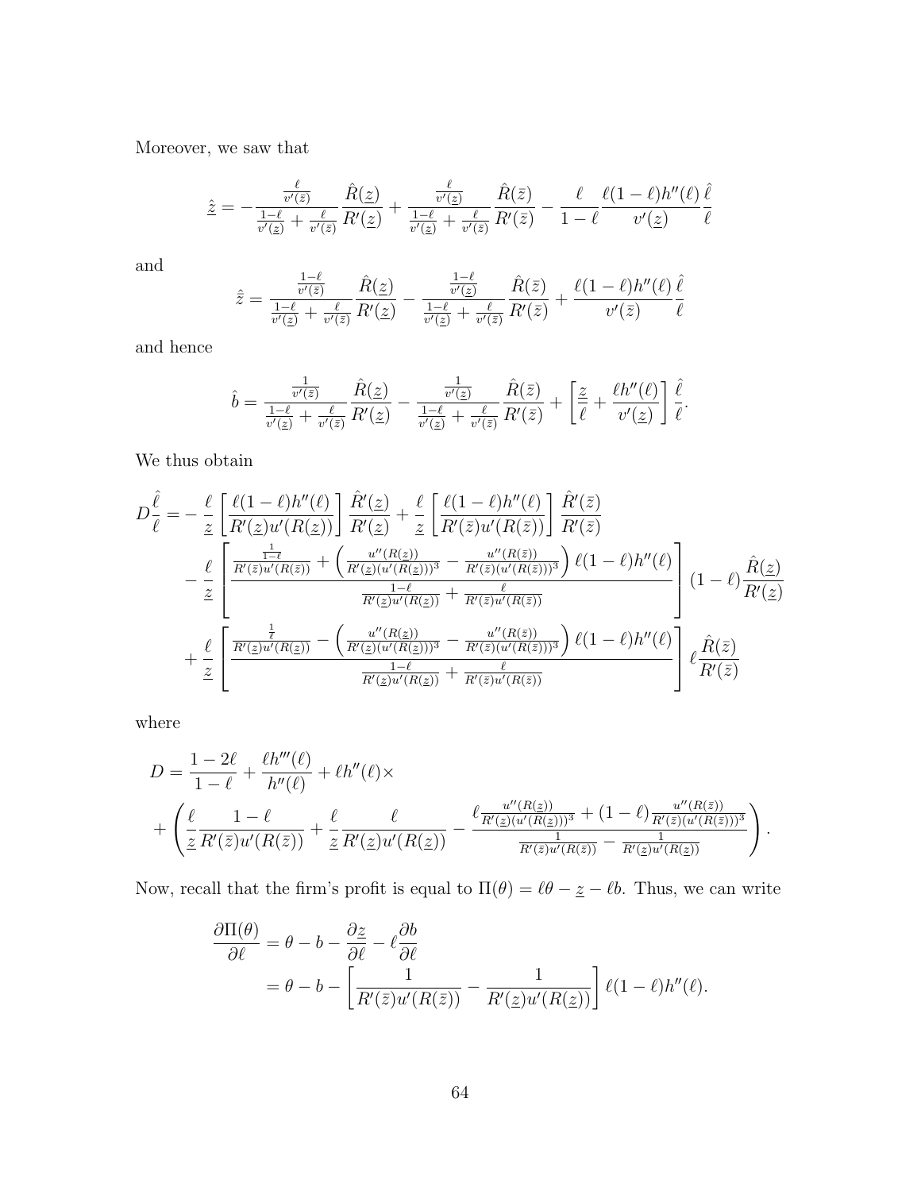Moreover, we saw that

$$\hat{\underline{z}} = -\frac{\frac{\ell}{v'(\bar{z})}}{\frac{1-\ell}{v'(\underline{z})} + \frac{\ell}{v'(\bar{z})}} \frac{\hat{R}(\underline{z})}{R'(\underline{z})} + \frac{\frac{\ell}{v'(\underline{z})}}{\frac{1-\ell}{v'(\underline{z})} + \frac{\ell}{v'(\bar{z})}} \frac{\hat{R}(\bar{z})}{R'(\bar{z})} - \frac{\ell}{1-\ell} \frac{\ell(1-\ell)h''(\ell)}{v'(\underline{z})} \frac{\hat{\ell}}{\ell}$$

and

$$\hat{\bar{z}} = \frac{\frac{1-\ell}{v'(\bar{z})}}{\frac{1-\ell}{v'(\underline{z})} + \frac{\ell}{v'(\bar{z})}} \frac{\hat{R}(\underline{z})}{R'(\underline{z})} - \frac{\frac{1-\ell}{v'(\underline{z})}}{\frac{1-\ell}{v'(\underline{z})} + \frac{\ell}{v'(\bar{z})}} \frac{\hat{R}(\bar{z})}{R'(\bar{z})} + \frac{\ell(1-\ell)h''(\ell)}{v'(\bar{z})} \frac{\hat{\ell}}{\ell}$$

and hence

$$\hat{b} = \frac{\frac{1}{v'(\bar{z})}}{\frac{1-\ell}{v'(\underline{z})} + \frac{\ell}{v'(\bar{z})}} \frac{\hat{R}(\underline{z})}{R'(\underline{z})} - \frac{\frac{1}{v'(\underline{z})}}{\frac{1-\ell}{v'(\underline{z})} + \frac{\ell}{v'(\bar{z})}} \frac{\hat{R}(\bar{z})}{R'(\bar{z})} + \left[\frac{\underline{z}}{\ell} + \frac{\ell h''(\ell)}{v'(\underline{z})}\right] \frac{\hat{\ell}}{\ell}.$$

We thus obtain

$$\begin{aligned}
D\frac{\hat{\ell}}{\ell} = &-\frac{\ell}{\underline{z}}\left[\frac{\ell(1-\ell)h''(\ell)}{R'(\underline{z})u'(R(\underline{z}))}\right]\frac{\hat{R}'(\underline{z})}{R'(\underline{z})} + \frac{\ell}{\underline{z}}\left[\frac{\ell(1-\ell)h''(\ell)}{R'(\bar{z})u'(R(\bar{z}))}\right]\frac{\hat{R}'(\bar{z})}{R'(\bar{z})} \\
&- \frac{\ell}{\underline{z}}\left[\frac{\frac{\frac{1}{1-\ell}}{R'(\bar{z})u'(R(\bar{z}))} + \left(\frac{u''(R(\underline{z}))}{R'(\underline{z})(u'(R(\underline{z})))^3} - \frac{u''(R(\bar{z}))}{R'(\bar{z})(u'(R(\bar{z})))^3}\right)\ell(1-\ell)h''(\ell)}{\frac{1-\ell}{R'(\underline{z})u'(R(\underline{z}))} + \frac{\ell}{R'(\bar{z})u'(R(\bar{z}))}}\right](1-\ell)\frac{\hat{R}(\underline{z})}{R'(\underline{z})} \\
&+ \frac{\ell}{\underline{z}}\left[\frac{\frac{\frac{1}{\ell}}{R'(\underline{z})u'(R(\underline{z}))} - \left(\frac{u''(R(\underline{z}))}{R'(\underline{z})(u'(R(\underline{z})))^3} - \frac{u''(R(\bar{z}))}{R'(\bar{z})(u'(R(\bar{z})))^3}\right)\ell(1-\ell)h''(\ell)}{\frac{1-\ell}{R'(\underline{z})u'(R(\underline{z}))} + \frac{\ell}{R'(\bar{z})u'(R(\bar{z}))}}\right]\ell\frac{\hat{R}(\bar{z})}{R'(\bar{z})}
\end{aligned}$$

where

$$\begin{aligned}
D = &\frac{1-2\ell}{1-\ell} + \frac{\ell h'''(\ell)}{h''(\ell)} + \ell h''(\ell)\times \\
&+\left(\frac{\ell}{\underline{z}}\frac{1-\ell}{R'(\bar{z})u'(R(\bar{z}))} + \frac{\ell}{\underline{z}}\frac{\ell}{R'(\underline{z})u'(R(\underline{z}))} - \frac{\ell\frac{u''(R(\underline{z}))}{R'(\underline{z})(u'(R(\underline{z})))^3} + (1-\ell)\frac{u''(R(\bar{z}))}{R'(\bar{z})(u'(R(\bar{z})))^3}}{\frac{1}{R'(\bar{z})u'(R(\bar{z}))} - \frac{1}{R'(\underline{z})u'(R(\underline{z}))}}\right).
\end{aligned}$$

Now, recall that the firm's profit is equal to $\Pi(\theta) = \ell\theta - \underline{z} - \ell b$. Thus, we can write

$$\begin{aligned}
\frac{\partial \Pi(\theta)}{\partial \ell} &= \theta - b - \frac{\partial \underline{z}}{\partial \ell} - \ell\frac{\partial b}{\partial \ell} \\
&= \theta - b - \left[\frac{1}{R'(\bar{z})u'(R(\bar{z}))} - \frac{1}{R'(\underline{z})u'(R(\underline{z}))}\right]\ell(1-\ell)h''(\ell).
\end{aligned}$$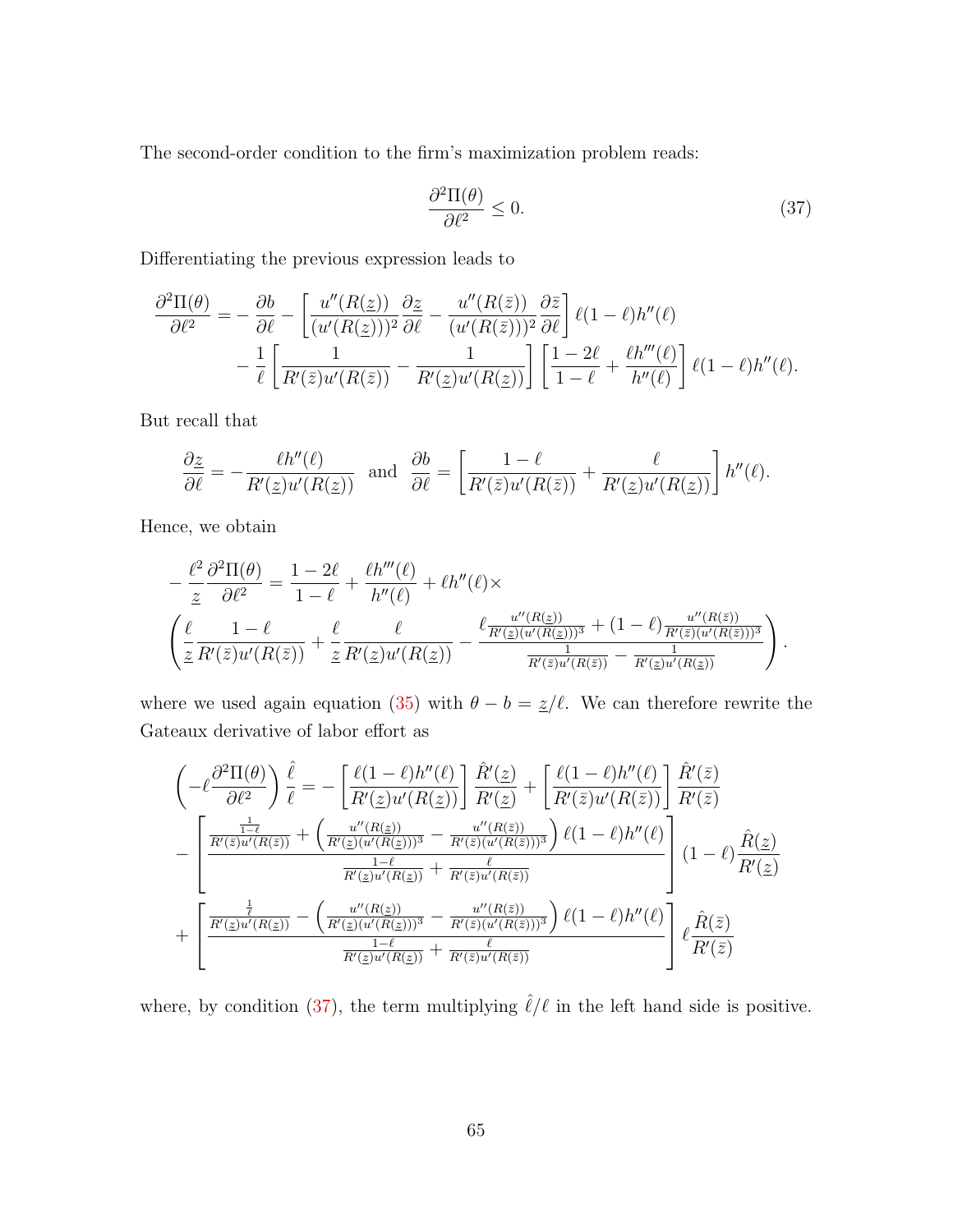The second-order condition to the firm's maximization problem reads:

$$\frac{\partial^2 \Pi(\theta)}{\partial \ell^2} \leq 0. \tag{37}$$

Differentiating the previous expression leads to

$$\frac{\partial^2 \Pi(\theta)}{\partial \ell^2} = -\frac{\partial b}{\partial \ell} - \left[ \frac{u''(R(\underline{z}))}{(u'(R(\underline{z})))^2} \frac{\partial \underline{z}}{\partial \ell} - \frac{u''(R(\bar{z}))}{(u'(R(\bar{z})))^2} \frac{\partial \bar{z}}{\partial \ell} \right] \ell(1-\ell) h''(\ell)$$
$$- \frac{1}{\ell} \left[ \frac{1}{R'(\bar{z})u'(R(\bar{z}))} - \frac{1}{R'(\underline{z})u'(R(\underline{z}))} \right] \left[ \frac{1-2\ell}{1-\ell} + \frac{\ell h'''(\ell)}{h''(\ell)} \right] \ell(1-\ell) h''(\ell).$$

But recall that

$$\frac{\partial \underline{z}}{\partial \ell} = -\frac{\ell h''(\ell)}{R'(\underline{z})u'(R(\underline{z}))} \quad \text{and} \quad \frac{\partial b}{\partial \ell} = \left[ \frac{1-\ell}{R'(\bar{z})u'(R(\bar{z}))} + \frac{\ell}{R'(\underline{z})u'(R(\underline{z}))} \right] h''(\ell).$$

Hence, we obtain

$$-\frac{\ell^2}{\underline{z}} \frac{\partial^2 \Pi(\theta)}{\partial \ell^2} = \frac{1-2\ell}{1-\ell} + \frac{\ell h'''(\ell)}{h''(\ell)} + \ell h''(\ell) \times$$
$$\left( \frac{\ell}{\underline{z}} \frac{1-\ell}{R'(\bar{z})u'(R(\bar{z}))} + \frac{\ell}{\underline{z}} \frac{\ell}{R'(\underline{z})u'(R(\underline{z}))} - \frac{\ell \frac{u''(R(\underline{z}))}{R'(\underline{z})(u'(R(\underline{z})))^3} + (1-\ell) \frac{u''(R(\bar{z}))}{R'(\bar{z})(u'(R(\bar{z})))^3}}{\frac{1}{R'(\bar{z})u'(R(\bar{z}))} - \frac{1}{R'(\underline{z})u'(R(\underline{z}))}} \right).$$

where we used again equation (35) with $\theta - b = \underline{z}/\ell$. We can therefore rewrite the Gateaux derivative of labor effort as

$$\left( -\ell \frac{\partial^2 \Pi(\theta)}{\partial \ell^2} \right) \frac{\hat{\ell}}{\ell} = -\left[ \frac{\ell(1-\ell)h''(\ell)}{R'(\underline{z})u'(R(\underline{z}))} \right] \frac{\hat{R}'(\underline{z})}{R'(\underline{z})} + \left[ \frac{\ell(1-\ell)h''(\ell)}{R'(\bar{z})u'(R(\bar{z}))} \right] \frac{\hat{R}'(\bar{z})}{R'(\bar{z})}$$
$$- \left[ \frac{\frac{\frac{1}{1-\ell}}{R'(\bar{z})u'(R(\bar{z}))} + \left( \frac{u''(R(\underline{z}))}{R'(\underline{z})(u'(R(\underline{z})))^3} - \frac{u''(R(\bar{z}))}{R'(\bar{z})(u'(R(\bar{z})))^3} \right) \ell(1-\ell)h''(\ell)}{\frac{1-\ell}{R'(\underline{z})u'(R(\underline{z}))} + \frac{\ell}{R'(\bar{z})u'(R(\bar{z}))}} \right] (1-\ell) \frac{\hat{R}(\underline{z})}{R'(\underline{z})}$$
$$+ \left[ \frac{\frac{\frac{1}{\ell}}{R'(\underline{z})u'(R(\underline{z}))} - \left( \frac{u''(R(\underline{z}))}{R'(\underline{z})(u'(R(\underline{z})))^3} - \frac{u''(R(\bar{z}))}{R'(\bar{z})(u'(R(\bar{z})))^3} \right) \ell(1-\ell)h''(\ell)}{\frac{1-\ell}{R'(\underline{z})u'(R(\underline{z}))} + \frac{\ell}{R'(\bar{z})u'(R(\bar{z}))}} \right] \ell \frac{\hat{R}(\bar{z})}{R'(\bar{z})}$$

where, by condition (37), the term multiplying $\hat{\ell}/\ell$ in the left hand side is positive.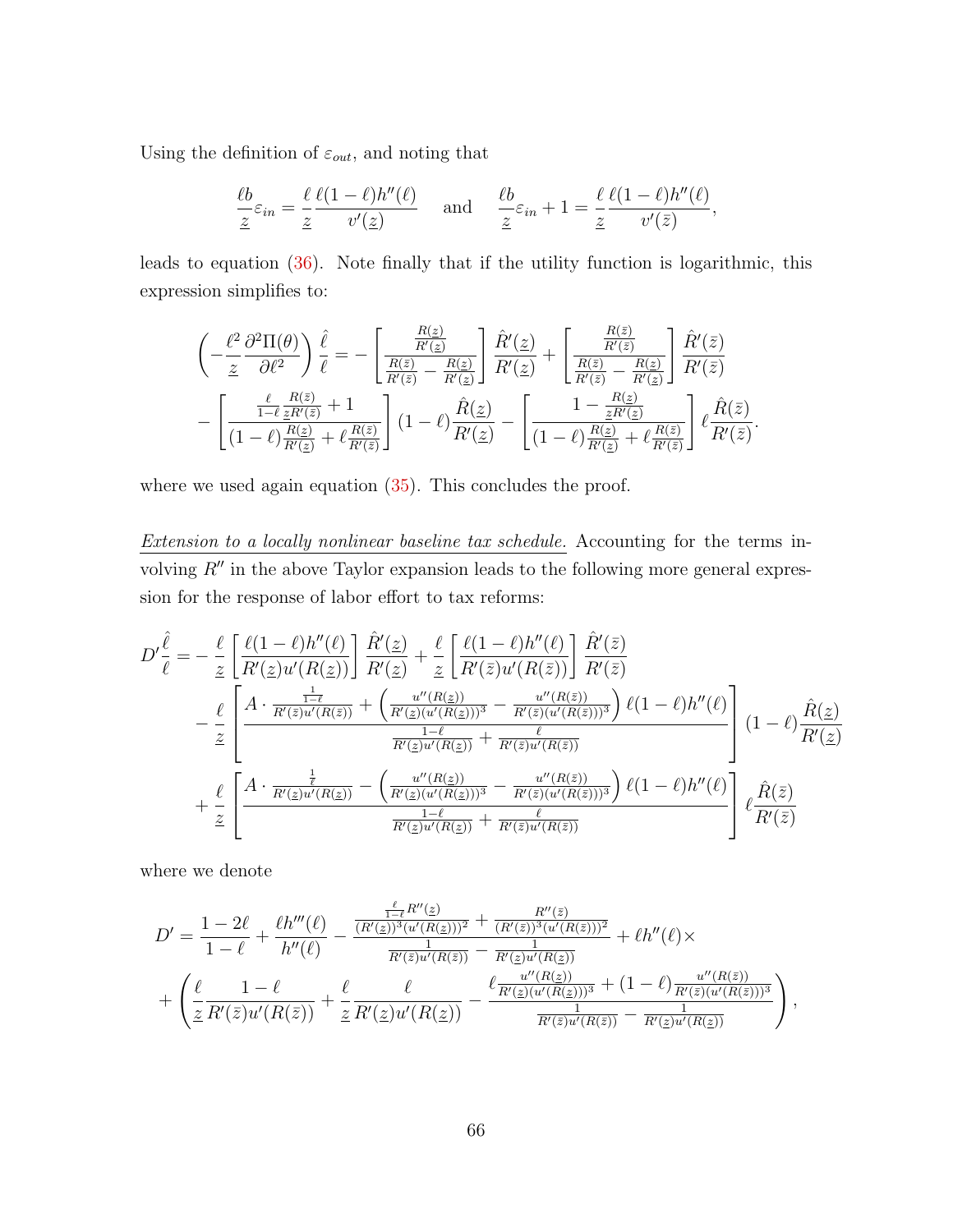Using the definition of $\varepsilon_{out}$, and noting that

$$\frac{\ell b}{\underline{z}}\varepsilon_{in} = \frac{\ell}{\underline{z}}\frac{\ell(1-\ell)h''(\ell)}{v'(\underline{z})} \quad \text{and} \quad \frac{\ell b}{\underline{z}}\varepsilon_{in} + 1 = \frac{\ell}{\underline{z}}\frac{\ell(1-\ell)h''(\ell)}{v'(\bar{z})},$$

leads to equation (36). Note finally that if the utility function is logarithmic, this expression simplifies to:

$$\left(-\frac{\ell^2}{\underline{z}}\frac{\partial^2 \Pi(\theta)}{\partial \ell^2}\right)\frac{\hat{\ell}}{\ell} = -\left[\frac{\frac{R(\underline{z})}{R'(\underline{z})}}{\frac{R(\bar{z})}{R'(\bar{z})} - \frac{R(\underline{z})}{R'(\underline{z})}}\right]\frac{\hat{R}'(\underline{z})}{R'(\underline{z})} + \left[\frac{\frac{R(\bar{z})}{R'(\bar{z})}}{\frac{R(\bar{z})}{R'(\bar{z})} - \frac{R(\underline{z})}{R'(\underline{z})}}\right]\frac{\hat{R}'(\bar{z})}{R'(\bar{z})}$$
$$-\left[\frac{\frac{\ell}{1-\ell}\frac{R(\bar{z})}{\underline{z}R'(\bar{z})} + 1}{(1-\ell)\frac{R(\underline{z})}{R'(\underline{z})} + \ell\frac{R(\bar{z})}{R'(\bar{z})}}\right](1-\ell)\frac{\hat{R}(\underline{z})}{R'(\underline{z})} - \left[\frac{1 - \frac{R(\underline{z})}{\underline{z}R'(\underline{z})}}{(1-\ell)\frac{R(\underline{z})}{R'(\underline{z})} + \ell\frac{R(\bar{z})}{R'(\bar{z})}}\right]\ell\frac{\hat{R}(\bar{z})}{R'(\bar{z})}.$$

where we used again equation (35). This concludes the proof.

*Extension to a locally nonlinear baseline tax schedule.* Accounting for the terms involving $R''$ in the above Taylor expansion leads to the following more general expression for the response of labor effort to tax reforms:

$$D'\frac{\hat{\ell}}{\ell} = -\frac{\ell}{\underline{z}}\left[\frac{\ell(1-\ell)h''(\ell)}{R'(\underline{z})u'(R(\underline{z}))}\right]\frac{\hat{R}'(\underline{z})}{R'(\underline{z})} + \frac{\ell}{\underline{z}}\left[\frac{\ell(1-\ell)h''(\ell)}{R'(\bar{z})u'(R(\bar{z}))}\right]\frac{\hat{R}'(\bar{z})}{R'(\bar{z})}$$
$$-\frac{\ell}{\underline{z}}\left[\frac{A\cdot\frac{\frac{1}{1-\ell}}{R'(\bar{z})u'(R(\bar{z}))} + \left(\frac{u''(R(\underline{z}))}{R'(\underline{z})(u'(R(\underline{z})))^3} - \frac{u''(R(\bar{z}))}{R'(\bar{z})(u'(R(\bar{z})))^3}\right)\ell(1-\ell)h''(\ell)}{\frac{1-\ell}{R'(\underline{z})u'(R(\underline{z}))} + \frac{\ell}{R'(\bar{z})u'(R(\bar{z}))}}\right](1-\ell)\frac{\hat{R}(\underline{z})}{R'(\underline{z})}$$
$$+\frac{\ell}{\underline{z}}\left[\frac{A\cdot\frac{\frac{1}{\ell}}{R'(\underline{z})u'(R(\underline{z}))} - \left(\frac{u''(R(\underline{z}))}{R'(\underline{z})(u'(R(\underline{z})))^3} - \frac{u''(R(\bar{z}))}{R'(\bar{z})(u'(R(\bar{z})))^3}\right)\ell(1-\ell)h''(\ell)}{\frac{1-\ell}{R'(\underline{z})u'(R(\underline{z}))} + \frac{\ell}{R'(\bar{z})u'(R(\bar{z}))}}\right]\ell\frac{\hat{R}(\bar{z})}{R'(\bar{z})}$$

where we denote

$$D' = \frac{1-2\ell}{1-\ell} + \frac{\ell h'''(\ell)}{h''(\ell)} - \frac{\frac{\frac{\ell}{1-\ell}R''(\underline{z})}{(R'(\underline{z}))^3(u'(R(\underline{z})))^2} + \frac{R''(\bar{z})}{(R'(\bar{z}))^3(u'(R(\bar{z})))^2}}{\frac{1}{R'(\bar{z})u'(R(\bar{z}))} - \frac{1}{R'(\underline{z})u'(R(\underline{z}))}} + \ell h''(\ell)\times$$
$$+\left(\frac{\ell}{\underline{z}}\frac{1-\ell}{R'(\bar{z})u'(R(\bar{z}))} + \frac{\ell}{\underline{z}}\frac{\ell}{R'(\underline{z})u'(R(\underline{z}))} - \frac{\ell\frac{u''(R(\underline{z}))}{R'(\underline{z})(u'(R(\underline{z})))^3} + (1-\ell)\frac{u''(R(\bar{z}))}{R'(\bar{z})(u'(R(\bar{z})))^3}}{\frac{1}{R'(\bar{z})u'(R(\bar{z}))} - \frac{1}{R'(\underline{z})u'(R(\underline{z}))}}\right),$$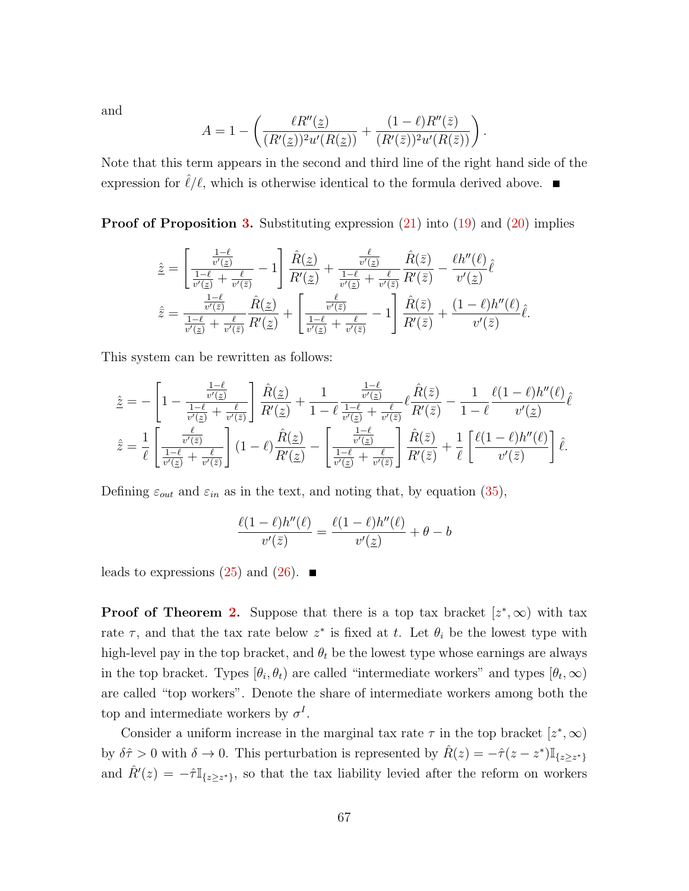and

$$A = 1 - \left( \frac{\ell R''(\underline{z})}{(R'(\underline{z}))^2 u'(R(\underline{z}))} + \frac{(1-\ell) R''(\bar{z})}{(R'(\bar{z}))^2 u'(R(\bar{z}))} \right).$$

Note that this term appears in the second and third line of the right hand side of the expression for $\hat{\ell}/\ell$, which is otherwise identical to the formula derived above. ■

**Proof of Proposition 3.** Substituting expression (21) into (19) and (20) implies

$$\hat{\underline{z}} = \left[ \frac{\frac{1-\ell}{v'(\underline{z})}}{\frac{1-\ell}{v'(\underline{z})} + \frac{\ell}{v'(\bar{z})}} - 1 \right] \frac{\hat{R}(\underline{z})}{R'(\underline{z})} + \frac{\frac{\ell}{v'(\underline{z})}}{\frac{1-\ell}{v'(\underline{z})} + \frac{\ell}{v'(\bar{z})}} \frac{\hat{R}(\bar{z})}{R'(\bar{z})} - \frac{\ell h''(\ell)}{v'(\underline{z})} \hat{\ell}$$

$$\hat{\bar{z}} = \frac{\frac{1-\ell}{v'(\bar{z})}}{\frac{1-\ell}{v'(\underline{z})} + \frac{\ell}{v'(\bar{z})}} \frac{\hat{R}(\underline{z})}{R'(\underline{z})} + \left[ \frac{\frac{\ell}{v'(\bar{z})}}{\frac{1-\ell}{v'(\underline{z})} + \frac{\ell}{v'(\bar{z})}} - 1 \right] \frac{\hat{R}(\bar{z})}{R'(\bar{z})} + \frac{(1-\ell) h''(\ell)}{v'(\bar{z})} \hat{\ell}.$$

This system can be rewritten as follows:

$$\hat{\underline{z}} = - \left[ 1 - \frac{\frac{1-\ell}{v'(\underline{z})}}{\frac{1-\ell}{v'(\underline{z})} + \frac{\ell}{v'(\bar{z})}} \right] \frac{\hat{R}(\underline{z})}{R'(\underline{z})} + \frac{1}{1-\ell} \frac{\frac{1-\ell}{v'(\underline{z})}}{\frac{1-\ell}{v'(\underline{z})} + \frac{\ell}{v'(\bar{z})}} \ell \frac{\hat{R}(\bar{z})}{R'(\bar{z})} - \frac{1}{1-\ell} \frac{\ell(1-\ell) h''(\ell)}{v'(\underline{z})} \hat{\ell}$$

$$\hat{\bar{z}} = \frac{1}{\ell} \left[ \frac{\frac{\ell}{v'(\bar{z})}}{\frac{1-\ell}{v'(\underline{z})} + \frac{\ell}{v'(\bar{z})}} \right] (1-\ell) \frac{\hat{R}(\underline{z})}{R'(\underline{z})} - \left[ \frac{\frac{1-\ell}{v'(\underline{z})}}{\frac{1-\ell}{v'(\underline{z})} + \frac{\ell}{v'(\bar{z})}} \right] \frac{\hat{R}(\bar{z})}{R'(\bar{z})} + \frac{1}{\ell} \left[ \frac{\ell(1-\ell) h''(\ell)}{v'(\bar{z})} \right] \hat{\ell}.$$

Defining $\varepsilon_{out}$ and $\varepsilon_{in}$ as in the text, and noting that, by equation (35),

$$\frac{\ell(1-\ell) h''(\ell)}{v'(\bar{z})} = \frac{\ell(1-\ell) h''(\ell)}{v'(\underline{z})} + \theta - b$$

leads to expressions (25) and (26). ■

**Proof of Theorem 2.** Suppose that there is a top tax bracket $[z^*, \infty)$ with tax rate $\tau$, and that the tax rate below $z^*$ is fixed at $t$. Let $\theta_i$ be the lowest type with high-level pay in the top bracket, and $\theta_t$ be the lowest type whose earnings are always in the top bracket. Types $[\theta_i, \theta_t)$ are called "intermediate workers" and types $[\theta_t, \infty)$ are called "top workers". Denote the share of intermediate workers among both the top and intermediate workers by $\sigma^I$.

Consider a uniform increase in the marginal tax rate $\tau$ in the top bracket $[z^*, \infty)$ by $\delta\hat{\tau} > 0$ with $\delta \to 0$. This perturbation is represented by $\hat{R}(z) = -\hat{\tau}(z - z^*)\mathbb{I}_{\{z \geq z^*\}}$ and $\hat{R}'(z) = -\hat{\tau}\mathbb{I}_{\{z \geq z^*\}}$, so that the tax liability levied after the reform on workers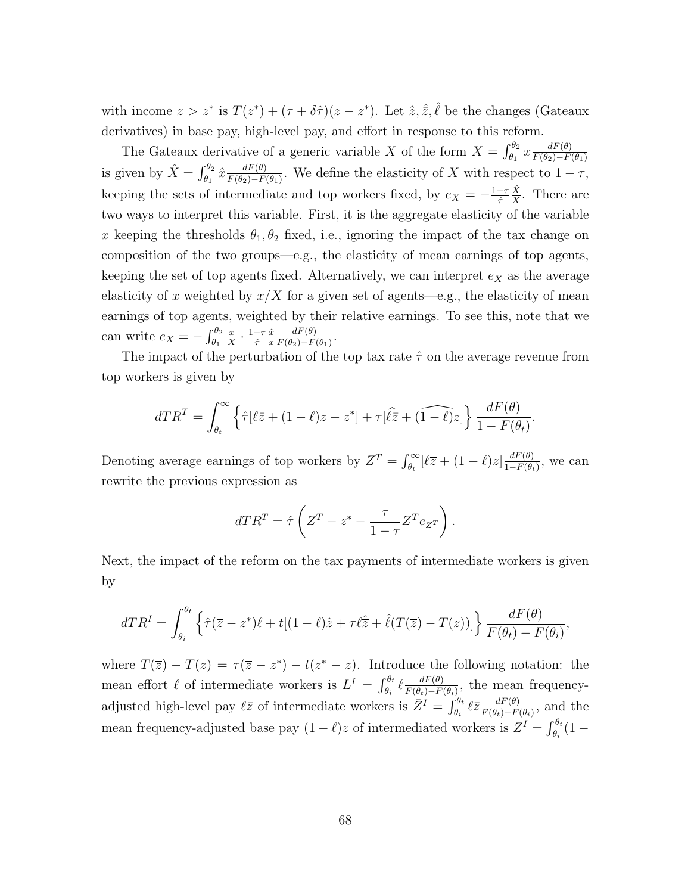with income $z > z^*$ is $T(z^*) + (\tau + \delta\hat{\tau})(z - z^*)$. Let $\hat{\underline{z}}, \hat{\bar{z}}, \hat{\ell}$ be the changes (Gateaux derivatives) in base pay, high-level pay, and effort in response to this reform.

The Gateaux derivative of a generic variable $X$ of the form $X = \int_{\theta_1}^{\theta_2} x \frac{dF(\theta)}{F(\theta_2)-F(\theta_1)}$ is given by $\hat{X} = \int_{\theta_1}^{\theta_2} \hat{x} \frac{dF(\theta)}{F(\theta_2)-F(\theta_1)}$. We define the elasticity of $X$ with respect to $1-\tau$, keeping the sets of intermediate and top workers fixed, by $e_X = -\frac{1-\tau}{\hat{\tau}} \frac{\hat{X}}{X}$. There are two ways to interpret this variable. First, it is the aggregate elasticity of the variable $x$ keeping the thresholds $\theta_1, \theta_2$ fixed, i.e., ignoring the impact of the tax change on composition of the two groups—e.g., the elasticity of mean earnings of top agents, keeping the set of top agents fixed. Alternatively, we can interpret $e_X$ as the average elasticity of $x$ weighted by $x/X$ for a given set of agents—e.g., the elasticity of mean earnings of top agents, weighted by their relative earnings. To see this, note that we can write $e_X = -\int_{\theta_1}^{\theta_2} \frac{x}{X} \cdot \frac{1-\tau}{\hat{\tau}} \frac{\hat{x}}{x} \frac{dF(\theta)}{F(\theta_2)-F(\theta_1)}$.

The impact of the perturbation of the top tax rate $\hat{\tau}$ on the average revenue from top workers is given by

$$dTR^T = \int_{\theta_t}^{\infty} \left\{ \hat{\tau}[\ell\bar{z} + (1-\ell)\underline{z} - z^*] + \tau[\widehat{\ell\bar{z}} + \widehat{(1-\ell)\underline{z}}] \right\} \frac{dF(\theta)}{1-F(\theta_t)}.$$

Denoting average earnings of top workers by $Z^T = \int_{\theta_t}^{\infty} [\ell\bar{z} + (1-\ell)\underline{z}] \frac{dF(\theta)}{1-F(\theta_t)}$, we can rewrite the previous expression as

$$dTR^T = \hat{\tau}\left( Z^T - z^* - \frac{\tau}{1-\tau} Z^T e_{Z^T} \right).$$

Next, the impact of the reform on the tax payments of intermediate workers is given by

$$dTR^I = \int_{\theta_i}^{\theta_t} \left\{ \hat{\tau}(\bar{z} - z^*)\ell + t[(1-\ell)\hat{\underline{z}} + \tau\ell\hat{\bar{z}} + \hat{\ell}(T(\bar{z}) - T(\underline{z}))] \right\} \frac{dF(\theta)}{F(\theta_t)-F(\theta_i)},$$

where $T(\bar{z}) - T(\underline{z}) = \tau(\bar{z} - z^*) - t(z^* - \underline{z})$. Introduce the following notation: the mean effort $\ell$ of intermediate workers is $L^I = \int_{\theta_i}^{\theta_t} \ell \frac{dF(\theta)}{F(\theta_t)-F(\theta_i)}$, the mean frequency-adjusted high-level pay $\ell\bar{z}$ of intermediate workers is $\bar{Z}^I = \int_{\theta_i}^{\theta_t} \ell\bar{z} \frac{dF(\theta)}{F(\theta_t)-F(\theta_i)}$, and the mean frequency-adjusted base pay $(1-\ell)\underline{z}$ of intermediated workers is $\underline{Z}^I = \int_{\theta_i}^{\theta_t}(1-$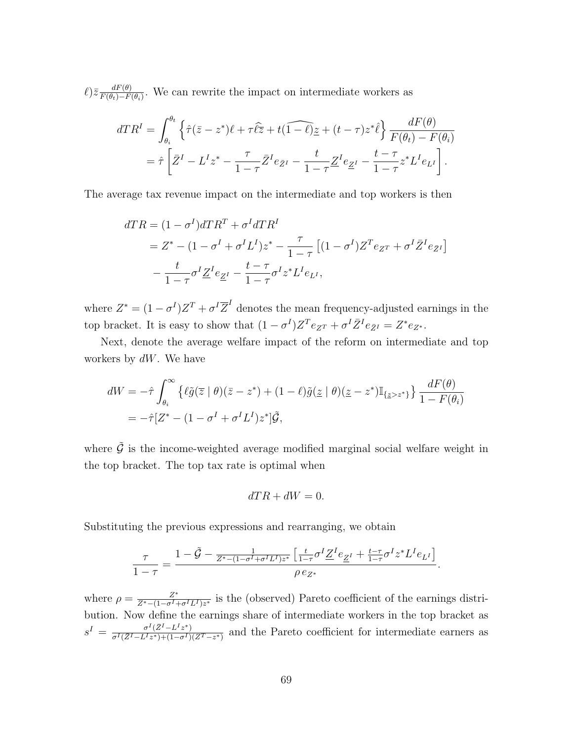$\ell)\bar{z}\frac{dF(\theta)}{F(\theta_t)-F(\theta_i)}$. We can rewrite the impact on intermediate workers as

$$
\begin{aligned}
dTR^I &= \int_{\theta_i}^{\theta_t} \left\{ \hat{\tau}(\bar{z}-z^*)\ell + \tau\widehat{\ell\bar{z}} + t\widehat{(1-\ell)}\underline{z} + (t-\tau)z^*\hat{\ell} \right\} \frac{dF(\theta)}{F(\theta_t)-F(\theta_i)} \\
&= \hat{\tau}\left[ \bar{Z}^I - L^I z^* - \frac{\tau}{1-\tau}\bar{Z}^I e_{\bar{Z}^I} - \frac{t}{1-\tau}\underline{Z}^I e_{\underline{Z}^I} - \frac{t-\tau}{1-\tau} z^* L^I e_{L^I} \right].
\end{aligned}
$$

The average tax revenue impact on the intermediate and top workers is then

$$
\begin{aligned}
dTR &= (1-\sigma^I)dTR^T + \sigma^I dTR^I \\
&= Z^* - (1-\sigma^I + \sigma^I L^I)z^* - \frac{\tau}{1-\tau}\left[(1-\sigma^I)Z^T e_{Z^T} + \sigma^I \bar{Z}^I e_{\bar{Z}^I}\right] \\
&\quad - \frac{t}{1-\tau}\sigma^I \underline{Z}^I e_{\underline{Z}^I} - \frac{t-\tau}{1-\tau}\sigma^I z^* L^I e_{L^I},
\end{aligned}
$$

where $Z^* = (1-\sigma^I)Z^T + \sigma^I \overline{Z}^I$ denotes the mean frequency-adjusted earnings in the top bracket. It is easy to show that $(1-\sigma^I)Z^T e_{Z^T} + \sigma^I \bar{Z}^I e_{\bar{Z}^I} = Z^* e_{Z^*}$.

Next, denote the average welfare impact of the reform on intermediate and top workers by $dW$. We have

$$
\begin{aligned}
dW &= -\hat{\tau}\int_{\theta_i}^{\infty} \left\{ \ell \tilde{g}(\overline{z} \mid \theta)(\bar{z}-z^*) + (1-\ell)\tilde{g}(\underline{z} \mid \theta)(\underline{z}-z^*)\mathbb{I}_{\{\underline{z}>z^*\}} \right\} \frac{dF(\theta)}{1-F(\theta_i)} \\
&= -\hat{\tau}[Z^* - (1-\sigma^I + \sigma^I L^I)z^*]\tilde{\mathcal{G}},
\end{aligned}
$$

where $\tilde{\mathcal{G}}$ is the income-weighted average modified marginal social welfare weight in the top bracket. The top tax rate is optimal when

$$
dTR + dW = 0.
$$

Substituting the previous expressions and rearranging, we obtain

$$
\frac{\tau}{1-\tau} = \frac{1 - \tilde{\mathcal{G}} - \frac{1}{Z^* - (1-\sigma^I+\sigma^I L^I)z^*}\left[\frac{t}{1-\tau}\sigma^I \underline{Z}^I e_{\underline{Z}^I} + \frac{t-\tau}{1-\tau}\sigma^I z^* L^I e_{L^I}\right]}{\rho\, e_{Z^*}}.
$$

where $\rho = \frac{Z^*}{Z^* - (1-\sigma^I+\sigma^I L^I)z^*}$ is the (observed) Pareto coefficient of the earnings distribution. Now define the earnings share of intermediate workers in the top bracket as $s^I = \frac{\sigma^I(\bar{Z}^I - L^I z^*)}{\sigma^I(\bar{Z}^I - L^I z^*) + (1-\sigma^I)(Z^T - z^*)}$ and the Pareto coefficient for intermediate earners as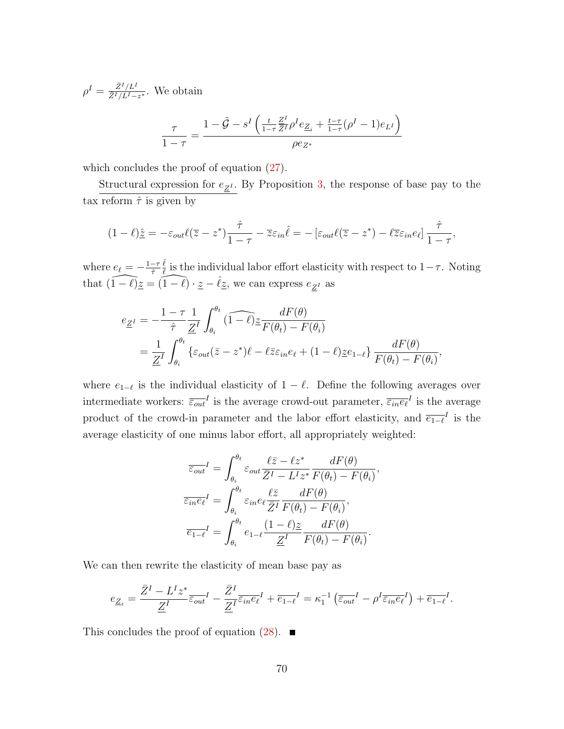$\rho^I = \frac{\bar{Z}^I/L^I}{\bar{Z}^I/L^I - z^*}$. We obtain

$$\frac{\tau}{1-\tau} = \frac{1 - \tilde{\mathcal{G}} - s^I \left( \frac{t}{1-\tau} \frac{\underline{Z}^I}{\bar{Z}^I} \rho^I e_{\underline{Z}_i} + \frac{t-\tau}{1-\tau} (\rho^I - 1) e_{L^I} \right)}{\rho e_{Z^*}}$$

which concludes the proof of equation (27).

Structural expression for $e_{\underline{Z}^I}$. By Proposition 3, the response of base pay to the tax reform $\hat{\tau}$ is given by

$$(1-\ell)\hat{\underline{z}} = -\varepsilon_{out}\ell(\overline{z} - z^*)\frac{\hat{\tau}}{1-\tau} - \overline{z}\varepsilon_{in}\hat{\ell} = -\left[\varepsilon_{out}\ell(\overline{z} - z^*) - \ell\overline{z}\varepsilon_{in}e_\ell\right]\frac{\hat{\tau}}{1-\tau},$$

where $e_\ell = -\frac{1-\tau}{\hat{\tau}}\frac{\hat{\ell}}{\ell}$ is the individual labor effort elasticity with respect to $1-\tau$. Noting that $\widehat{(1-\ell)\underline{z}} = \widehat{(1-\ell)} \cdot \underline{z} - \hat{\ell}\underline{z}$, we can express $e_{\underline{Z}^I}$ as

$$\begin{aligned}
e_{\underline{Z}^I} &= -\frac{1-\tau}{\hat{\tau}} \frac{1}{\underline{Z}^I} \int_{\theta_i}^{\theta_t} \widehat{(1-\ell)\underline{z}} \frac{dF(\theta)}{F(\theta_t) - F(\theta_i)} \\
&= \frac{1}{\underline{Z}^I} \int_{\theta_i}^{\theta_t} \left\{ \varepsilon_{out}(\bar{z} - z^*)\ell - \ell\bar{z}\varepsilon_{in}e_\ell + (1-\ell)\underline{z}e_{1-\ell} \right\} \frac{dF(\theta)}{F(\theta_t) - F(\theta_i)},
\end{aligned}$$

where $e_{1-\ell}$ is the individual elasticity of $1-\ell$. Define the following averages over intermediate workers: $\overline{\varepsilon_{out}}^I$ is the average crowd-out parameter, $\overline{\varepsilon_{in}e_\ell}^I$ is the average product of the crowd-in parameter and the labor effort elasticity, and $\overline{e_{1-\ell}}^I$ is the average elasticity of one minus labor effort, all appropriately weighted:

$$\begin{aligned}
\overline{\varepsilon_{out}}^I &= \int_{\theta_i}^{\theta_t} \varepsilon_{out} \frac{\ell\bar{z} - \ell z^*}{\bar{Z}^I - L^I z^*} \frac{dF(\theta)}{F(\theta_t) - F(\theta_i)}, \\
\overline{\varepsilon_{in}e_\ell}^I &= \int_{\theta_i}^{\theta_t} \varepsilon_{in}e_\ell \frac{\ell\bar{z}}{\bar{Z}^I} \frac{dF(\theta)}{F(\theta_t) - F(\theta_i)}, \\
\overline{e_{1-\ell}}^I &= \int_{\theta_i}^{\theta_t} e_{1-\ell} \frac{(1-\ell)\underline{z}}{\underline{Z}^I} \frac{dF(\theta)}{F(\theta_t) - F(\theta_i)}.
\end{aligned}$$

We can then rewrite the elasticity of mean base pay as

$$e_{\underline{Z}_i} = \frac{\bar{Z}^I - L^I z^*}{\underline{Z}^I} \overline{\varepsilon_{out}}^I - \frac{\bar{Z}^I}{\underline{Z}^I} \overline{\varepsilon_{in}e_\ell}^I + \overline{e_{1-\ell}}^I = \kappa_1^{-1} \left( \overline{\varepsilon_{out}}^I - \rho^I \overline{\varepsilon_{in}e_\ell}^I \right) + \overline{e_{1-\ell}}^I.$$

This concludes the proof of equation (28). ■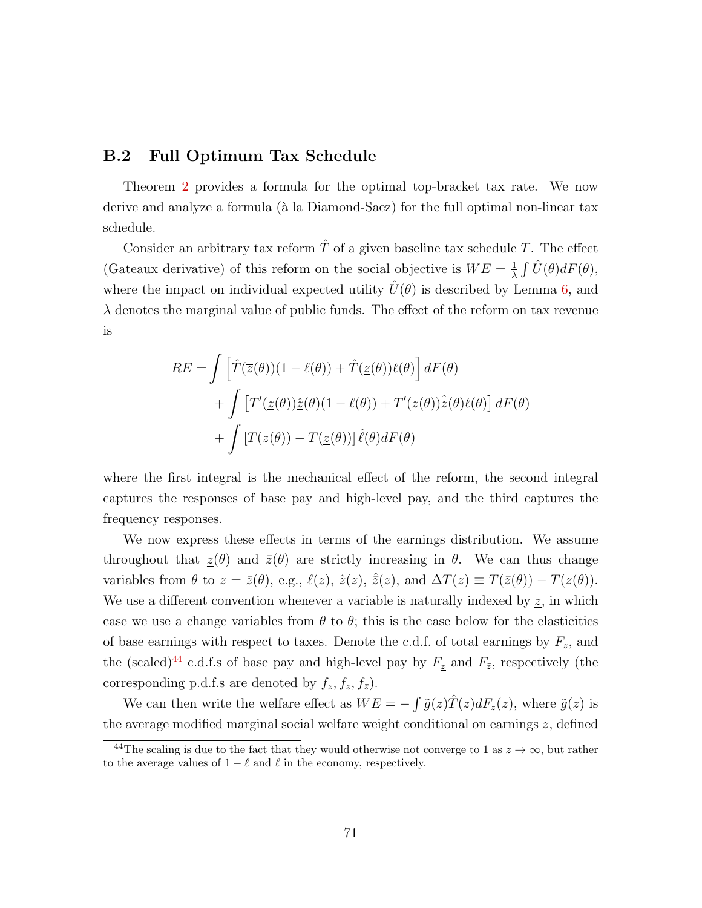## B.2 Full Optimum Tax Schedule

Theorem 2 provides a formula for the optimal top-bracket tax rate. We now derive and analyze a formula (à la Diamond-Saez) for the full optimal non-linear tax schedule.

Consider an arbitrary tax reform $\hat{T}$ of a given baseline tax schedule $T$. The effect (Gateaux derivative) of this reform on the social objective is $WE = \frac{1}{\lambda}\int \hat{U}(\theta)dF(\theta)$, where the impact on individual expected utility $\hat{U}(\theta)$ is described by Lemma 6, and $\lambda$ denotes the marginal value of public funds. The effect of the reform on tax revenue is

$$
\begin{aligned}
RE = & \int \left[\hat{T}(\overline{z}(\theta))(1-\ell(\theta)) + \hat{T}(\underline{z}(\theta))\ell(\theta)\right] dF(\theta) \\
& + \int \left[T'(\underline{z}(\theta))\hat{\underline{z}}(\theta)(1-\ell(\theta)) + T'(\overline{z}(\theta))\hat{\overline{z}}(\theta)\ell(\theta)\right] dF(\theta) \\
& + \int \left[T(\overline{z}(\theta)) - T(\underline{z}(\theta))\right]\hat{\ell}(\theta) dF(\theta)
\end{aligned}
$$

where the first integral is the mechanical effect of the reform, the second integral captures the responses of base pay and high-level pay, and the third captures the frequency responses.

We now express these effects in terms of the earnings distribution. We assume throughout that $\underline{z}(\theta)$ and $\bar{z}(\theta)$ are strictly increasing in $\theta$. We can thus change variables from $\theta$ to $z = \bar{z}(\theta)$, e.g., $\ell(z)$, $\hat{\underline{z}}(z)$, $\hat{\bar{z}}(z)$, and $\Delta T(z) \equiv T(\bar{z}(\theta)) - T(\underline{z}(\theta))$. We use a different convention whenever a variable is naturally indexed by $\underline{z}$, in which case we use a change variables from $\theta$ to $\underline{\theta}$; this is the case below for the elasticities of base earnings with respect to taxes. Denote the c.d.f. of total earnings by $F_z$, and the (scaled)[44] c.d.f.s of base pay and high-level pay by $F_{\underline{z}}$ and $F_{\bar{z}}$, respectively (the corresponding p.d.f.s are denoted by $f_z, f_{\underline{z}}, f_{\bar{z}}$).

We can then write the welfare effect as $WE = -\int \tilde{g}(z)\hat{T}(z)dF_z(z)$, where $\tilde{g}(z)$ is the average modified marginal social welfare weight conditional on earnings $z$, defined

[44] The scaling is due to the fact that they would otherwise not converge to 1 as $z \to \infty$, but rather to the average values of $1-\ell$ and $\ell$ in the economy, respectively.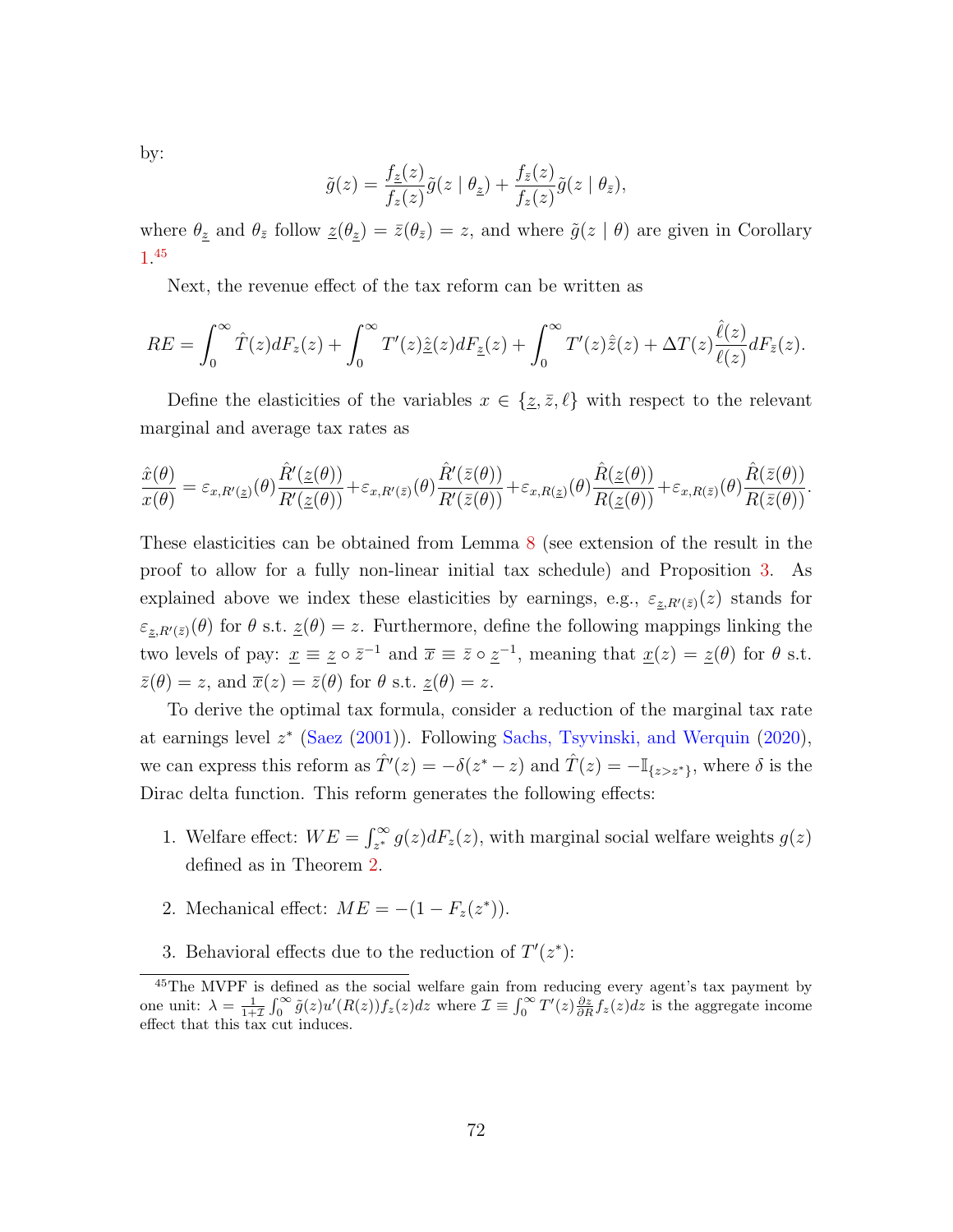by:

$$\tilde{g}(z) = \frac{f_{\underline{z}}(z)}{f_z(z)}\tilde{g}(z \mid \theta_{\underline{z}}) + \frac{f_{\bar{z}}(z)}{f_z(z)}\tilde{g}(z \mid \theta_{\bar{z}}),$$

where $\theta_{\underline{z}}$ and $\theta_{\bar{z}}$ follow $\underline{z}(\theta_{\underline{z}}) = \bar{z}(\theta_{\bar{z}}) = z$, and where $\tilde{g}(z \mid \theta)$ are given in Corollary 1.[45]

Next, the revenue effect of the tax reform can be written as

$$RE = \int_0^\infty \hat{T}(z)dF_z(z) + \int_0^\infty T'(z)\hat{\underline{z}}(z)dF_{\underline{z}}(z) + \int_0^\infty T'(z)\hat{\bar{z}}(z) + \Delta T(z)\frac{\hat{\ell}(z)}{\ell(z)}dF_{\bar{z}}(z).$$

Define the elasticities of the variables $x \in \{\underline{z}, \bar{z}, \ell\}$ with respect to the relevant marginal and average tax rates as

$$\frac{\hat{x}(\theta)}{x(\theta)} = \varepsilon_{x,R'(\underline{z})}(\theta)\frac{\hat{R}'(\underline{z}(\theta))}{R'(\underline{z}(\theta))} + \varepsilon_{x,R'(\bar{z})}(\theta)\frac{\hat{R}'(\bar{z}(\theta))}{R'(\bar{z}(\theta))} + \varepsilon_{x,R(\underline{z})}(\theta)\frac{\hat{R}(\underline{z}(\theta))}{R(\underline{z}(\theta))} + \varepsilon_{x,R(\bar{z})}(\theta)\frac{\hat{R}(\bar{z}(\theta))}{R(\bar{z}(\theta))}.$$

These elasticities can be obtained from Lemma 8 (see extension of the result in the proof to allow for a fully non-linear initial tax schedule) and Proposition 3. As explained above we index these elasticities by earnings, e.g., $\varepsilon_{\underline{z},R'(\bar{z})}(z)$ stands for $\varepsilon_{\underline{z},R'(\bar{z})}(\theta)$ for $\theta$ s.t. $\underline{z}(\theta) = z$. Furthermore, define the following mappings linking the two levels of pay: $\underline{x} \equiv \underline{z} \circ \bar{z}^{-1}$ and $\overline{x} \equiv \bar{z} \circ \underline{z}^{-1}$, meaning that $\underline{x}(z) = \underline{z}(\theta)$ for $\theta$ s.t. $\bar{z}(\theta) = z$, and $\overline{x}(z) = \bar{z}(\theta)$ for $\theta$ s.t. $\underline{z}(\theta) = z$.

To derive the optimal tax formula, consider a reduction of the marginal tax rate at earnings level $z^*$ (Saez (2001)). Following Sachs, Tsyvinski, and Werquin (2020), we can express this reform as $\hat{T}'(z) = -\delta(z^* - z)$ and $\hat{T}(z) = -\mathbb{I}_{\{z > z^*\}}$, where $\delta$ is the Dirac delta function. This reform generates the following effects:

1. Welfare effect: $WE = \int_{z^*}^\infty g(z)dF_z(z)$, with marginal social welfare weights $g(z)$ defined as in Theorem 2.

2. Mechanical effect: $ME = -(1 - F_z(z^*))$.

3. Behavioral effects due to the reduction of $T'(z^*)$:

[45] The MVPF is defined as the social welfare gain from reducing every agent's tax payment by one unit: $\lambda = \frac{1}{1+\mathcal{I}}\int_0^\infty \tilde{g}(z)u'(R(z))f_z(z)dz$ where $\mathcal{I} \equiv \int_0^\infty T'(z)\frac{\partial z}{\partial R}f_z(z)dz$ is the aggregate income effect that this tax cut induces.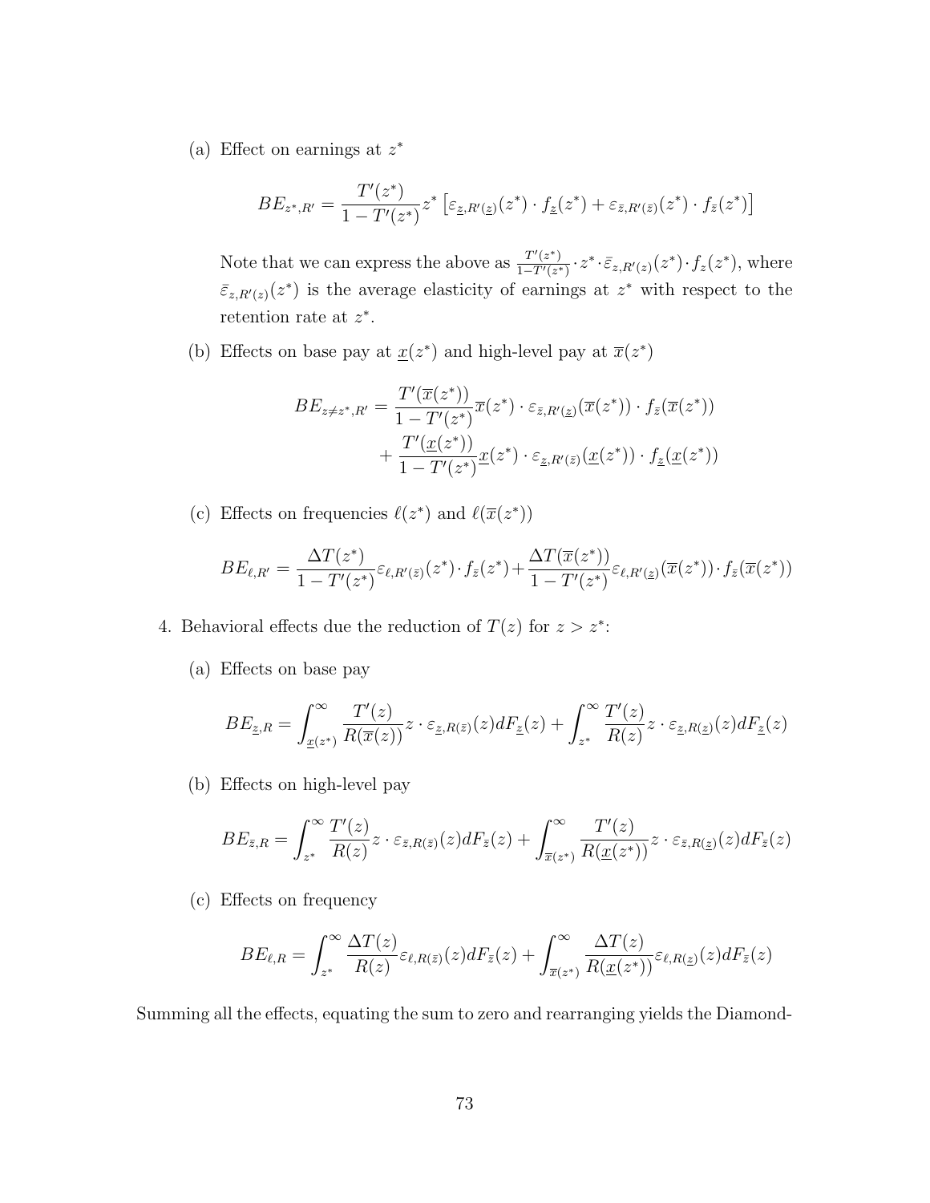(a) Effect on earnings at $z^*$

$$BE_{z^*,R'} = \frac{T'(z^*)}{1-T'(z^*)} z^* \left[\varepsilon_{\underline{z},R'(\underline{z})}(z^*) \cdot f_{\underline{z}}(z^*) + \varepsilon_{\bar{z},R'(\bar{z})}(z^*) \cdot f_{\bar{z}}(z^*)\right]$$

Note that we can express the above as $\frac{T'(z^*)}{1-T'(z^*)} \cdot z^* \cdot \bar{\varepsilon}_{z,R'(z)}(z^*) \cdot f_z(z^*)$, where $\bar{\varepsilon}_{z,R'(z)}(z^*)$ is the average elasticity of earnings at $z^*$ with respect to the retention rate at $z^*$.

(b) Effects on base pay at $\underline{x}(z^*)$ and high-level pay at $\overline{x}(z^*)$

$$\begin{aligned} BE_{z \neq z^*,R'} = & \frac{T'(\overline{x}(z^*))}{1-T'(z^*)} \overline{x}(z^*) \cdot \varepsilon_{\bar{z},R'(\underline{z})}(\overline{x}(z^*)) \cdot f_{\bar{z}}(\overline{x}(z^*)) \\ & + \frac{T'(\underline{x}(z^*))}{1-T'(z^*)} \underline{x}(z^*) \cdot \varepsilon_{\underline{z},R'(\bar{z})}(\underline{x}(z^*)) \cdot f_{\underline{z}}(\underline{x}(z^*)) \end{aligned}$$

(c) Effects on frequencies $\ell(z^*)$ and $\ell(\overline{x}(z^*))$

$$BE_{\ell,R'} = \frac{\Delta T(z^*)}{1-T'(z^*)} \varepsilon_{\ell,R'(\bar{z})}(z^*) \cdot f_{\bar{z}}(z^*) + \frac{\Delta T(\overline{x}(z^*))}{1-T'(z^*)} \varepsilon_{\ell,R'(\underline{z})}(\overline{x}(z^*)) \cdot f_{\bar{z}}(\overline{x}(z^*))$$

4. Behavioral effects due the reduction of $T(z)$ for $z > z^*$:

(a) Effects on base pay

$$BE_{\underline{z},R} = \int_{\underline{x}(z^*)}^{\infty} \frac{T'(z)}{R(\overline{x}(z))} z \cdot \varepsilon_{\underline{z},R(\bar{z})}(z) dF_{\underline{z}}(z) + \int_{z^*}^{\infty} \frac{T'(z)}{R(z)} z \cdot \varepsilon_{\underline{z},R(\underline{z})}(z) dF_{\underline{z}}(z)$$

(b) Effects on high-level pay

$$BE_{\bar{z},R} = \int_{z^*}^{\infty} \frac{T'(z)}{R(z)} z \cdot \varepsilon_{\bar{z},R(\bar{z})}(z) dF_{\bar{z}}(z) + \int_{\overline{x}(z^*)}^{\infty} \frac{T'(z)}{R(\underline{x}(z^*))} z \cdot \varepsilon_{\bar{z},R(\underline{z})}(z) dF_{\bar{z}}(z)$$

(c) Effects on frequency

$$BE_{\ell,R} = \int_{z^*}^{\infty} \frac{\Delta T(z)}{R(z)} \varepsilon_{\ell,R(\bar{z})}(z) dF_{\bar{z}}(z) + \int_{\overline{x}(z^*)}^{\infty} \frac{\Delta T(z)}{R(\underline{x}(z^*))} \varepsilon_{\ell,R(\underline{z})}(z) dF_{\bar{z}}(z)$$

Summing all the effects, equating the sum to zero and rearranging yields the Diamond-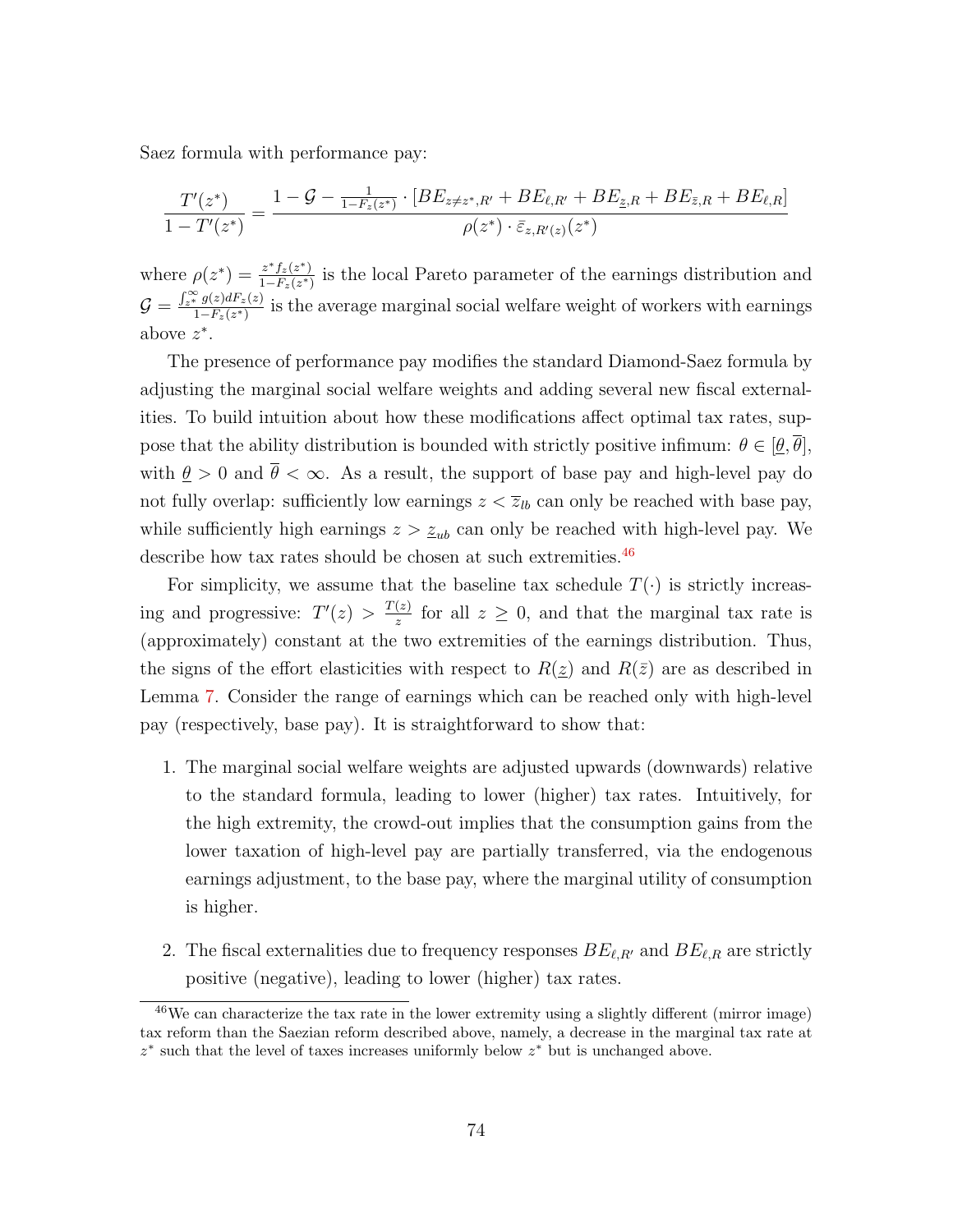Saez formula with performance pay:

$$\frac{T'(z^*)}{1-T'(z^*)} = \frac{1 - \mathcal{G} - \frac{1}{1-F_z(z^*)} \cdot \left[BE_{z \neq z^*, R'} + BE_{\ell, R'} + BE_{\underline{z}, R} + BE_{\bar{z}, R} + BE_{\ell, R}\right]}{\rho(z^*) \cdot \bar{\varepsilon}_{z, R'(z)}(z^*)}$$

where $\rho(z^*) = \frac{z^* f_z(z^*)}{1-F_z(z^*)}$ is the local Pareto parameter of the earnings distribution and $\mathcal{G} = \frac{\int_{z^*}^{\infty} g(z) dF_z(z)}{1-F_z(z^*)}$ is the average marginal social welfare weight of workers with earnings above $z^*$.

The presence of performance pay modifies the standard Diamond-Saez formula by adjusting the marginal social welfare weights and adding several new fiscal externalities. To build intuition about how these modifications affect optimal tax rates, suppose that the ability distribution is bounded with strictly positive infimum: $\theta \in [\underline{\theta}, \overline{\theta}]$, with $\underline{\theta} > 0$ and $\overline{\theta} < \infty$. As a result, the support of base pay and high-level pay do not fully overlap: sufficiently low earnings $z < \overline{z}_{lb}$ can only be reached with base pay, while sufficiently high earnings $z > \underline{z}_{ub}$ can only be reached with high-level pay. We describe how tax rates should be chosen at such extremities.[46]

For simplicity, we assume that the baseline tax schedule $T(\cdot)$ is strictly increasing and progressive: $T'(z) > \frac{T(z)}{z}$ for all $z \geq 0$, and that the marginal tax rate is (approximately) constant at the two extremities of the earnings distribution. Thus, the signs of the effort elasticities with respect to $R(\underline{z})$ and $R(\bar{z})$ are as described in Lemma 7. Consider the range of earnings which can be reached only with high-level pay (respectively, base pay). It is straightforward to show that:

1. The marginal social welfare weights are adjusted upwards (downwards) relative to the standard formula, leading to lower (higher) tax rates. Intuitively, for the high extremity, the crowd-out implies that the consumption gains from the lower taxation of high-level pay are partially transferred, via the endogenous earnings adjustment, to the base pay, where the marginal utility of consumption is higher.

2. The fiscal externalities due to frequency responses $BE_{\ell,R'}$ and $BE_{\ell,R}$ are strictly positive (negative), leading to lower (higher) tax rates.

[46] We can characterize the tax rate in the lower extremity using a slightly different (mirror image) tax reform than the Saezian reform described above, namely, a decrease in the marginal tax rate at $z^*$ such that the level of taxes increases uniformly below $z^*$ but is unchanged above.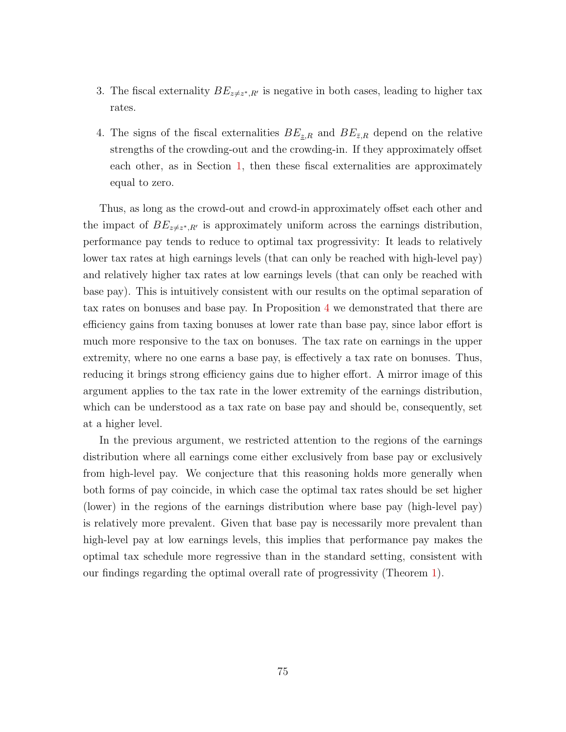3. The fiscal externality $BE_{z \neq z^*, R'}$ is negative in both cases, leading to higher tax rates.

4. The signs of the fiscal externalities $BE_{\underline{z},R}$ and $BE_{\bar{z},R}$ depend on the relative strengths of the crowding-out and the crowding-in. If they approximately offset each other, as in Section 1, then these fiscal externalities are approximately equal to zero.

Thus, as long as the crowd-out and crowd-in approximately offset each other and the impact of $BE_{z \neq z^*, R'}$ is approximately uniform across the earnings distribution, performance pay tends to reduce to optimal tax progressivity: It leads to relatively lower tax rates at high earnings levels (that can only be reached with high-level pay) and relatively higher tax rates at low earnings levels (that can only be reached with base pay). This is intuitively consistent with our results on the optimal separation of tax rates on bonuses and base pay. In Proposition 4 we demonstrated that there are efficiency gains from taxing bonuses at lower rate than base pay, since labor effort is much more responsive to the tax on bonuses. The tax rate on earnings in the upper extremity, where no one earns a base pay, is effectively a tax rate on bonuses. Thus, reducing it brings strong efficiency gains due to higher effort. A mirror image of this argument applies to the tax rate in the lower extremity of the earnings distribution, which can be understood as a tax rate on base pay and should be, consequently, set at a higher level.

In the previous argument, we restricted attention to the regions of the earnings distribution where all earnings come either exclusively from base pay or exclusively from high-level pay. We conjecture that this reasoning holds more generally when both forms of pay coincide, in which case the optimal tax rates should be set higher (lower) in the regions of the earnings distribution where base pay (high-level pay) is relatively more prevalent. Given that base pay is necessarily more prevalent than high-level pay at low earnings levels, this implies that performance pay makes the optimal tax schedule more regressive than in the standard setting, consistent with our findings regarding the optimal overall rate of progressivity (Theorem 1).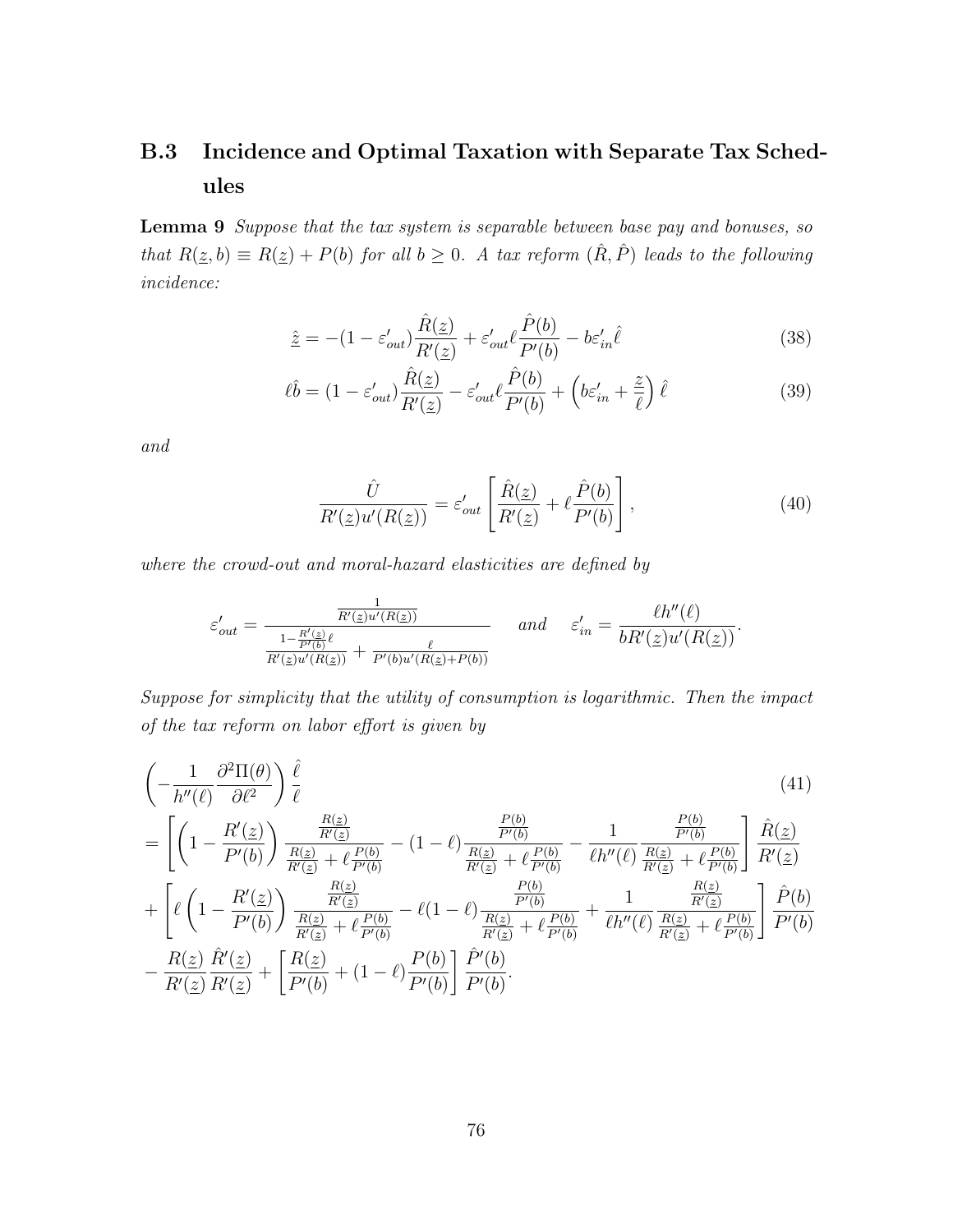## B.3 Incidence and Optimal Taxation with Separate Tax Schedules

**Lemma 9** *Suppose that the tax system is separable between base pay and bonuses, so that $R(\underline{z}, b) \equiv R(\underline{z}) + P(b)$ for all $b \geq 0$. A tax reform $(\hat{R}, \hat{P})$ leads to the following incidence:*

$$\hat{\underline{z}} = -(1 - \varepsilon'_{out})\frac{\hat{R}(\underline{z})}{R'(\underline{z})} + \varepsilon'_{out}\ell\frac{\hat{P}(b)}{P'(b)} - b\varepsilon'_{in}\hat{\ell} \tag{38}$$

$$\ell\hat{b} = (1 - \varepsilon'_{out})\frac{\hat{R}(\underline{z})}{R'(\underline{z})} - \varepsilon'_{out}\ell\frac{\hat{P}(b)}{P'(b)} + \left(b\varepsilon'_{in} + \frac{\underline{z}}{\ell}\right)\hat{\ell} \tag{39}$$

*and*

$$\frac{\hat{U}}{R'(\underline{z})u'(R(\underline{z}))} = \varepsilon'_{out}\left[\frac{\hat{R}(\underline{z})}{R'(\underline{z})} + \ell\frac{\hat{P}(b)}{P'(b)}\right], \tag{40}$$

*where the crowd-out and moral-hazard elasticities are defined by*

$$\varepsilon'_{out} = \frac{\frac{1}{R'(\underline{z})u'(R(\underline{z}))}}{\frac{1 - \frac{R'(\underline{z})}{P'(b)}\ell}{R'(\underline{z})u'(R(\underline{z}))} + \frac{\ell}{P'(b)u'(R(\underline{z}) + P(b))}} \quad \text{and} \quad \varepsilon'_{in} = \frac{\ell h''(\ell)}{bR'(\underline{z})u'(R(\underline{z}))}.$$

*Suppose for simplicity that the utility of consumption is logarithmic. Then the impact of the tax reform on labor effort is given by*

$$
\begin{aligned}
&\left(-\frac{1}{h''(\ell)}\frac{\partial^2\Pi(\theta)}{\partial\ell^2}\right)\frac{\hat{\ell}}{\ell} \\
&= \left[\left(1 - \frac{R'(\underline{z})}{P'(b)}\right)\frac{\frac{R(\underline{z})}{R'(\underline{z})}}{\frac{R(\underline{z})}{R'(\underline{z})} + \ell\frac{P(b)}{P'(b)}} - (1 - \ell)\frac{\frac{P(b)}{P'(b)}}{\frac{R(\underline{z})}{R'(\underline{z})} + \ell\frac{P(b)}{P'(b)}} - \frac{1}{\ell h''(\ell)}\frac{\frac{P(b)}{P'(b)}}{\frac{R(\underline{z})}{R'(\underline{z})} + \ell\frac{P(b)}{P'(b)}}\right]\frac{\hat{R}(\underline{z})}{R'(\underline{z})} \\
&+ \left[\ell\left(1 - \frac{R'(\underline{z})}{P'(b)}\right)\frac{\frac{R(\underline{z})}{R'(\underline{z})}}{\frac{R(\underline{z})}{R'(\underline{z})} + \ell\frac{P(b)}{P'(b)}} - \ell(1 - \ell)\frac{\frac{P(b)}{P'(b)}}{\frac{R(\underline{z})}{R'(\underline{z})} + \ell\frac{P(b)}{P'(b)}} + \frac{1}{\ell h''(\ell)}\frac{\frac{R(\underline{z})}{R'(\underline{z})}}{\frac{R(\underline{z})}{R'(\underline{z})} + \ell\frac{P(b)}{P'(b)}}\right]\frac{\hat{P}(b)}{P'(b)} \\
&- \frac{R(\underline{z})}{R'(\underline{z})}\frac{\hat{R}'(\underline{z})}{R'(\underline{z})} + \left[\frac{R(\underline{z})}{P'(b)} + (1 - \ell)\frac{P(b)}{P'(b)}\right]\frac{\hat{P}'(b)}{P'(b)}.
\end{aligned}
\tag{41}
$$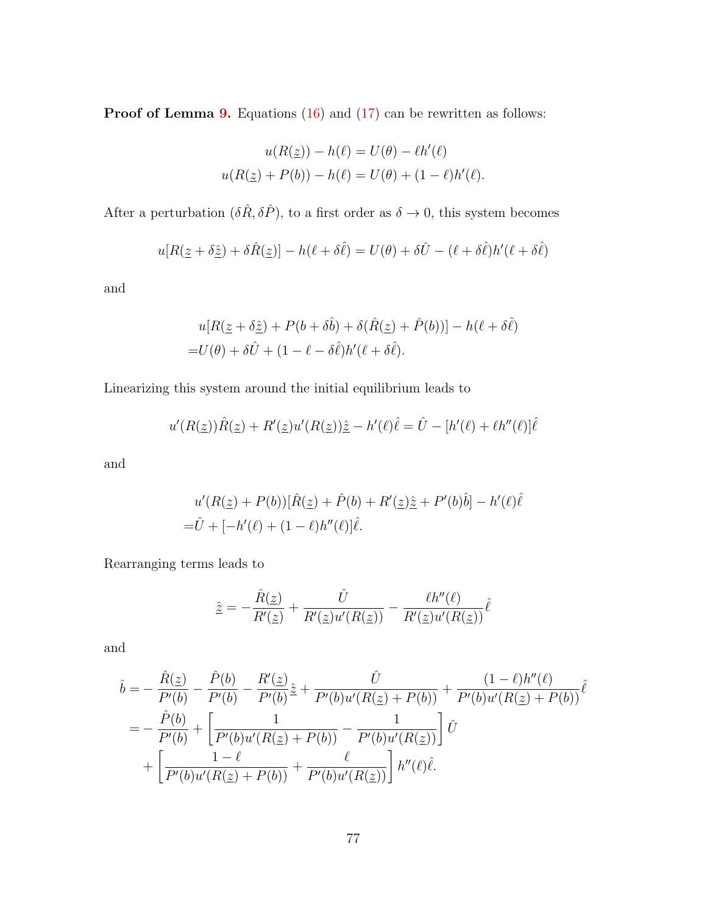**Proof of Lemma 9.** Equations (16) and (17) can be rewritten as follows:

$$u(R(\underline{z})) - h(\ell) = U(\theta) - \ell h'(\ell)$$
$$u(R(\underline{z}) + P(b)) - h(\ell) = U(\theta) + (1-\ell)h'(\ell).$$

After a perturbation $(\delta\hat{R}, \delta\hat{P})$, to a first order as $\delta \to 0$, this system becomes

$$u[R(\underline{z} + \delta\hat{\underline{z}}) + \delta\hat{R}(\underline{z})] - h(\ell + \delta\hat{\ell}) = U(\theta) + \delta\hat{U} - (\ell + \delta\hat{\ell})h'(\ell + \delta\hat{\ell})$$

and

$$\begin{aligned} &u[R(\underline{z} + \delta\hat{\underline{z}}) + P(b + \delta\hat{b}) + \delta(\hat{R}(\underline{z}) + \hat{P}(b))] - h(\ell + \delta\hat{\ell}) \\ =&U(\theta) + \delta\hat{U} + (1 - \ell - \delta\hat{\ell})h'(\ell + \delta\hat{\ell}). \end{aligned}$$

Linearizing this system around the initial equilibrium leads to

$$u'(R(\underline{z}))\hat{R}(\underline{z}) + R'(\underline{z})u'(R(\underline{z}))\hat{\underline{z}} - h'(\ell)\hat{\ell} = \hat{U} - [h'(\ell) + \ell h''(\ell)]\hat{\ell}$$

and

$$\begin{aligned} &u'(R(\underline{z}) + P(b))[\hat{R}(\underline{z}) + \hat{P}(b) + R'(\underline{z})\hat{\underline{z}} + P'(b)\hat{b}] - h'(\ell)\hat{\ell} \\ =&\hat{U} + [-h'(\ell) + (1-\ell)h''(\ell)]\hat{\ell}. \end{aligned}$$

Rearranging terms leads to

$$\hat{\underline{z}} = -\frac{\hat{R}(\underline{z})}{R'(\underline{z})} + \frac{\hat{U}}{R'(\underline{z})u'(R(\underline{z}))} - \frac{\ell h''(\ell)}{R'(\underline{z})u'(R(\underline{z}))}\hat{\ell}$$

and

$$\begin{aligned} \hat{b} =& -\frac{\hat{R}(\underline{z})}{P'(b)} - \frac{\hat{P}(b)}{P'(b)} - \frac{R'(\underline{z})}{P'(b)}\hat{\underline{z}} + \frac{\hat{U}}{P'(b)u'(R(\underline{z}) + P(b))} + \frac{(1-\ell)h''(\ell)}{P'(b)u'(R(\underline{z}) + P(b))}\hat{\ell} \\ =& -\frac{\hat{P}(b)}{P'(b)} + \left[\frac{1}{P'(b)u'(R(\underline{z}) + P(b))} - \frac{1}{P'(b)u'(R(\underline{z}))}\right]\hat{U} \\ &+ \left[\frac{1-\ell}{P'(b)u'(R(\underline{z}) + P(b))} + \frac{\ell}{P'(b)u'(R(\underline{z}))}\right]h''(\ell)\hat{\ell}. \end{aligned}$$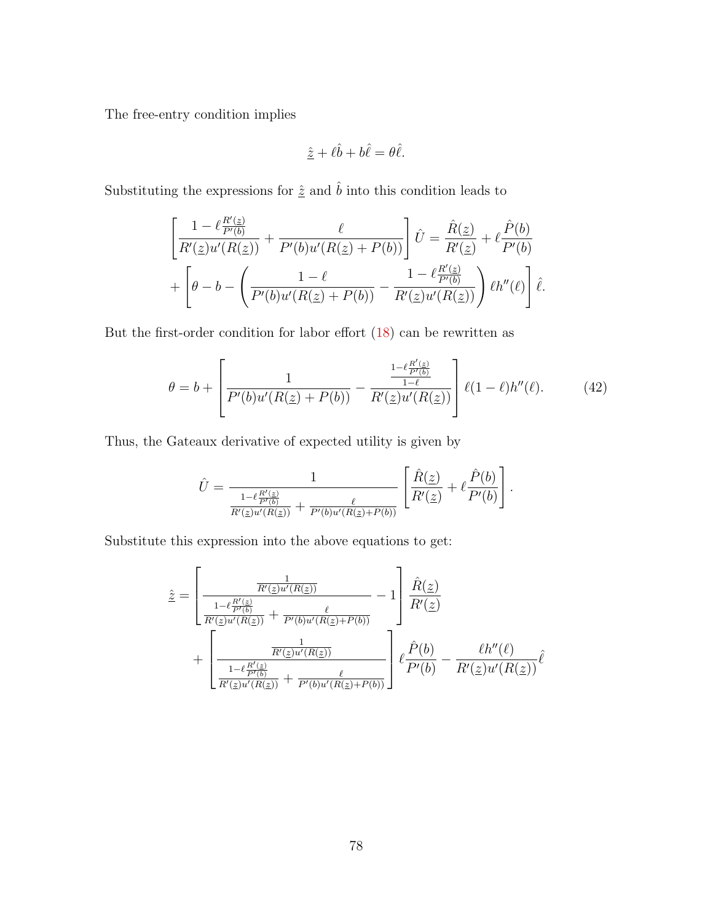The free-entry condition implies

$$\hat{\underline{z}} + \ell \hat{b} + b\hat{\ell} = \theta \hat{\ell}.$$

Substituting the expressions for $\hat{\underline{z}}$ and $\hat{b}$ into this condition leads to

$$\left[ \frac{1 - \ell \frac{R'(\underline{z})}{P'(b)}}{R'(\underline{z}) u'(R(\underline{z}))} + \frac{\ell}{P'(b) u'(R(\underline{z}) + P(b))} \right] \hat{U} = \frac{\hat{R}(\underline{z})}{R'(\underline{z})} + \ell \frac{\hat{P}(b)}{P'(b)}$$
$$+ \left[ \theta - b - \left( \frac{1 - \ell}{P'(b) u'(R(\underline{z}) + P(b))} - \frac{1 - \ell \frac{R'(\underline{z})}{P'(b)}}{R'(\underline{z}) u'(R(\underline{z}))} \right) \ell h''(\ell) \right] \hat{\ell}.$$

But the first-order condition for labor effort (18) can be rewritten as

$$\theta = b + \left[ \frac{1}{P'(b) u'(R(\underline{z}) + P(b))} - \frac{\frac{1 - \ell \frac{R'(\underline{z})}{P'(b)}}{1 - \ell}}{R'(\underline{z}) u'(R(\underline{z}))} \right] \ell (1 - \ell) h''(\ell). \tag{42}$$

Thus, the Gateaux derivative of expected utility is given by

$$\hat{U} = \frac{1}{\frac{1 - \ell \frac{R'(\underline{z})}{P'(b)}}{R'(\underline{z}) u'(R(\underline{z}))} + \frac{\ell}{P'(b) u'(R(\underline{z}) + P(b))}} \left[ \frac{\hat{R}(\underline{z})}{R'(\underline{z})} + \ell \frac{\hat{P}(b)}{P'(b)} \right].$$

Substitute this expression into the above equations to get:

$$\hat{\underline{z}} = \left[ \frac{\frac{1}{R'(\underline{z}) u'(R(\underline{z}))}}{\frac{1 - \ell \frac{R'(\underline{z})}{P'(b)}}{R'(\underline{z}) u'(R(\underline{z}))} + \frac{\ell}{P'(b) u'(R(\underline{z}) + P(b))}} - 1 \right] \frac{\hat{R}(\underline{z})}{R'(\underline{z})}$$
$$+ \left[ \frac{\frac{1}{R'(\underline{z}) u'(R(\underline{z}))}}{\frac{1 - \ell \frac{R'(\underline{z})}{P'(b)}}{R'(\underline{z}) u'(R(\underline{z}))} + \frac{\ell}{P'(b) u'(R(\underline{z}) + P(b))}} \right] \ell \frac{\hat{P}(b)}{P'(b)} - \frac{\ell h''(\ell)}{R'(\underline{z}) u'(R(\underline{z}))} \hat{\ell}$$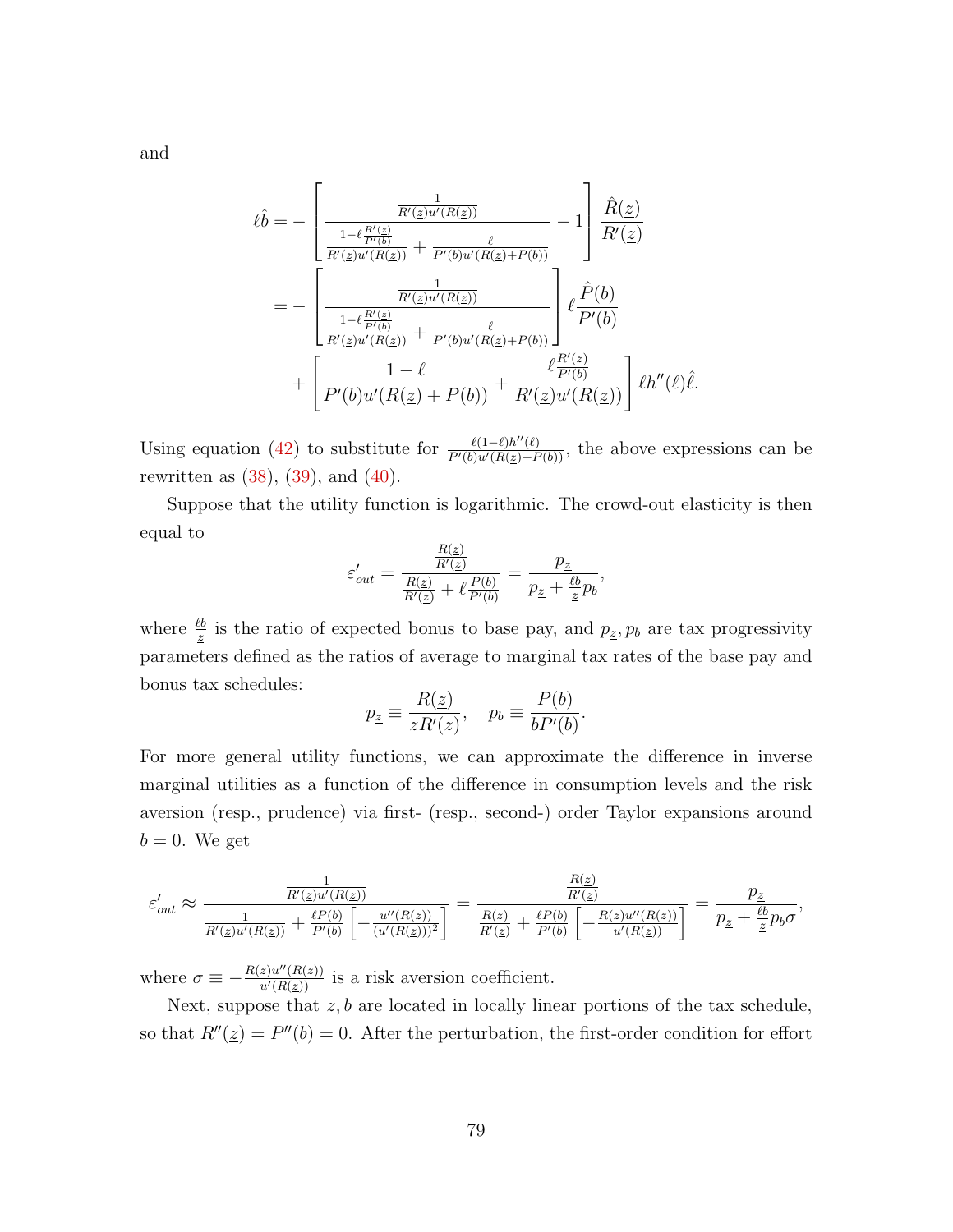and

$$
\begin{aligned}
\ell\hat{b} = & -\left[\frac{\frac{1}{R'(\underline{z})u'(R(\underline{z}))}}{\frac{1-\ell\frac{R'(\underline{z})}{P'(b)}}{R'(\underline{z})u'(R(\underline{z}))}+\frac{\ell}{P'(b)u'(R(\underline{z})+P(b))}}-1\right]\frac{\hat{R}(\underline{z})}{R'(\underline{z})} \\
= & -\left[\frac{\frac{1}{R'(\underline{z})u'(R(\underline{z}))}}{\frac{1-\ell\frac{R'(\underline{z})}{P'(b)}}{R'(\underline{z})u'(R(\underline{z}))}+\frac{\ell}{P'(b)u'(R(\underline{z})+P(b))}}\right]\ell\frac{\hat{P}(b)}{P'(b)} \\
& +\left[\frac{1-\ell}{P'(b)u'(R(\underline{z})+P(b))}+\frac{\ell\frac{R'(\underline{z})}{P'(b)}}{R'(\underline{z})u'(R(\underline{z}))}\right]\ell h''(\ell)\hat{\ell}.
\end{aligned}
$$

Using equation (42) to substitute for $\frac{\ell(1-\ell)h''(\ell)}{P'(b)u'(R(\underline{z})+P(b))}$, the above expressions can be rewritten as (38), (39), and (40).

Suppose that the utility function is logarithmic. The crowd-out elasticity is then equal to

$$
\varepsilon'_{out} = \frac{\frac{R(\underline{z})}{R'(\underline{z})}}{\frac{R(\underline{z})}{R'(\underline{z})}+\ell\frac{P(b)}{P'(b)}} = \frac{p_{\underline{z}}}{p_{\underline{z}}+\frac{\ell b}{\underline{z}}p_b},
$$

where $\frac{\ell b}{\underline{z}}$ is the ratio of expected bonus to base pay, and $p_{\underline{z}}, p_b$ are tax progressivity parameters defined as the ratios of average to marginal tax rates of the base pay and bonus tax schedules:

$$
p_{\underline{z}} \equiv \frac{R(\underline{z})}{\underline{z}R'(\underline{z})}, \quad p_b \equiv \frac{P(b)}{bP'(b)}.
$$

For more general utility functions, we can approximate the difference in inverse marginal utilities as a function of the difference in consumption levels and the risk aversion (resp., prudence) via first- (resp., second-) order Taylor expansions around $b = 0$. We get

$$
\varepsilon'_{out} \approx \frac{\frac{1}{R'(\underline{z})u'(R(\underline{z}))}}{\frac{1}{R'(\underline{z})u'(R(\underline{z}))}+\frac{\ell P(b)}{P'(b)}\left[-\frac{u''(R(\underline{z}))}{(u'(R(\underline{z})))^2}\right]} = \frac{\frac{R(\underline{z})}{R'(\underline{z})}}{\frac{R(\underline{z})}{R'(\underline{z})}+\frac{\ell P(b)}{P'(b)}\left[-\frac{R(\underline{z})u''(R(\underline{z}))}{u'(R(\underline{z}))}\right]} = \frac{p_{\underline{z}}}{p_{\underline{z}}+\frac{\ell b}{\underline{z}}p_b\sigma},
$$

where $\sigma \equiv -\frac{R(\underline{z})u''(R(\underline{z}))}{u'(R(\underline{z}))}$ is a risk aversion coefficient.

Next, suppose that $\underline{z}, b$ are located in locally linear portions of the tax schedule, so that $R''(\underline{z}) = P''(b) = 0$. After the perturbation, the first-order condition for effort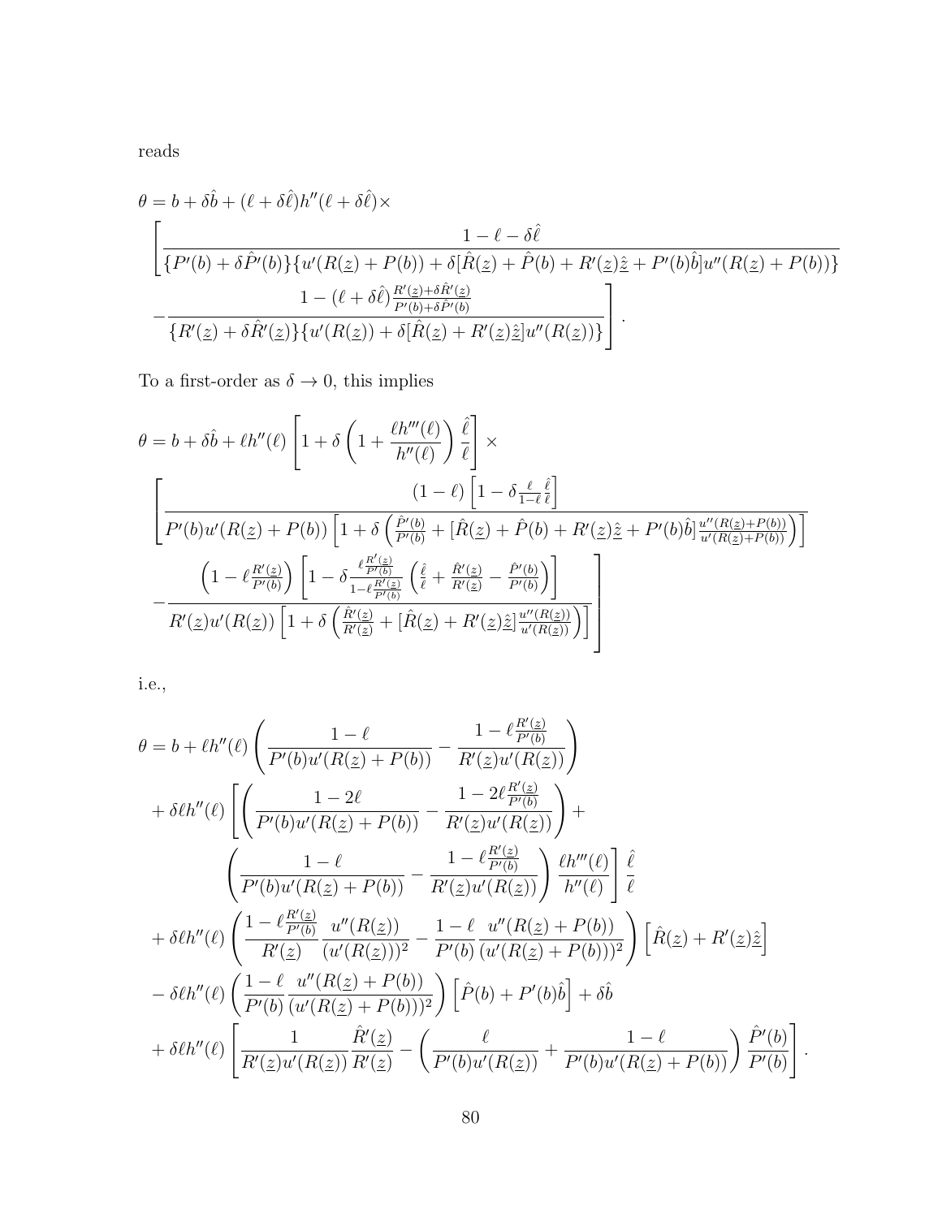reads

$$
\begin{aligned}
\theta = b + \delta\hat{b} + (\ell + \delta\hat{\ell})h''(\ell + \delta\hat{\ell}) \times \\
\Bigg[ & \frac{1 - \ell - \delta\hat{\ell}}{\{P'(b) + \delta\hat{P}'(b)\}\{u'(R(\underline{z}) + P(b)) + \delta[\hat{R}(\underline{z}) + \hat{P}(b) + R'(\underline{z})\hat{\underline{z}} + P'(b)\hat{b}]u''(R(\underline{z}) + P(b))\}} \\
& - \frac{1 - (\ell + \delta\hat{\ell})\frac{R'(\underline{z}) + \delta\hat{R}'(\underline{z})}{P'(b) + \delta\hat{P}'(b)}}{\{R'(\underline{z}) + \delta\hat{R}'(\underline{z})\}\{u'(R(\underline{z})) + \delta[\hat{R}(\underline{z}) + R'(\underline{z})\hat{\underline{z}}]u''(R(\underline{z}))\}} \Bigg].
\end{aligned}
$$

To a first-order as $\delta \to 0$, this implies

$$
\begin{aligned}
\theta = b + \delta\hat{b} + \ell h''(\ell)\left[1 + \delta\left(1 + \frac{\ell h'''(\ell)}{h''(\ell)}\right)\frac{\hat{\ell}}{\ell}\right] \times \\
\Bigg[ & \frac{(1-\ell)\left[1 - \delta\frac{\ell}{1-\ell}\frac{\hat{\ell}}{\ell}\right]}{P'(b)u'(R(\underline{z}) + P(b))\left[1 + \delta\left(\frac{\hat{P}'(b)}{P'(b)} + [\hat{R}(\underline{z}) + \hat{P}(b) + R'(\underline{z})\hat{\underline{z}} + P'(b)\hat{b}]\frac{u''(R(\underline{z}) + P(b))}{u'(R(\underline{z}) + P(b))}\right)\right]} \\
& - \frac{\left(1 - \ell\frac{R'(\underline{z})}{P'(b)}\right)\left[1 - \delta\frac{\ell\frac{R'(\underline{z})}{P'(b)}}{1 - \ell\frac{R'(\underline{z})}{P'(b)}}\left(\frac{\hat{\ell}}{\ell} + \frac{\hat{R}'(\underline{z})}{R'(\underline{z})} - \frac{\hat{P}'(b)}{P'(b)}\right)\right]}{R'(\underline{z})u'(R(\underline{z}))\left[1 + \delta\left(\frac{\hat{R}'(\underline{z})}{R'(\underline{z})} + [\hat{R}(\underline{z}) + R'(\underline{z})\hat{\underline{z}}]\frac{u''(R(\underline{z}))}{u'(R(\underline{z}))}\right)\right]} \Bigg]
\end{aligned}
$$

i.e.,

$$
\begin{aligned}
\theta = {} & b + \ell h''(\ell)\left(\frac{1-\ell}{P'(b)u'(R(\underline{z}) + P(b))} - \frac{1 - \ell\frac{R'(\underline{z})}{P'(b)}}{R'(\underline{z})u'(R(\underline{z}))}\right) \\
& + \delta\ell h''(\ell)\left[\left(\frac{1-2\ell}{P'(b)u'(R(\underline{z}) + P(b))} - \frac{1 - 2\ell\frac{R'(\underline{z})}{P'(b)}}{R'(\underline{z})u'(R(\underline{z}))}\right) + \right. \\
& \qquad \left.\left(\frac{1-\ell}{P'(b)u'(R(\underline{z}) + P(b))} - \frac{1 - \ell\frac{R'(\underline{z})}{P'(b)}}{R'(\underline{z})u'(R(\underline{z}))}\right)\frac{\ell h'''(\ell)}{h''(\ell)}\right]\frac{\hat{\ell}}{\ell} \\
& + \delta\ell h''(\ell)\left(\frac{1 - \ell\frac{R'(\underline{z})}{P'(b)}}{R'(\underline{z})}\frac{u''(R(\underline{z}))}{(u'(R(\underline{z})))^2} - \frac{1-\ell}{P'(b)}\frac{u''(R(\underline{z}) + P(b))}{(u'(R(\underline{z}) + P(b)))^2}\right)\left[\hat{R}(\underline{z}) + R'(\underline{z})\hat{\underline{z}}\right] \\
& - \delta\ell h''(\ell)\left(\frac{1-\ell}{P'(b)}\frac{u''(R(\underline{z}) + P(b))}{(u'(R(\underline{z}) + P(b)))^2}\right)\left[\hat{P}(b) + P'(b)\hat{b}\right] + \delta\hat{b} \\
& + \delta\ell h''(\ell)\left[\frac{1}{R'(\underline{z})u'(R(\underline{z}))}\frac{\hat{R}'(\underline{z})}{R'(\underline{z})} - \left(\frac{\ell}{P'(b)u'(R(\underline{z}))} + \frac{1-\ell}{P'(b)u'(R(\underline{z}) + P(b))}\right)\frac{\hat{P}'(b)}{P'(b)}\right].
\end{aligned}
$$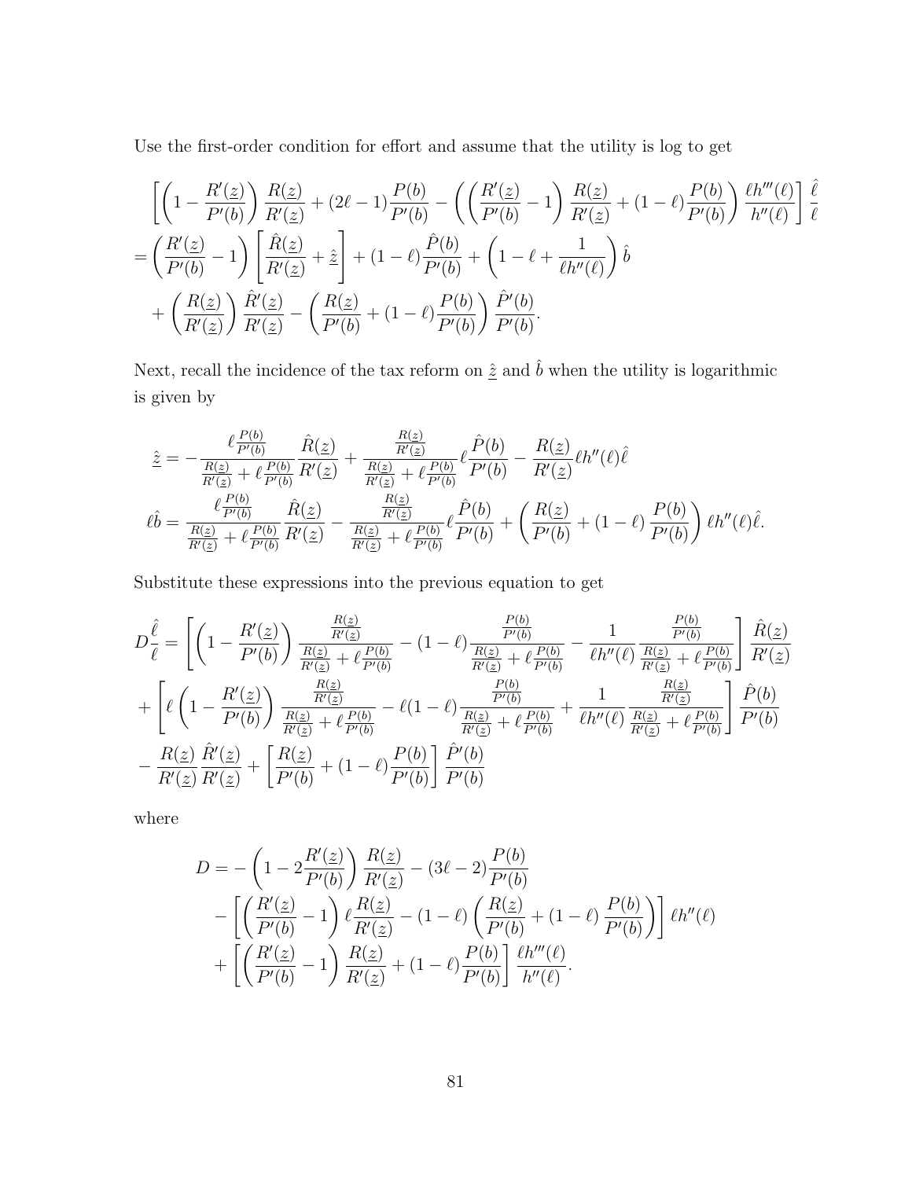Use the first-order condition for effort and assume that the utility is log to get

$$
\begin{aligned}
&\left[\left(1-\frac{R'(\underline{z})}{P'(b)}\right)\frac{R(\underline{z})}{R'(\underline{z})}+(2\ell-1)\frac{P(b)}{P'(b)}-\left(\left(\frac{R'(\underline{z})}{P'(b)}-1\right)\frac{R(\underline{z})}{R'(\underline{z})}+(1-\ell)\frac{P(b)}{P'(b)}\right)\frac{\ell h'''(\ell)}{h''(\ell)}\right]\frac{\hat{\ell}}{\ell} \\
&=\left(\frac{R'(\underline{z})}{P'(b)}-1\right)\left[\frac{\hat{R}(\underline{z})}{R'(\underline{z})}+\hat{\underline{z}}\right]+(1-\ell)\frac{\hat{P}(b)}{P'(b)}+\left(1-\ell+\frac{1}{\ell h''(\ell)}\right)\hat{b} \\
&\quad+\left(\frac{R(\underline{z})}{R'(\underline{z})}\right)\frac{\hat{R}'(\underline{z})}{R'(\underline{z})}-\left(\frac{R(\underline{z})}{P'(b)}+(1-\ell)\frac{P(b)}{P'(b)}\right)\frac{\hat{P}'(b)}{P'(b)}.
\end{aligned}
$$

Next, recall the incidence of the tax reform on $\hat{\underline{z}}$ and $\hat{b}$ when the utility is logarithmic is given by

$$
\begin{aligned}
\hat{\underline{z}} &= -\frac{\ell\frac{P(b)}{P'(b)}}{\frac{R(\underline{z})}{R'(\underline{z})}+\ell\frac{P(b)}{P'(b)}}\frac{\hat{R}(\underline{z})}{R'(\underline{z})}+\frac{\frac{R(\underline{z})}{R'(\underline{z})}}{\frac{R(\underline{z})}{R'(\underline{z})}+\ell\frac{P(b)}{P'(b)}}\ell\frac{\hat{P}(b)}{P'(b)}-\frac{R(\underline{z})}{R'(\underline{z})}\ell h''(\ell)\hat{\ell} \\
\ell\hat{b} &= \frac{\ell\frac{P(b)}{P'(b)}}{\frac{R(\underline{z})}{R'(\underline{z})}+\ell\frac{P(b)}{P'(b)}}\frac{\hat{R}(\underline{z})}{R'(\underline{z})}-\frac{\frac{R(\underline{z})}{R'(\underline{z})}}{\frac{R(\underline{z})}{R'(\underline{z})}+\ell\frac{P(b)}{P'(b)}}\ell\frac{\hat{P}(b)}{P'(b)}+\left(\frac{R(\underline{z})}{P'(b)}+(1-\ell)\frac{P(b)}{P'(b)}\right)\ell h''(\ell)\hat{\ell}.
\end{aligned}
$$

Substitute these expressions into the previous equation to get

$$
\begin{aligned}
D\frac{\hat{\ell}}{\ell} &= \left[\left(1-\frac{R'(\underline{z})}{P'(b)}\right)\frac{\frac{R(\underline{z})}{R'(\underline{z})}}{\frac{R(\underline{z})}{R'(\underline{z})}+\ell\frac{P(b)}{P'(b)}}-(1-\ell)\frac{\frac{P(b)}{P'(b)}}{\frac{R(\underline{z})}{R'(\underline{z})}+\ell\frac{P(b)}{P'(b)}}-\frac{1}{\ell h''(\ell)}\frac{\frac{P(b)}{P'(b)}}{\frac{R(\underline{z})}{R'(\underline{z})}+\ell\frac{P(b)}{P'(b)}}\right]\frac{\hat{R}(\underline{z})}{R'(\underline{z})} \\
&+\left[\ell\left(1-\frac{R'(\underline{z})}{P'(b)}\right)\frac{\frac{R(\underline{z})}{R'(\underline{z})}}{\frac{R(\underline{z})}{R'(\underline{z})}+\ell\frac{P(b)}{P'(b)}}-\ell(1-\ell)\frac{\frac{P(b)}{P'(b)}}{\frac{R(\underline{z})}{R'(\underline{z})}+\ell\frac{P(b)}{P'(b)}}+\frac{1}{\ell h''(\ell)}\frac{\frac{R(\underline{z})}{R'(\underline{z})}}{\frac{R(\underline{z})}{R'(\underline{z})}+\ell\frac{P(b)}{P'(b)}}\right]\frac{\hat{P}(b)}{P'(b)} \\
&-\frac{R(\underline{z})}{R'(\underline{z})}\frac{\hat{R}'(\underline{z})}{R'(\underline{z})}+\left[\frac{R(\underline{z})}{P'(b)}+(1-\ell)\frac{P(b)}{P'(b)}\right]\frac{\hat{P}'(b)}{P'(b)}
\end{aligned}
$$

where

$$
\begin{aligned}
D = &-\left(1-2\frac{R'(\underline{z})}{P'(b)}\right)\frac{R(\underline{z})}{R'(\underline{z})}-(3\ell-2)\frac{P(b)}{P'(b)} \\
&-\left[\left(\frac{R'(\underline{z})}{P'(b)}-1\right)\ell\frac{R(\underline{z})}{R'(\underline{z})}-(1-\ell)\left(\frac{R(\underline{z})}{P'(b)}+(1-\ell)\frac{P(b)}{P'(b)}\right)\right]\ell h''(\ell) \\
&+\left[\left(\frac{R'(\underline{z})}{P'(b)}-1\right)\frac{R(\underline{z})}{R'(\underline{z})}+(1-\ell)\frac{P(b)}{P'(b)}\right]\frac{\ell h'''(\ell)}{h''(\ell)}.
\end{aligned}
$$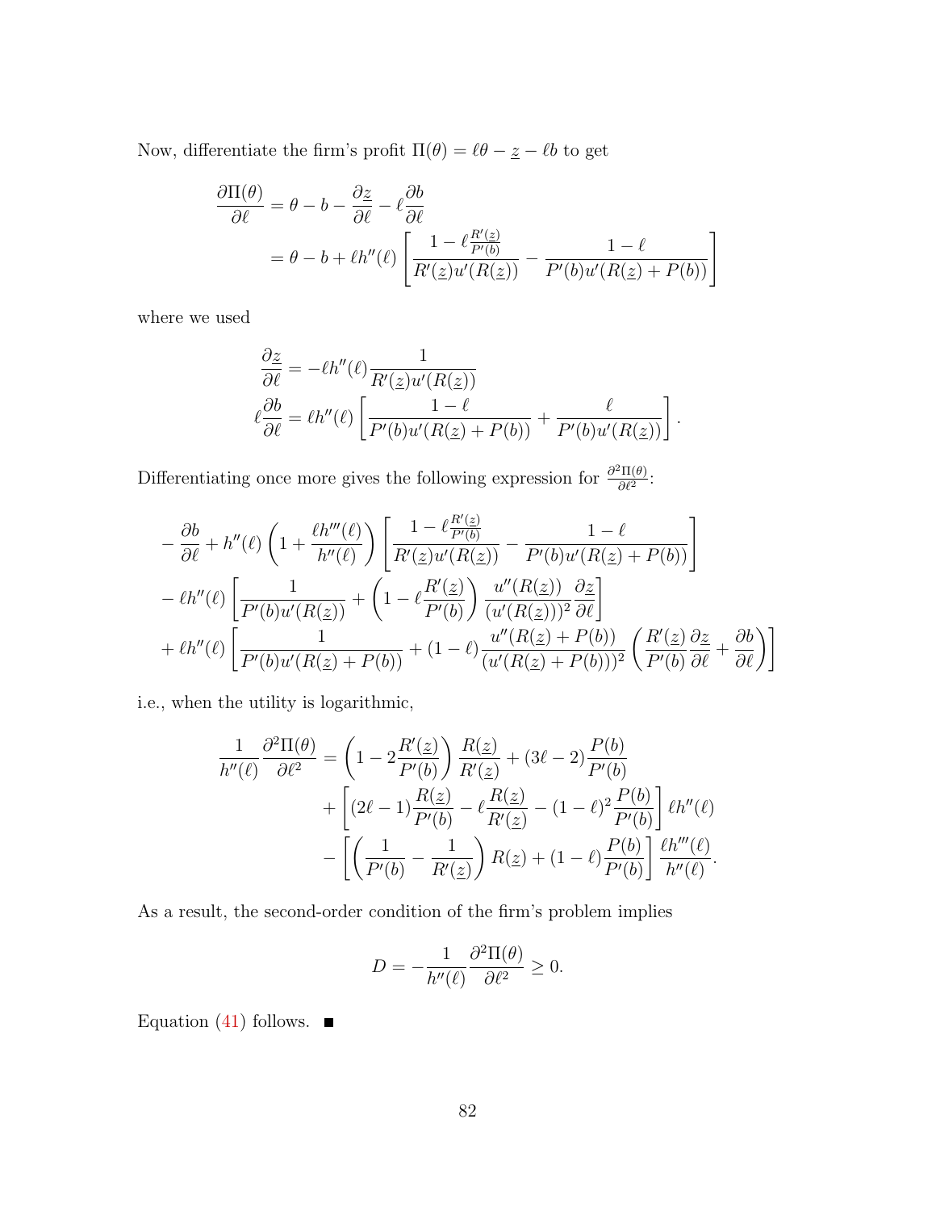Now, differentiate the firm's profit $\Pi(\theta) = \ell\theta - \underline{z} - \ell b$ to get

$$
\begin{aligned}
\frac{\partial \Pi(\theta)}{\partial \ell} &= \theta - b - \frac{\partial \underline{z}}{\partial \ell} - \ell \frac{\partial b}{\partial \ell} \\
&= \theta - b + \ell h''(\ell) \left[ \frac{1 - \ell \frac{R'(\underline{z})}{P'(b)}}{R'(\underline{z}) u'(R(\underline{z}))} - \frac{1-\ell}{P'(b) u'(R(\underline{z}) + P(b))} \right]
\end{aligned}
$$

where we used

$$
\begin{aligned}
\frac{\partial \underline{z}}{\partial \ell} &= -\ell h''(\ell) \frac{1}{R'(\underline{z}) u'(R(\underline{z}))} \\
\ell \frac{\partial b}{\partial \ell} &= \ell h''(\ell) \left[ \frac{1-\ell}{P'(b) u'(R(\underline{z}) + P(b))} + \frac{\ell}{P'(b) u'(R(\underline{z}))} \right].
\end{aligned}
$$

Differentiating once more gives the following expression for $\frac{\partial^2 \Pi(\theta)}{\partial \ell^2}$:

$$
\begin{aligned}
&- \frac{\partial b}{\partial \ell} + h''(\ell) \left( 1 + \frac{\ell h'''(\ell)}{h''(\ell)} \right) \left[ \frac{1 - \ell \frac{R'(\underline{z})}{P'(b)}}{R'(\underline{z}) u'(R(\underline{z}))} - \frac{1-\ell}{P'(b) u'(R(\underline{z}) + P(b))} \right] \\
&- \ell h''(\ell) \left[ \frac{1}{P'(b) u'(R(\underline{z}))} + \left( 1 - \ell \frac{R'(\underline{z})}{P'(b)} \right) \frac{u''(R(\underline{z}))}{(u'(R(\underline{z})))^2} \frac{\partial \underline{z}}{\partial \ell} \right] \\
&+ \ell h''(\ell) \left[ \frac{1}{P'(b) u'(R(\underline{z}) + P(b))} + (1-\ell) \frac{u''(R(\underline{z}) + P(b))}{(u'(R(\underline{z}) + P(b)))^2} \left( \frac{R'(\underline{z})}{P'(b)} \frac{\partial \underline{z}}{\partial \ell} + \frac{\partial b}{\partial \ell} \right) \right]
\end{aligned}
$$

i.e., when the utility is logarithmic,

$$
\begin{aligned}
\frac{1}{h''(\ell)} \frac{\partial^2 \Pi(\theta)}{\partial \ell^2} &= \left( 1 - 2 \frac{R'(\underline{z})}{P'(b)} \right) \frac{R(\underline{z})}{R'(\underline{z})} + (3\ell - 2) \frac{P(b)}{P'(b)} \\
&\quad + \left[ (2\ell - 1) \frac{R(\underline{z})}{P'(b)} - \ell \frac{R(\underline{z})}{R'(\underline{z})} - (1-\ell)^2 \frac{P(b)}{P'(b)} \right] \ell h''(\ell) \\
&\quad - \left[ \left( \frac{1}{P'(b)} - \frac{1}{R'(\underline{z})} \right) R(\underline{z}) + (1-\ell) \frac{P(b)}{P'(b)} \right] \frac{\ell h'''(\ell)}{h''(\ell)}.
\end{aligned}
$$

As a result, the second-order condition of the firm's problem implies

$$
D = -\frac{1}{h''(\ell)} \frac{\partial^2 \Pi(\theta)}{\partial \ell^2} \geq 0.
$$

Equation (41) follows. ■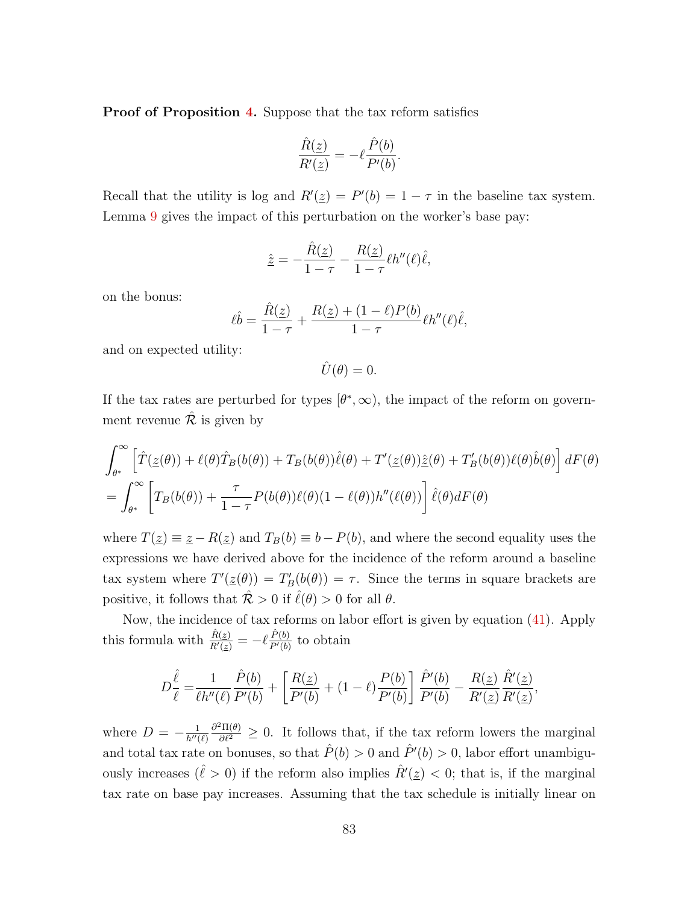**Proof of Proposition 4.** Suppose that the tax reform satisfies

$$\frac{\hat{R}(\underline{z})}{R'(\underline{z})} = -\ell \frac{\hat{P}(b)}{P'(b)}.$$

Recall that the utility is log and $R'(\underline{z}) = P'(b) = 1 - \tau$ in the baseline tax system. Lemma 9 gives the impact of this perturbation on the worker's base pay:

$$\hat{\underline{z}} = -\frac{\hat{R}(\underline{z})}{1-\tau} - \frac{R(\underline{z})}{1-\tau}\ell h''(\ell)\hat{\ell},$$

on the bonus:

$$\ell\hat{b} = \frac{\hat{R}(\underline{z})}{1-\tau} + \frac{R(\underline{z}) + (1-\ell)P(b)}{1-\tau}\ell h''(\ell)\hat{\ell},$$

and on expected utility:

$$\hat{U}(\theta) = 0.$$

If the tax rates are perturbed for types $[\theta^*, \infty)$, the impact of the reform on government revenue $\hat{\mathcal{R}}$ is given by

$$\begin{aligned}
&\int_{\theta^*}^{\infty} \left[\hat{T}(\underline{z}(\theta)) + \ell(\theta)\hat{T}_B(b(\theta)) + T_B(b(\theta))\hat{\ell}(\theta) + T'(\underline{z}(\theta))\hat{\underline{z}}(\theta) + T'_B(b(\theta))\ell(\theta)\hat{b}(\theta)\right] dF(\theta) \\
=& \int_{\theta^*}^{\infty} \left[T_B(b(\theta)) + \frac{\tau}{1-\tau}P(b(\theta))\ell(\theta)(1-\ell(\theta))h''(\ell(\theta))\right]\hat{\ell}(\theta)dF(\theta)
\end{aligned}$$

where $T(\underline{z}) \equiv \underline{z} - R(\underline{z})$ and $T_B(b) \equiv b - P(b)$, and where the second equality uses the expressions we have derived above for the incidence of the reform around a baseline tax system where $T'(\underline{z}(\theta)) = T'_B(b(\theta)) = \tau$. Since the terms in square brackets are positive, it follows that $\hat{\mathcal{R}} > 0$ if $\hat{\ell}(\theta) > 0$ for all $\theta$.

Now, the incidence of tax reforms on labor effort is given by equation (41). Apply this formula with $\frac{\hat{R}(\underline{z})}{R'(\underline{z})} = -\ell\frac{\hat{P}(b)}{P'(b)}$ to obtain

$$D\frac{\hat{\ell}}{\ell} = \frac{1}{\ell h''(\ell)}\frac{\hat{P}(b)}{P'(b)} + \left[\frac{R(\underline{z})}{P'(b)} + (1-\ell)\frac{P(b)}{P'(b)}\right]\frac{\hat{P}'(b)}{P'(b)} - \frac{R(\underline{z})}{R'(\underline{z})}\frac{\hat{R}'(\underline{z})}{R'(\underline{z})},$$

where $D = -\frac{1}{h''(\ell)}\frac{\partial^2\Pi(\theta)}{\partial \ell^2} \geq 0$. It follows that, if the tax reform lowers the marginal and total tax rate on bonuses, so that $\hat{P}(b) > 0$ and $\hat{P}'(b) > 0$, labor effort unambiguously increases ($\hat{\ell} > 0$) if the reform also implies $\hat{R}'(\underline{z}) < 0$; that is, if the marginal tax rate on base pay increases. Assuming that the tax schedule is initially linear on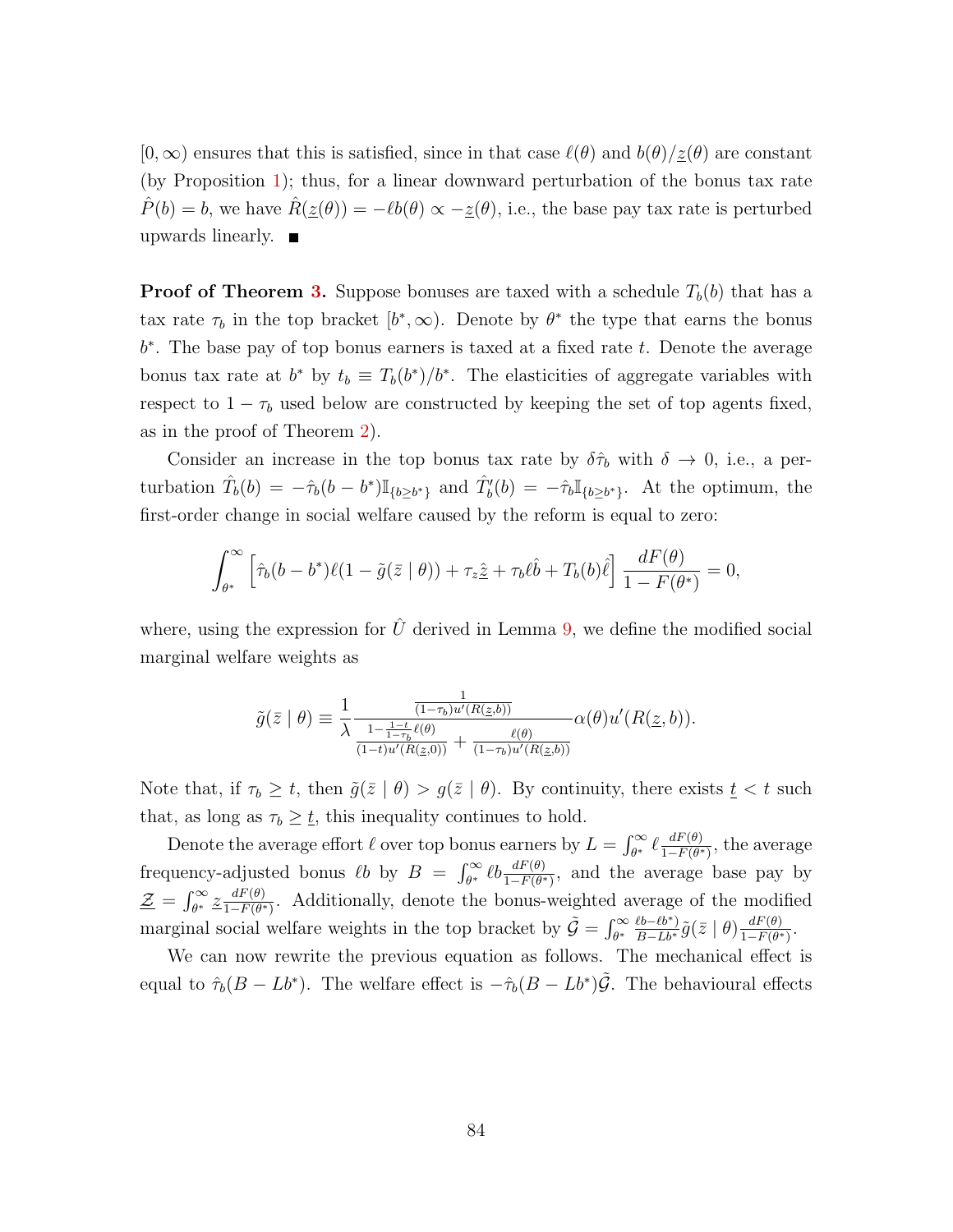$[0, \infty)$ ensures that this is satisfied, since in that case $\ell(\theta)$ and $b(\theta)/\underline{z}(\theta)$ are constant (by Proposition 1); thus, for a linear downward perturbation of the bonus tax rate $\hat{P}(b) = b$, we have $\hat{R}(\underline{z}(\theta)) = -\ell b(\theta) \propto -\underline{z}(\theta)$, i.e., the base pay tax rate is perturbed upwards linearly. ■

**Proof of Theorem 3.** Suppose bonuses are taxed with a schedule $T_b(b)$ that has a tax rate $\tau_b$ in the top bracket $[b^*, \infty)$. Denote by $\theta^*$ the type that earns the bonus $b^*$. The base pay of top bonus earners is taxed at a fixed rate $t$. Denote the average bonus tax rate at $b^*$ by $t_b \equiv T_b(b^*)/b^*$. The elasticities of aggregate variables with respect to $1 - \tau_b$ used below are constructed by keeping the set of top agents fixed, as in the proof of Theorem 2).

Consider an increase in the top bonus tax rate by $\delta\hat{\tau}_b$ with $\delta \to 0$, i.e., a perturbation $\hat{T}_b(b) = -\hat{\tau}_b(b - b^*)\mathbb{I}_{\{b \geq b^*\}}$ and $\hat{T}'_b(b) = -\hat{\tau}_b\mathbb{I}_{\{b \geq b^*\}}$. At the optimum, the first-order change in social welfare caused by the reform is equal to zero:

$$\int_{\theta^*}^{\infty} \left[\hat{\tau}_b(b - b^*)\ell(1 - \tilde{g}(\bar{z} \mid \theta)) + \tau_z\hat{\underline{z}} + \tau_b\ell\hat{b} + T_b(b)\hat{\ell}\right] \frac{dF(\theta)}{1 - F(\theta^*)} = 0,$$

where, using the expression for $\hat{U}$ derived in Lemma 9, we define the modified social marginal welfare weights as

$$\tilde{g}(\bar{z} \mid \theta) \equiv \frac{1}{\lambda} \frac{\frac{1}{(1-\tau_b)u'(R(\underline{z},b))}}{\frac{1 - \frac{1-t}{1-\tau_b}\ell(\theta)}{(1-t)u'(R(\underline{z},0))} + \frac{\ell(\theta)}{(1-\tau_b)u'(R(\underline{z},b))}} \alpha(\theta)u'(R(\underline{z}, b)).$$

Note that, if $\tau_b \geq t$, then $\tilde{g}(\bar{z} \mid \theta) > g(\bar{z} \mid \theta)$. By continuity, there exists $\underline{t} < t$ such that, as long as $\tau_b \geq \underline{t}$, this inequality continues to hold.

Denote the average effort $\ell$ over top bonus earners by $L = \int_{\theta^*}^{\infty} \ell \frac{dF(\theta)}{1-F(\theta^*)}$, the average frequency-adjusted bonus $\ell b$ by $B = \int_{\theta^*}^{\infty} \ell b \frac{dF(\theta)}{1-F(\theta^*)}$, and the average base pay by $\underline{\mathcal{Z}} = \int_{\theta^*}^{\infty} \underline{z} \frac{dF(\theta)}{1-F(\theta^*)}$. Additionally, denote the bonus-weighted average of the modified marginal social welfare weights in the top bracket by $\tilde{\mathcal{G}} = \int_{\theta^*}^{\infty} \frac{\ell b - \ell b^*}{B - Lb^*} \tilde{g}(\bar{z} \mid \theta) \frac{dF(\theta)}{1-F(\theta^*)}$.

We can now rewrite the previous equation as follows. The mechanical effect is equal to $\hat{\tau}_b(B - Lb^*)$. The welfare effect is $-\hat{\tau}_b(B - Lb^*)\tilde{\mathcal{G}}$. The behavioural effects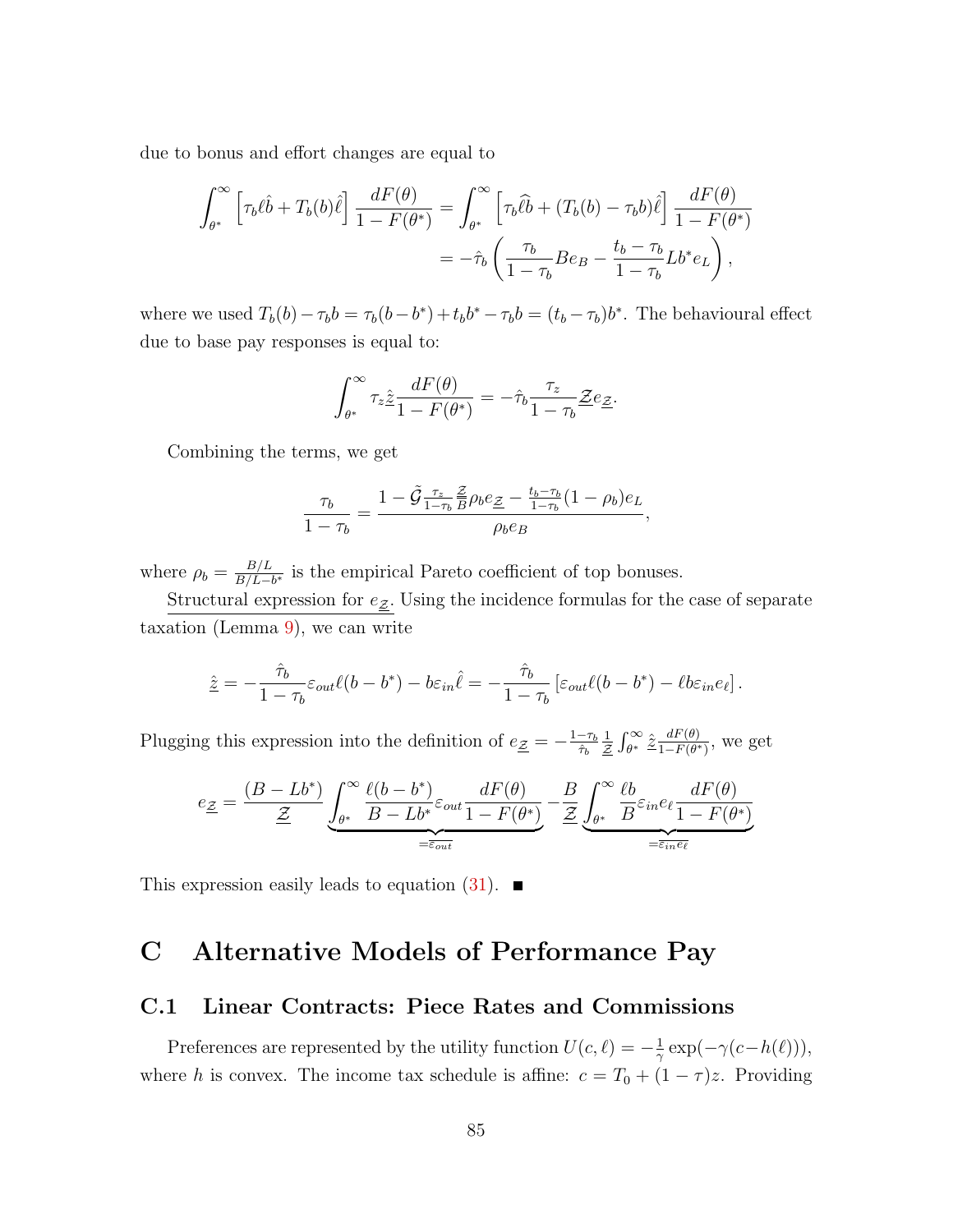due to bonus and effort changes are equal to

$$\int_{\theta^*}^{\infty} \left[ \tau_b \ell \hat{b} + T_b(b) \hat{\ell} \right] \frac{dF(\theta)}{1 - F(\theta^*)} = \int_{\theta^*}^{\infty} \left[ \tau_b \widehat{\ell b} + (T_b(b) - \tau_b b) \hat{\ell} \right] \frac{dF(\theta)}{1 - F(\theta^*)}$$
$$= -\hat{\tau}_b \left( \frac{\tau_b}{1-\tau_b} B e_B - \frac{t_b - \tau_b}{1 - \tau_b} L b^* e_L \right),$$

where we used $T_b(b) - \tau_b b = \tau_b(b - b^*) + t_b b^* - \tau_b b = (t_b - \tau_b) b^*$. The behavioural effect due to base pay responses is equal to:

$$\int_{\theta^*}^{\infty} \tau_z \hat{\underline{z}} \frac{dF(\theta)}{1 - F(\theta^*)} = -\hat{\tau}_b \frac{\tau_z}{1 - \tau_b} \underline{\mathcal{Z}} e_{\underline{\mathcal{Z}}}.$$

Combining the terms, we get

$$\frac{\tau_b}{1 - \tau_b} = \frac{1 - \tilde{\mathcal{G}} \frac{\tau_z}{1-\tau_b} \frac{\underline{\mathcal{Z}}}{B} \rho_b e_{\underline{\mathcal{Z}}} - \frac{t_b - \tau_b}{1 - \tau_b} (1 - \rho_b) e_L}{\rho_b e_B},$$

where $\rho_b = \frac{B/L}{B/L - b^*}$ is the empirical Pareto coefficient of top bonuses.

Structural expression for $e_{\underline{\mathcal{Z}}}$. Using the incidence formulas for the case of separate taxation (Lemma 9), we can write

$$\hat{\underline{z}} = -\frac{\hat{\tau}_b}{1 - \tau_b} \varepsilon_{out} \ell (b - b^*) - b \varepsilon_{in} \hat{\ell} = -\frac{\hat{\tau}_b}{1 - \tau_b} \left[ \varepsilon_{out} \ell (b - b^*) - \ell b \varepsilon_{in} e_\ell \right].$$

Plugging this expression into the definition of $e_{\underline{\mathcal{Z}}} = -\frac{1-\tau_b}{\hat{\tau}_b} \frac{1}{\underline{\mathcal{Z}}} \int_{\theta^*}^{\infty} \hat{\underline{z}} \frac{dF(\theta)}{1-F(\theta^*)}$, we get

$$e_{\underline{\mathcal{Z}}} = \frac{(B - Lb^*)}{\underline{\mathcal{Z}}} \underbrace{\int_{\theta^*}^{\infty} \frac{\ell(b - b^*)}{B - Lb^*} \varepsilon_{out} \frac{dF(\theta)}{1 - F(\theta^*)}}_{= \overline{\varepsilon_{out}}} - \frac{B}{\underline{\mathcal{Z}}} \underbrace{\int_{\theta^*}^{\infty} \frac{\ell b}{B} \varepsilon_{in} e_\ell \frac{dF(\theta)}{1 - F(\theta^*)}}_{= \overline{\varepsilon_{in} e_\ell}}$$

This expression easily leads to equation (31). ■

# C Alternative Models of Performance Pay

## C.1 Linear Contracts: Piece Rates and Commissions

Preferences are represented by the utility function $U(c, \ell) = -\frac{1}{\gamma} \exp(-\gamma(c - h(\ell)))$, where $h$ is convex. The income tax schedule is affine: $c = T_0 + (1 - \tau) z$. Providing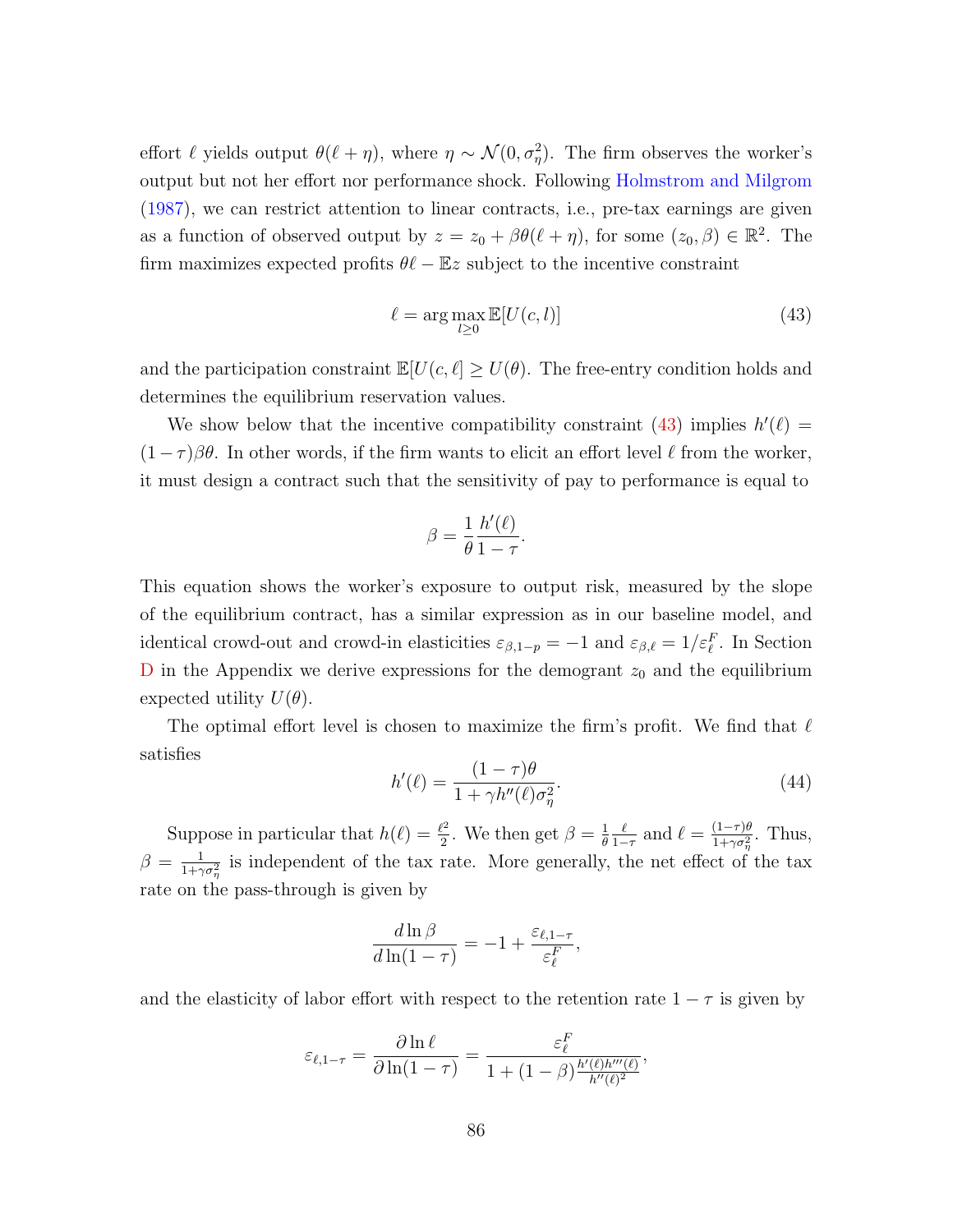effort $\ell$ yields output $\theta(\ell + \eta)$, where $\eta \sim \mathcal{N}(0, \sigma_\eta^2)$. The firm observes the worker's output but not her effort nor performance shock. Following Holmstrom and Milgrom (1987), we can restrict attention to linear contracts, i.e., pre-tax earnings are given as a function of observed output by $z = z_0 + \beta\theta(\ell + \eta)$, for some $(z_0, \beta) \in \mathbb{R}^2$. The firm maximizes expected profits $\theta\ell - \mathbb{E}z$ subject to the incentive constraint

$$\ell = \arg\max_{l \geq 0} \mathbb{E}[U(c, l)] \tag{43}$$

and the participation constraint $\mathbb{E}[U(c, \ell] \geq U(\theta)$. The free-entry condition holds and determines the equilibrium reservation values.

We show below that the incentive compatibility constraint (43) implies $h'(\ell) = (1-\tau)\beta\theta$. In other words, if the firm wants to elicit an effort level $\ell$ from the worker, it must design a contract such that the sensitivity of pay to performance is equal to

$$\beta = \frac{1}{\theta} \frac{h'(\ell)}{1-\tau}.$$

This equation shows the worker's exposure to output risk, measured by the slope of the equilibrium contract, has a similar expression as in our baseline model, and identical crowd-out and crowd-in elasticities $\varepsilon_{\beta,1-p} = -1$ and $\varepsilon_{\beta,\ell} = 1/\varepsilon_\ell^F$. In Section D in the Appendix we derive expressions for the demogrant $z_0$ and the equilibrium expected utility $U(\theta)$.

The optimal effort level is chosen to maximize the firm's profit. We find that $\ell$ satisfies

$$h'(\ell) = \frac{(1-\tau)\theta}{1 + \gamma h''(\ell)\sigma_\eta^2}. \tag{44}$$

Suppose in particular that $h(\ell) = \frac{\ell^2}{2}$. We then get $\beta = \frac{1}{\theta}\frac{\ell}{1-\tau}$ and $\ell = \frac{(1-\tau)\theta}{1+\gamma\sigma_\eta^2}$. Thus, $\beta = \frac{1}{1+\gamma\sigma_\eta^2}$ is independent of the tax rate. More generally, the net effect of the tax rate on the pass-through is given by

$$\frac{d \ln \beta}{d \ln(1-\tau)} = -1 + \frac{\varepsilon_{\ell,1-\tau}}{\varepsilon_\ell^F},$$

and the elasticity of labor effort with respect to the retention rate $1-\tau$ is given by

$$\varepsilon_{\ell,1-\tau} = \frac{\partial \ln \ell}{\partial \ln(1-\tau)} = \frac{\varepsilon_\ell^F}{1 + (1-\beta)\frac{h'(\ell)h'''(\ell)}{h''(\ell)^2}},$$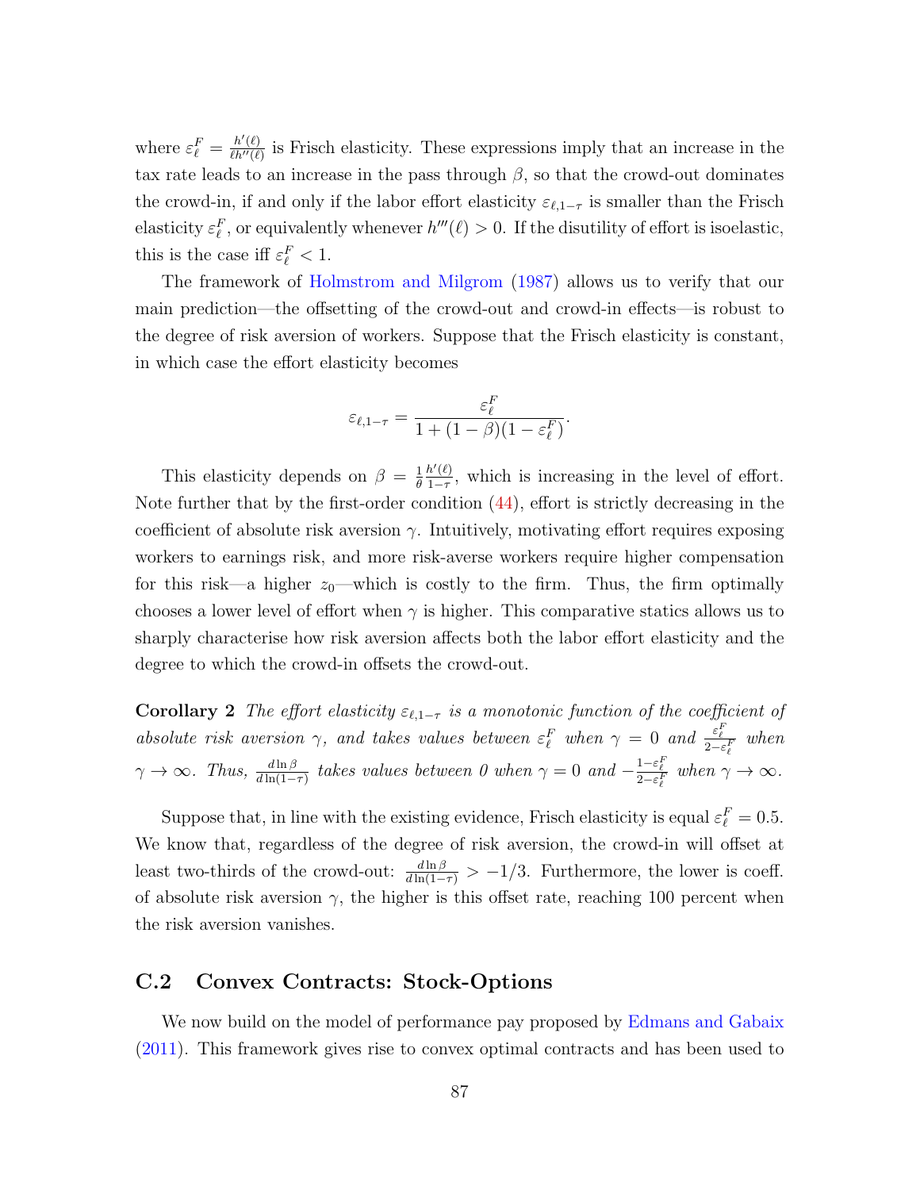where $\varepsilon_\ell^F = \frac{h'(\ell)}{\ell h''(\ell)}$ is Frisch elasticity. These expressions imply that an increase in the tax rate leads to an increase in the pass through $\beta$, so that the crowd-out dominates the crowd-in, if and only if the labor effort elasticity $\varepsilon_{\ell,1-\tau}$ is smaller than the Frisch elasticity $\varepsilon_\ell^F$, or equivalently whenever $h'''(\ell) > 0$. If the disutility of effort is isoelastic, this is the case iff $\varepsilon_\ell^F < 1$.

The framework of Holmstrom and Milgrom (1987) allows us to verify that our main prediction—the offsetting of the crowd-out and crowd-in effects—is robust to the degree of risk aversion of workers. Suppose that the Frisch elasticity is constant, in which case the effort elasticity becomes

$$\varepsilon_{\ell,1-\tau} = \frac{\varepsilon_\ell^F}{1 + (1-\beta)(1-\varepsilon_\ell^F)}.$$

This elasticity depends on $\beta = \frac{1}{\theta}\frac{h'(\ell)}{1-\tau}$, which is increasing in the level of effort. Note further that by the first-order condition (44), effort is strictly decreasing in the coefficient of absolute risk aversion $\gamma$. Intuitively, motivating effort requires exposing workers to earnings risk, and more risk-averse workers require higher compensation for this risk—a higher $z_0$—which is costly to the firm. Thus, the firm optimally chooses a lower level of effort when $\gamma$ is higher. This comparative statics allows us to sharply characterise how risk aversion affects both the labor effort elasticity and the degree to which the crowd-in offsets the crowd-out.

**Corollary 2** *The effort elasticity $\varepsilon_{\ell,1-\tau}$ is a monotonic function of the coefficient of absolute risk aversion $\gamma$, and takes values between $\varepsilon_\ell^F$ when $\gamma = 0$ and $\frac{\varepsilon_\ell^F}{2-\varepsilon_\ell^F}$ when $\gamma \to \infty$. Thus, $\frac{d\ln\beta}{d\ln(1-\tau)}$ takes values between 0 when $\gamma = 0$ and $-\frac{1-\varepsilon_\ell^F}{2-\varepsilon_\ell^F}$ when $\gamma \to \infty$.*

Suppose that, in line with the existing evidence, Frisch elasticity is equal $\varepsilon_\ell^F = 0.5$. We know that, regardless of the degree of risk aversion, the crowd-in will offset at least two-thirds of the crowd-out: $\frac{d\ln\beta}{d\ln(1-\tau)} > -1/3$. Furthermore, the lower is coeff. of absolute risk aversion $\gamma$, the higher is this offset rate, reaching 100 percent when the risk aversion vanishes.

## C.2 Convex Contracts: Stock-Options

We now build on the model of performance pay proposed by Edmans and Gabaix (2011). This framework gives rise to convex optimal contracts and has been used to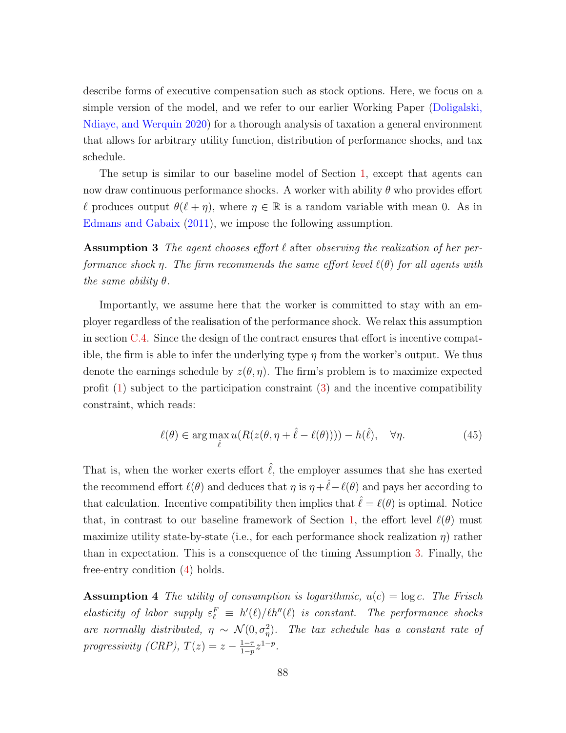describe forms of executive compensation such as stock options. Here, we focus on a simple version of the model, and we refer to our earlier Working Paper (Doligalski, Ndiaye, and Werquin 2020) for a thorough analysis of taxation a general environment that allows for arbitrary utility function, distribution of performance shocks, and tax schedule.

The setup is similar to our baseline model of Section 1, except that agents can now draw continuous performance shocks. A worker with ability $\theta$ who provides effort $\ell$ produces output $\theta(\ell + \eta)$, where $\eta \in \mathbb{R}$ is a random variable with mean 0. As in Edmans and Gabaix (2011), we impose the following assumption.

**Assumption 3** *The agent chooses effort $\ell$* after *observing the realization of her performance shock $\eta$. The firm recommends the same effort level $\ell(\theta)$ for all agents with the same ability $\theta$.*

Importantly, we assume here that the worker is committed to stay with an employer regardless of the realisation of the performance shock. We relax this assumption in section C.4. Since the design of the contract ensures that effort is incentive compatible, the firm is able to infer the underlying type $\eta$ from the worker's output. We thus denote the earnings schedule by $z(\theta, \eta)$. The firm's problem is to maximize expected profit (1) subject to the participation constraint (3) and the incentive compatibility constraint, which reads:

$$\ell(\theta) \in \arg\max_{\hat{\ell}} u(R(z(\theta, \eta + \hat{\ell} - \ell(\theta)))) - h(\hat{\ell}), \quad \forall \eta. \tag{45}$$

That is, when the worker exerts effort $\hat{\ell}$, the employer assumes that she has exerted the recommend effort $\ell(\theta)$ and deduces that $\eta$ is $\eta + \hat{\ell} - \ell(\theta)$ and pays her according to that calculation. Incentive compatibility then implies that $\hat{\ell} = \ell(\theta)$ is optimal. Notice that, in contrast to our baseline framework of Section 1, the effort level $\ell(\theta)$ must maximize utility state-by-state (i.e., for each performance shock realization $\eta$) rather than in expectation. This is a consequence of the timing Assumption 3. Finally, the free-entry condition (4) holds.

**Assumption 4** *The utility of consumption is logarithmic, $u(c) = \log c$. The Frisch elasticity of labor supply $\varepsilon_\ell^F \equiv h'(\ell)/\ell h''(\ell)$ is constant. The performance shocks are normally distributed, $\eta \sim \mathcal{N}(0, \sigma_\eta^2)$. The tax schedule has a constant rate of progressivity (CRP), $T(z) = z - \frac{1-\tau}{1-p} z^{1-p}$.*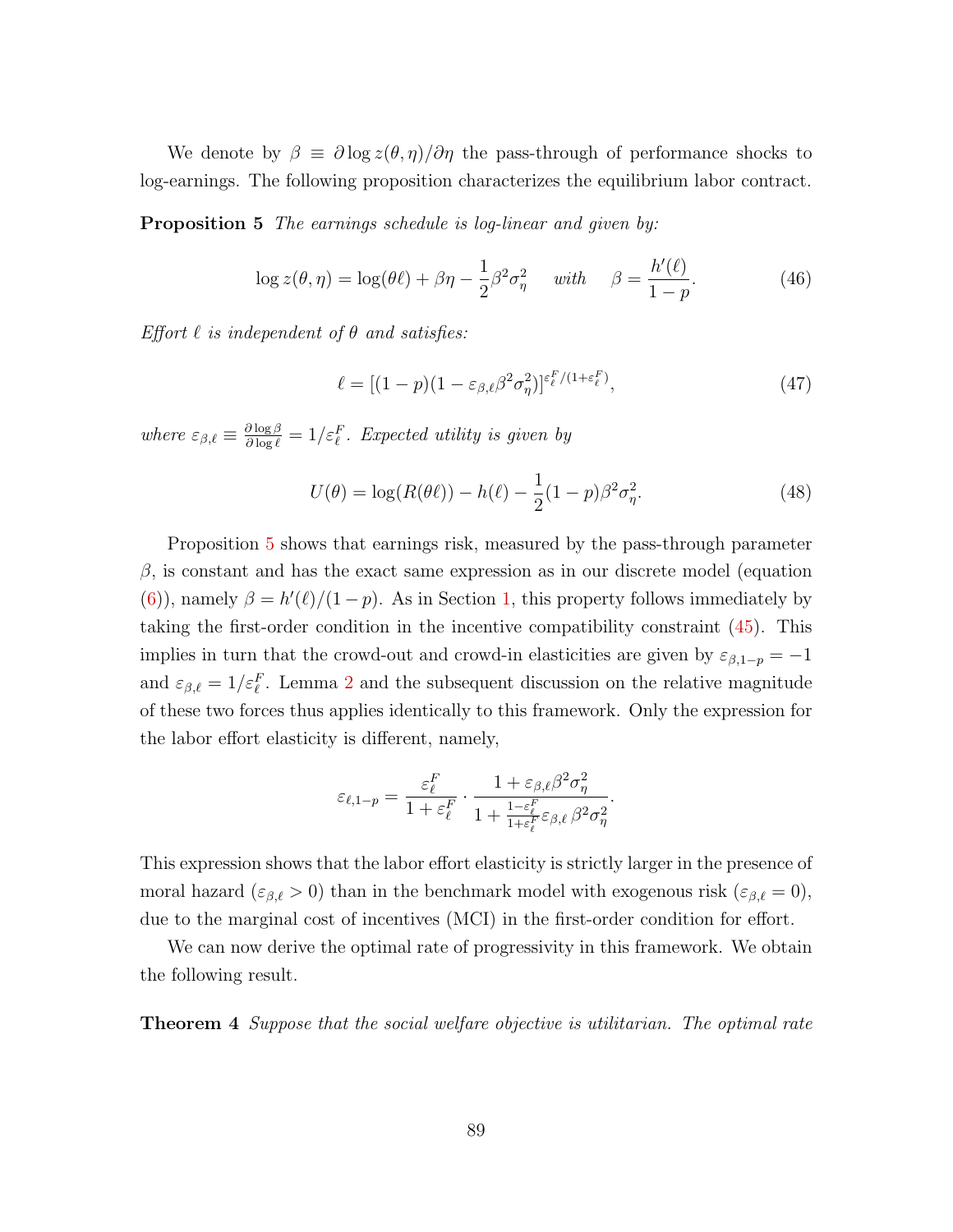We denote by $\beta \equiv \partial \log z(\theta, \eta)/\partial \eta$ the pass-through of performance shocks to log-earnings. The following proposition characterizes the equilibrium labor contract.

**Proposition 5** *The earnings schedule is log-linear and given by:*

$$\log z(\theta, \eta) = \log(\theta \ell) + \beta \eta - \frac{1}{2}\beta^2 \sigma_\eta^2 \quad \textit{with} \quad \beta = \frac{h'(\ell)}{1-p}. \tag{46}$$

*Effort $\ell$ is independent of $\theta$ and satisfies:*

$$\ell = [(1-p)(1 - \varepsilon_{\beta,\ell}\beta^2\sigma_\eta^2)]^{\varepsilon_\ell^F/(1+\varepsilon_\ell^F)}, \tag{47}$$

*where $\varepsilon_{\beta,\ell} \equiv \frac{\partial \log \beta}{\partial \log \ell} = 1/\varepsilon_\ell^F$. Expected utility is given by*

$$U(\theta) = \log(R(\theta\ell)) - h(\ell) - \frac{1}{2}(1-p)\beta^2\sigma_\eta^2. \tag{48}$$

Proposition 5 shows that earnings risk, measured by the pass-through parameter $\beta$, is constant and has the exact same expression as in our discrete model (equation (6)), namely $\beta = h'(\ell)/(1-p)$. As in Section 1, this property follows immediately by taking the first-order condition in the incentive compatibility constraint (45). This implies in turn that the crowd-out and crowd-in elasticities are given by $\varepsilon_{\beta,1-p} = -1$ and $\varepsilon_{\beta,\ell} = 1/\varepsilon_\ell^F$. Lemma 2 and the subsequent discussion on the relative magnitude of these two forces thus applies identically to this framework. Only the expression for the labor effort elasticity is different, namely,

$$\varepsilon_{\ell,1-p} = \frac{\varepsilon_\ell^F}{1+\varepsilon_\ell^F} \cdot \frac{1 + \varepsilon_{\beta,\ell}\beta^2\sigma_\eta^2}{1 + \frac{1-\varepsilon_\ell^F}{1+\varepsilon_\ell^F}\varepsilon_{\beta,\ell}\,\beta^2\sigma_\eta^2}.$$

This expression shows that the labor effort elasticity is strictly larger in the presence of moral hazard ($\varepsilon_{\beta,\ell} > 0$) than in the benchmark model with exogenous risk ($\varepsilon_{\beta,\ell} = 0$), due to the marginal cost of incentives (MCI) in the first-order condition for effort.

We can now derive the optimal rate of progressivity in this framework. We obtain the following result.

**Theorem 4** *Suppose that the social welfare objective is utilitarian. The optimal rate*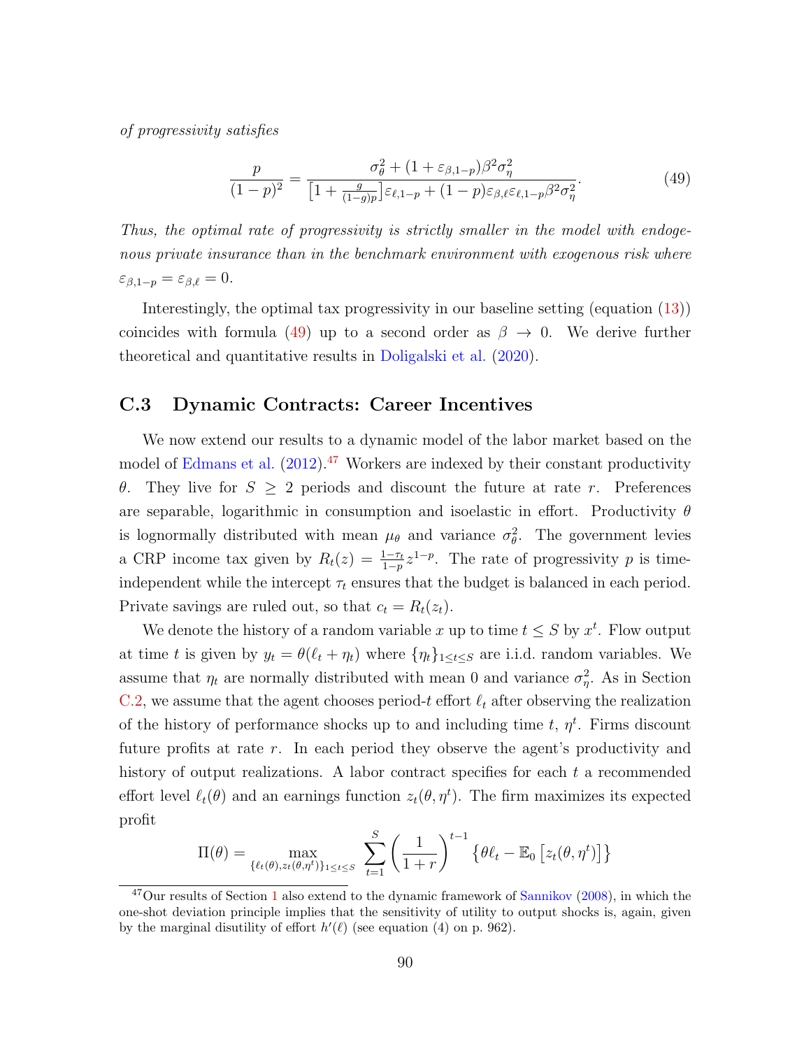*of progressivity satisfies*

$$\frac{p}{(1-p)^2} = \frac{\sigma_\theta^2 + (1+\varepsilon_{\beta,1-p})\beta^2\sigma_\eta^2}{\left[1+\frac{g}{(1-g)p}\right]\varepsilon_{\ell,1-p} + (1-p)\varepsilon_{\beta,\ell}\varepsilon_{\ell,1-p}\beta^2\sigma_\eta^2}. \tag{49}$$

*Thus, the optimal rate of progressivity is strictly smaller in the model with endogenous private insurance than in the benchmark environment with exogenous risk where* $\varepsilon_{\beta,1-p} = \varepsilon_{\beta,\ell} = 0$.

Interestingly, the optimal tax progressivity in our baseline setting (equation (13)) coincides with formula (49) up to a second order as $\beta \to 0$. We derive further theoretical and quantitative results in Doligalski et al. (2020).

## C.3 Dynamic Contracts: Career Incentives

We now extend our results to a dynamic model of the labor market based on the model of Edmans et al. (2012).[47] Workers are indexed by their constant productivity $\theta$. They live for $S \geq 2$ periods and discount the future at rate $r$. Preferences are separable, logarithmic in consumption and isoelastic in effort. Productivity $\theta$ is lognormally distributed with mean $\mu_\theta$ and variance $\sigma_\theta^2$. The government levies a CRP income tax given by $R_t(z) = \frac{1-\tau_t}{1-p}z^{1-p}$. The rate of progressivity $p$ is time-independent while the intercept $\tau_t$ ensures that the budget is balanced in each period. Private savings are ruled out, so that $c_t = R_t(z_t)$.

We denote the history of a random variable $x$ up to time $t \leq S$ by $x^t$. Flow output at time $t$ is given by $y_t = \theta(\ell_t + \eta_t)$ where $\{\eta_t\}_{1\leq t\leq S}$ are i.i.d. random variables. We assume that $\eta_t$ are normally distributed with mean 0 and variance $\sigma_\eta^2$. As in Section C.2, we assume that the agent chooses period-$t$ effort $\ell_t$ after observing the realization of the history of performance shocks up to and including time $t$, $\eta^t$. Firms discount future profits at rate $r$. In each period they observe the agent's productivity and history of output realizations. A labor contract specifies for each $t$ a recommended effort level $\ell_t(\theta)$ and an earnings function $z_t(\theta, \eta^t)$. The firm maximizes its expected profit

$$\Pi(\theta) = \max_{\{\ell_t(\theta), z_t(\theta,\eta^t)\}_{1\leq t\leq S}} \sum_{t=1}^{S} \left(\frac{1}{1+r}\right)^{t-1} \left\{\theta\ell_t - \mathbb{E}_0\left[z_t(\theta,\eta^t)\right]\right\}$$

[47] Our results of Section 1 also extend to the dynamic framework of Sannikov (2008), in which the one-shot deviation principle implies that the sensitivity of utility to output shocks is, again, given by the marginal disutility of effort $h'(\ell)$ (see equation (4) on p. 962).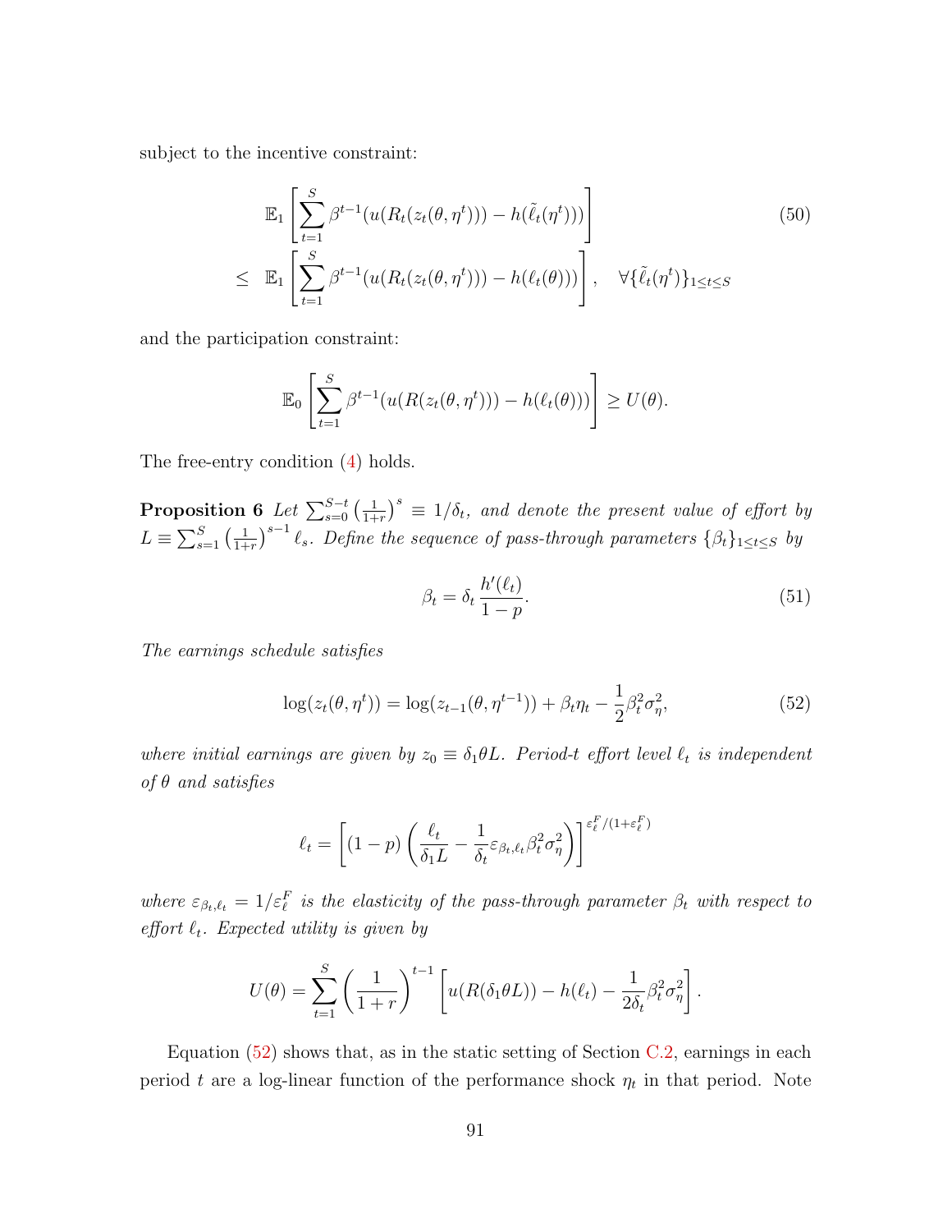subject to the incentive constraint:

$$
\begin{aligned}
& \mathbb{E}_1\left[\sum_{t=1}^{S}\beta^{t-1}(u(R_t(z_t(\theta,\eta^t)))-h(\tilde{\ell}_t(\eta^t)))\right] \\
\leq\ & \mathbb{E}_1\left[\sum_{t=1}^{S}\beta^{t-1}(u(R_t(z_t(\theta,\eta^t)))-h(\ell_t(\theta)))\right], \quad \forall\{\tilde{\ell}_t(\eta^t)\}_{1\leq t\leq S}
\end{aligned}
\tag{50}
$$

and the participation constraint:

$$
\mathbb{E}_0\left[\sum_{t=1}^{S}\beta^{t-1}(u(R(z_t(\theta,\eta^t)))-h(\ell_t(\theta)))\right] \geq U(\theta).
$$

The free-entry condition (4) holds.

**Proposition 6** *Let $\sum_{s=0}^{S-t}\left(\frac{1}{1+r}\right)^s \equiv 1/\delta_t$, and denote the present value of effort by $L \equiv \sum_{s=1}^{S}\left(\frac{1}{1+r}\right)^{s-1}\ell_s$. Define the sequence of pass-through parameters $\{\beta_t\}_{1\leq t\leq S}$ by*

$$
\beta_t = \delta_t \frac{h'(\ell_t)}{1-p}. \tag{51}
$$

*The earnings schedule satisfies*

$$
\log(z_t(\theta,\eta^t)) = \log(z_{t-1}(\theta,\eta^{t-1})) + \beta_t\eta_t - \frac{1}{2}\beta_t^2\sigma_\eta^2, \tag{52}
$$

*where initial earnings are given by $z_0 \equiv \delta_1\theta L$. Period-t effort level $\ell_t$ is independent of $\theta$ and satisfies*

$$
\ell_t = \left[(1-p)\left(\frac{\ell_t}{\delta_1 L} - \frac{1}{\delta_t}\varepsilon_{\beta_t,\ell_t}\beta_t^2\sigma_\eta^2\right)\right]^{\varepsilon_\ell^F/(1+\varepsilon_\ell^F)}
$$

*where $\varepsilon_{\beta_t,\ell_t} = 1/\varepsilon_\ell^F$ is the elasticity of the pass-through parameter $\beta_t$ with respect to effort $\ell_t$. Expected utility is given by*

$$
U(\theta) = \sum_{t=1}^{S}\left(\frac{1}{1+r}\right)^{t-1}\left[u(R(\delta_1\theta L)) - h(\ell_t) - \frac{1}{2\delta_t}\beta_t^2\sigma_\eta^2\right].
$$

Equation (52) shows that, as in the static setting of Section C.2, earnings in each period $t$ are a log-linear function of the performance shock $\eta_t$ in that period. Note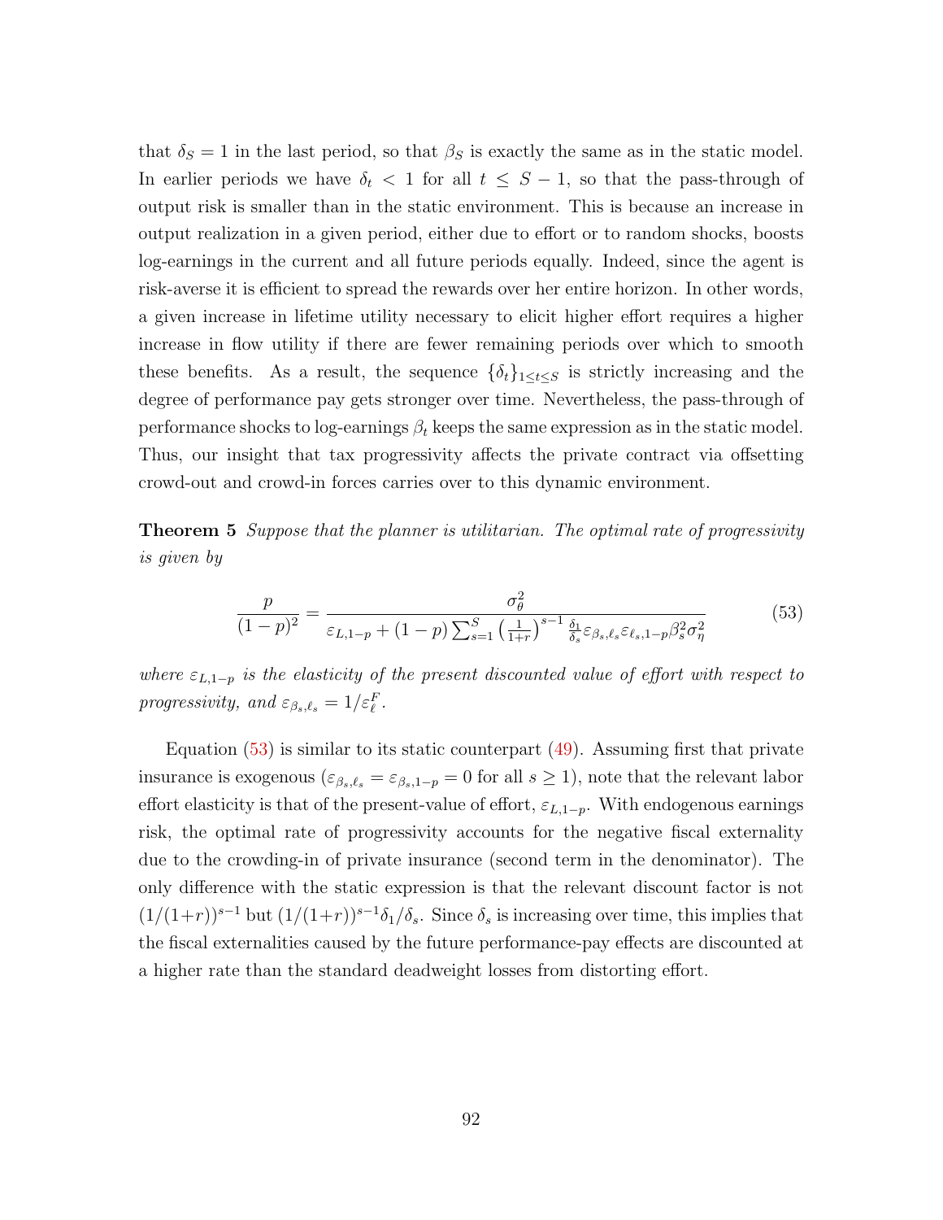that $\delta_S = 1$ in the last period, so that $\beta_S$ is exactly the same as in the static model. In earlier periods we have $\delta_t < 1$ for all $t \leq S-1$, so that the pass-through of output risk is smaller than in the static environment. This is because an increase in output realization in a given period, either due to effort or to random shocks, boosts log-earnings in the current and all future periods equally. Indeed, since the agent is risk-averse it is efficient to spread the rewards over her entire horizon. In other words, a given increase in lifetime utility necessary to elicit higher effort requires a higher increase in flow utility if there are fewer remaining periods over which to smooth these benefits. As a result, the sequence $\{\delta_t\}_{1 \leq t \leq S}$ is strictly increasing and the degree of performance pay gets stronger over time. Nevertheless, the pass-through of performance shocks to log-earnings $\beta_t$ keeps the same expression as in the static model. Thus, our insight that tax progressivity affects the private contract via offsetting crowd-out and crowd-in forces carries over to this dynamic environment.

**Theorem 5** *Suppose that the planner is utilitarian. The optimal rate of progressivity is given by*

$$\frac{p}{(1-p)^2} = \frac{\sigma_\theta^2}{\varepsilon_{L,1-p} + (1-p)\sum_{s=1}^{S}\left(\frac{1}{1+r}\right)^{s-1}\frac{\delta_1}{\delta_s}\varepsilon_{\beta_s,\ell_s}\varepsilon_{\ell_s,1-p}\beta_s^2\sigma_\eta^2} \tag{53}$$

*where $\varepsilon_{L,1-p}$ is the elasticity of the present discounted value of effort with respect to progressivity, and $\varepsilon_{\beta_s,\ell_s} = 1/\varepsilon_\ell^F$.*

Equation (53) is similar to its static counterpart (49). Assuming first that private insurance is exogenous ($\varepsilon_{\beta_s,\ell_s} = \varepsilon_{\beta_s,1-p} = 0$ for all $s \geq 1$), note that the relevant labor effort elasticity is that of the present-value of effort, $\varepsilon_{L,1-p}$. With endogenous earnings risk, the optimal rate of progressivity accounts for the negative fiscal externality due to the crowding-in of private insurance (second term in the denominator). The only difference with the static expression is that the relevant discount factor is not $(1/(1+r))^{s-1}$ but $(1/(1+r))^{s-1}\delta_1/\delta_s$. Since $\delta_s$ is increasing over time, this implies that the fiscal externalities caused by the future performance-pay effects are discounted at a higher rate than the standard deadweight losses from distorting effort.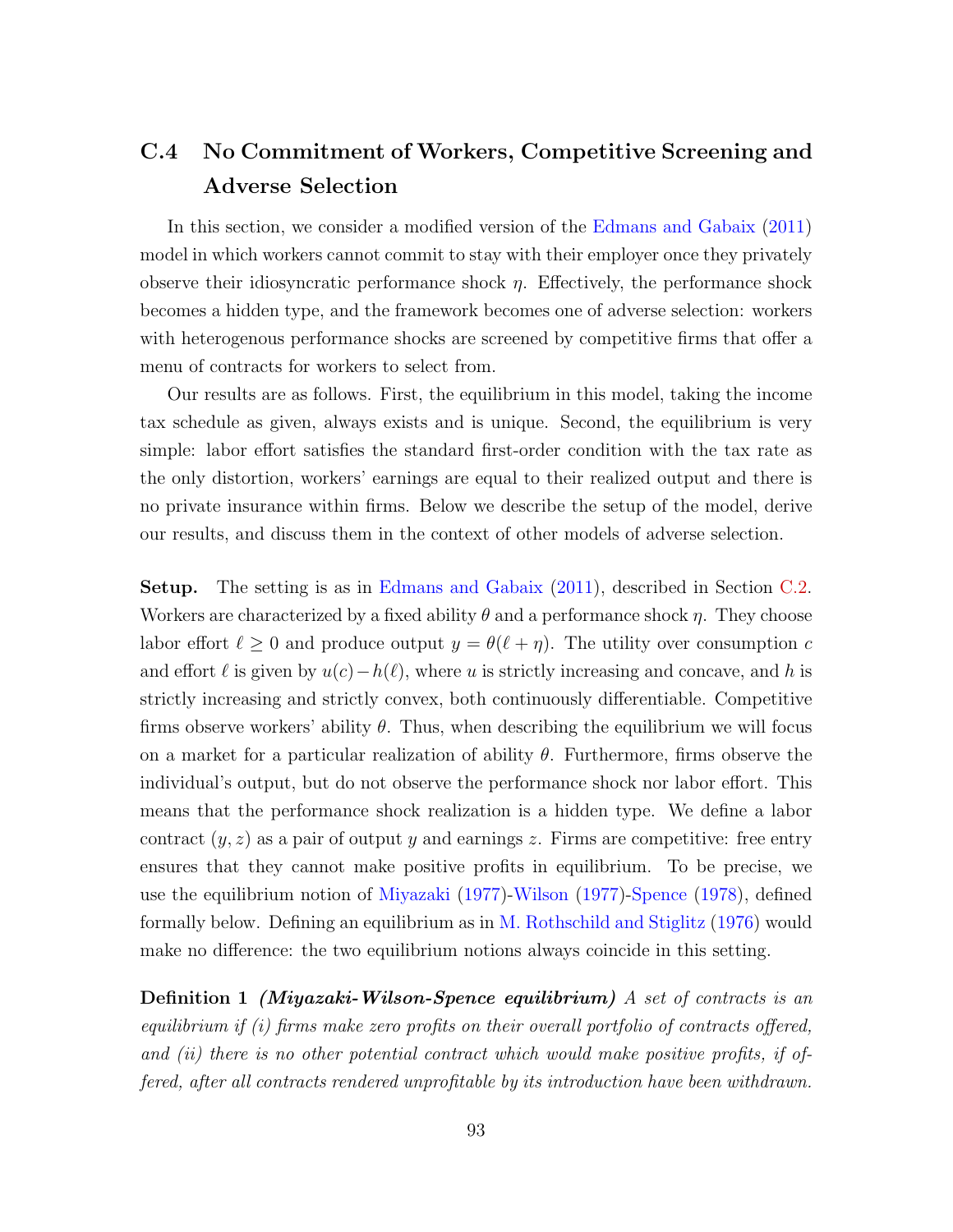## C.4 No Commitment of Workers, Competitive Screening and Adverse Selection

In this section, we consider a modified version of the Edmans and Gabaix (2011) model in which workers cannot commit to stay with their employer once they privately observe their idiosyncratic performance shock $\eta$. Effectively, the performance shock becomes a hidden type, and the framework becomes one of adverse selection: workers with heterogenous performance shocks are screened by competitive firms that offer a menu of contracts for workers to select from.

Our results are as follows. First, the equilibrium in this model, taking the income tax schedule as given, always exists and is unique. Second, the equilibrium is very simple: labor effort satisfies the standard first-order condition with the tax rate as the only distortion, workers' earnings are equal to their realized output and there is no private insurance within firms. Below we describe the setup of the model, derive our results, and discuss them in the context of other models of adverse selection.

**Setup.** The setting is as in Edmans and Gabaix (2011), described in Section C.2. Workers are characterized by a fixed ability $\theta$ and a performance shock $\eta$. They choose labor effort $\ell \geq 0$ and produce output $y = \theta(\ell + \eta)$. The utility over consumption $c$ and effort $\ell$ is given by $u(c) - h(\ell)$, where $u$ is strictly increasing and concave, and $h$ is strictly increasing and strictly convex, both continuously differentiable. Competitive firms observe workers' ability $\theta$. Thus, when describing the equilibrium we will focus on a market for a particular realization of ability $\theta$. Furthermore, firms observe the individual's output, but do not observe the performance shock nor labor effort. This means that the performance shock realization is a hidden type. We define a labor contract $(y, z)$ as a pair of output $y$ and earnings $z$. Firms are competitive: free entry ensures that they cannot make positive profits in equilibrium. To be precise, we use the equilibrium notion of Miyazaki (1977)-Wilson (1977)-Spence (1978), defined formally below. Defining an equilibrium as in M. Rothschild and Stiglitz (1976) would make no difference: the two equilibrium notions always coincide in this setting.

**Definition 1** ***(Miyazaki-Wilson-Spence equilibrium)*** *A set of contracts is an equilibrium if (i) firms make zero profits on their overall portfolio of contracts offered, and (ii) there is no other potential contract which would make positive profits, if offered, after all contracts rendered unprofitable by its introduction have been withdrawn.*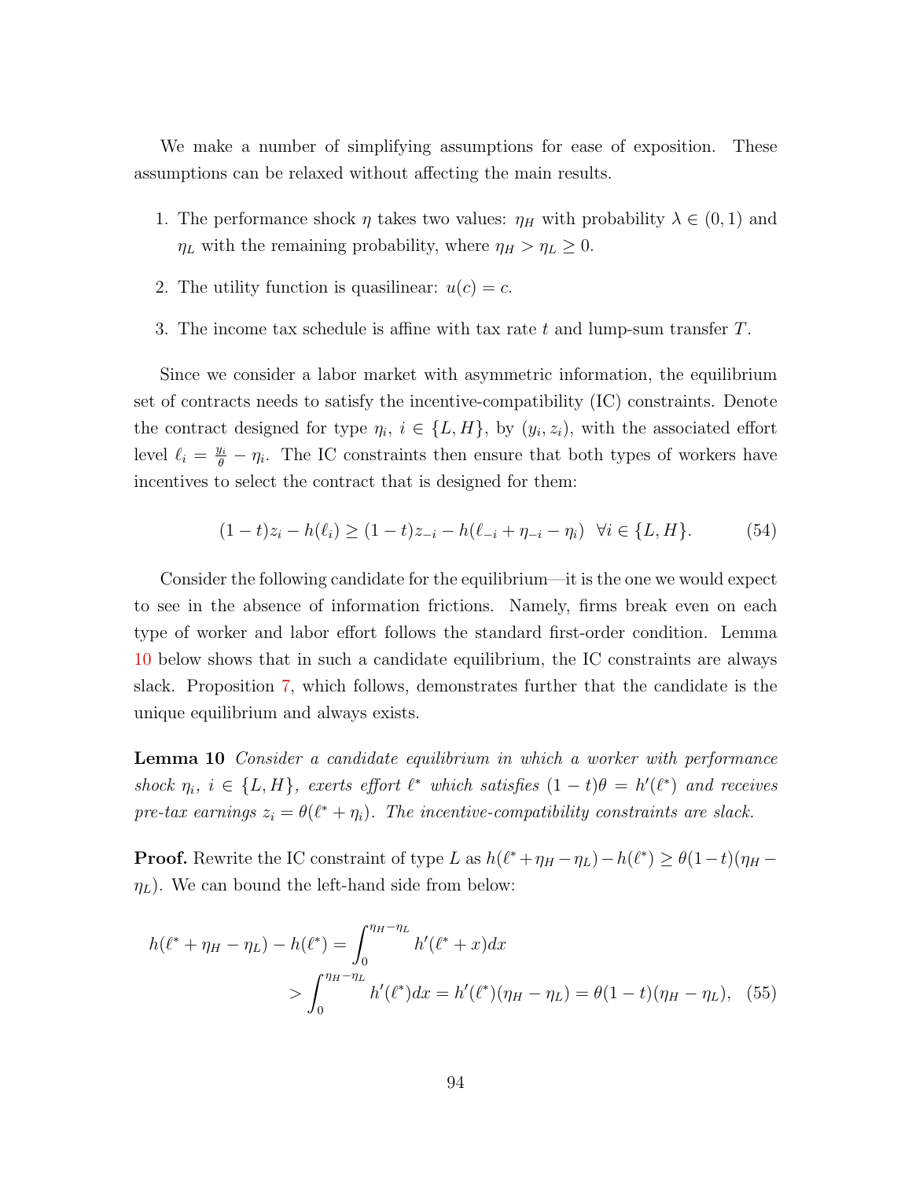We make a number of simplifying assumptions for ease of exposition. These assumptions can be relaxed without affecting the main results.

1. The performance shock $\eta$ takes two values: $\eta_H$ with probability $\lambda \in (0,1)$ and $\eta_L$ with the remaining probability, where $\eta_H > \eta_L \geq 0$.
2. The utility function is quasilinear: $u(c) = c$.
3. The income tax schedule is affine with tax rate $t$ and lump-sum transfer $T$.

Since we consider a labor market with asymmetric information, the equilibrium set of contracts needs to satisfy the incentive-compatibility (IC) constraints. Denote the contract designed for type $\eta_i$, $i \in \{L, H\}$, by $(y_i, z_i)$, with the associated effort level $\ell_i = \frac{y_i}{\theta} - \eta_i$. The IC constraints then ensure that both types of workers have incentives to select the contract that is designed for them:

$$(1-t)z_i - h(\ell_i) \geq (1-t)z_{-i} - h(\ell_{-i} + \eta_{-i} - \eta_i) \;\; \forall i \in \{L, H\}. \tag{54}$$

Consider the following candidate for the equilibrium—it is the one we would expect to see in the absence of information frictions. Namely, firms break even on each type of worker and labor effort follows the standard first-order condition. Lemma 10 below shows that in such a candidate equilibrium, the IC constraints are always slack. Proposition 7, which follows, demonstrates further that the candidate is the unique equilibrium and always exists.

**Lemma 10** *Consider a candidate equilibrium in which a worker with performance shock $\eta_i$, $i \in \{L, H\}$, exerts effort $\ell^*$ which satisfies $(1-t)\theta = h'(\ell^*)$ and receives pre-tax earnings $z_i = \theta(\ell^* + \eta_i)$. The incentive-compatibility constraints are slack.*

**Proof.** Rewrite the IC constraint of type $L$ as $h(\ell^* + \eta_H - \eta_L) - h(\ell^*) \geq \theta(1-t)(\eta_H - \eta_L)$. We can bound the left-hand side from below:

$$\begin{aligned} h(\ell^* + \eta_H - \eta_L) - h(\ell^*) &= \int_0^{\eta_H - \eta_L} h'(\ell^* + x)dx \\ &> \int_0^{\eta_H - \eta_L} h'(\ell^*)dx = h'(\ell^*)(\eta_H - \eta_L) = \theta(1-t)(\eta_H - \eta_L), \end{aligned} \tag{55}$$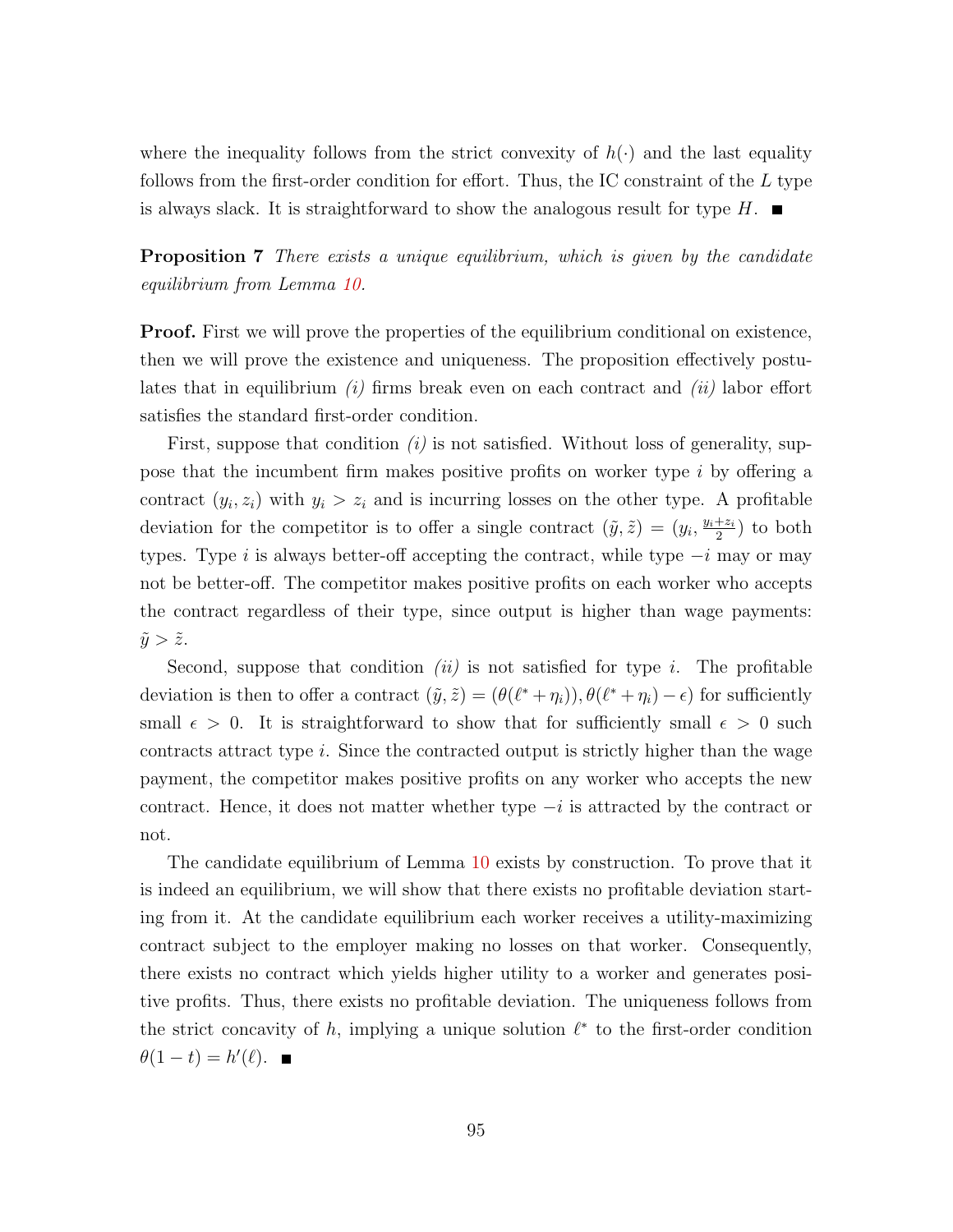where the inequality follows from the strict convexity of $h(\cdot)$ and the last equality follows from the first-order condition for effort. Thus, the IC constraint of the $L$ type is always slack. It is straightforward to show the analogous result for type $H$. ■

**Proposition 7** *There exists a unique equilibrium, which is given by the candidate equilibrium from Lemma 10.*

**Proof.** First we will prove the properties of the equilibrium conditional on existence, then we will prove the existence and uniqueness. The proposition effectively postulates that in equilibrium *(i)* firms break even on each contract and *(ii)* labor effort satisfies the standard first-order condition.

First, suppose that condition *(i)* is not satisfied. Without loss of generality, suppose that the incumbent firm makes positive profits on worker type $i$ by offering a contract $(y_i, z_i)$ with $y_i > z_i$ and is incurring losses on the other type. A profitable deviation for the competitor is to offer a single contract $(\tilde{y}, \tilde{z}) = (y_i, \frac{y_i+z_i}{2})$ to both types. Type $i$ is always better-off accepting the contract, while type $-i$ may or may not be better-off. The competitor makes positive profits on each worker who accepts the contract regardless of their type, since output is higher than wage payments: $\tilde{y} > \tilde{z}$.

Second, suppose that condition *(ii)* is not satisfied for type $i$. The profitable deviation is then to offer a contract $(\tilde{y}, \tilde{z}) = (\theta(\ell^* + \eta_i)), \theta(\ell^* + \eta_i) - \epsilon)$ for sufficiently small $\epsilon > 0$. It is straightforward to show that for sufficiently small $\epsilon > 0$ such contracts attract type $i$. Since the contracted output is strictly higher than the wage payment, the competitor makes positive profits on any worker who accepts the new contract. Hence, it does not matter whether type $-i$ is attracted by the contract or not.

The candidate equilibrium of Lemma 10 exists by construction. To prove that it is indeed an equilibrium, we will show that there exists no profitable deviation starting from it. At the candidate equilibrium each worker receives a utility-maximizing contract subject to the employer making no losses on that worker. Consequently, there exists no contract which yields higher utility to a worker and generates positive profits. Thus, there exists no profitable deviation. The uniqueness follows from the strict concavity of $h$, implying a unique solution $\ell^*$ to the first-order condition $\theta(1-t) = h'(\ell)$. ■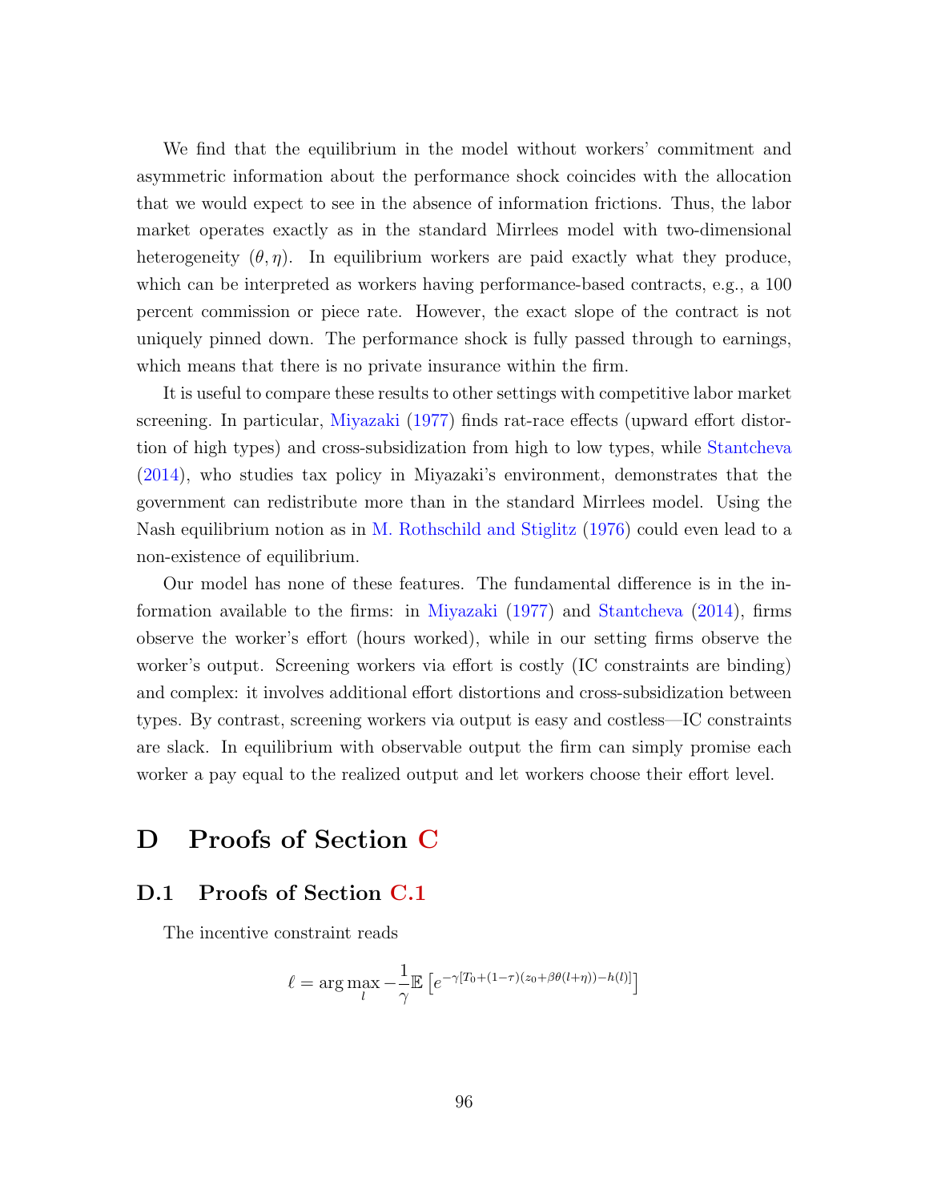We find that the equilibrium in the model without workers' commitment and asymmetric information about the performance shock coincides with the allocation that we would expect to see in the absence of information frictions. Thus, the labor market operates exactly as in the standard Mirrlees model with two-dimensional heterogeneity $(\theta, \eta)$. In equilibrium workers are paid exactly what they produce, which can be interpreted as workers having performance-based contracts, e.g., a 100 percent commission or piece rate. However, the exact slope of the contract is not uniquely pinned down. The performance shock is fully passed through to earnings, which means that there is no private insurance within the firm.

It is useful to compare these results to other settings with competitive labor market screening. In particular, Miyazaki (1977) finds rat-race effects (upward effort distortion of high types) and cross-subsidization from high to low types, while Stantcheva (2014), who studies tax policy in Miyazaki's environment, demonstrates that the government can redistribute more than in the standard Mirrlees model. Using the Nash equilibrium notion as in M. Rothschild and Stiglitz (1976) could even lead to a non-existence of equilibrium.

Our model has none of these features. The fundamental difference is in the information available to the firms: in Miyazaki (1977) and Stantcheva (2014), firms observe the worker's effort (hours worked), while in our setting firms observe the worker's output. Screening workers via effort is costly (IC constraints are binding) and complex: it involves additional effort distortions and cross-subsidization between types. By contrast, screening workers via output is easy and costless—IC constraints are slack. In equilibrium with observable output the firm can simply promise each worker a pay equal to the realized output and let workers choose their effort level.

# D Proofs of Section C

## D.1 Proofs of Section C.1

The incentive constraint reads

$$\ell = \arg\max_{l} -\frac{1}{\gamma}\mathbb{E}\left[e^{-\gamma[T_0+(1-\tau)(z_0+\beta\theta(l+\eta))-h(l)]}\right]$$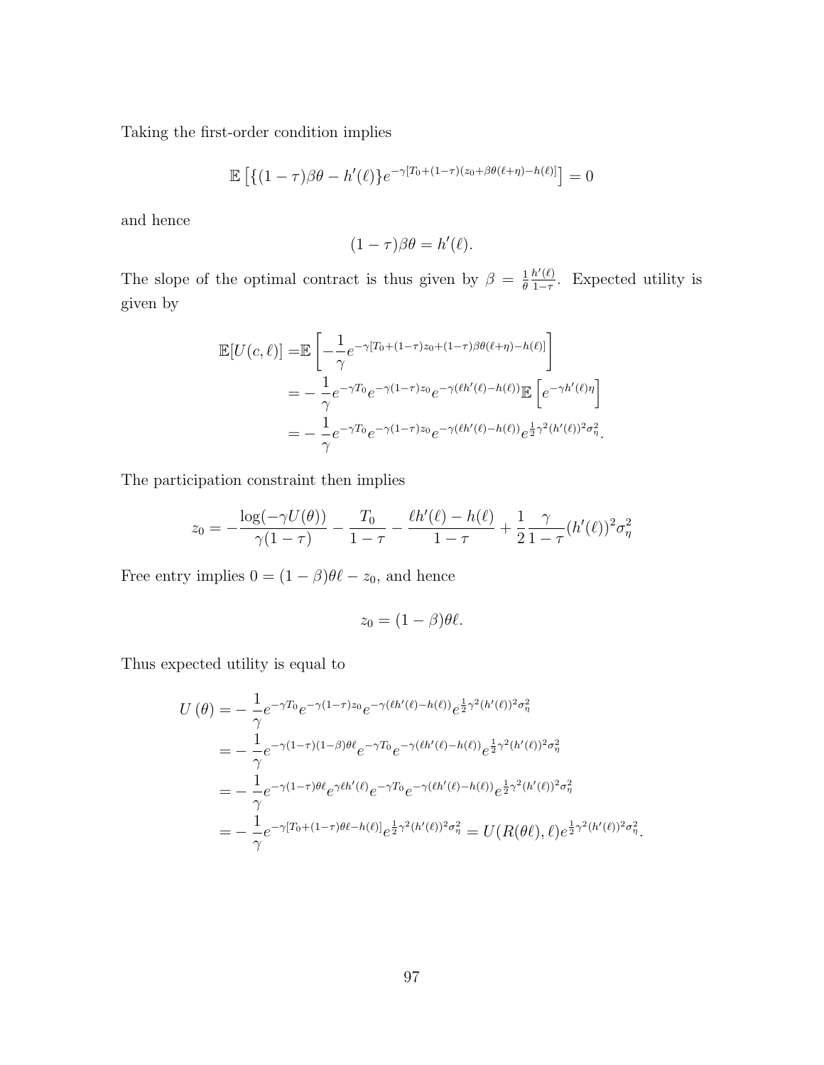Taking the first-order condition implies

$$\mathbb{E}\left[\{(1-\tau)\beta\theta - h'(\ell)\}e^{-\gamma[T_0+(1-\tau)(z_0+\beta\theta(\ell+\eta)-h(\ell)]}\right] = 0$$

and hence

$$(1-\tau)\beta\theta = h'(\ell).$$

The slope of the optimal contract is thus given by $\beta = \frac{1}{\theta}\frac{h'(\ell)}{1-\tau}$. Expected utility is given by

$$\begin{aligned}
\mathbb{E}[U(c,\ell)] =& \mathbb{E}\left[-\frac{1}{\gamma}e^{-\gamma[T_0+(1-\tau)z_0+(1-\tau)\beta\theta(\ell+\eta)-h(\ell)]}\right] \\
=& -\frac{1}{\gamma}e^{-\gamma T_0}e^{-\gamma(1-\tau)z_0}e^{-\gamma(\ell h'(\ell)-h(\ell))}\mathbb{E}\left[e^{-\gamma h'(\ell)\eta}\right] \\
=& -\frac{1}{\gamma}e^{-\gamma T_0}e^{-\gamma(1-\tau)z_0}e^{-\gamma(\ell h'(\ell)-h(\ell))}e^{\frac{1}{2}\gamma^2(h'(\ell))^2\sigma_\eta^2}.
\end{aligned}$$

The participation constraint then implies

$$z_0 = -\frac{\log(-\gamma U(\theta))}{\gamma(1-\tau)} - \frac{T_0}{1-\tau} - \frac{\ell h'(\ell)-h(\ell)}{1-\tau} + \frac{1}{2}\frac{\gamma}{1-\tau}(h'(\ell))^2\sigma_\eta^2$$

Free entry implies $0 = (1-\beta)\theta\ell - z_0$, and hence

$$z_0 = (1-\beta)\theta\ell.$$

Thus expected utility is equal to

$$\begin{aligned}
U(\theta) =& -\frac{1}{\gamma}e^{-\gamma T_0}e^{-\gamma(1-\tau)z_0}e^{-\gamma(\ell h'(\ell)-h(\ell))}e^{\frac{1}{2}\gamma^2(h'(\ell))^2\sigma_\eta^2} \\
=& -\frac{1}{\gamma}e^{-\gamma(1-\tau)(1-\beta)\theta\ell}e^{-\gamma T_0}e^{-\gamma(\ell h'(\ell)-h(\ell))}e^{\frac{1}{2}\gamma^2(h'(\ell))^2\sigma_\eta^2} \\
=& -\frac{1}{\gamma}e^{-\gamma(1-\tau)\theta\ell}e^{\gamma\ell h'(\ell)}e^{-\gamma T_0}e^{-\gamma(\ell h'(\ell)-h(\ell))}e^{\frac{1}{2}\gamma^2(h'(\ell))^2\sigma_\eta^2} \\
=& -\frac{1}{\gamma}e^{-\gamma[T_0+(1-\tau)\theta\ell-h(\ell)]}e^{\frac{1}{2}\gamma^2(h'(\ell))^2\sigma_\eta^2} = U(R(\theta\ell),\ell)e^{\frac{1}{2}\gamma^2(h'(\ell))^2\sigma_\eta^2}.
\end{aligned}$$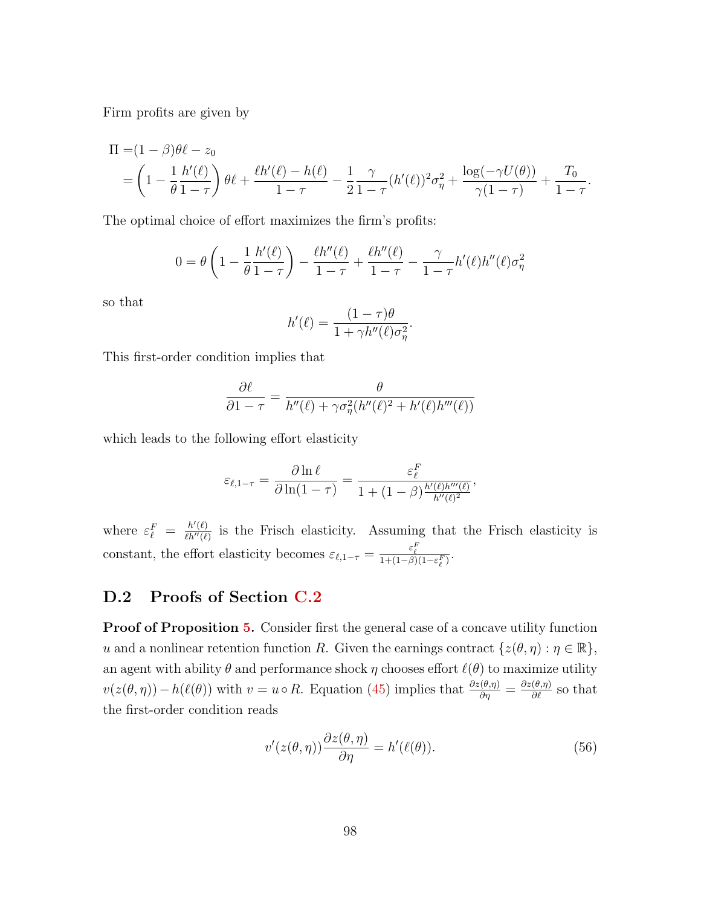Firm profits are given by

$$
\begin{aligned}
\Pi =&(1-\beta)\theta\ell - z_0 \\
=&\left(1-\frac{1}{\theta}\frac{h'(\ell)}{1-\tau}\right)\theta\ell + \frac{\ell h'(\ell)-h(\ell)}{1-\tau} - \frac{1}{2}\frac{\gamma}{1-\tau}(h'(\ell))^2\sigma_\eta^2 + \frac{\log(-\gamma U(\theta))}{\gamma(1-\tau)} + \frac{T_0}{1-\tau}.
\end{aligned}
$$

The optimal choice of effort maximizes the firm's profits:

$$
0 = \theta\left(1-\frac{1}{\theta}\frac{h'(\ell)}{1-\tau}\right) - \frac{\ell h''(\ell)}{1-\tau} + \frac{\ell h''(\ell)}{1-\tau} - \frac{\gamma}{1-\tau}h'(\ell)h''(\ell)\sigma_\eta^2
$$

so that

$$
h'(\ell) = \frac{(1-\tau)\theta}{1+\gamma h''(\ell)\sigma_\eta^2}.
$$

This first-order condition implies that

$$
\frac{\partial \ell}{\partial 1-\tau} = \frac{\theta}{h''(\ell)+\gamma\sigma_\eta^2(h''(\ell)^2+h'(\ell)h'''(\ell))}
$$

which leads to the following effort elasticity

$$
\varepsilon_{\ell,1-\tau} = \frac{\partial \ln \ell}{\partial \ln(1-\tau)} = \frac{\varepsilon_\ell^F}{1+(1-\beta)\frac{h'(\ell)h'''(\ell)}{h''(\ell)^2}},
$$

where $\varepsilon_\ell^F = \frac{h'(\ell)}{\ell h''(\ell)}$ is the Frisch elasticity. Assuming that the Frisch elasticity is constant, the effort elasticity becomes $\varepsilon_{\ell,1-\tau} = \frac{\varepsilon_\ell^F}{1+(1-\beta)(1-\varepsilon_\ell^F)}$.

## D.2 Proofs of Section C.2

**Proof of Proposition 5.** Consider first the general case of a concave utility function $u$ and a nonlinear retention function $R$. Given the earnings contract $\{z(\theta,\eta) : \eta \in \mathbb{R}\}$, an agent with ability $\theta$ and performance shock $\eta$ chooses effort $\ell(\theta)$ to maximize utility $v(z(\theta,\eta)) - h(\ell(\theta))$ with $v = u \circ R$. Equation (45) implies that $\frac{\partial z(\theta,\eta)}{\partial \eta} = \frac{\partial z(\theta,\eta)}{\partial \ell}$ so that the first-order condition reads

$$
v'(z(\theta,\eta))\frac{\partial z(\theta,\eta)}{\partial \eta} = h'(\ell(\theta)). \tag{56}
$$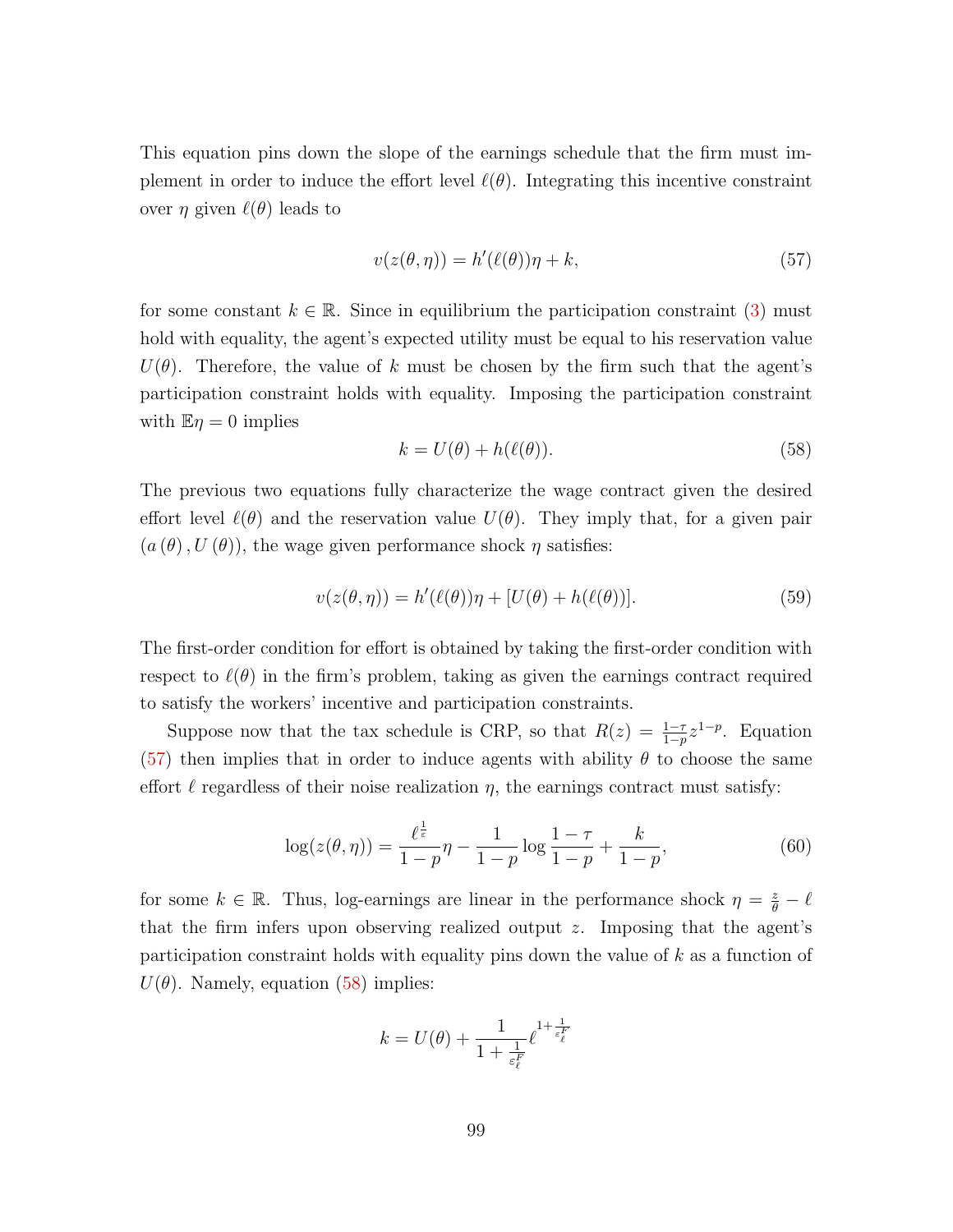This equation pins down the slope of the earnings schedule that the firm must implement in order to induce the effort level $\ell(\theta)$. Integrating this incentive constraint over $\eta$ given $\ell(\theta)$ leads to

$$v(z(\theta,\eta)) = h'(\ell(\theta))\eta + k, \tag{57}$$

for some constant $k \in \mathbb{R}$. Since in equilibrium the participation constraint (3) must hold with equality, the agent's expected utility must be equal to his reservation value $U(\theta)$. Therefore, the value of $k$ must be chosen by the firm such that the agent's participation constraint holds with equality. Imposing the participation constraint with $\mathbb{E}\eta = 0$ implies

$$k = U(\theta) + h(\ell(\theta)). \tag{58}$$

The previous two equations fully characterize the wage contract given the desired effort level $\ell(\theta)$ and the reservation value $U(\theta)$. They imply that, for a given pair $(a(\theta), U(\theta))$, the wage given performance shock $\eta$ satisfies:

$$v(z(\theta,\eta)) = h'(\ell(\theta))\eta + [U(\theta) + h(\ell(\theta))]. \tag{59}$$

The first-order condition for effort is obtained by taking the first-order condition with respect to $\ell(\theta)$ in the firm's problem, taking as given the earnings contract required to satisfy the workers' incentive and participation constraints.

Suppose now that the tax schedule is CRP, so that $R(z) = \frac{1-\tau}{1-p}z^{1-p}$. Equation (57) then implies that in order to induce agents with ability $\theta$ to choose the same effort $\ell$ regardless of their noise realization $\eta$, the earnings contract must satisfy:

$$\log(z(\theta,\eta)) = \frac{\ell^{\frac{1}{\varepsilon}}}{1-p}\eta - \frac{1}{1-p}\log\frac{1-\tau}{1-p} + \frac{k}{1-p}, \tag{60}$$

for some $k \in \mathbb{R}$. Thus, log-earnings are linear in the performance shock $\eta = \frac{z}{\theta} - \ell$ that the firm infers upon observing realized output $z$. Imposing that the agent's participation constraint holds with equality pins down the value of $k$ as a function of $U(\theta)$. Namely, equation (58) implies:

$$k = U(\theta) + \frac{1}{1+\frac{1}{\varepsilon_\ell^F}}\ell^{1+\frac{1}{\varepsilon_\ell^F}}$$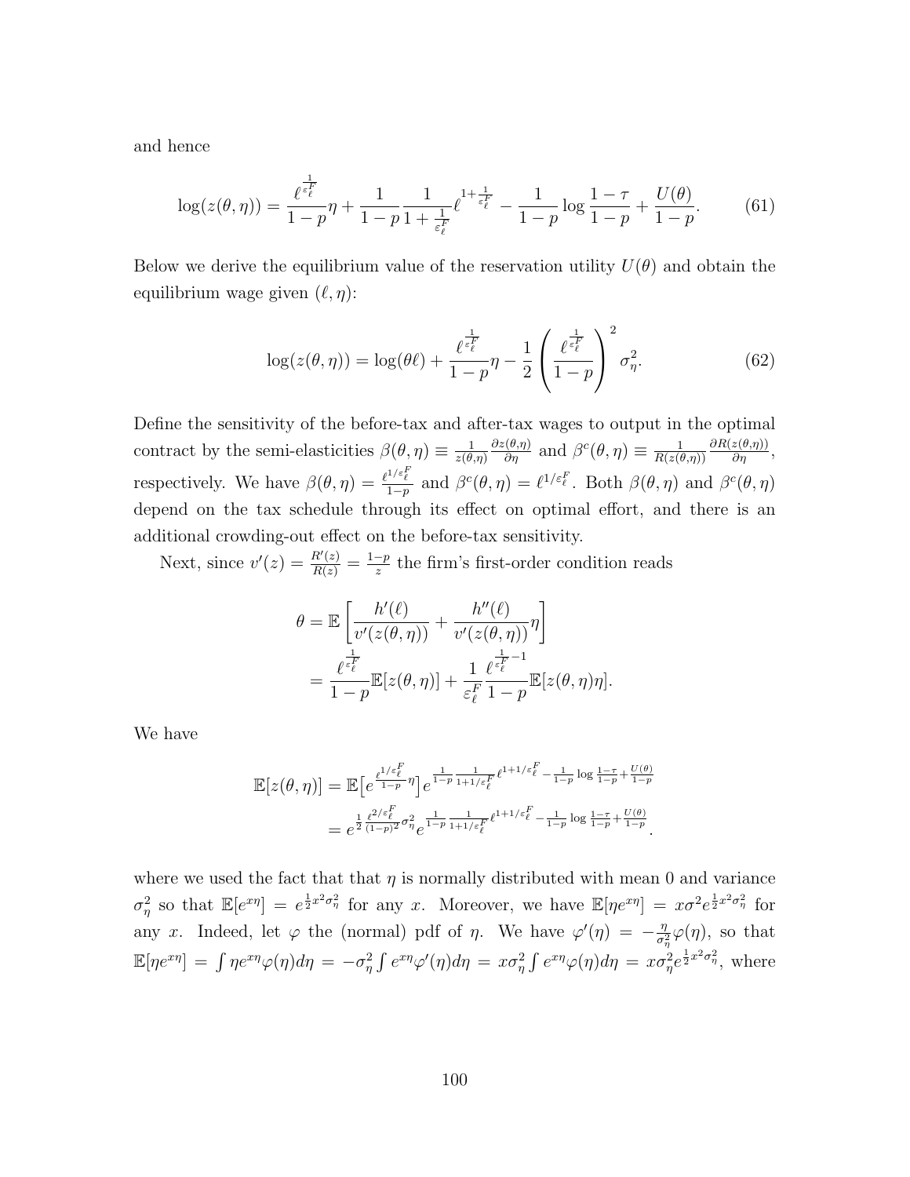and hence

$$\log(z(\theta,\eta)) = \frac{\ell^{\frac{1}{\varepsilon_\ell^F}}}{1-p}\eta + \frac{1}{1-p}\frac{1}{1+\frac{1}{\varepsilon_\ell^F}}\ell^{1+\frac{1}{\varepsilon_\ell^F}} - \frac{1}{1-p}\log\frac{1-\tau}{1-p} + \frac{U(\theta)}{1-p}. \tag{61}$$

Below we derive the equilibrium value of the reservation utility $U(\theta)$ and obtain the equilibrium wage given $(\ell, \eta)$:

$$\log(z(\theta,\eta)) = \log(\theta\ell) + \frac{\ell^{\frac{1}{\varepsilon_\ell^F}}}{1-p}\eta - \frac{1}{2}\left(\frac{\ell^{\frac{1}{\varepsilon_\ell^F}}}{1-p}\right)^2\sigma_\eta^2. \tag{62}$$

Define the sensitivity of the before-tax and after-tax wages to output in the optimal contract by the semi-elasticities $\beta(\theta,\eta) \equiv \frac{1}{z(\theta,\eta)}\frac{\partial z(\theta,\eta)}{\partial \eta}$ and $\beta^c(\theta,\eta) \equiv \frac{1}{R(z(\theta,\eta))}\frac{\partial R(z(\theta,\eta))}{\partial \eta}$, respectively. We have $\beta(\theta,\eta) = \frac{\ell^{1/\varepsilon_\ell^F}}{1-p}$ and $\beta^c(\theta,\eta) = \ell^{1/\varepsilon_\ell^F}$. Both $\beta(\theta,\eta)$ and $\beta^c(\theta,\eta)$ depend on the tax schedule through its effect on optimal effort, and there is an additional crowding-out effect on the before-tax sensitivity.

Next, since $v'(z) = \frac{R'(z)}{R(z)} = \frac{1-p}{z}$ the firm's first-order condition reads

$$\begin{aligned}
\theta &= \mathbb{E}\left[\frac{h'(\ell)}{v'(z(\theta,\eta))} + \frac{h''(\ell)}{v'(z(\theta,\eta))}\eta\right] \\
&= \frac{\ell^{\frac{1}{\varepsilon_\ell^F}}}{1-p}\mathbb{E}[z(\theta,\eta)] + \frac{1}{\varepsilon_\ell^F}\frac{\ell^{\frac{1}{\varepsilon_\ell^F}-1}}{1-p}\mathbb{E}[z(\theta,\eta)\eta].
\end{aligned}$$

We have

$$\begin{aligned}
\mathbb{E}[z(\theta,\eta)] &= \mathbb{E}\big[e^{\frac{\ell^{1/\varepsilon_\ell^F}}{1-p}\eta}\big]e^{\frac{1}{1-p}\frac{1}{1+1/\varepsilon_\ell^F}\ell^{1+1/\varepsilon_\ell^F} - \frac{1}{1-p}\log\frac{1-\tau}{1-p} + \frac{U(\theta)}{1-p}} \\
&= e^{\frac{1}{2}\frac{\ell^{2/\varepsilon_\ell^F}}{(1-p)^2}\sigma_\eta^2}e^{\frac{1}{1-p}\frac{1}{1+1/\varepsilon_\ell^F}\ell^{1+1/\varepsilon_\ell^F} - \frac{1}{1-p}\log\frac{1-\tau}{1-p} + \frac{U(\theta)}{1-p}}.
\end{aligned}$$

where we used the fact that that $\eta$ is normally distributed with mean 0 and variance $\sigma_\eta^2$ so that $\mathbb{E}[e^{x\eta}] = e^{\frac{1}{2}x^2\sigma_\eta^2}$ for any $x$. Moreover, we have $\mathbb{E}[\eta e^{x\eta}] = x\sigma^2 e^{\frac{1}{2}x^2\sigma_\eta^2}$ for any $x$. Indeed, let $\varphi$ the (normal) pdf of $\eta$. We have $\varphi'(\eta) = -\frac{\eta}{\sigma_\eta^2}\varphi(\eta)$, so that $\mathbb{E}[\eta e^{x\eta}] = \int \eta e^{x\eta}\varphi(\eta)d\eta = -\sigma_\eta^2\int e^{x\eta}\varphi'(\eta)d\eta = x\sigma_\eta^2\int e^{x\eta}\varphi(\eta)d\eta = x\sigma_\eta^2 e^{\frac{1}{2}x^2\sigma_\eta^2}$, where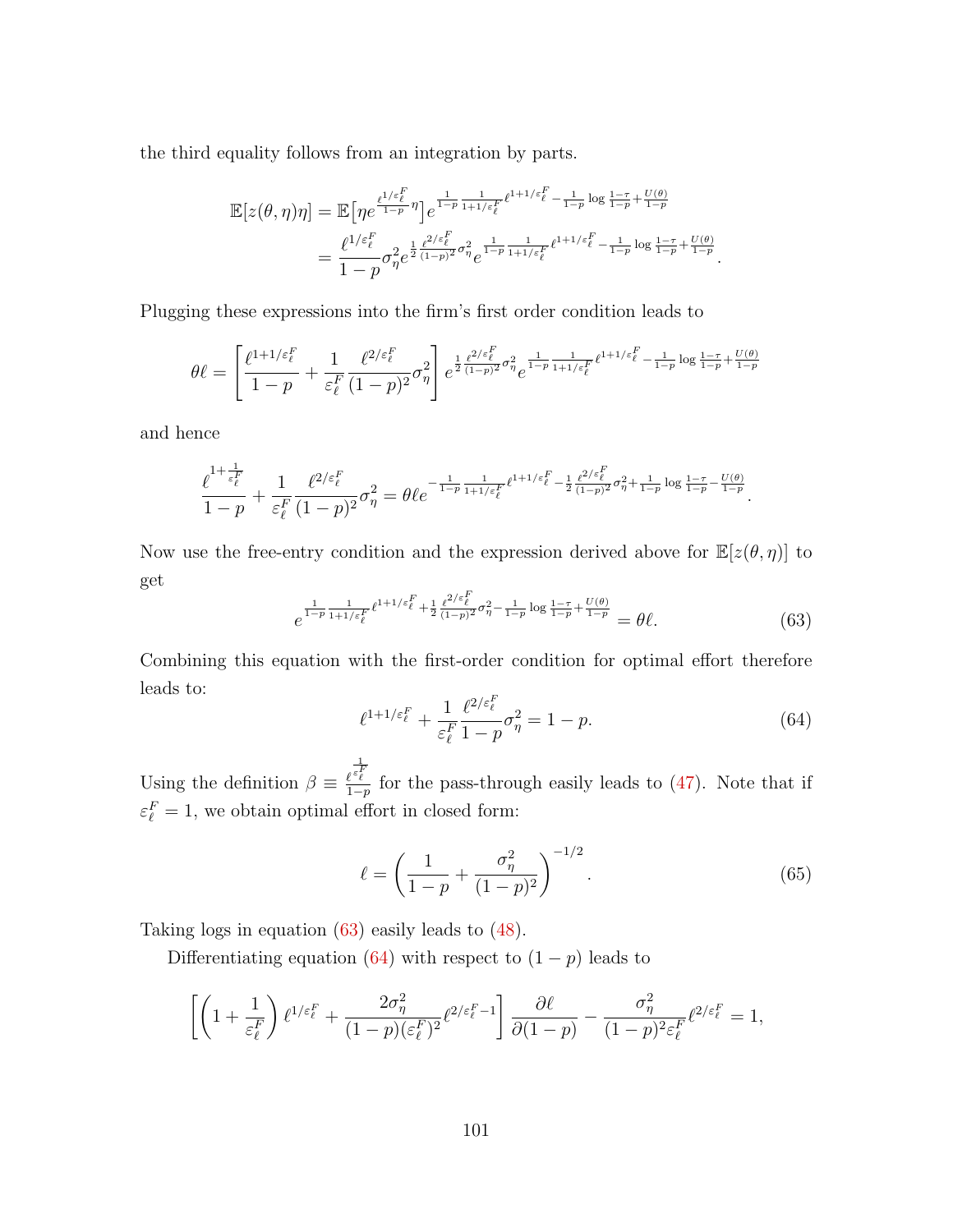the third equality follows from an integration by parts.

$$
\begin{aligned}
\mathbb{E}[z(\theta,\eta)\eta] &= \mathbb{E}\big[\eta e^{\frac{\ell^{1/\varepsilon_\ell^F}}{1-p}\eta}\big] e^{\frac{1}{1-p}\frac{1}{1+1/\varepsilon_\ell^F}\ell^{1+1/\varepsilon_\ell^F} - \frac{1}{1-p}\log\frac{1-\tau}{1-p} + \frac{U(\theta)}{1-p}} \\
&= \frac{\ell^{1/\varepsilon_\ell^F}}{1-p}\sigma_\eta^2 e^{\frac{1}{2}\frac{\ell^{2/\varepsilon_\ell^F}}{(1-p)^2}\sigma_\eta^2} e^{\frac{1}{1-p}\frac{1}{1+1/\varepsilon_\ell^F}\ell^{1+1/\varepsilon_\ell^F} - \frac{1}{1-p}\log\frac{1-\tau}{1-p} + \frac{U(\theta)}{1-p}}.
\end{aligned}
$$

Plugging these expressions into the firm's first order condition leads to

$$
\theta\ell = \left[\frac{\ell^{1+1/\varepsilon_\ell^F}}{1-p} + \frac{1}{\varepsilon_\ell^F}\frac{\ell^{2/\varepsilon_\ell^F}}{(1-p)^2}\sigma_\eta^2\right] e^{\frac{1}{2}\frac{\ell^{2/\varepsilon_\ell^F}}{(1-p)^2}\sigma_\eta^2} e^{\frac{1}{1-p}\frac{1}{1+1/\varepsilon_\ell^F}\ell^{1+1/\varepsilon_\ell^F} - \frac{1}{1-p}\log\frac{1-\tau}{1-p} + \frac{U(\theta)}{1-p}}
$$

and hence

$$
\frac{\ell^{1+\frac{1}{\varepsilon_\ell^F}}}{1-p} + \frac{1}{\varepsilon_\ell^F}\frac{\ell^{2/\varepsilon_\ell^F}}{(1-p)^2}\sigma_\eta^2 = \theta\ell e^{-\frac{1}{1-p}\frac{1}{1+1/\varepsilon_\ell^F}\ell^{1+1/\varepsilon_\ell^F} - \frac{1}{2}\frac{\ell^{2/\varepsilon_\ell^F}}{(1-p)^2}\sigma_\eta^2 + \frac{1}{1-p}\log\frac{1-\tau}{1-p} - \frac{U(\theta)}{1-p}}.
$$

Now use the free-entry condition and the expression derived above for $\mathbb{E}[z(\theta,\eta)]$ to get

$$
e^{\frac{1}{1-p}\frac{1}{1+1/\varepsilon_\ell^F}\ell^{1+1/\varepsilon_\ell^F} + \frac{1}{2}\frac{\ell^{2/\varepsilon_\ell^F}}{(1-p)^2}\sigma_\eta^2 - \frac{1}{1-p}\log\frac{1-\tau}{1-p} + \frac{U(\theta)}{1-p}} = \theta\ell. \tag{63}
$$

Combining this equation with the first-order condition for optimal effort therefore leads to:

$$
\ell^{1+1/\varepsilon_\ell^F} + \frac{1}{\varepsilon_\ell^F}\frac{\ell^{2/\varepsilon_\ell^F}}{1-p}\sigma_\eta^2 = 1-p. \tag{64}
$$

Using the definition $\beta \equiv \frac{\ell^{\frac{1}{\varepsilon_\ell^F}}}{1-p}$ for the pass-through easily leads to (47). Note that if $\varepsilon_\ell^F = 1$, we obtain optimal effort in closed form:

$$
\ell = \left(\frac{1}{1-p} + \frac{\sigma_\eta^2}{(1-p)^2}\right)^{-1/2}. \tag{65}
$$

Taking logs in equation (63) easily leads to (48).

Differentiating equation (64) with respect to $(1-p)$ leads to

$$
\left[\left(1+\frac{1}{\varepsilon_\ell^F}\right)\ell^{1/\varepsilon_\ell^F} + \frac{2\sigma_\eta^2}{(1-p)(\varepsilon_\ell^F)^2}\ell^{2/\varepsilon_\ell^F - 1}\right]\frac{\partial\ell}{\partial(1-p)} - \frac{\sigma_\eta^2}{(1-p)^2\varepsilon_\ell^F}\ell^{2/\varepsilon_\ell^F} = 1,
$$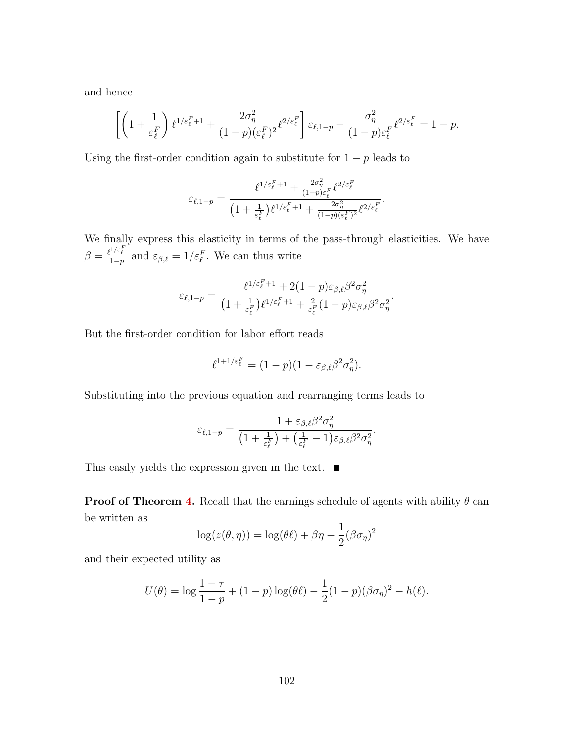and hence

$$\left[\left(1+\frac{1}{\varepsilon_\ell^F}\right)\ell^{1/\varepsilon_\ell^F+1}+\frac{2\sigma_\eta^2}{(1-p)(\varepsilon_\ell^F)^2}\ell^{2/\varepsilon_\ell^F}\right]\varepsilon_{\ell,1-p}-\frac{\sigma_\eta^2}{(1-p)\varepsilon_\ell^F}\ell^{2/\varepsilon_\ell^F}=1-p.$$

Using the first-order condition again to substitute for $1-p$ leads to

$$\varepsilon_{\ell,1-p}=\frac{\ell^{1/\varepsilon_\ell^F+1}+\frac{2\sigma_\eta^2}{(1-p)\varepsilon_\ell^F}\ell^{2/\varepsilon_\ell^F}}{\left(1+\frac{1}{\varepsilon_\ell^F}\right)\ell^{1/\varepsilon_\ell^F+1}+\frac{2\sigma_\eta^2}{(1-p)(\varepsilon_\ell^F)^2}\ell^{2/\varepsilon_\ell^F}}.$$

We finally express this elasticity in terms of the pass-through elasticities. We have $\beta=\frac{\ell^{1/\varepsilon_\ell^F}}{1-p}$ and $\varepsilon_{\beta,\ell}=1/\varepsilon_\ell^F$. We can thus write

$$\varepsilon_{\ell,1-p}=\frac{\ell^{1/\varepsilon_\ell^F+1}+2(1-p)\varepsilon_{\beta,\ell}\beta^2\sigma_\eta^2}{\left(1+\frac{1}{\varepsilon_\ell^F}\right)\ell^{1/\varepsilon_\ell^F+1}+\frac{2}{\varepsilon_\ell^F}(1-p)\varepsilon_{\beta,\ell}\beta^2\sigma_\eta^2}.$$

But the first-order condition for labor effort reads

$$\ell^{1+1/\varepsilon_\ell^F}=(1-p)(1-\varepsilon_{\beta,\ell}\beta^2\sigma_\eta^2).$$

Substituting into the previous equation and rearranging terms leads to

$$\varepsilon_{\ell,1-p}=\frac{1+\varepsilon_{\beta,\ell}\beta^2\sigma_\eta^2}{\left(1+\frac{1}{\varepsilon_\ell^F}\right)+\left(\frac{1}{\varepsilon_\ell^F}-1\right)\varepsilon_{\beta,\ell}\beta^2\sigma_\eta^2}.$$

This easily yields the expression given in the text. ■

**Proof of Theorem 4.** Recall that the earnings schedule of agents with ability $\theta$ can be written as

$$\log(z(\theta,\eta))=\log(\theta\ell)+\beta\eta-\frac{1}{2}(\beta\sigma_\eta)^2$$

and their expected utility as

$$U(\theta)=\log\frac{1-\tau}{1-p}+(1-p)\log(\theta\ell)-\frac{1}{2}(1-p)(\beta\sigma_\eta)^2-h(\ell).$$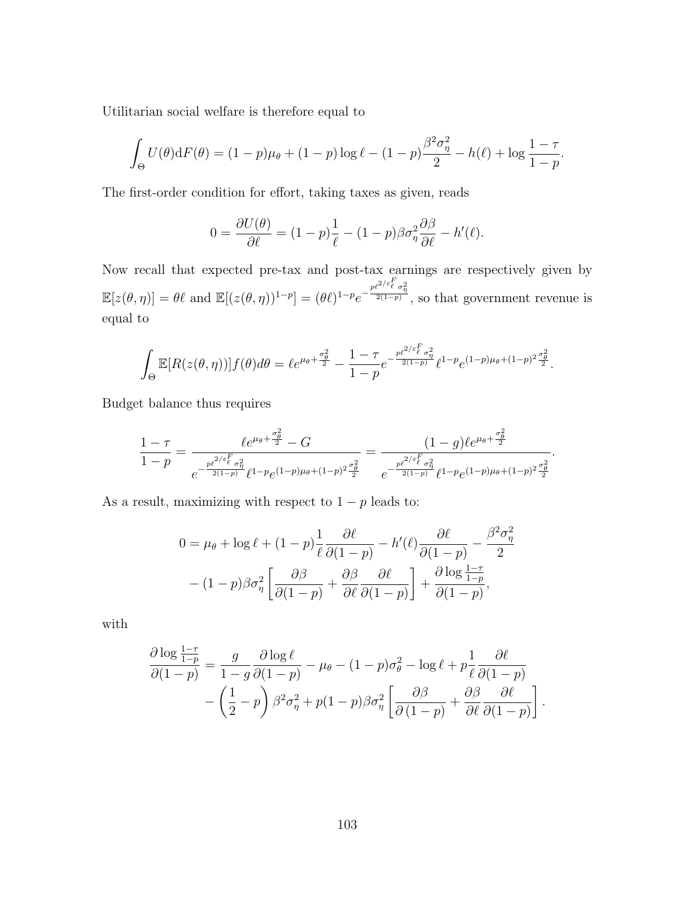Utilitarian social welfare is therefore equal to

$$\int_{\Theta} U(\theta)\mathrm{d}F(\theta) = (1-p)\mu_\theta + (1-p)\log \ell - (1-p)\frac{\beta^2\sigma_\eta^2}{2} - h(\ell) + \log \frac{1-\tau}{1-p}.$$

The first-order condition for effort, taking taxes as given, reads

$$0 = \frac{\partial U(\theta)}{\partial \ell} = (1-p)\frac{1}{\ell} - (1-p)\beta\sigma_\eta^2 \frac{\partial \beta}{\partial \ell} - h'(\ell).$$

Now recall that expected pre-tax and post-tax earnings are respectively given by $\mathbb{E}[z(\theta,\eta)] = \theta\ell$ and $\mathbb{E}[(z(\theta,\eta))^{1-p}] = (\theta\ell)^{1-p} e^{-\frac{p\ell^{2/\varepsilon_\ell^F}\sigma_\eta^2}{2(1-p)}}$, so that government revenue is equal to

$$\int_{\Theta} \mathbb{E}[R(z(\theta,\eta))] f(\theta) d\theta = \ell e^{\mu_\theta + \frac{\sigma_\theta^2}{2}} - \frac{1-\tau}{1-p} e^{-\frac{p\ell^{2/\varepsilon_\ell^F}\sigma_\eta^2}{2(1-p)}} \ell^{1-p} e^{(1-p)\mu_\theta + (1-p)^2\frac{\sigma_\theta^2}{2}}.$$

Budget balance thus requires

$$\frac{1-\tau}{1-p} = \frac{\ell e^{\mu_\theta + \frac{\sigma_\theta^2}{2}} - G}{e^{-\frac{p\ell^{2/\varepsilon_\ell^F}\sigma_\eta^2}{2(1-p)}} \ell^{1-p} e^{(1-p)\mu_\theta + (1-p)^2\frac{\sigma_\theta^2}{2}}} = \frac{(1-g)\ell e^{\mu_\theta + \frac{\sigma_\theta^2}{2}}}{e^{-\frac{p\ell^{2/\varepsilon_\ell^F}\sigma_\eta^2}{2(1-p)}} \ell^{1-p} e^{(1-p)\mu_\theta + (1-p)^2\frac{\sigma_\theta^2}{2}}}.$$

As a result, maximizing with respect to $1-p$ leads to:

$$\begin{aligned} 0 = \mu_\theta + \log \ell + (1-p)\frac{1}{\ell}\frac{\partial \ell}{\partial(1-p)} - h'(\ell)\frac{\partial \ell}{\partial(1-p)} - \frac{\beta^2\sigma_\eta^2}{2} \\ - (1-p)\beta\sigma_\eta^2\left[\frac{\partial \beta}{\partial(1-p)} + \frac{\partial \beta}{\partial \ell}\frac{\partial \ell}{\partial(1-p)}\right] + \frac{\partial \log \frac{1-\tau}{1-p}}{\partial(1-p)}, \end{aligned}$$

with

$$\begin{aligned} \frac{\partial \log \frac{1-\tau}{1-p}}{\partial(1-p)} = \frac{g}{1-g}\frac{\partial \log \ell}{\partial(1-p)} - \mu_\theta - (1-p)\sigma_\theta^2 - \log \ell + p\frac{1}{\ell}\frac{\partial \ell}{\partial(1-p)} \\ - \left(\frac{1}{2} - p\right)\beta^2\sigma_\eta^2 + p(1-p)\beta\sigma_\eta^2\left[\frac{\partial \beta}{\partial(1-p)} + \frac{\partial \beta}{\partial \ell}\frac{\partial \ell}{\partial(1-p)}\right]. \end{aligned}$$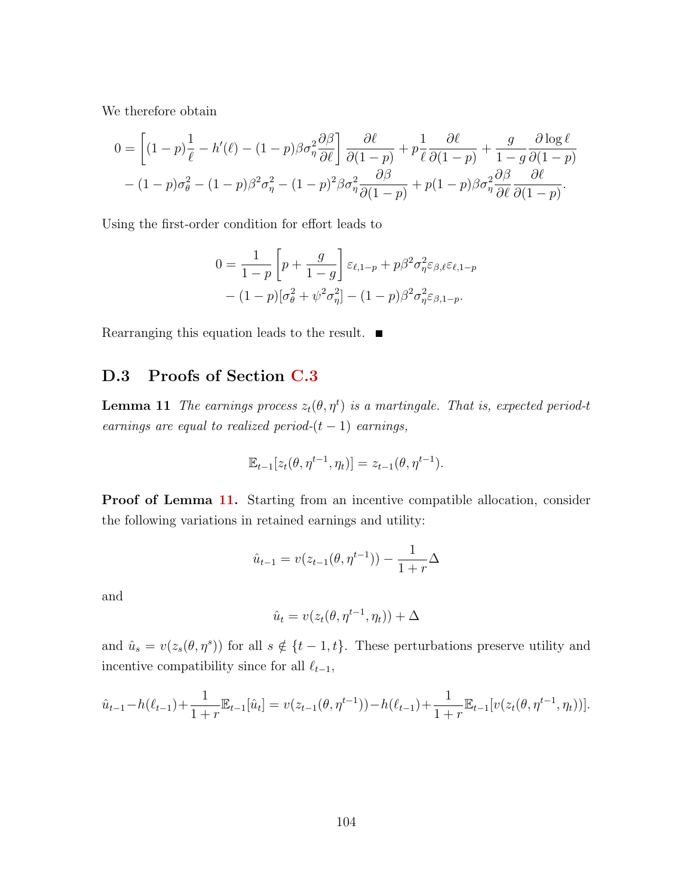We therefore obtain

$$0 = \left[(1-p)\frac{1}{\ell} - h'(\ell) - (1-p)\beta\sigma_\eta^2 \frac{\partial \beta}{\partial \ell}\right] \frac{\partial \ell}{\partial(1-p)} + p\frac{1}{\ell}\frac{\partial \ell}{\partial(1-p)} + \frac{g}{1-g}\frac{\partial \log \ell}{\partial(1-p)}$$
$$- (1-p)\sigma_\theta^2 - (1-p)\beta^2\sigma_\eta^2 - (1-p)^2\beta\sigma_\eta^2 \frac{\partial \beta}{\partial(1-p)} + p(1-p)\beta\sigma_\eta^2 \frac{\partial \beta}{\partial \ell}\frac{\partial \ell}{\partial(1-p)}.$$

Using the first-order condition for effort leads to

$$0 = \frac{1}{1-p}\left[p + \frac{g}{1-g}\right]\varepsilon_{\ell,1-p} + p\beta^2\sigma_\eta^2 \varepsilon_{\beta,\ell}\varepsilon_{\ell,1-p}$$
$$- (1-p)[\sigma_\theta^2 + \psi^2\sigma_\eta^2] - (1-p)\beta^2\sigma_\eta^2\varepsilon_{\beta,1-p}.$$

Rearranging this equation leads to the result. ■

## D.3 Proofs of Section C.3

**Lemma 11** *The earnings process $z_t(\theta, \eta^t)$ is a martingale. That is, expected period-$t$ earnings are equal to realized period-$(t-1)$ earnings,*

$$\mathbb{E}_{t-1}[z_t(\theta, \eta^{t-1}, \eta_t)] = z_{t-1}(\theta, \eta^{t-1}).$$

**Proof of Lemma 11.** Starting from an incentive compatible allocation, consider the following variations in retained earnings and utility:

$$\hat{u}_{t-1} = v(z_{t-1}(\theta, \eta^{t-1})) - \frac{1}{1+r}\Delta$$

and

$$\hat{u}_t = v(z_t(\theta, \eta^{t-1}, \eta_t)) + \Delta$$

and $\hat{u}_s = v(z_s(\theta, \eta^s))$ for all $s \notin \{t-1, t\}$. These perturbations preserve utility and incentive compatibility since for all $\ell_{t-1}$,

$$\hat{u}_{t-1} - h(\ell_{t-1}) + \frac{1}{1+r}\mathbb{E}_{t-1}[\hat{u}_t] = v(z_{t-1}(\theta, \eta^{t-1})) - h(\ell_{t-1}) + \frac{1}{1+r}\mathbb{E}_{t-1}[v(z_t(\theta, \eta^{t-1}, \eta_t))].$$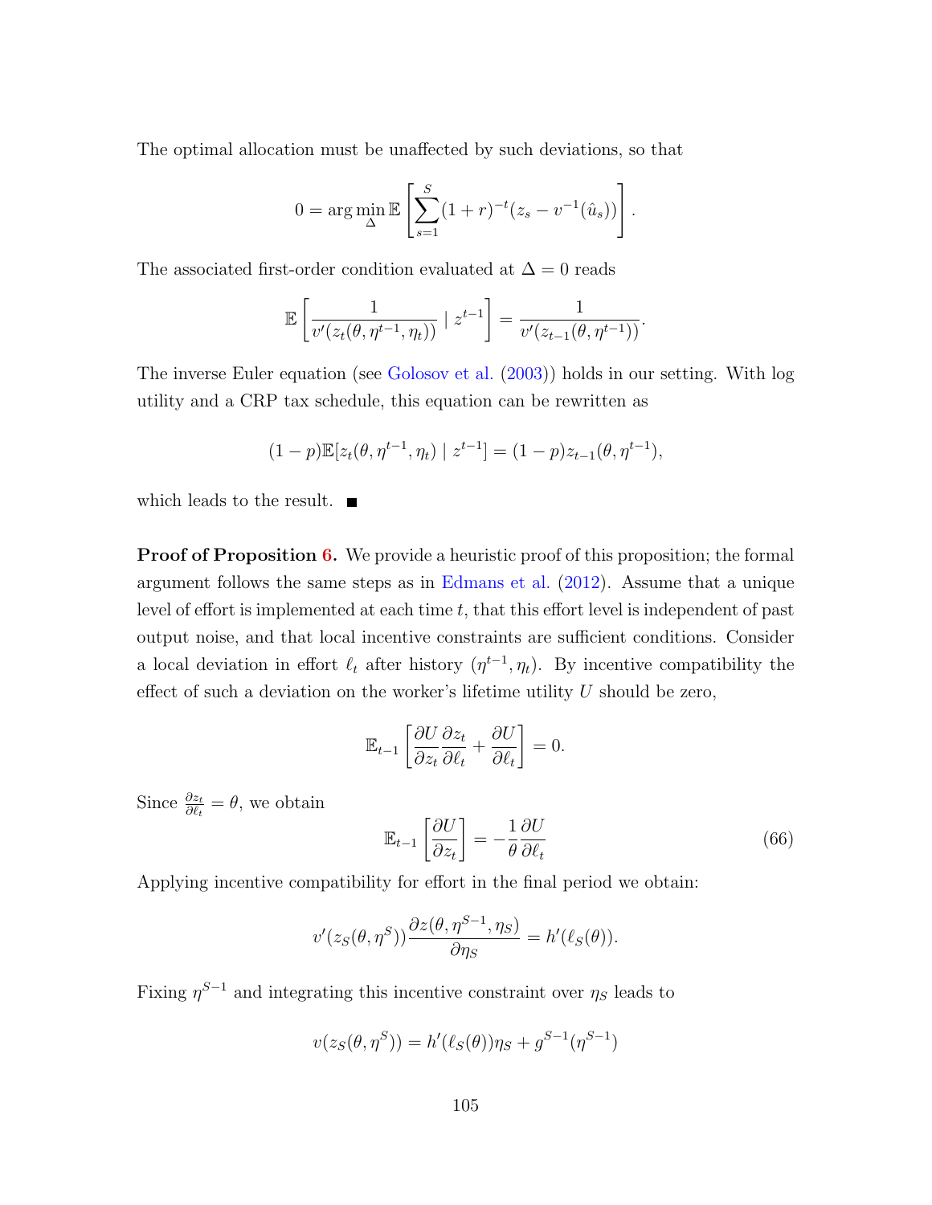The optimal allocation must be unaffected by such deviations, so that

$$0 = \arg\min_{\Delta} \mathbb{E}\left[\sum_{s=1}^{S}(1+r)^{-t}(z_s - v^{-1}(\hat{u}_s))\right].$$

The associated first-order condition evaluated at $\Delta = 0$ reads

$$\mathbb{E}\left[\frac{1}{v'(z_t(\theta, \eta^{t-1}, \eta_t))} \mid z^{t-1}\right] = \frac{1}{v'(z_{t-1}(\theta, \eta^{t-1}))}.$$

The inverse Euler equation (see Golosov et al. (2003)) holds in our setting. With log utility and a CRP tax schedule, this equation can be rewritten as

$$(1-p)\mathbb{E}[z_t(\theta, \eta^{t-1}, \eta_t) \mid z^{t-1}] = (1-p)z_{t-1}(\theta, \eta^{t-1}),$$

which leads to the result. ■

**Proof of Proposition 6.** We provide a heuristic proof of this proposition; the formal argument follows the same steps as in Edmans et al. (2012). Assume that a unique level of effort is implemented at each time $t$, that this effort level is independent of past output noise, and that local incentive constraints are sufficient conditions. Consider a local deviation in effort $\ell_t$ after history $(\eta^{t-1}, \eta_t)$. By incentive compatibility the effect of such a deviation on the worker's lifetime utility $U$ should be zero,

$$\mathbb{E}_{t-1}\left[\frac{\partial U}{\partial z_t}\frac{\partial z_t}{\partial \ell_t} + \frac{\partial U}{\partial \ell_t}\right] = 0.$$

Since $\frac{\partial z_t}{\partial \ell_t} = \theta$, we obtain

$$\mathbb{E}_{t-1}\left[\frac{\partial U}{\partial z_t}\right] = -\frac{1}{\theta}\frac{\partial U}{\partial \ell_t} \tag{66}$$

Applying incentive compatibility for effort in the final period we obtain:

$$v'(z_S(\theta, \eta^S))\frac{\partial z(\theta, \eta^{S-1}, \eta_S)}{\partial \eta_S} = h'(\ell_S(\theta)).$$

Fixing $\eta^{S-1}$ and integrating this incentive constraint over $\eta_S$ leads to

$$v(z_S(\theta, \eta^S)) = h'(\ell_S(\theta))\eta_S + g^{S-1}(\eta^{S-1})$$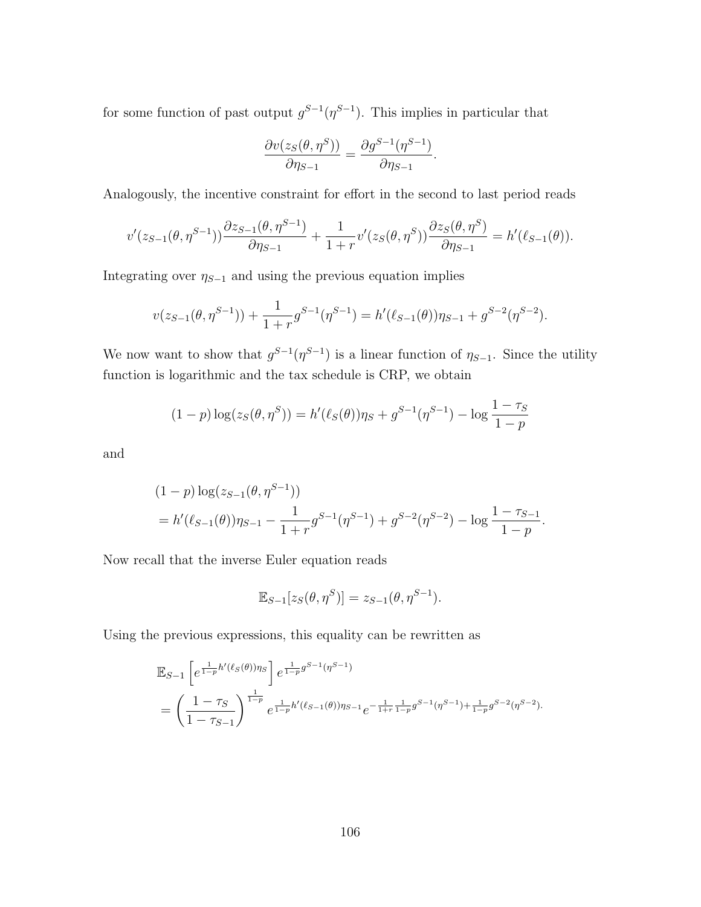for some function of past output $g^{S-1}(\eta^{S-1})$. This implies in particular that

$$\frac{\partial v(z_S(\theta, \eta^S))}{\partial \eta_{S-1}} = \frac{\partial g^{S-1}(\eta^{S-1})}{\partial \eta_{S-1}}.$$

Analogously, the incentive constraint for effort in the second to last period reads

$$v'(z_{S-1}(\theta, \eta^{S-1}))\frac{\partial z_{S-1}(\theta, \eta^{S-1})}{\partial \eta_{S-1}} + \frac{1}{1+r}v'(z_S(\theta, \eta^S))\frac{\partial z_S(\theta, \eta^S)}{\partial \eta_{S-1}} = h'(\ell_{S-1}(\theta)).$$

Integrating over $\eta_{S-1}$ and using the previous equation implies

$$v(z_{S-1}(\theta, \eta^{S-1})) + \frac{1}{1+r}g^{S-1}(\eta^{S-1}) = h'(\ell_{S-1}(\theta))\eta_{S-1} + g^{S-2}(\eta^{S-2}).$$

We now want to show that $g^{S-1}(\eta^{S-1})$ is a linear function of $\eta_{S-1}$. Since the utility function is logarithmic and the tax schedule is CRP, we obtain

$$(1-p)\log(z_S(\theta, \eta^S)) = h'(\ell_S(\theta))\eta_S + g^{S-1}(\eta^{S-1}) - \log\frac{1-\tau_S}{1-p}$$

and

$$\begin{aligned}
&(1-p)\log(z_{S-1}(\theta, \eta^{S-1})) \\
&= h'(\ell_{S-1}(\theta))\eta_{S-1} - \frac{1}{1+r}g^{S-1}(\eta^{S-1}) + g^{S-2}(\eta^{S-2}) - \log\frac{1-\tau_{S-1}}{1-p}.
\end{aligned}$$

Now recall that the inverse Euler equation reads

$$\mathbb{E}_{S-1}[z_S(\theta, \eta^S)] = z_{S-1}(\theta, \eta^{S-1}).$$

Using the previous expressions, this equality can be rewritten as

$$\begin{aligned}
&\mathbb{E}_{S-1}\left[e^{\frac{1}{1-p}h'(\ell_S(\theta))\eta_S}\right]e^{\frac{1}{1-p}g^{S-1}(\eta^{S-1})} \\
&= \left(\frac{1-\tau_S}{1-\tau_{S-1}}\right)^{\frac{1}{1-p}} e^{\frac{1}{1-p}h'(\ell_{S-1}(\theta))\eta_{S-1}}e^{-\frac{1}{1+r}\frac{1}{1-p}g^{S-1}(\eta^{S-1}) + \frac{1}{1-p}g^{S-2}(\eta^{S-2})}.
\end{aligned}$$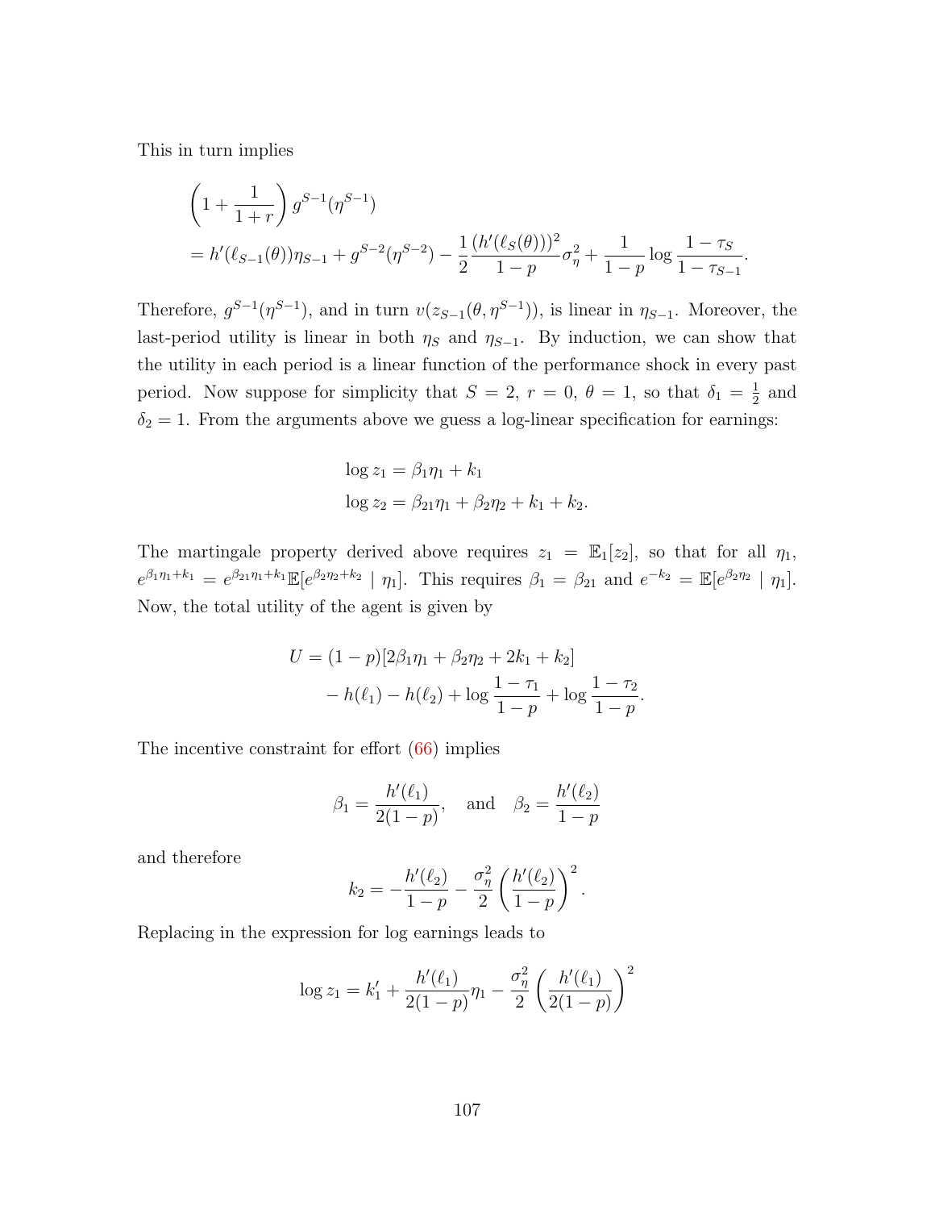This in turn implies

$$
\begin{aligned}
&\left(1+\frac{1}{1+r}\right) g^{S-1}(\eta^{S-1}) \\
&= h'(\ell_{S-1}(\theta))\eta_{S-1} + g^{S-2}(\eta^{S-2}) - \frac{1}{2}\frac{(h'(\ell_S(\theta)))^2}{1-p}\sigma_\eta^2 + \frac{1}{1-p}\log\frac{1-\tau_S}{1-\tau_{S-1}}.
\end{aligned}
$$

Therefore, $g^{S-1}(\eta^{S-1})$, and in turn $v(z_{S-1}(\theta,\eta^{S-1}))$, is linear in $\eta_{S-1}$. Moreover, the last-period utility is linear in both $\eta_S$ and $\eta_{S-1}$. By induction, we can show that the utility in each period is a linear function of the performance shock in every past period. Now suppose for simplicity that $S=2$, $r=0$, $\theta=1$, so that $\delta_1 = \frac{1}{2}$ and $\delta_2 = 1$. From the arguments above we guess a log-linear specification for earnings:

$$
\begin{aligned}
\log z_1 &= \beta_1\eta_1 + k_1 \\
\log z_2 &= \beta_{21}\eta_1 + \beta_2\eta_2 + k_1 + k_2.
\end{aligned}
$$

The martingale property derived above requires $z_1 = \mathbb{E}_1[z_2]$, so that for all $\eta_1$, $e^{\beta_1\eta_1+k_1} = e^{\beta_{21}\eta_1+k_1}\mathbb{E}[e^{\beta_2\eta_2+k_2} \mid \eta_1]$. This requires $\beta_1 = \beta_{21}$ and $e^{-k_2} = \mathbb{E}[e^{\beta_2\eta_2} \mid \eta_1]$. Now, the total utility of the agent is given by

$$
\begin{aligned}
U = &(1-p)[2\beta_1\eta_1 + \beta_2\eta_2 + 2k_1 + k_2] \\
&- h(\ell_1) - h(\ell_2) + \log\frac{1-\tau_1}{1-p} + \log\frac{1-\tau_2}{1-p}.
\end{aligned}
$$

The incentive constraint for effort (66) implies

$$
\beta_1 = \frac{h'(\ell_1)}{2(1-p)}, \quad \text{and} \quad \beta_2 = \frac{h'(\ell_2)}{1-p}
$$

and therefore

$$
k_2 = -\frac{h'(\ell_2)}{1-p} - \frac{\sigma_\eta^2}{2}\left(\frac{h'(\ell_2)}{1-p}\right)^2.
$$

Replacing in the expression for log earnings leads to

$$
\log z_1 = k_1' + \frac{h'(\ell_1)}{2(1-p)}\eta_1 - \frac{\sigma_\eta^2}{2}\left(\frac{h'(\ell_1)}{2(1-p)}\right)^2
$$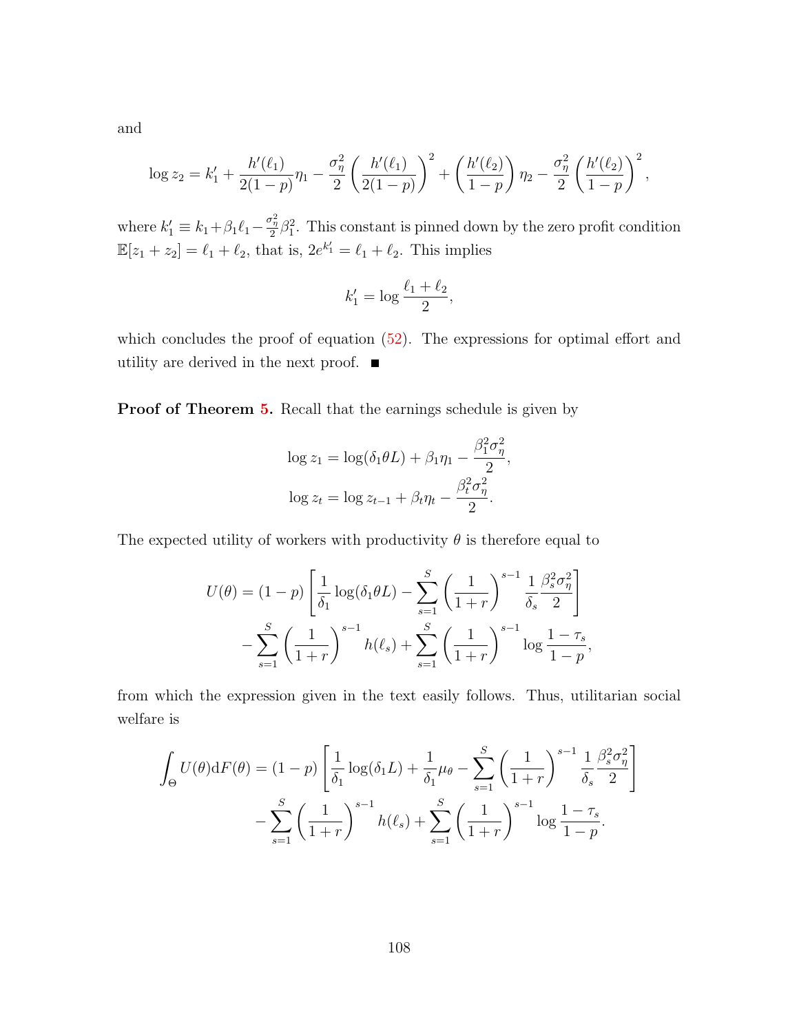and

$$\log z_2 = k_1' + \frac{h'(\ell_1)}{2(1-p)}\eta_1 - \frac{\sigma_\eta^2}{2}\left(\frac{h'(\ell_1)}{2(1-p)}\right)^2 + \left(\frac{h'(\ell_2)}{1-p}\right)\eta_2 - \frac{\sigma_\eta^2}{2}\left(\frac{h'(\ell_2)}{1-p}\right)^2,$$

where $k_1' \equiv k_1 + \beta_1\ell_1 - \frac{\sigma_\eta^2}{2}\beta_1^2$. This constant is pinned down by the zero profit condition $\mathbb{E}[z_1 + z_2] = \ell_1 + \ell_2$, that is, $2e^{k_1'} = \ell_1 + \ell_2$. This implies

$$k_1' = \log\frac{\ell_1 + \ell_2}{2},$$

which concludes the proof of equation (52). The expressions for optimal effort and utility are derived in the next proof. ■

**Proof of Theorem 5.** Recall that the earnings schedule is given by

$$\log z_1 = \log(\delta_1\theta L) + \beta_1\eta_1 - \frac{\beta_1^2\sigma_\eta^2}{2},$$
$$\log z_t = \log z_{t-1} + \beta_t\eta_t - \frac{\beta_t^2\sigma_\eta^2}{2}.$$

The expected utility of workers with productivity $\theta$ is therefore equal to

$$U(\theta) = (1-p)\left[\frac{1}{\delta_1}\log(\delta_1\theta L) - \sum_{s=1}^{S}\left(\frac{1}{1+r}\right)^{s-1}\frac{1}{\delta_s}\frac{\beta_s^2\sigma_\eta^2}{2}\right] - \sum_{s=1}^{S}\left(\frac{1}{1+r}\right)^{s-1}h(\ell_s) + \sum_{s=1}^{S}\left(\frac{1}{1+r}\right)^{s-1}\log\frac{1-\tau_s}{1-p},$$

from which the expression given in the text easily follows. Thus, utilitarian social welfare is

$$\int_\Theta U(\theta)\mathrm{d}F(\theta) = (1-p)\left[\frac{1}{\delta_1}\log(\delta_1 L) + \frac{1}{\delta_1}\mu_\theta - \sum_{s=1}^{S}\left(\frac{1}{1+r}\right)^{s-1}\frac{1}{\delta_s}\frac{\beta_s^2\sigma_\eta^2}{2}\right] - \sum_{s=1}^{S}\left(\frac{1}{1+r}\right)^{s-1}h(\ell_s) + \sum_{s=1}^{S}\left(\frac{1}{1+r}\right)^{s-1}\log\frac{1-\tau_s}{1-p}.$$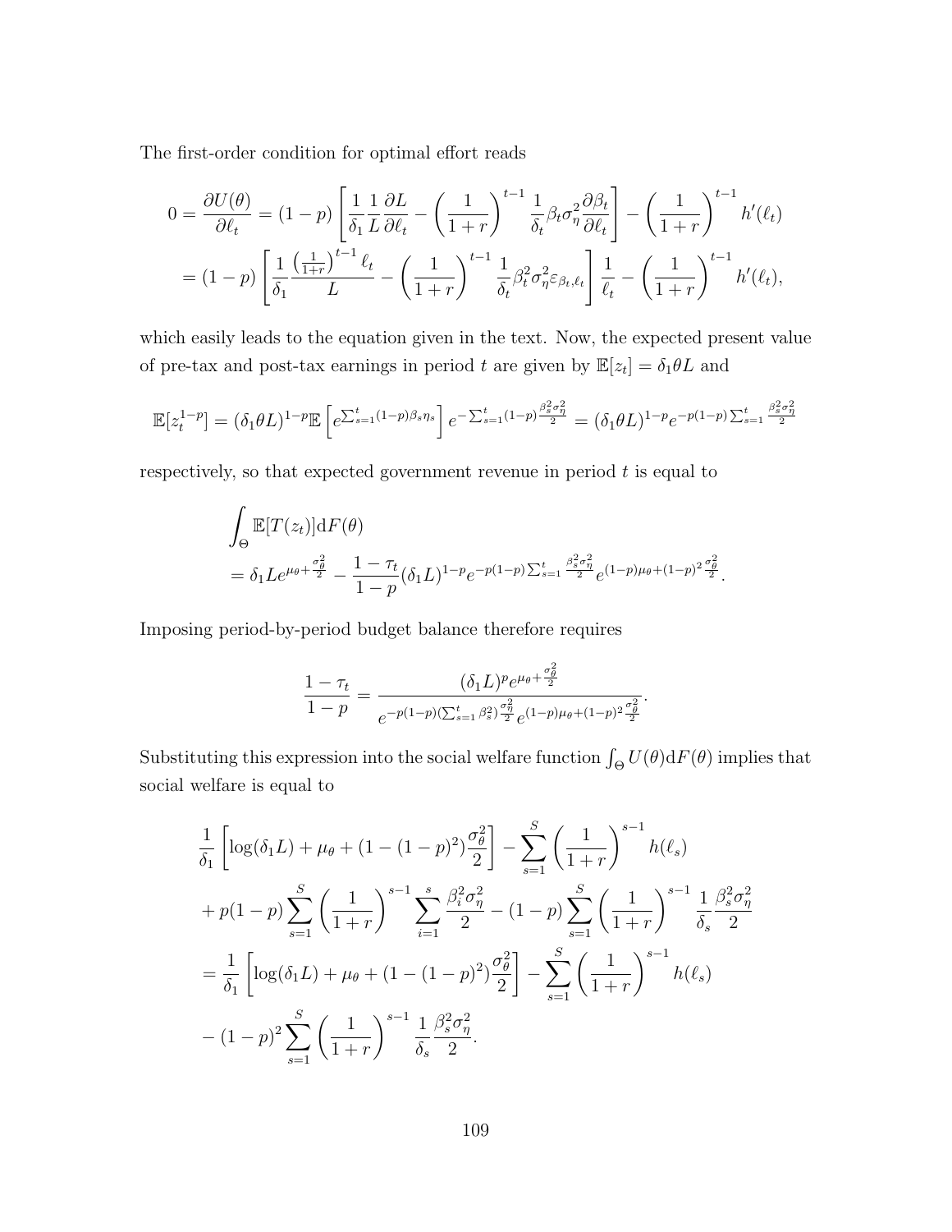The first-order condition for optimal effort reads

$$
\begin{aligned}
0 = \frac{\partial U(\theta)}{\partial \ell_t} &= (1-p)\left[\frac{1}{\delta_1}\frac{1}{L}\frac{\partial L}{\partial \ell_t} - \left(\frac{1}{1+r}\right)^{t-1}\frac{1}{\delta_t}\beta_t\sigma_\eta^2\frac{\partial \beta_t}{\partial \ell_t}\right] - \left(\frac{1}{1+r}\right)^{t-1}h'(\ell_t) \\
&= (1-p)\left[\frac{1}{\delta_1}\frac{\left(\frac{1}{1+r}\right)^{t-1}\ell_t}{L} - \left(\frac{1}{1+r}\right)^{t-1}\frac{1}{\delta_t}\beta_t^2\sigma_\eta^2\varepsilon_{\beta_t,\ell_t}\right]\frac{1}{\ell_t} - \left(\frac{1}{1+r}\right)^{t-1}h'(\ell_t),
\end{aligned}
$$

which easily leads to the equation given in the text. Now, the expected present value of pre-tax and post-tax earnings in period $t$ are given by $\mathbb{E}[z_t] = \delta_1\theta L$ and

$$
\mathbb{E}[z_t^{1-p}] = (\delta_1\theta L)^{1-p}\mathbb{E}\left[e^{\sum_{s=1}^t(1-p)\beta_s\eta_s}\right]e^{-\sum_{s=1}^t(1-p)\frac{\beta_s^2\sigma_\eta^2}{2}} = (\delta_1\theta L)^{1-p}e^{-p(1-p)\sum_{s=1}^t\frac{\beta_s^2\sigma_\eta^2}{2}}
$$

respectively, so that expected government revenue in period $t$ is equal to

$$
\begin{aligned}
&\int_\Theta \mathbb{E}[T(z_t)]\mathrm{d}F(\theta) \\
&= \delta_1 L e^{\mu_\theta + \frac{\sigma_\theta^2}{2}} - \frac{1-\tau_t}{1-p}(\delta_1 L)^{1-p}e^{-p(1-p)\sum_{s=1}^t\frac{\beta_s^2\sigma_\eta^2}{2}}e^{(1-p)\mu_\theta + (1-p)^2\frac{\sigma_\theta^2}{2}}.
\end{aligned}
$$

Imposing period-by-period budget balance therefore requires

$$
\frac{1-\tau_t}{1-p} = \frac{(\delta_1 L)^p e^{\mu_\theta + \frac{\sigma_\theta^2}{2}}}{e^{-p(1-p)(\sum_{s=1}^t\beta_s^2)\frac{\sigma_\eta^2}{2}}e^{(1-p)\mu_\theta + (1-p)^2\frac{\sigma_\theta^2}{2}}}.
$$

Substituting this expression into the social welfare function $\int_\Theta U(\theta)\mathrm{d}F(\theta)$ implies that social welfare is equal to

$$
\begin{aligned}
&\frac{1}{\delta_1}\left[\log(\delta_1 L) + \mu_\theta + (1-(1-p)^2)\frac{\sigma_\theta^2}{2}\right] - \sum_{s=1}^S\left(\frac{1}{1+r}\right)^{s-1}h(\ell_s) \\
&+ p(1-p)\sum_{s=1}^S\left(\frac{1}{1+r}\right)^{s-1}\sum_{i=1}^s\frac{\beta_i^2\sigma_\eta^2}{2} - (1-p)\sum_{s=1}^S\left(\frac{1}{1+r}\right)^{s-1}\frac{1}{\delta_s}\frac{\beta_s^2\sigma_\eta^2}{2} \\
&= \frac{1}{\delta_1}\left[\log(\delta_1 L) + \mu_\theta + (1-(1-p)^2)\frac{\sigma_\theta^2}{2}\right] - \sum_{s=1}^S\left(\frac{1}{1+r}\right)^{s-1}h(\ell_s) \\
&- (1-p)^2\sum_{s=1}^S\left(\frac{1}{1+r}\right)^{s-1}\frac{1}{\delta_s}\frac{\beta_s^2\sigma_\eta^2}{2}.
\end{aligned}
$$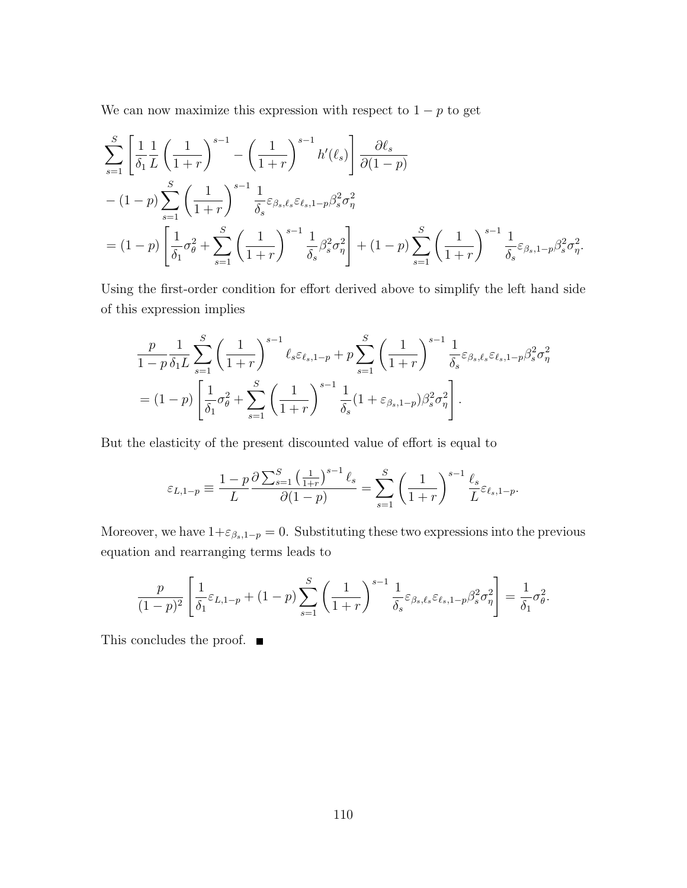We can now maximize this expression with respect to $1-p$ to get

$$
\begin{aligned}
&\sum_{s=1}^{S}\left[\frac{1}{\delta_1}\frac{1}{L}\left(\frac{1}{1+r}\right)^{s-1}-\left(\frac{1}{1+r}\right)^{s-1}h'(\ell_s)\right]\frac{\partial \ell_s}{\partial(1-p)}\\
&-(1-p)\sum_{s=1}^{S}\left(\frac{1}{1+r}\right)^{s-1}\frac{1}{\delta_s}\varepsilon_{\beta_s,\ell_s}\varepsilon_{\ell_s,1-p}\beta_s^2\sigma_\eta^2\\
&=(1-p)\left[\frac{1}{\delta_1}\sigma_\theta^2+\sum_{s=1}^{S}\left(\frac{1}{1+r}\right)^{s-1}\frac{1}{\delta_s}\beta_s^2\sigma_\eta^2\right]+(1-p)\sum_{s=1}^{S}\left(\frac{1}{1+r}\right)^{s-1}\frac{1}{\delta_s}\varepsilon_{\beta_s,1-p}\beta_s^2\sigma_\eta^2.
\end{aligned}
$$

Using the first-order condition for effort derived above to simplify the left hand side of this expression implies

$$
\begin{aligned}
&\frac{p}{1-p}\frac{1}{\delta_1 L}\sum_{s=1}^{S}\left(\frac{1}{1+r}\right)^{s-1}\ell_s\varepsilon_{\ell_s,1-p}+p\sum_{s=1}^{S}\left(\frac{1}{1+r}\right)^{s-1}\frac{1}{\delta_s}\varepsilon_{\beta_s,\ell_s}\varepsilon_{\ell_s,1-p}\beta_s^2\sigma_\eta^2\\
&=(1-p)\left[\frac{1}{\delta_1}\sigma_\theta^2+\sum_{s=1}^{S}\left(\frac{1}{1+r}\right)^{s-1}\frac{1}{\delta_s}(1+\varepsilon_{\beta_s,1-p})\beta_s^2\sigma_\eta^2\right].
\end{aligned}
$$

But the elasticity of the present discounted value of effort is equal to

$$
\varepsilon_{L,1-p}\equiv\frac{1-p}{L}\frac{\partial\sum_{s=1}^{S}\left(\frac{1}{1+r}\right)^{s-1}\ell_s}{\partial(1-p)}=\sum_{s=1}^{S}\left(\frac{1}{1+r}\right)^{s-1}\frac{\ell_s}{L}\varepsilon_{\ell_s,1-p}.
$$

Moreover, we have $1+\varepsilon_{\beta_s,1-p}=0$. Substituting these two expressions into the previous equation and rearranging terms leads to

$$
\frac{p}{(1-p)^2}\left[\frac{1}{\delta_1}\varepsilon_{L,1-p}+(1-p)\sum_{s=1}^{S}\left(\frac{1}{1+r}\right)^{s-1}\frac{1}{\delta_s}\varepsilon_{\beta_s,\ell_s}\varepsilon_{\ell_s,1-p}\beta_s^2\sigma_\eta^2\right]=\frac{1}{\delta_1}\sigma_\theta^2.
$$

This concludes the proof. ■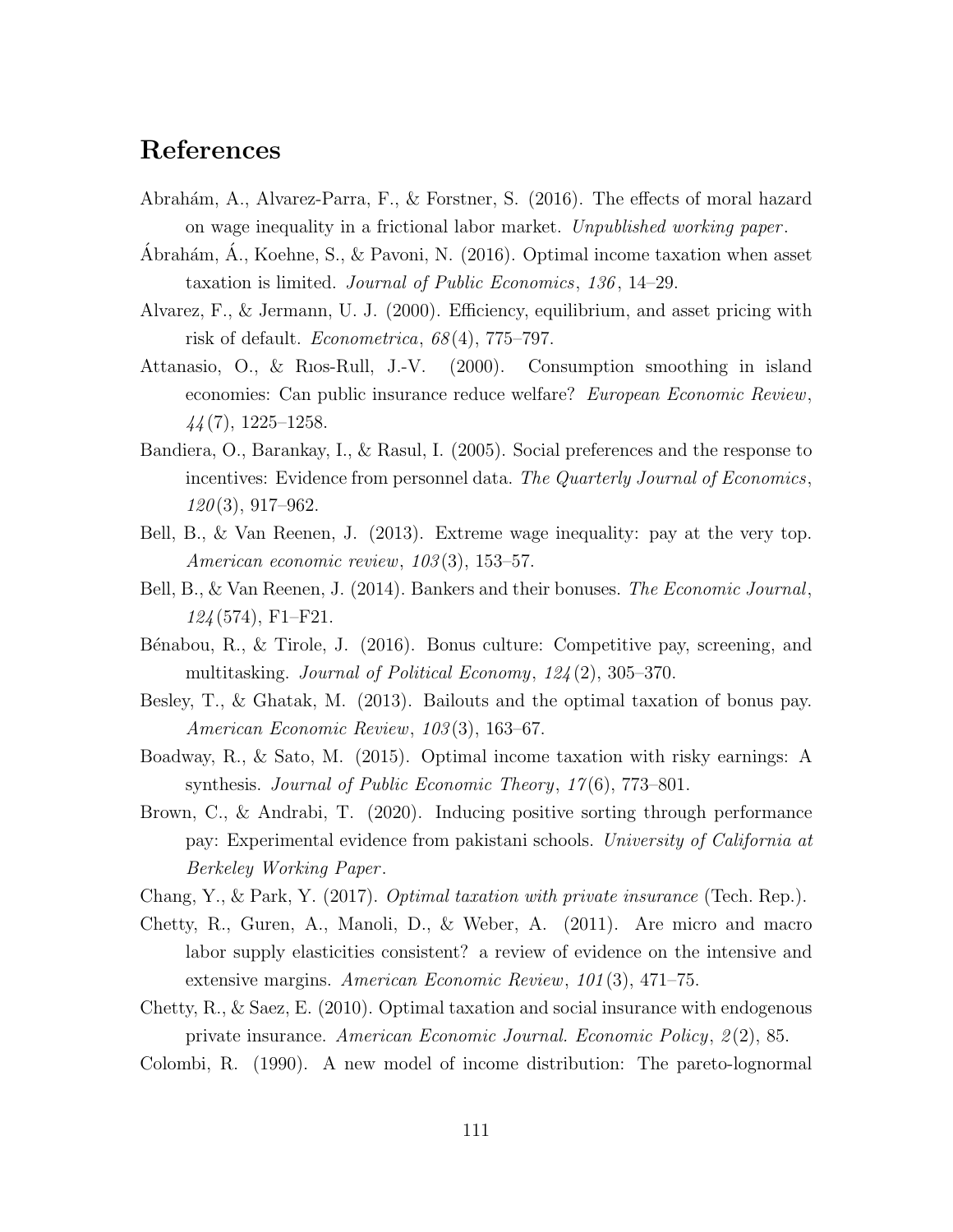# References

Abrahám, A., Alvarez-Parra, F., & Forstner, S. (2016). The effects of moral hazard on wage inequality in a frictional labor market. *Unpublished working paper*.

Ábrahám, Á., Koehne, S., & Pavoni, N. (2016). Optimal income taxation when asset taxation is limited. *Journal of Public Economics*, *136*, 14–29.

Alvarez, F., & Jermann, U. J. (2000). Efficiency, equilibrium, and asset pricing with risk of default. *Econometrica*, *68*(4), 775–797.

Attanasio, O., & Rıos-Rull, J.-V. (2000). Consumption smoothing in island economies: Can public insurance reduce welfare? *European Economic Review*, *44*(7), 1225–1258.

Bandiera, O., Barankay, I., & Rasul, I. (2005). Social preferences and the response to incentives: Evidence from personnel data. *The Quarterly Journal of Economics*, *120*(3), 917–962.

Bell, B., & Van Reenen, J. (2013). Extreme wage inequality: pay at the very top. *American economic review*, *103*(3), 153–57.

Bell, B., & Van Reenen, J. (2014). Bankers and their bonuses. *The Economic Journal*, *124*(574), F1–F21.

Bénabou, R., & Tirole, J. (2016). Bonus culture: Competitive pay, screening, and multitasking. *Journal of Political Economy*, *124*(2), 305–370.

Besley, T., & Ghatak, M. (2013). Bailouts and the optimal taxation of bonus pay. *American Economic Review*, *103*(3), 163–67.

Boadway, R., & Sato, M. (2015). Optimal income taxation with risky earnings: A synthesis. *Journal of Public Economic Theory*, *17*(6), 773–801.

Brown, C., & Andrabi, T. (2020). Inducing positive sorting through performance pay: Experimental evidence from pakistani schools. *University of California at Berkeley Working Paper*.

Chang, Y., & Park, Y. (2017). *Optimal taxation with private insurance* (Tech. Rep.).

Chetty, R., Guren, A., Manoli, D., & Weber, A. (2011). Are micro and macro labor supply elasticities consistent? a review of evidence on the intensive and extensive margins. *American Economic Review*, *101*(3), 471–75.

Chetty, R., & Saez, E. (2010). Optimal taxation and social insurance with endogenous private insurance. *American Economic Journal. Economic Policy*, *2*(2), 85.

Colombi, R. (1990). A new model of income distribution: The pareto-lognormal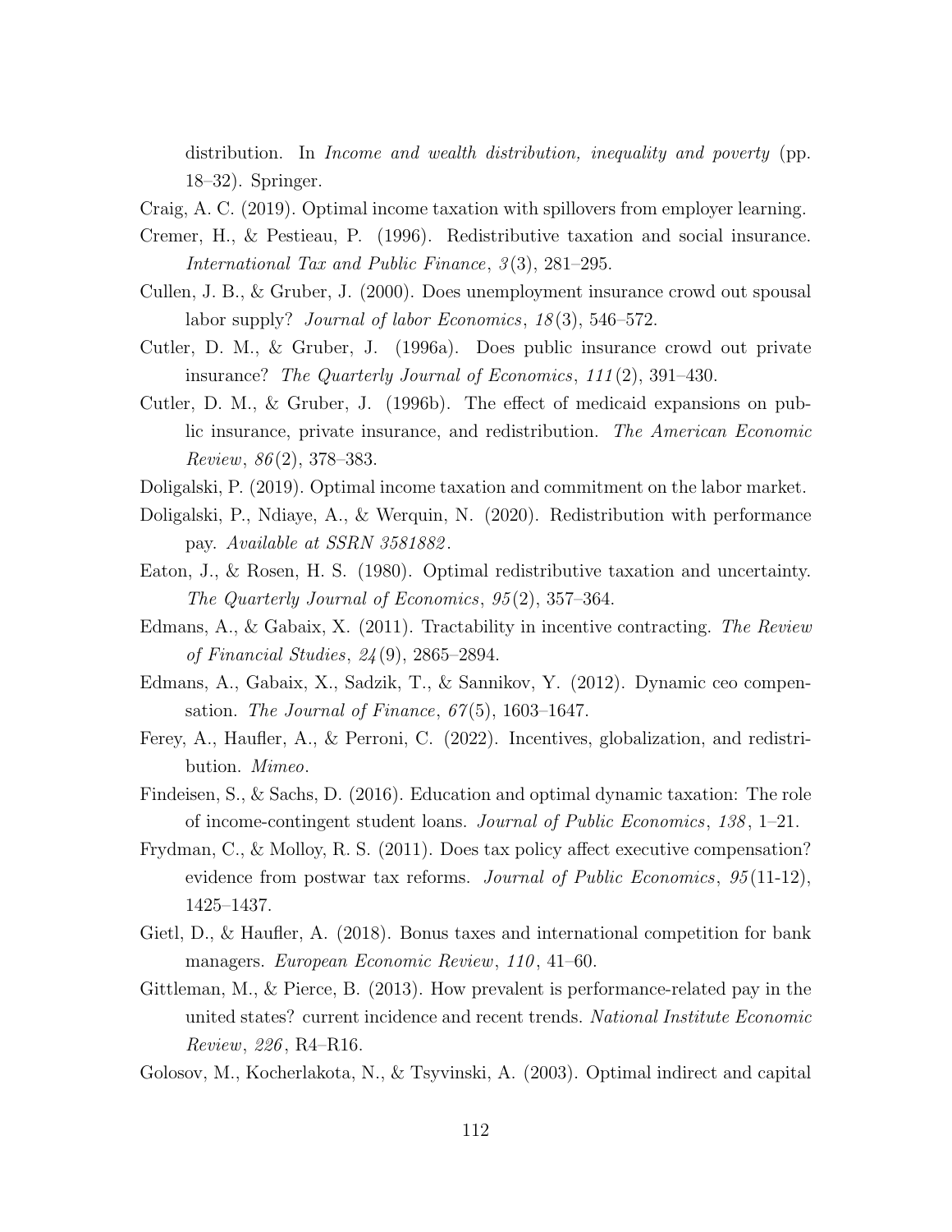distribution. In *Income and wealth distribution, inequality and poverty* (pp. 18–32). Springer.

Craig, A. C. (2019). Optimal income taxation with spillovers from employer learning.

Cremer, H., & Pestieau, P. (1996). Redistributive taxation and social insurance. *International Tax and Public Finance*, *3*(3), 281–295.

Cullen, J. B., & Gruber, J. (2000). Does unemployment insurance crowd out spousal labor supply? *Journal of labor Economics*, *18*(3), 546–572.

Cutler, D. M., & Gruber, J. (1996a). Does public insurance crowd out private insurance? *The Quarterly Journal of Economics*, *111*(2), 391–430.

Cutler, D. M., & Gruber, J. (1996b). The effect of medicaid expansions on public insurance, private insurance, and redistribution. *The American Economic Review*, *86*(2), 378–383.

Doligalski, P. (2019). Optimal income taxation and commitment on the labor market.

Doligalski, P., Ndiaye, A., & Werquin, N. (2020). Redistribution with performance pay. *Available at SSRN 3581882*.

Eaton, J., & Rosen, H. S. (1980). Optimal redistributive taxation and uncertainty. *The Quarterly Journal of Economics*, *95*(2), 357–364.

Edmans, A., & Gabaix, X. (2011). Tractability in incentive contracting. *The Review of Financial Studies*, *24*(9), 2865–2894.

Edmans, A., Gabaix, X., Sadzik, T., & Sannikov, Y. (2012). Dynamic ceo compensation. *The Journal of Finance*, *67*(5), 1603–1647.

Ferey, A., Haufler, A., & Perroni, C. (2022). Incentives, globalization, and redistribution. *Mimeo*.

Findeisen, S., & Sachs, D. (2016). Education and optimal dynamic taxation: The role of income-contingent student loans. *Journal of Public Economics*, *138*, 1–21.

Frydman, C., & Molloy, R. S. (2011). Does tax policy affect executive compensation? evidence from postwar tax reforms. *Journal of Public Economics*, *95*(11-12), 1425–1437.

Gietl, D., & Haufler, A. (2018). Bonus taxes and international competition for bank managers. *European Economic Review*, *110*, 41–60.

Gittleman, M., & Pierce, B. (2013). How prevalent is performance-related pay in the united states? current incidence and recent trends. *National Institute Economic Review*, *226*, R4–R16.

Golosov, M., Kocherlakota, N., & Tsyvinski, A. (2003). Optimal indirect and capital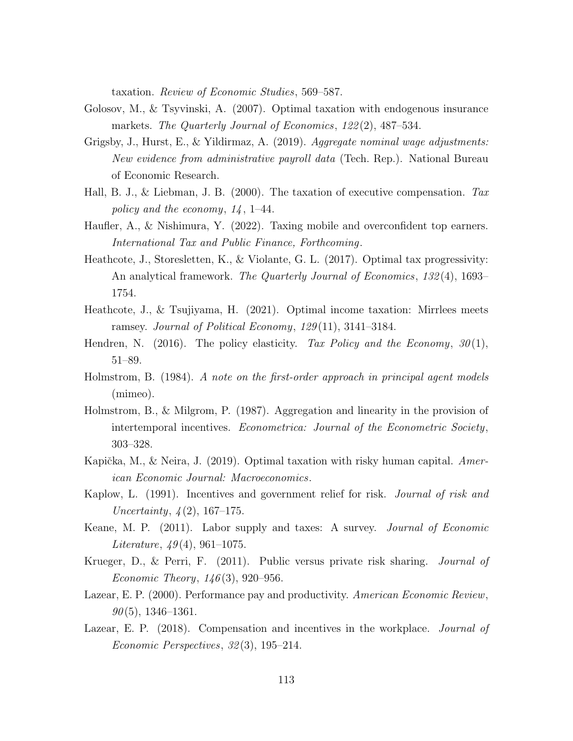taxation. *Review of Economic Studies*, 569–587.

Golosov, M., & Tsyvinski, A. (2007). Optimal taxation with endogenous insurance markets. *The Quarterly Journal of Economics*, *122*(2), 487–534.

Grigsby, J., Hurst, E., & Yildirmaz, A. (2019). *Aggregate nominal wage adjustments: New evidence from administrative payroll data* (Tech. Rep.). National Bureau of Economic Research.

Hall, B. J., & Liebman, J. B. (2000). The taxation of executive compensation. *Tax policy and the economy*, *14*, 1–44.

Haufler, A., & Nishimura, Y. (2022). Taxing mobile and overconfident top earners. *International Tax and Public Finance, Forthcoming*.

Heathcote, J., Storesletten, K., & Violante, G. L. (2017). Optimal tax progressivity: An analytical framework. *The Quarterly Journal of Economics*, *132*(4), 1693–1754.

Heathcote, J., & Tsujiyama, H. (2021). Optimal income taxation: Mirrlees meets ramsey. *Journal of Political Economy*, *129*(11), 3141–3184.

Hendren, N. (2016). The policy elasticity. *Tax Policy and the Economy*, *30*(1), 51–89.

Holmstrom, B. (1984). *A note on the first-order approach in principal agent models* (mimeo).

Holmstrom, B., & Milgrom, P. (1987). Aggregation and linearity in the provision of intertemporal incentives. *Econometrica: Journal of the Econometric Society*, 303–328.

Kapička, M., & Neira, J. (2019). Optimal taxation with risky human capital. *American Economic Journal: Macroeconomics*.

Kaplow, L. (1991). Incentives and government relief for risk. *Journal of risk and Uncertainty*, *4*(2), 167–175.

Keane, M. P. (2011). Labor supply and taxes: A survey. *Journal of Economic Literature*, *49*(4), 961–1075.

Krueger, D., & Perri, F. (2011). Public versus private risk sharing. *Journal of Economic Theory*, *146*(3), 920–956.

Lazear, E. P. (2000). Performance pay and productivity. *American Economic Review*, *90*(5), 1346–1361.

Lazear, E. P. (2018). Compensation and incentives in the workplace. *Journal of Economic Perspectives*, *32*(3), 195–214.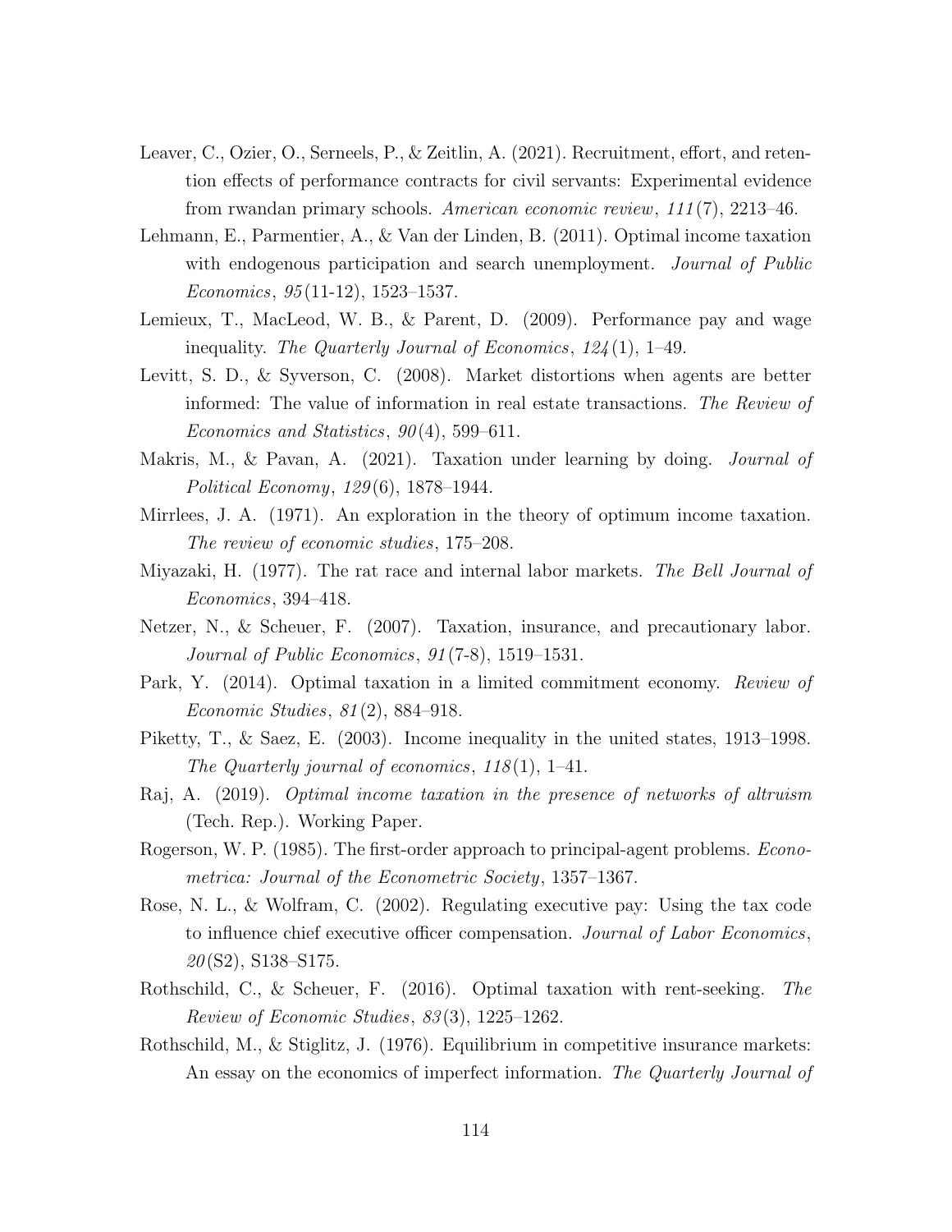Leaver, C., Ozier, O., Serneels, P., & Zeitlin, A. (2021). Recruitment, effort, and retention effects of performance contracts for civil servants: Experimental evidence from rwandan primary schools. *American economic review*, *111*(7), 2213–46.

Lehmann, E., Parmentier, A., & Van der Linden, B. (2011). Optimal income taxation with endogenous participation and search unemployment. *Journal of Public Economics*, *95*(11-12), 1523–1537.

Lemieux, T., MacLeod, W. B., & Parent, D. (2009). Performance pay and wage inequality. *The Quarterly Journal of Economics*, *124*(1), 1–49.

Levitt, S. D., & Syverson, C. (2008). Market distortions when agents are better informed: The value of information in real estate transactions. *The Review of Economics and Statistics*, *90*(4), 599–611.

Makris, M., & Pavan, A. (2021). Taxation under learning by doing. *Journal of Political Economy*, *129*(6), 1878–1944.

Mirrlees, J. A. (1971). An exploration in the theory of optimum income taxation. *The review of economic studies*, 175–208.

Miyazaki, H. (1977). The rat race and internal labor markets. *The Bell Journal of Economics*, 394–418.

Netzer, N., & Scheuer, F. (2007). Taxation, insurance, and precautionary labor. *Journal of Public Economics*, *91*(7-8), 1519–1531.

Park, Y. (2014). Optimal taxation in a limited commitment economy. *Review of Economic Studies*, *81*(2), 884–918.

Piketty, T., & Saez, E. (2003). Income inequality in the united states, 1913–1998. *The Quarterly journal of economics*, *118*(1), 1–41.

Raj, A. (2019). *Optimal income taxation in the presence of networks of altruism* (Tech. Rep.). Working Paper.

Rogerson, W. P. (1985). The first-order approach to principal-agent problems. *Econometrica: Journal of the Econometric Society*, 1357–1367.

Rose, N. L., & Wolfram, C. (2002). Regulating executive pay: Using the tax code to influence chief executive officer compensation. *Journal of Labor Economics*, *20*(S2), S138–S175.

Rothschild, C., & Scheuer, F. (2016). Optimal taxation with rent-seeking. *The Review of Economic Studies*, *83*(3), 1225–1262.

Rothschild, M., & Stiglitz, J. (1976). Equilibrium in competitive insurance markets: An essay on the economics of imperfect information. *The Quarterly Journal of*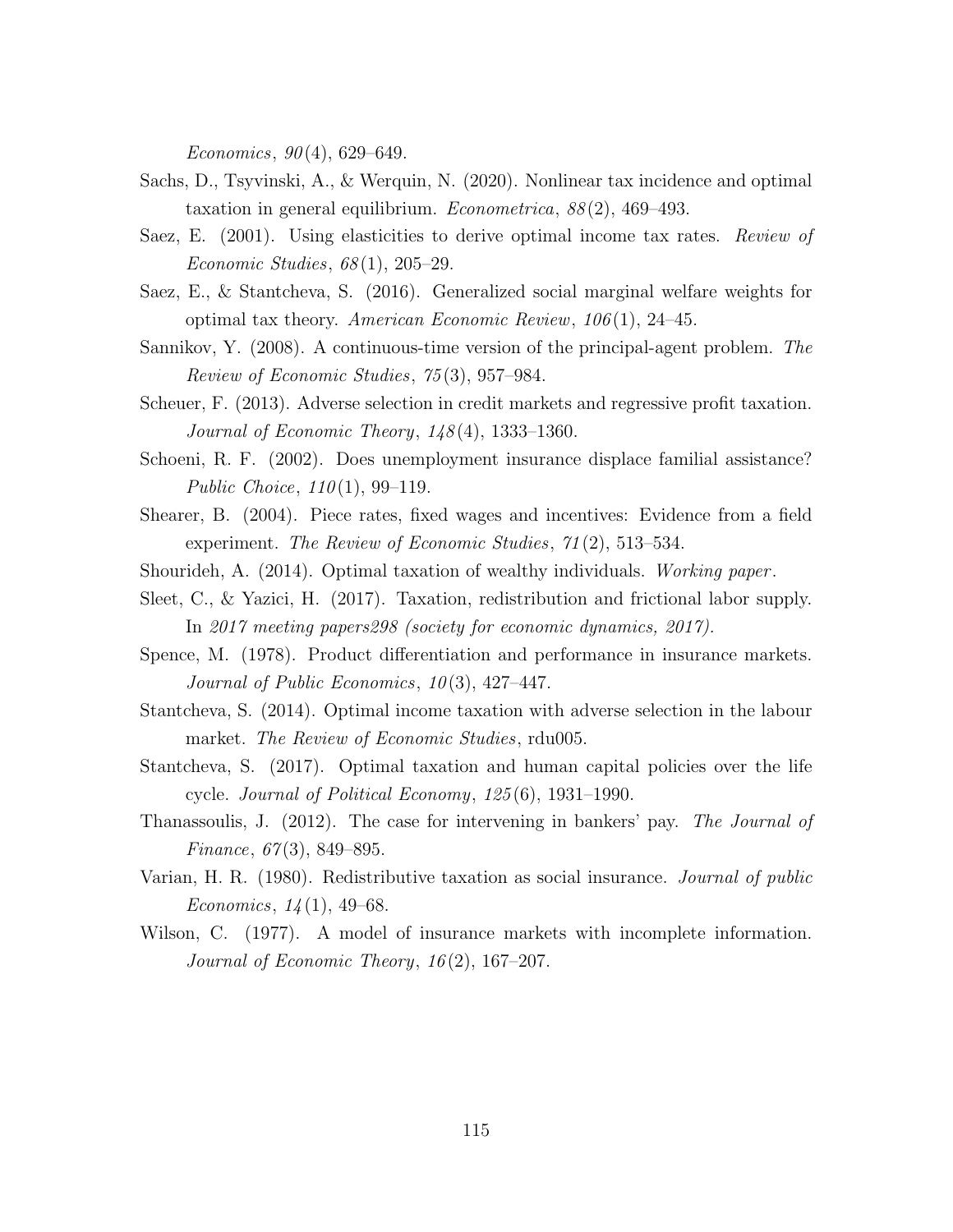*Economics*, *90*(4), 629–649.

Sachs, D., Tsyvinski, A., & Werquin, N. (2020). Nonlinear tax incidence and optimal taxation in general equilibrium. *Econometrica*, *88*(2), 469–493.

Saez, E. (2001). Using elasticities to derive optimal income tax rates. *Review of Economic Studies*, *68*(1), 205–29.

Saez, E., & Stantcheva, S. (2016). Generalized social marginal welfare weights for optimal tax theory. *American Economic Review*, *106*(1), 24–45.

Sannikov, Y. (2008). A continuous-time version of the principal-agent problem. *The Review of Economic Studies*, *75*(3), 957–984.

Scheuer, F. (2013). Adverse selection in credit markets and regressive profit taxation. *Journal of Economic Theory*, *148*(4), 1333–1360.

Schoeni, R. F. (2002). Does unemployment insurance displace familial assistance? *Public Choice*, *110*(1), 99–119.

Shearer, B. (2004). Piece rates, fixed wages and incentives: Evidence from a field experiment. *The Review of Economic Studies*, *71*(2), 513–534.

Shourideh, A. (2014). Optimal taxation of wealthy individuals. *Working paper*.

Sleet, C., & Yazici, H. (2017). Taxation, redistribution and frictional labor supply. In *2017 meeting papers298 (society for economic dynamics, 2017).*

Spence, M. (1978). Product differentiation and performance in insurance markets. *Journal of Public Economics*, *10*(3), 427–447.

Stantcheva, S. (2014). Optimal income taxation with adverse selection in the labour market. *The Review of Economic Studies*, rdu005.

Stantcheva, S. (2017). Optimal taxation and human capital policies over the life cycle. *Journal of Political Economy*, *125*(6), 1931–1990.

Thanassoulis, J. (2012). The case for intervening in bankers' pay. *The Journal of Finance*, *67*(3), 849–895.

Varian, H. R. (1980). Redistributive taxation as social insurance. *Journal of public Economics*, *14*(1), 49–68.

Wilson, C. (1977). A model of insurance markets with incomplete information. *Journal of Economic Theory*, *16*(2), 167–207.